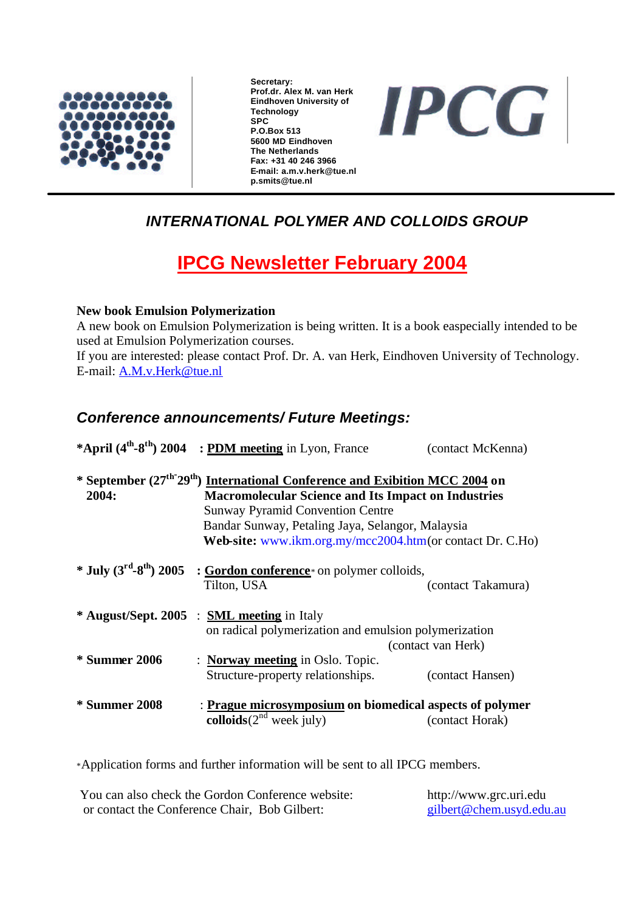Secretary:
Prof.dr. Alex M. van Herk
Eindhoven University of Technology
SPC
P.O.Box 513
5600 MD Eindhoven
The Netherlands
Fax: +31 40 246 3966
E-mail: a.m.v.herk@tue.nl
p.smits@tue.nl

**IPCG**

---

### *INTERNATIONAL POLYMER AND COLLOIDS GROUP*

# IPCG Newsletter February 2004

**New book Emulsion Polymerization**
A new book on Emulsion Polymerization is being written. It is a book easpecially intended to be used at Emulsion Polymerization courses.
If you are interested: please contact Prof. Dr. A. van Herk, Eindhoven University of Technology.
E-mail: A.M.v.Herk@tue.nl

## *Conference announcements/ Future Meetings:*

**\*April (4th-8th) 2004** : **PDM meeting** in Lyon, France (contact McKenna)

**\* September (27th-29th) 2004:** **International Conference and Exibition MCC 2004 on Macromolecular Science and Its Impact on Industries**
Sunway Pyramid Convention Centre
Bandar Sunway, Petaling Jaya, Selangor, Malaysia
**Web-site:** www.ikm.org.my/mcc2004.htm (or contact Dr. C.Ho)

**\* July (3rd-8th) 2005** : **Gordon conference**\* on polymer colloids,
Tilton, USA (contact Takamura)

**\* August/Sept. 2005** : **SML meeting** in Italy
on radical polymerization and emulsion polymerization
(contact van Herk)

**\* Summer 2006** : **Norway meeting** in Oslo. Topic.
Structure-property relationships. (contact Hansen)

**\* Summer 2008** : **Prague microsymposium on biomedical aspects of polymer colloids** (2nd week july) (contact Horak)

\*Application forms and further information will be sent to all IPCG members.

You can also check the Gordon Conference website: http://www.grc.uri.edu
or contact the Conference Chair, Bob Gilbert: gilbert@chem.usyd.edu.au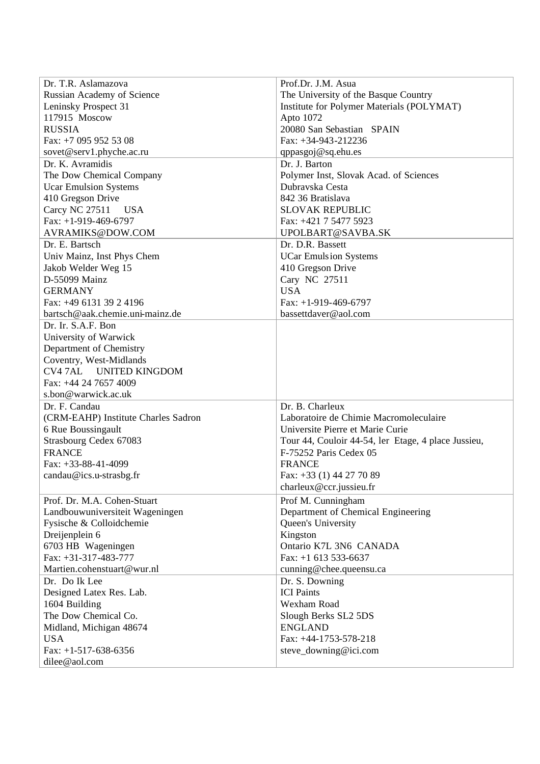| | |
|---|---|
| Dr. T.R. Aslamazova<br>Russian Academy of Science<br>Leninsky Prospect 31<br>117915 Moscow<br>RUSSIA<br>Fax: +7 095 952 53 08<br>sovet@serv1.phyche.ac.ru | Prof.Dr. J.M. Asua<br>The University of the Basque Country<br>Institute for Polymer Materials (POLYMAT)<br>Apto 1072<br>20080 San Sebastian SPAIN<br>Fax: +34-943-212236<br>qppasgoj@sq.ehu.es |
| Dr. K. Avramidis<br>The Dow Chemical Company<br>Ucar Emulsion Systems<br>410 Gregson Drive<br>Carcy NC 27511 USA<br>Fax: +1-919-469-6797<br>AVRAMIKS@DOW.COM | Dr. J. Barton<br>Polymer Inst, Slovak Acad. of Sciences<br>Dubravska Cesta<br>842 36 Bratislava<br>SLOVAK REPUBLIC<br>Fax: +421 7 5477 5923<br>UPOLBART@SAVBA.SK |
| Dr. E. Bartsch<br>Univ Mainz, Inst Phys Chem<br>Jakob Welder Weg 15<br>D-55099 Mainz<br>GERMANY<br>Fax: +49 6131 39 2 4196<br>bartsch@aak.chemie.uni-mainz.de | Dr. D.R. Bassett<br>UCar Emulsion Systems<br>410 Gregson Drive<br>Cary NC 27511<br>USA<br>Fax: +1-919-469-6797<br>bassettdaver@aol.com |
| Dr. Ir. S.A.F. Bon<br>University of Warwick<br>Department of Chemistry<br>Coventry, West-Midlands<br>CV4 7AL UNITED KINGDOM<br>Fax: +44 24 7657 4009<br>s.bon@warwick.ac.uk | |
| Dr. F. Candau<br>(CRM-EAHP) Institute Charles Sadron<br>6 Rue Boussingault<br>Strasbourg Cedex 67083<br>FRANCE<br>Fax: +33-88-41-4099<br>candau@ics.u-strasbg.fr | Dr. B. Charleux<br>Laboratoire de Chimie Macromoleculaire<br>Universite Pierre et Marie Curie<br>Tour 44, Couloir 44-54, ler Etage, 4 place Jussieu,<br>F-75252 Paris Cedex 05<br>FRANCE<br>Fax: +33 (1) 44 27 70 89<br>charleux@ccr.jussieu.fr |
| Prof. Dr. M.A. Cohen-Stuart<br>Landbouwuniversiteit Wageningen<br>Fysische & Colloidchemie<br>Dreijenplein 6<br>6703 HB Wageningen<br>Fax: +31-317-483-777<br>Martien.cohenstuart@wur.nl | Prof M. Cunningham<br>Department of Chemical Engineering<br>Queen's University<br>Kingston<br>Ontario K7L 3N6 CANADA<br>Fax: +1 613 533-6637<br>cunning@chee.queensu.ca |
| Dr. Do Ik Lee<br>Designed Latex Res. Lab.<br>1604 Building<br>The Dow Chemical Co.<br>Midland, Michigan 48674<br>USA<br>Fax: +1-517-638-6356<br>dilee@aol.com | Dr. S. Downing<br>ICI Paints<br>Wexham Road<br>Slough Berks SL2 5DS<br>ENGLAND<br>Fax: +44-1753-578-218<br>steve_downing@ici.com |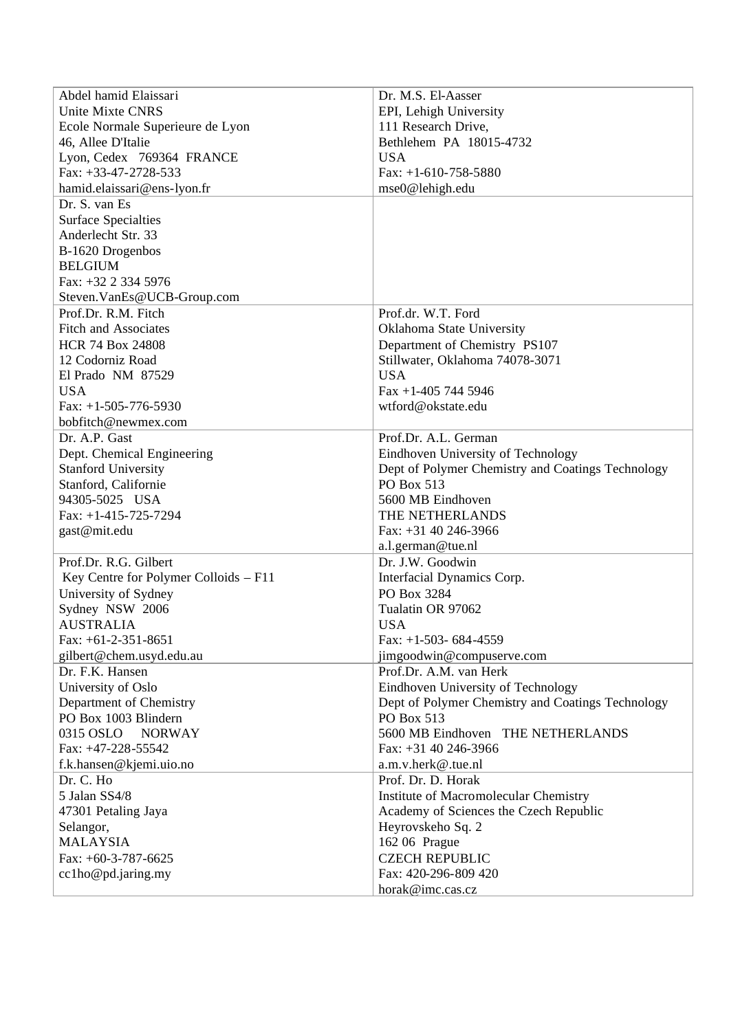| | |
|---|---|
| Abdel hamid Elaissari<br>Unite Mixte CNRS<br>Ecole Normale Superieure de Lyon<br>46, Allee D'Italie<br>Lyon, Cedex 769364 FRANCE<br>Fax: +33-47-2728-533<br>hamid.elaissari@ens-lyon.fr | Dr. M.S. El-Aasser<br>EPI, Lehigh University<br>111 Research Drive,<br>Bethlehem PA 18015-4732<br>USA<br>Fax: +1-610-758-5880<br>mse0@lehigh.edu |
| Dr. S. van Es<br>Surface Specialties<br>Anderlecht Str. 33<br>B-1620 Drogenbos<br>BELGIUM<br>Fax: +32 2 334 5976<br>Steven.VanEs@UCB-Group.com | |
| Prof.Dr. R.M. Fitch<br>Fitch and Associates<br>HCR 74 Box 24808<br>12 Codorniz Road<br>El Prado NM 87529<br>USA<br>Fax: +1-505-776-5930<br>bobfitch@newmex.com | Prof.dr. W.T. Ford<br>Oklahoma State University<br>Department of Chemistry PS107<br>Stillwater, Oklahoma 74078-3071<br>USA<br>Fax +1-405 744 5946<br>wtford@okstate.edu |
| Dr. A.P. Gast<br>Dept. Chemical Engineering<br>Stanford University<br>Stanford, Californie<br>94305-5025 USA<br>Fax: +1-415-725-7294<br>gast@mit.edu | Prof.Dr. A.L. German<br>Eindhoven University of Technology<br>Dept of Polymer Chemistry and Coatings Technology<br>PO Box 513<br>5600 MB Eindhoven<br>THE NETHERLANDS<br>Fax: +31 40 246-3966<br>a.l.german@tue.nl |
| Prof.Dr. R.G. Gilbert<br>Key Centre for Polymer Colloids – F11<br>University of Sydney<br>Sydney NSW 2006<br>AUSTRALIA<br>Fax: +61-2-351-8651<br>gilbert@chem.usyd.edu.au | Dr. J.W. Goodwin<br>Interfacial Dynamics Corp.<br>PO Box 3284<br>Tualatin OR 97062<br>USA<br>Fax: +1-503- 684-4559<br>jimgoodwin@compuserve.com |
| Dr. F.K. Hansen<br>University of Oslo<br>Department of Chemistry<br>PO Box 1003 Blindern<br>0315 OSLO NORWAY<br>Fax: +47-228-55542<br>f.k.hansen@kjemi.uio.no | Prof.Dr. A.M. van Herk<br>Eindhoven University of Technology<br>Dept of Polymer Chemistry and Coatings Technology<br>PO Box 513<br>5600 MB Eindhoven THE NETHERLANDS<br>Fax: +31 40 246-3966<br>a.m.v.herk@.tue.nl |
| Dr. C. Ho<br>5 Jalan SS4/8<br>47301 Petaling Jaya<br>Selangor,<br>MALAYSIA<br>Fax: +60-3-787-6625<br>cc1ho@pd.jaring.my | Prof. Dr. D. Horak<br>Institute of Macromolecular Chemistry<br>Academy of Sciences the Czech Republic<br>Heyrovskeho Sq. 2<br>162 06 Prague<br>CZECH REPUBLIC<br>Fax: 420-296-809 420<br>horak@imc.cas.cz |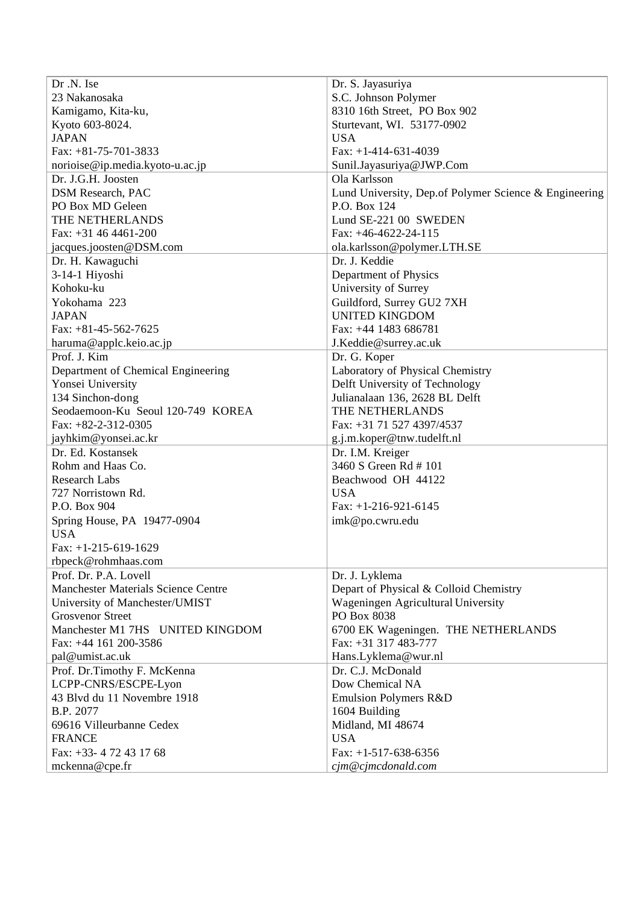| Dr .N. Ise<br>23 Nakanosaka<br>Kamigamo, Kita-ku,<br>Kyoto 603-8024.<br>JAPAN<br>Fax: +81-75-701-3833<br>norioise@ip.media.kyoto-u.ac.jp | Dr. S. Jayasuriya<br>S.C. Johnson Polymer<br>8310 16th Street, PO Box 902<br>Sturtevant, WI. 53177-0902<br>USA<br>Fax: +1-414-631-4039<br>Sunil.Jayasuriya@JWP.Com |
|---|---|
| Dr. J.G.H. Joosten<br>DSM Research, PAC<br>PO Box MD Geleen<br>THE NETHERLANDS<br>Fax: +31 46 4461-200<br>jacques.joosten@DSM.com | Ola Karlsson<br>Lund University, Dep.of Polymer Science & Engineering<br>P.O. Box 124<br>Lund SE-221 00 SWEDEN<br>Fax: +46-4622-24-115<br>ola.karlsson@polymer.LTH.SE |
| Dr. H. Kawaguchi<br>3-14-1 Hiyoshi<br>Kohoku-ku<br>Yokohama 223<br>JAPAN<br>Fax: +81-45-562-7625<br>haruma@applc.keio.ac.jp | Dr. J. Keddie<br>Department of Physics<br>University of Surrey<br>Guildford, Surrey GU2 7XH<br>UNITED KINGDOM<br>Fax: +44 1483 686781<br>J.Keddie@surrey.ac.uk |
| Prof. J. Kim<br>Department of Chemical Engineering<br>Yonsei University<br>134 Sinchon-dong<br>Seodaemoon-Ku Seoul 120-749 KOREA<br>Fax: +82-2-312-0305<br>jayhkim@yonsei.ac.kr | Dr. G. Koper<br>Laboratory of Physical Chemistry<br>Delft University of Technology<br>Julianalaan 136, 2628 BL Delft<br>THE NETHERLANDS<br>Fax: +31 71 527 4397/4537<br>g.j.m.koper@tnw.tudelft.nl |
| Dr. Ed. Kostansek<br>Rohm and Haas Co.<br>Research Labs<br>727 Norristown Rd.<br>P.O. Box 904<br>Spring House, PA 19477-0904<br>USA<br>Fax: +1-215-619-1629<br>rbpeck@rohmhaas.com | Dr. I.M. Kreiger<br>3460 S Green Rd # 101<br>Beachwood OH 44122<br>USA<br>Fax: +1-216-921-6145<br>imk@po.cwru.edu |
| Prof. Dr. P.A. Lovell<br>Manchester Materials Science Centre<br>University of Manchester/UMIST<br>Grosvenor Street<br>Manchester M1 7HS UNITED KINGDOM<br>Fax: +44 161 200-3586<br>pal@umist.ac.uk | Dr. J. Lyklema<br>Depart of Physical & Colloid Chemistry<br>Wageningen Agricultural University<br>PO Box 8038<br>6700 EK Wageningen. THE NETHERLANDS<br>Fax: +31 317 483-777<br>Hans.Lyklema@wur.nl |
| Prof. Dr.Timothy F. McKenna<br>LCPP-CNRS/ESCPE-Lyon<br>43 Blvd du 11 Novembre 1918<br>B.P. 2077<br>69616 Villeurbanne Cedex<br>FRANCE<br>Fax: +33- 4 72 43 17 68<br>mckenna@cpe.fr | Dr. C.J. McDonald<br>Dow Chemical NA<br>Emulsion Polymers R&D<br>1604 Building<br>Midland, MI 48674<br>USA<br>Fax: +1-517-638-6356<br>*cjm@cjmcdonald.com* |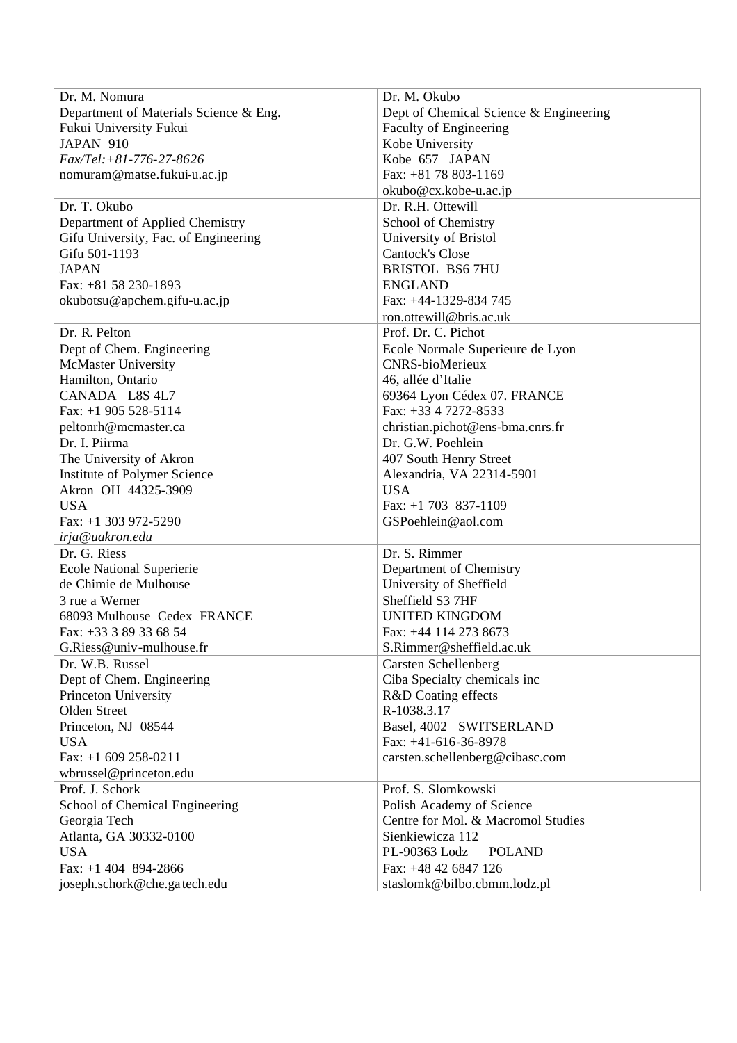| Dr. M. Nomura<br>Department of Materials Science & Eng.<br>Fukui University Fukui<br>JAPAN 910<br>*Fax/Tel:+81-776-27-8626*<br>nomuram@matse.fukui-u.ac.jp | Dr. M. Okubo<br>Dept of Chemical Science & Engineering<br>Faculty of Engineering<br>Kobe University<br>Kobe 657 JAPAN<br>Fax: +81 78 803-1169<br>okubo@cx.kobe-u.ac.jp |
|---|---|
| Dr. T. Okubo<br>Department of Applied Chemistry<br>Gifu University, Fac. of Engineering<br>Gifu 501-1193<br>JAPAN<br>Fax: +81 58 230-1893<br>okubotsu@apchem.gifu-u.ac.jp | Dr. R.H. Ottewill<br>School of Chemistry<br>University of Bristol<br>Cantock's Close<br>BRISTOL BS6 7HU<br>ENGLAND<br>Fax: +44-1329-834 745<br>ron.ottewill@bris.ac.uk |
| Dr. R. Pelton<br>Dept of Chem. Engineering<br>McMaster University<br>Hamilton, Ontario<br>CANADA L8S 4L7<br>Fax: +1 905 528-5114<br>peltonrh@mcmaster.ca | Prof. Dr. C. Pichot<br>Ecole Normale Superieure de Lyon<br>CNRS-bioMerieux<br>46, allée d'Italie<br>69364 Lyon Cédex 07. FRANCE<br>Fax: +33 4 7272-8533<br>christian.pichot@ens-bma.cnrs.fr |
| Dr. I. Piirma<br>The University of Akron<br>Institute of Polymer Science<br>Akron OH 44325-3909<br>USA<br>Fax: +1 303 972-5290<br>*irja@uakron.edu* | Dr. G.W. Poehlein<br>407 South Henry Street<br>Alexandria, VA 22314-5901<br>USA<br>Fax: +1 703 837-1109<br>GSPoehlein@aol.com |
| Dr. G. Riess<br>Ecole National Superierie<br>de Chimie de Mulhouse<br>3 rue a Werner<br>68093 Mulhouse Cedex FRANCE<br>Fax: +33 3 89 33 68 54<br>G.Riess@univ-mulhouse.fr | Dr. S. Rimmer<br>Department of Chemistry<br>University of Sheffield<br>Sheffield S3 7HF<br>UNITED KINGDOM<br>Fax: +44 114 273 8673<br>S.Rimmer@sheffield.ac.uk |
| Dr. W.B. Russel<br>Dept of Chem. Engineering<br>Princeton University<br>Olden Street<br>Princeton, NJ 08544<br>USA<br>Fax: +1 609 258-0211<br>wbrussel@princeton.edu | Carsten Schellenberg<br>Ciba Specialty chemicals inc<br>R&D Coating effects<br>R-1038.3.17<br>Basel, 4002 SWITSERLAND<br>Fax: +41-616-36-8978<br>carsten.schellenberg@cibasc.com |
| Prof. J. Schork<br>School of Chemical Engineering<br>Georgia Tech<br>Atlanta, GA 30332-0100<br>USA<br>Fax: +1 404 894-2866<br>joseph.schork@che.gatech.edu | Prof. S. Slomkowski<br>Polish Academy of Science<br>Centre for Mol. & Macromol Studies<br>Sienkiewicza 112<br>PL-90363 Lodz POLAND<br>Fax: +48 42 6847 126<br>staslomk@bilbo.cbmm.lodz.pl |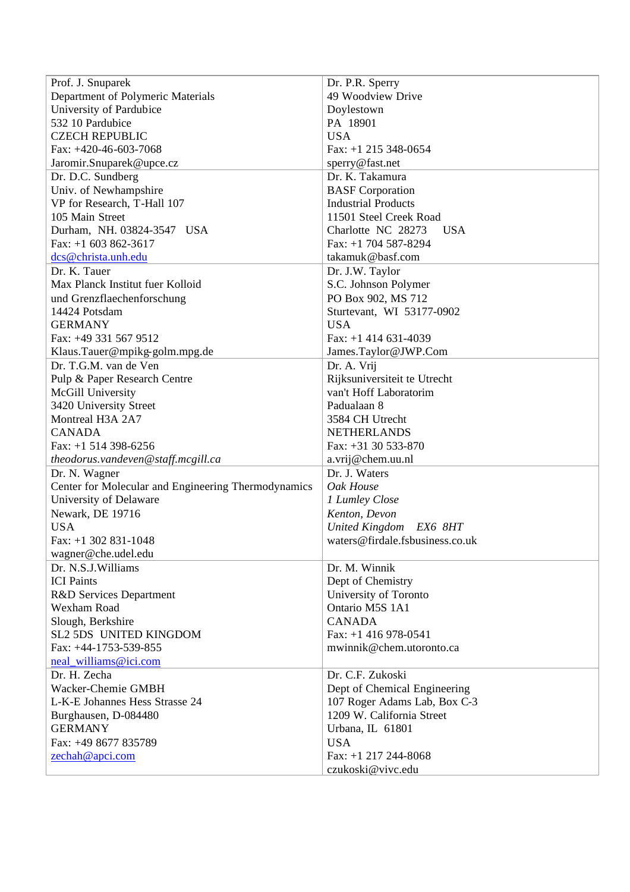| | |
|---|---|
| Prof. J. Snuparek<br>Department of Polymeric Materials<br>University of Pardubice<br>532 10 Pardubice<br>CZECH REPUBLIC<br>Fax: +420-46-603-7068<br>Jaromir.Snuparek@upce.cz | Dr. P.R. Sperry<br>49 Woodview Drive<br>Doylestown<br>PA 18901<br>USA<br>Fax: +1 215 348-0654<br>sperry@fast.net |
| Dr. D.C. Sundberg<br>Univ. of Newhampshire<br>VP for Research, T-Hall 107<br>105 Main Street<br>Durham, NH. 03824-3547 USA<br>Fax: +1 603 862-3617<br>dcs@christa.unh.edu | Dr. K. Takamura<br>BASF Corporation<br>Industrial Products<br>11501 Steel Creek Road<br>Charlotte NC 28273 USA<br>Fax: +1 704 587-8294<br>takamuk@basf.com |
| Dr. K. Tauer<br>Max Planck Institut fuer Kolloid<br>und Grenzflaechenforschung<br>14424 Potsdam<br>GERMANY<br>Fax: +49 331 567 9512<br>Klaus.Tauer@mpikg-golm.mpg.de | Dr. J.W. Taylor<br>S.C. Johnson Polymer<br>PO Box 902, MS 712<br>Sturtevant, WI 53177-0902<br>USA<br>Fax: +1 414 631-4039<br>James.Taylor@JWP.Com |
| Dr. T.G.M. van de Ven<br>Pulp & Paper Research Centre<br>McGill University<br>3420 University Street<br>Montreal H3A 2A7<br>CANADA<br>Fax: +1 514 398-6256<br>*theodorus.vandeven@staff.mcgill.ca* | Dr. A. Vrij<br>Rijksuniversiteit te Utrecht<br>van't Hoff Laboratorim<br>Padualaan 8<br>3584 CH Utrecht<br>NETHERLANDS<br>Fax: +31 30 533-870<br>a.vrij@chem.uu.nl |
| Dr. N. Wagner<br>Center for Molecular and Engineering Thermodynamics<br>University of Delaware<br>Newark, DE 19716<br>USA<br>Fax: +1 302 831-1048<br>wagner@che.udel.edu | Dr. J. Waters<br>*Oak House*<br>*1 Lumley Close*<br>*Kenton, Devon*<br>*United Kingdom EX6 8HT*<br>waters@firdale.fsbusiness.co.uk |
| Dr. N.S.J.Williams<br>ICI Paints<br>R&D Services Department<br>Wexham Road<br>Slough, Berkshire<br>SL2 5DS UNITED KINGDOM<br>Fax: +44-1753-539-855<br>neal_williams@ici.com | Dr. M. Winnik<br>Dept of Chemistry<br>University of Toronto<br>Ontario M5S 1A1<br>CANADA<br>Fax: +1 416 978-0541<br>mwinnik@chem.utoronto.ca |
| Dr. H. Zecha<br>Wacker-Chemie GMBH<br>L-K-E Johannes Hess Strasse 24<br>Burghausen, D-084480<br>GERMANY<br>Fax: +49 8677 835789<br>zechah@apci.com | Dr. C.F. Zukoski<br>Dept of Chemical Engineering<br>107 Roger Adams Lab, Box C-3<br>1209 W. California Street<br>Urbana, IL 61801<br>USA<br>Fax: +1 217 244-8068<br>czukoski@vivc.edu |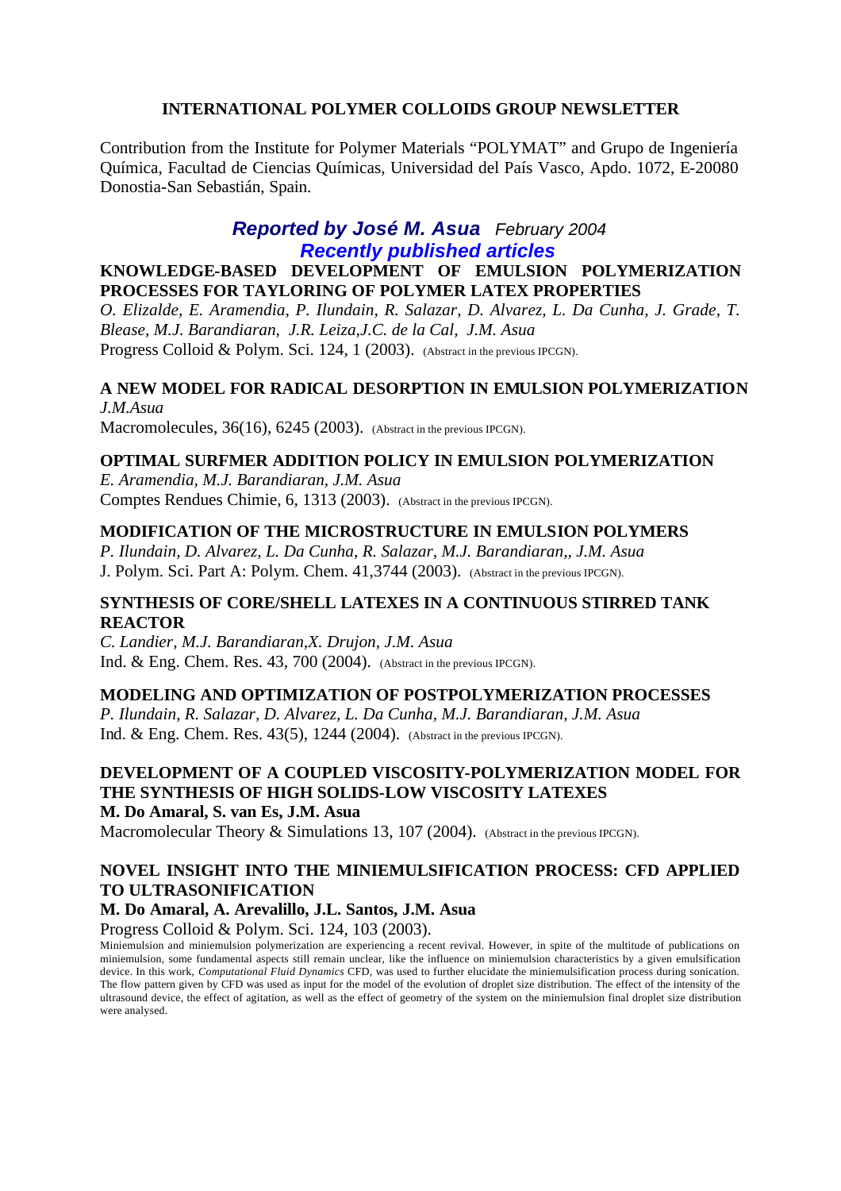**INTERNATIONAL POLYMER COLLOIDS GROUP NEWSLETTER**

Contribution from the Institute for Polymer Materials "POLYMAT" and Grupo de Ingeniería Química, Facultad de Ciencias Químicas, Universidad del País Vasco, Apdo. 1072, E-20080 Donostia-San Sebastián, Spain.

## *Reported by José M. Asua* *February 2004*

## *Recently published articles*

**KNOWLEDGE-BASED DEVELOPMENT OF EMULSION POLYMERIZATION PROCESSES FOR TAYLORING OF POLYMER LATEX PROPERTIES**

*O. Elizalde, E. Aramendia, P. Ilundain, R. Salazar, D. Alvarez, L. Da Cunha, J. Grade, T. Blease, M.J. Barandiaran, J.R. Leiza,J.C. de la Cal, J.M. Asua*

Progress Colloid & Polym. Sci. 124, 1 (2003). (Abstract in the previous IPCGN).

**A NEW MODEL FOR RADICAL DESORPTION IN EMULSION POLYMERIZATION**

*J.M.Asua*

Macromolecules, 36(16), 6245 (2003). (Abstract in the previous IPCGN).

**OPTIMAL SURFMER ADDITION POLICY IN EMULSION POLYMERIZATION**

*E. Aramendia, M.J. Barandiaran, J.M. Asua*

Comptes Rendues Chimie, 6, 1313 (2003). (Abstract in the previous IPCGN).

**MODIFICATION OF THE MICROSTRUCTURE IN EMULSION POLYMERS**

*P. Ilundain, D. Alvarez, L. Da Cunha, R. Salazar, M.J. Barandiaran,, J.M. Asua*

J. Polym. Sci. Part A: Polym. Chem. 41,3744 (2003). (Abstract in the previous IPCGN).

**SYNTHESIS OF CORE/SHELL LATEXES IN A CONTINUOUS STIRRED TANK REACTOR**

*C. Landier, M.J. Barandiaran,X. Drujon, J.M. Asua*

Ind. & Eng. Chem. Res. 43, 700 (2004). (Abstract in the previous IPCGN).

**MODELING AND OPTIMIZATION OF POSTPOLYMERIZATION PROCESSES**

*P. Ilundain, R. Salazar, D. Alvarez, L. Da Cunha, M.J. Barandiaran, J.M. Asua*

Ind. & Eng. Chem. Res. 43(5), 1244 (2004). (Abstract in the previous IPCGN).

**DEVELOPMENT OF A COUPLED VISCOSITY-POLYMERIZATION MODEL FOR THE SYNTHESIS OF HIGH SOLIDS-LOW VISCOSITY LATEXES**

**M. Do Amaral, S. van Es, J.M. Asua**

Macromolecular Theory & Simulations 13, 107 (2004). (Abstract in the previous IPCGN).

**NOVEL INSIGHT INTO THE MINIEMULSIFICATION PROCESS: CFD APPLIED TO ULTRASONIFICATION**

**M. Do Amaral, A. Arevalillo, J.L. Santos, J.M. Asua**

Progress Colloid & Polym. Sci. 124, 103 (2003).

Miniemulsion and miniemulsion polymerization are experiencing a recent revival. However, in spite of the multitude of publications on miniemulsion, some fundamental aspects still remain unclear, like the influence on miniemulsion characteristics by a given emulsification device. In this work, *Computational Fluid Dynamics* CFD, was used to further elucidate the miniemulsification process during sonication. The flow pattern given by CFD was used as input for the model of the evolution of droplet size distribution. The effect of the intensity of the ultrasound device, the effect of agitation, as well as the effect of geometry of the system on the miniemulsion final droplet size distribution were analysed.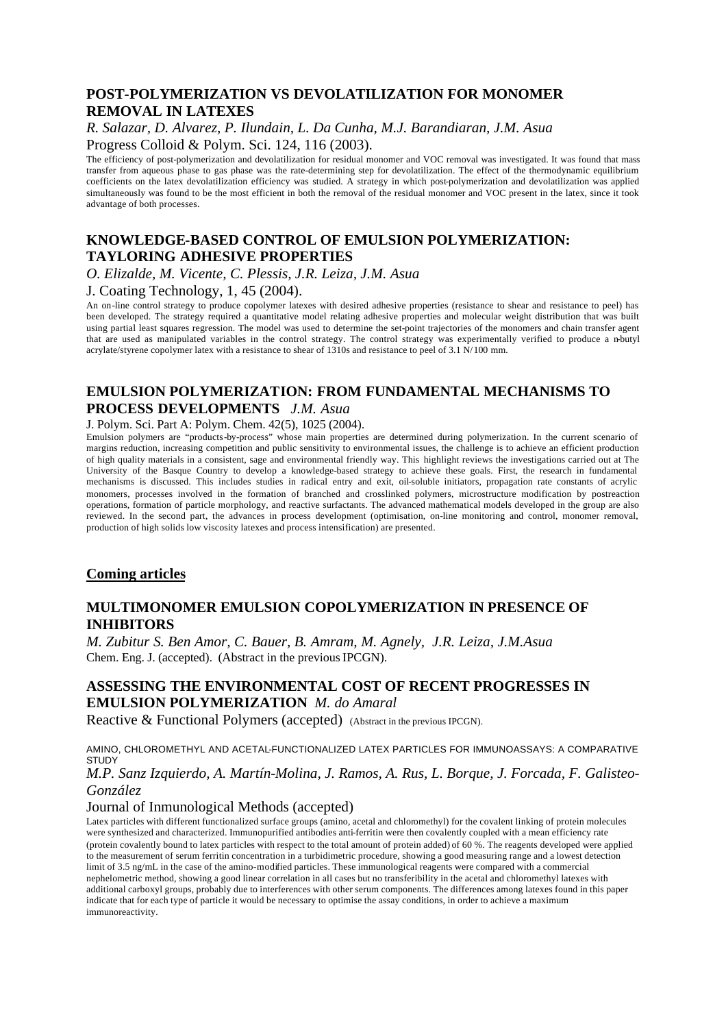### POST-POLYMERIZATION VS DEVOLATILIZATION FOR MONOMER REMOVAL IN LATEXES

*R. Salazar, D. Alvarez, P. Ilundain, L. Da Cunha, M.J. Barandiaran, J.M. Asua*

Progress Colloid & Polym. Sci. 124, 116 (2003).

The efficiency of post-polymerization and devolatilization for residual monomer and VOC removal was investigated. It was found that mass transfer from aqueous phase to gas phase was the rate-determining step for devolatilization. The effect of the thermodynamic equilibrium coefficients on the latex devolatilization efficiency was studied. A strategy in which post-polymerization and devolatilization was applied simultaneously was found to be the most efficient in both the removal of the residual monomer and VOC present in the latex, since it took advantage of both processes.

### KNOWLEDGE-BASED CONTROL OF EMULSION POLYMERIZATION: TAYLORING ADHESIVE PROPERTIES

*O. Elizalde, M. Vicente, C. Plessis, J.R. Leiza, J.M. Asua*

J. Coating Technology, 1, 45 (2004).

An on-line control strategy to produce copolymer latexes with desired adhesive properties (resistance to shear and resistance to peel) has been developed. The strategy required a quantitative model relating adhesive properties and molecular weight distribution that was built using partial least squares regression. The model was used to determine the set-point trajectories of the monomers and chain transfer agent that are used as manipulated variables in the control strategy. The control strategy was experimentally verified to produce a n-butyl acrylate/styrene copolymer latex with a resistance to shear of 1310s and resistance to peel of 3.1 N/100 mm.

### EMULSION POLYMERIZATION: FROM FUNDAMENTAL MECHANISMS TO PROCESS DEVELOPMENTS *J.M. Asua*

J. Polym. Sci. Part A: Polym. Chem. 42(5), 1025 (2004).

Emulsion polymers are "products-by-process" whose main properties are determined during polymerization. In the current scenario of margins reduction, increasing competition and public sensitivity to environmental issues, the challenge is to achieve an efficient production of high quality materials in a consistent, sage and environmental friendly way. This highlight reviews the investigations carried out at The University of the Basque Country to develop a knowledge-based strategy to achieve these goals. First, the research in fundamental mechanisms is discussed. This includes studies in radical entry and exit, oil-soluble initiators, propagation rate constants of acrylic monomers, processes involved in the formation of branched and crosslinked polymers, microstructure modification by postreaction operations, formation of particle morphology, and reactive surfactants. The advanced mathematical models developed in the group are also reviewed. In the second part, the advances in process development (optimisation, on-line monitoring and control, monomer removal, production of high solids low viscosity latexes and process intensification) are presented.

## Coming articles

### MULTIMONOMER EMULSION COPOLYMERIZATION IN PRESENCE OF INHIBITORS

*M. Zubitur S. Ben Amor, C. Bauer, B. Amram, M. Agnely, J.R. Leiza, J.M.Asua*

Chem. Eng. J. (accepted). (Abstract in the previous IPCGN).

### ASSESSING THE ENVIRONMENTAL COST OF RECENT PROGRESSES IN EMULSION POLYMERIZATION *M. do Amaral*

Reactive & Functional Polymers (accepted) (Abstract in the previous IPCGN).

### AMINO, CHLOROMETHYL AND ACETAL-FUNCTIONALIZED LATEX PARTICLES FOR IMMUNOASSAYS: A COMPARATIVE STUDY

*M.P. Sanz Izquierdo, A. Martín-Molina, J. Ramos, A. Rus, L. Borque, J. Forcada, F. Galisteo-González*

Journal of Inmunological Methods (accepted)

Latex particles with different functionalized surface groups (amino, acetal and chloromethyl) for the covalent linking of protein molecules were synthesized and characterized. Immunopurified antibodies anti-ferritin were then covalently coupled with a mean efficiency rate (protein covalently bound to latex particles with respect to the total amount of protein added) of 60 %. The reagents developed were applied to the measurement of serum ferritin concentration in a turbidimetric procedure, showing a good measuring range and a lowest detection limit of 3.5 ng/mL in the case of the amino-modified particles. These immunological reagents were compared with a commercial nephelometric method, showing a good linear correlation in all cases but no transferibility in the acetal and chloromethyl latexes with additional carboxyl groups, probably due to interferences with other serum components. The differences among latexes found in this paper indicate that for each type of particle it would be necessary to optimise the assay conditions, in order to achieve a maximum immunoreactivity.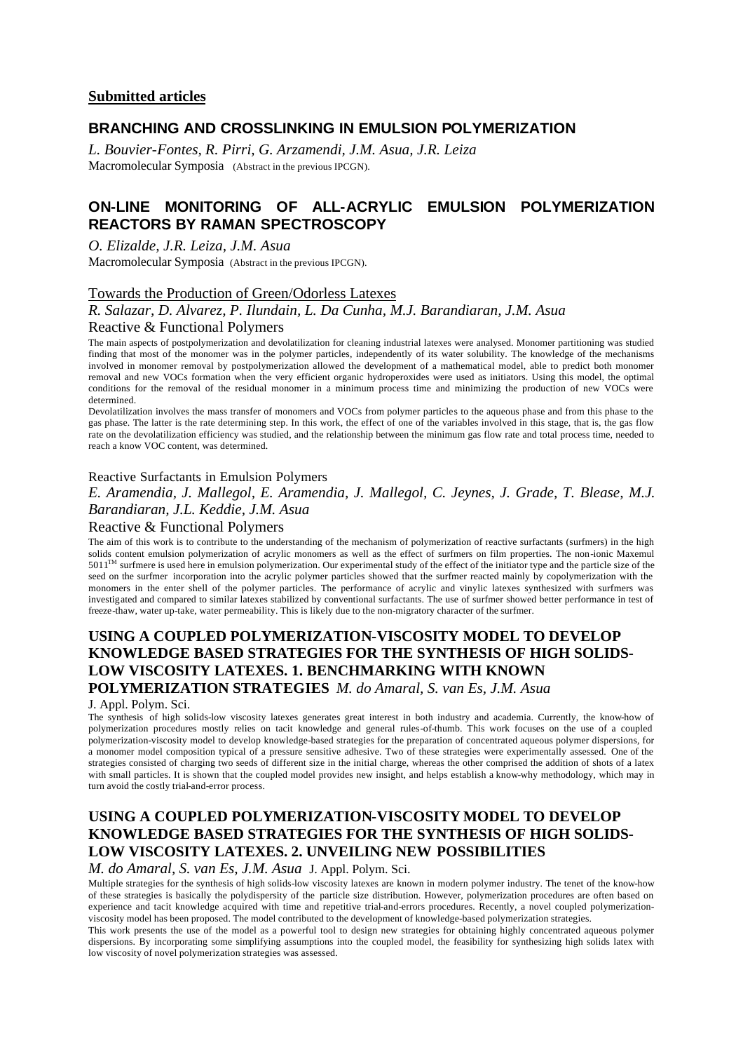## Submitted articles

### BRANCHING AND CROSSLINKING IN EMULSION POLYMERIZATION

*L. Bouvier-Fontes, R. Pirri, G. Arzamendi, J.M. Asua, J.R. Leiza*
Macromolecular Symposia (Abstract in the previous IPCGN).

### ON-LINE MONITORING OF ALL-ACRYLIC EMULSION POLYMERIZATION REACTORS BY RAMAN SPECTROSCOPY

*O. Elizalde, J.R. Leiza, J.M. Asua*
Macromolecular Symposia (Abstract in the previous IPCGN).

Towards the Production of Green/Odorless Latexes

*R. Salazar, D. Alvarez, P. Ilundain, L. Da Cunha, M.J. Barandiaran, J.M. Asua*
Reactive & Functional Polymers

The main aspects of postpolymerization and devolatilization for cleaning industrial latexes were analysed. Monomer partitioning was studied finding that most of the monomer was in the polymer particles, independently of its water solubility. The knowledge of the mechanisms involved in monomer removal by postpolymerization allowed the development of a mathematical model, able to predict both monomer removal and new VOCs formation when the very efficient organic hydroperoxides were used as initiators. Using this model, the optimal conditions for the removal of the residual monomer in a minimum process time and minimizing the production of new VOCs were determined.

Devolatilization involves the mass transfer of monomers and VOCs from polymer particles to the aqueous phase and from this phase to the gas phase. The latter is the rate determining step. In this work, the effect of one of the variables involved in this stage, that is, the gas flow rate on the devolatilization efficiency was studied, and the relationship between the minimum gas flow rate and total process time, needed to reach a know VOC content, was determined.

Reactive Surfactants in Emulsion Polymers

*E. Aramendia, J. Mallegol, E. Aramendia, J. Mallegol, C. Jeynes, J. Grade, T. Blease, M.J. Barandiaran, J.L. Keddie, J.M. Asua*
Reactive & Functional Polymers

The aim of this work is to contribute to the understanding of the mechanism of polymerization of reactive surfactants (surfmers) in the high solids content emulsion polymerization of acrylic monomers as well as the effect of surfmers on film properties. The non-ionic Maxemul 5011™ surfmere is used here in emulsion polymerization. Our experimental study of the effect of the initiator type and the particle size of the seed on the surfmer incorporation into the acrylic polymer particles showed that the surfmer reacted mainly by copolymerization with the monomers in the enter shell of the polymer particles. The performance of acrylic and vinylic latexes synthesized with surfmers was investigated and compared to similar latexes stabilized by conventional surfactants. The use of surfmer showed better performance in test of freeze-thaw, water up-take, water permeability. This is likely due to the non-migratory character of the surfmer.

### USING A COUPLED POLYMERIZATION-VISCOSITY MODEL TO DEVELOP KNOWLEDGE BASED STRATEGIES FOR THE SYNTHESIS OF HIGH SOLIDS-LOW VISCOSITY LATEXES. 1. BENCHMARKING WITH KNOWN POLYMERIZATION STRATEGIES *M. do Amaral, S. van Es, J.M. Asua*

J. Appl. Polym. Sci.

The synthesis of high solids-low viscosity latexes generates great interest in both industry and academia. Currently, the know-how of polymerization procedures mostly relies on tacit knowledge and general rules-of-thumb. This work focuses on the use of a coupled polymerization-viscosity model to develop knowledge-based strategies for the preparation of concentrated aqueous polymer dispersions, for a monomer model composition typical of a pressure sensitive adhesive. Two of these strategies were experimentally assessed. One of the strategies consisted of charging two seeds of different size in the initial charge, whereas the other comprised the addition of shots of a latex with small particles. It is shown that the coupled model provides new insight, and helps establish a know-why methodology, which may in turn avoid the costly trial-and-error process.

### USING A COUPLED POLYMERIZATION-VISCOSITY MODEL TO DEVELOP KNOWLEDGE BASED STRATEGIES FOR THE SYNTHESIS OF HIGH SOLIDS-LOW VISCOSITY LATEXES. 2. UNVEILING NEW POSSIBILITIES

*M. do Amaral, S. van Es, J.M. Asua* J. Appl. Polym. Sci.

Multiple strategies for the synthesis of high solids-low viscosity latexes are known in modern polymer industry. The tenet of the know-how of these strategies is basically the polydispersity of the particle size distribution. However, polymerization procedures are often based on experience and tacit knowledge acquired with time and repetitive trial-and-errors procedures. Recently, a novel coupled polymerization-viscosity model has been proposed. The model contributed to the development of knowledge-based polymerization strategies.

This work presents the use of the model as a powerful tool to design new strategies for obtaining highly concentrated aqueous polymer dispersions. By incorporating some simplifying assumptions into the coupled model, the feasibility for synthesizing high solids latex with low viscosity of novel polymerization strategies was assessed.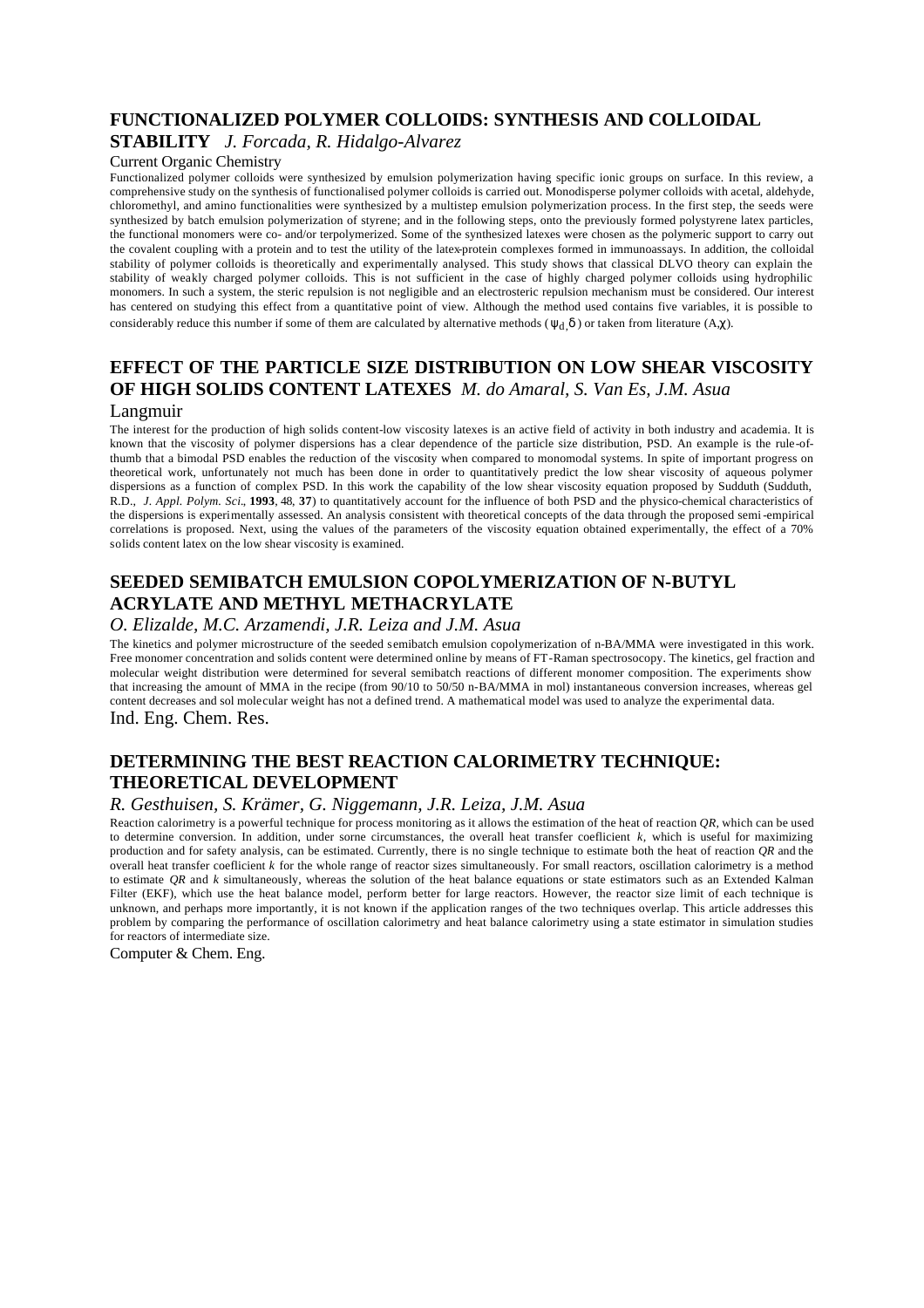## FUNCTIONALIZED POLYMER COLLOIDS: SYNTHESIS AND COLLOIDAL STABILITY *J. Forcada, R. Hidalgo-Alvarez*

Current Organic Chemistry

Functionalized polymer colloids were synthesized by emulsion polymerization having specific ionic groups on surface. In this review, a comprehensive study on the synthesis of functionalised polymer colloids is carried out. Monodisperse polymer colloids with acetal, aldehyde, chloromethyl, and amino functionalities were synthesized by a multistep emulsion polymerization process. In the first step, the seeds were synthesized by batch emulsion polymerization of styrene; and in the following steps, onto the previously formed polystyrene latex particles, the functional monomers were co- and/or terpolymerized. Some of the synthesized latexes were chosen as the polymeric support to carry out the covalent coupling with a protein and to test the utility of the latex-protein complexes formed in immunoassays. In addition, the colloidal stability of polymer colloids is theoretically and experimentally analysed. This study shows that classical DLVO theory can explain the stability of weakly charged polymer colloids. This is not sufficient in the case of highly charged polymer colloids using hydrophilic monomers. In such a system, the steric repulsion is not negligible and an electrosteric repulsion mechanism must be considered. Our interest has centered on studying this effect from a quantitative point of view. Although the method used contains five variables, it is possible to considerably reduce this number if some of them are calculated by alternative methods ($\psi_d, \delta$) or taken from literature ($A, \chi$).

## EFFECT OF THE PARTICLE SIZE DISTRIBUTION ON LOW SHEAR VISCOSITY OF HIGH SOLIDS CONTENT LATEXES *M. do Amaral, S. Van Es, J.M. Asua*

Langmuir

The interest for the production of high solids content-low viscosity latexes is an active field of activity in both industry and academia. It is known that the viscosity of polymer dispersions has a clear dependence of the particle size distribution, PSD. An example is the rule-of-thumb that a bimodal PSD enables the reduction of the viscosity when compared to monomodal systems. In spite of important progress on theoretical work, unfortunately not much has been done in order to quantitatively predict the low shear viscosity of aqueous polymer dispersions as a function of complex PSD. In this work the capability of the low shear viscosity equation proposed by Sudduth (Sudduth, R.D., *J. Appl. Polym. Sci.*, **1993**, 48, **37**) to quantitatively account for the influence of both PSD and the physico-chemical characteristics of the dispersions is experimentally assessed. An analysis consistent with theoretical concepts of the data through the proposed semi-empirical correlations is proposed. Next, using the values of the parameters of the viscosity equation obtained experimentally, the effect of a 70% solids content latex on the low shear viscosity is examined.

## SEEDED SEMIBATCH EMULSION COPOLYMERIZATION OF N-BUTYL ACRYLATE AND METHYL METHACRYLATE

*O. Elizalde, M.C. Arzamendi, J.R. Leiza and J.M. Asua*

The kinetics and polymer microstructure of the seeded semibatch emulsion copolymerization of n-BA/MMA were investigated in this work. Free monomer concentration and solids content were determined online by means of FT-Raman spectrosocopy. The kinetics, gel fraction and molecular weight distribution were determined for several semibatch reactions of different monomer composition. The experiments show that increasing the amount of MMA in the recipe (from 90/10 to 50/50 n-BA/MMA in mol) instantaneous conversion increases, whereas gel content decreases and sol molecular weight has not a defined trend. A mathematical model was used to analyze the experimental data.

Ind. Eng. Chem. Res.

## DETERMINING THE BEST REACTION CALORIMETRY TECHNIQUE: THEORETICAL DEVELOPMENT

*R. Gesthuisen, S. Krämer, G. Niggemann, J.R. Leiza, J.M. Asua*

Reaction calorimetry is a powerful technique for process monitoring as it allows the estimation of the heat of reaction *QR*, which can be used to determine conversion. In addition, under sorne circumstances, the overall heat transfer coeflicient *k*, which is useful for maximizing production and for safety analysis, can be estimated. Currently, there is no single technique to estimate both the heat of reaction *QR* and the overall heat transfer coeflicient *k* for the whole range of reactor sizes simultaneously. For small reactors, oscillation calorimetry is a method to estimate *QR* and *k* simultaneously, whereas the solution of the heat balance equations or state estimators such as an Extended Kalman Filter (EKF), which use the heat balance model, perform better for large reactors. However, the reactor size limit of each technique is unknown, and perhaps more importantly, it is not known if the application ranges of the two techniques overlap. This article addresses this problem by comparing the performance of oscillation calorimetry and heat balance calorimetry using a state estimator in simulation studies for reactors of intermediate size.

Computer & Chem. Eng.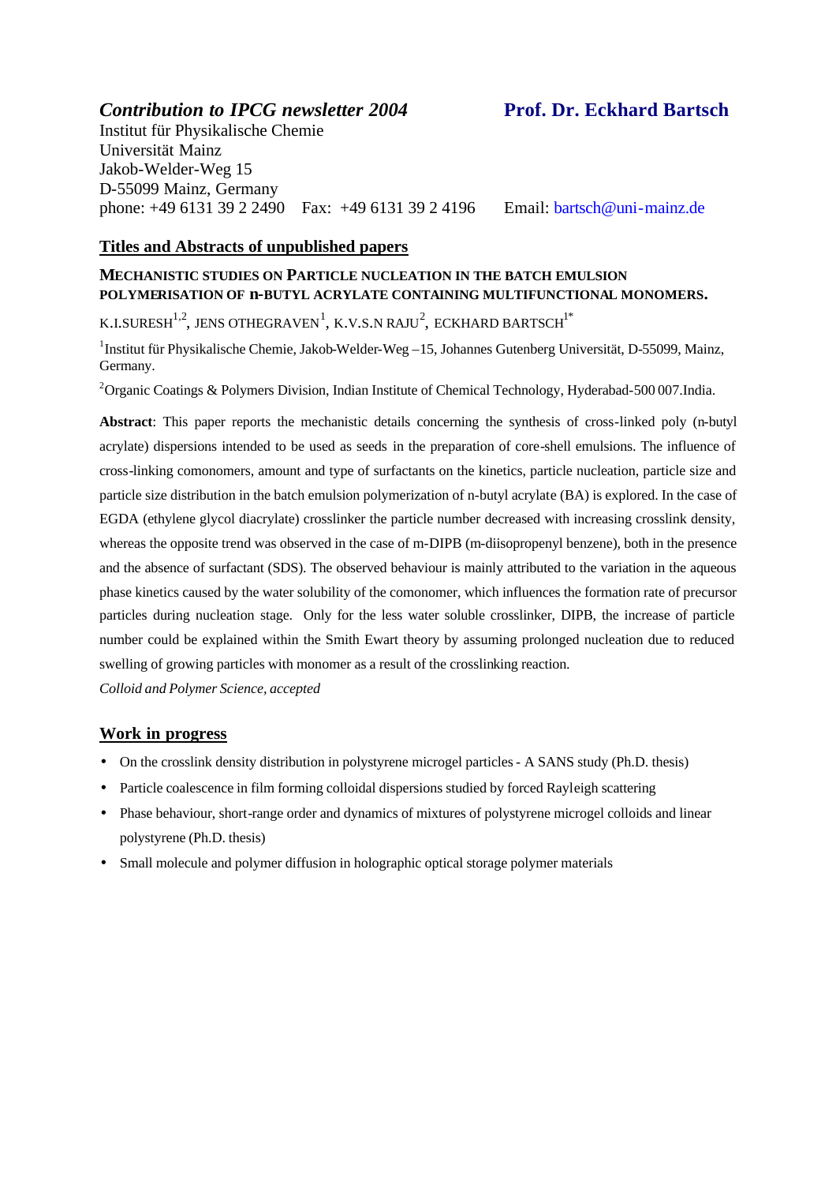## *Contribution to IPCG newsletter 2004* **Prof. Dr. Eckhard Bartsch**

Institut für Physikalische Chemie
Universität Mainz
Jakob-Welder-Weg 15
D-55099 Mainz, Germany
phone: +49 6131 39 2 2490 Fax: +49 6131 39 2 4196 Email: bartsch@uni-mainz.de

### Titles and Abstracts of unpublished papers

**MECHANISTIC STUDIES ON PARTICLE NUCLEATION IN THE BATCH EMULSION POLYMERISATION OF n-BUTYL ACRYLATE CONTAINING MULTIFUNCTIONAL MONOMERS.**

K.I.SURESH[1,2], JENS OTHEGRAVEN[1], K.V.S.N RAJU[2], ECKHARD BARTSCH[1*]

[1]Institut für Physikalische Chemie, Jakob-Welder-Weg –15, Johannes Gutenberg Universität, D-55099, Mainz, Germany.

[2]Organic Coatings & Polymers Division, Indian Institute of Chemical Technology, Hyderabad-500 007.India.

**Abstract**: This paper reports the mechanistic details concerning the synthesis of cross-linked poly (n-butyl acrylate) dispersions intended to be used as seeds in the preparation of core-shell emulsions. The influence of cross-linking comonomers, amount and type of surfactants on the kinetics, particle nucleation, particle size and particle size distribution in the batch emulsion polymerization of n-butyl acrylate (BA) is explored. In the case of EGDA (ethylene glycol diacrylate) crosslinker the particle number decreased with increasing crosslink density, whereas the opposite trend was observed in the case of m-DIPB (m-diisopropenyl benzene), both in the presence and the absence of surfactant (SDS). The observed behaviour is mainly attributed to the variation in the aqueous phase kinetics caused by the water solubility of the comonomer, which influences the formation rate of precursor particles during nucleation stage. Only for the less water soluble crosslinker, DIPB, the increase of particle number could be explained within the Smith Ewart theory by assuming prolonged nucleation due to reduced swelling of growing particles with monomer as a result of the crosslinking reaction.

*Colloid and Polymer Science, accepted*

### Work in progress

- On the crosslink density distribution in polystyrene microgel particles - A SANS study (Ph.D. thesis)
- Particle coalescence in film forming colloidal dispersions studied by forced Rayleigh scattering
- Phase behaviour, short-range order and dynamics of mixtures of polystyrene microgel colloids and linear polystyrene (Ph.D. thesis)
- Small molecule and polymer diffusion in holographic optical storage polymer materials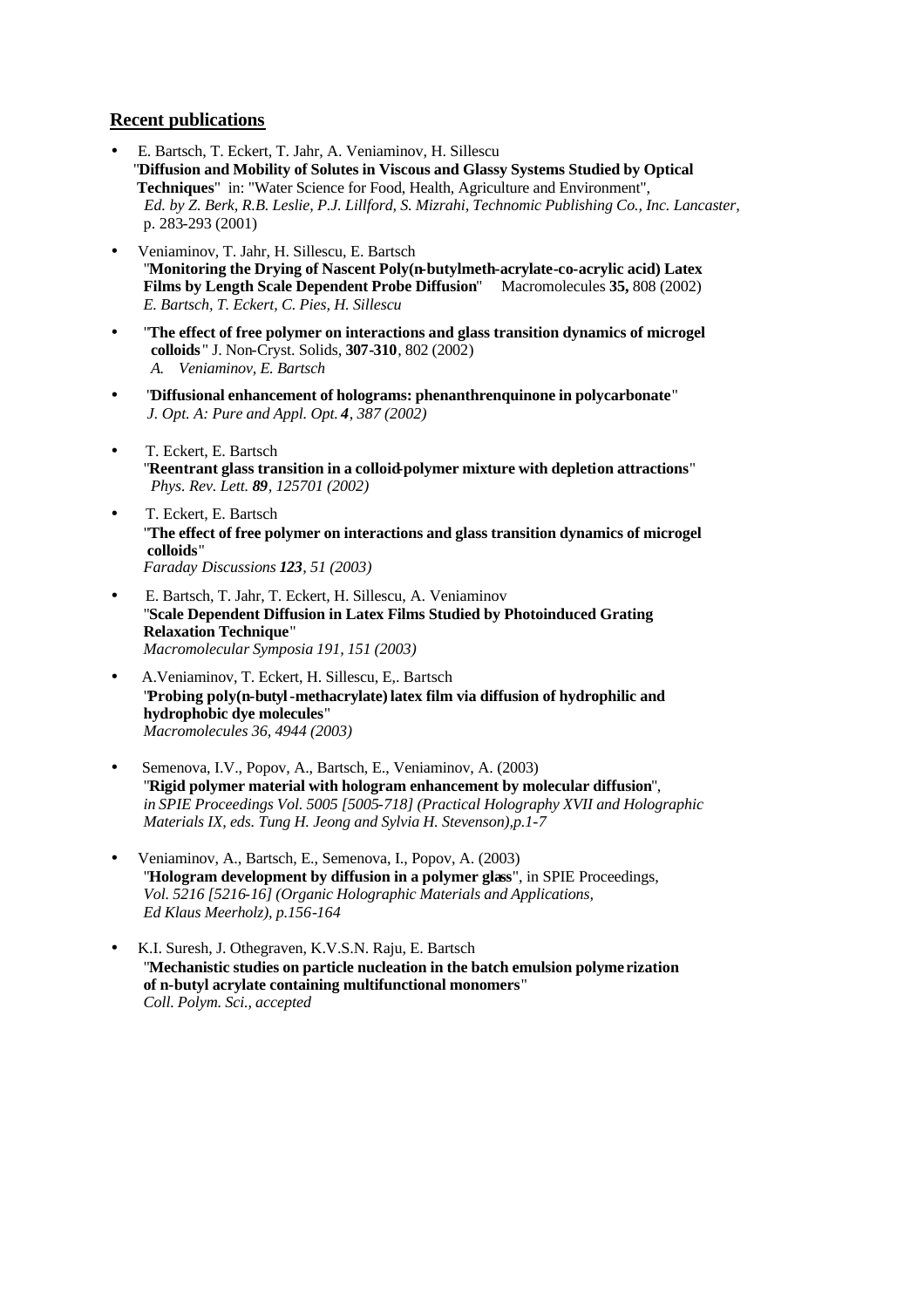## Recent publications

- E. Bartsch, T. Eckert, T. Jahr, A. Veniaminov, H. Sillescu
  "**Diffusion and Mobility of Solutes in Viscous and Glassy Systems Studied by Optical Techniques**" in: "Water Science for Food, Health, Agriculture and Environment", *Ed. by Z. Berk, R.B. Leslie, P.J. Lillford, S. Mizrahi, Technomic Publishing Co., Inc. Lancaster,* p. 283-293 (2001)

- Veniaminov, T. Jahr, H. Sillescu, E. Bartsch
  "**Monitoring the Drying of Nascent Poly(n-butylmeth-acrylate-co-acrylic acid) Latex Films by Length Scale Dependent Probe Diffusion**" Macromolecules **35,** 808 (2002)
  *E. Bartsch, T. Eckert, C. Pies, H. Sillescu*

- "**The effect of free polymer on interactions and glass transition dynamics of microgel colloids**" J. Non-Cryst. Solids, **307-310**, 802 (2002)
  *A. Veniaminov, E. Bartsch*

- "**Diffusional enhancement of holograms: phenanthrenquinone in polycarbonate**"
  *J. Opt. A: Pure and Appl. Opt. **4**, 387 (2002)*

- T. Eckert, E. Bartsch
  "**Reentrant glass transition in a colloid-polymer mixture with depletion attractions**"
  *Phys. Rev. Lett. **89**, 125701 (2002)*

- T. Eckert, E. Bartsch
  "**The effect of free polymer on interactions and glass transition dynamics of microgel colloids**"
  *Faraday Discussions **123**, 51 (2003)*

- E. Bartsch, T. Jahr, T. Eckert, H. Sillescu, A. Veniaminov
  "**Scale Dependent Diffusion in Latex Films Studied by Photoinduced Grating Relaxation Technique**"
  *Macromolecular Symposia 191, 151 (2003)*

- A.Veniaminov, T. Eckert, H. Sillescu, E,. Bartsch
  "**Probing poly(n-butyl-methacrylate) latex film via diffusion of hydrophilic and hydrophobic dye molecules**"
  *Macromolecules 36, 4944 (2003)*

- Semenova, I.V., Popov, A., Bartsch, E., Veniaminov, A. (2003)
  "**Rigid polymer material with hologram enhancement by molecular diffusion**",
  *in SPIE Proceedings Vol. 5005 [5005-718] (Practical Holography XVII and Holographic Materials IX, eds. Tung H. Jeong and Sylvia H. Stevenson),p.1-7*

- Veniaminov, A., Bartsch, E., Semenova, I., Popov, A. (2003)
  "**Hologram development by diffusion in a polymer glass**", in SPIE Proceedings,
  *Vol. 5216 [5216-16] (Organic Holographic Materials and Applications, Ed Klaus Meerholz), p.156-164*

- K.I. Suresh, J. Othegraven, K.V.S.N. Raju, E. Bartsch
  "**Mechanistic studies on particle nucleation in the batch emulsion polymerization of n-butyl acrylate containing multifunctional monomers**"
  *Coll. Polym. Sci., accepted*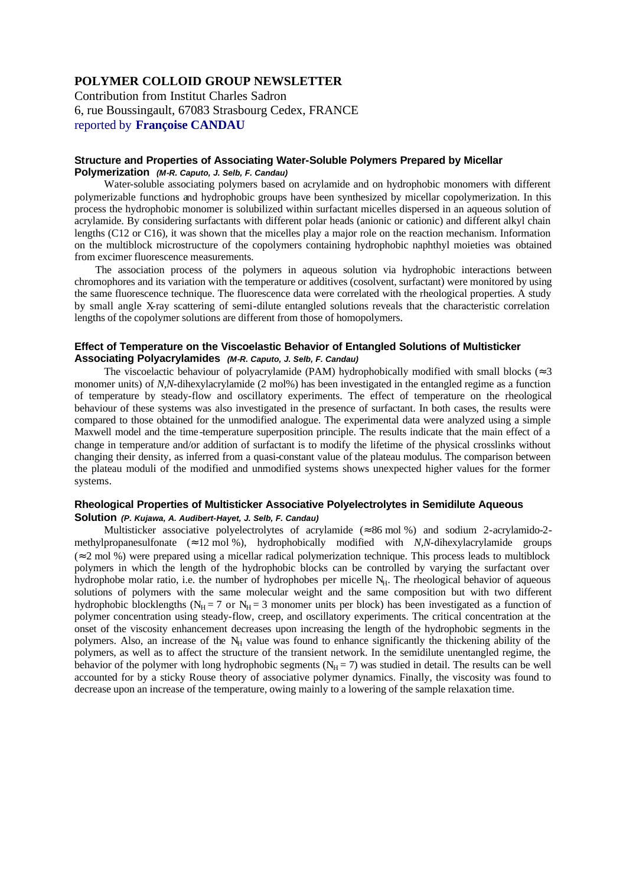**POLYMER COLLOID GROUP NEWSLETTER**

Contribution from Institut Charles Sadron
6, rue Boussingault, 67083 Strasbourg Cedex, FRANCE
reported by **Françoise CANDAU**

### Structure and Properties of Associating Water-Soluble Polymers Prepared by Micellar Polymerization *(M-R. Caputo, J. Selb, F. Candau)*

Water-soluble associating polymers based on acrylamide and on hydrophobic monomers with different polymerizable functions and hydrophobic groups have been synthesized by micellar copolymerization. In this process the hydrophobic monomer is solubilized within surfactant micelles dispersed in an aqueous solution of acrylamide. By considering surfactants with different polar heads (anionic or cationic) and different alkyl chain lengths (C12 or C16), it was shown that the micelles play a major role on the reaction mechanism. Information on the multiblock microstructure of the copolymers containing hydrophobic naphthyl moieties was obtained from excimer fluorescence measurements.

The association process of the polymers in aqueous solution via hydrophobic interactions between chromophores and its variation with the temperature or additives (cosolvent, surfactant) were monitored by using the same fluorescence technique. The fluorescence data were correlated with the rheological properties. A study by small angle X-ray scattering of semi-dilute entangled solutions reveals that the characteristic correlation lengths of the copolymer solutions are different from those of homopolymers.

### Effect of Temperature on the Viscoelastic Behavior of Entangled Solutions of Multisticker Associating Polyacrylamides *(M-R. Caputo, J. Selb, F. Candau)*

The viscoelactic behaviour of polyacrylamide (PAM) hydrophobically modified with small blocks ($\approx 3$ monomer units) of *N,N*-dihexylacrylamide (2 mol%) has been investigated in the entangled regime as a function of temperature by steady-flow and oscillatory experiments. The effect of temperature on the rheological behaviour of these systems was also investigated in the presence of surfactant. In both cases, the results were compared to those obtained for the unmodified analogue. The experimental data were analyzed using a simple Maxwell model and the time-temperature superposition principle. The results indicate that the main effect of a change in temperature and/or addition of surfactant is to modify the lifetime of the physical crosslinks without changing their density, as inferred from a quasi-constant value of the plateau modulus. The comparison between the plateau moduli of the modified and unmodified systems shows unexpected higher values for the former systems.

### Rheological Properties of Multisticker Associative Polyelectrolytes in Semidilute Aqueous Solution *(P. Kujawa, A. Audibert-Hayet, J. Selb, F. Candau)*

Multisticker associative polyelectrolytes of acrylamide ($\approx 86$ mol %) and sodium 2-acrylamido-2-methylpropanesulfonate ($\approx 12$ mol %), hydrophobically modified with *N,N*-dihexylacrylamide groups ($\approx 2$ mol %) were prepared using a micellar radical polymerization technique. This process leads to multiblock polymers in which the length of the hydrophobic blocks can be controlled by varying the surfactant over hydrophobe molar ratio, i.e. the number of hydrophobes per micelle $N_H$. The rheological behavior of aqueous solutions of polymers with the same molecular weight and the same composition but with two different hydrophobic blocklengths ($N_H = 7$ or $N_H = 3$ monomer units per block) has been investigated as a function of polymer concentration using steady-flow, creep, and oscillatory experiments. The critical concentration at the onset of the viscosity enhancement decreases upon increasing the length of the hydrophobic segments in the polymers. Also, an increase of the $N_H$ value was found to enhance significantly the thickening ability of the polymers, as well as to affect the structure of the transient network. In the semidilute unentangled regime, the behavior of the polymer with long hydrophobic segments ($N_H = 7$) was studied in detail. The results can be well accounted for by a sticky Rouse theory of associative polymer dynamics. Finally, the viscosity was found to decrease upon an increase of the temperature, owing mainly to a lowering of the sample relaxation time.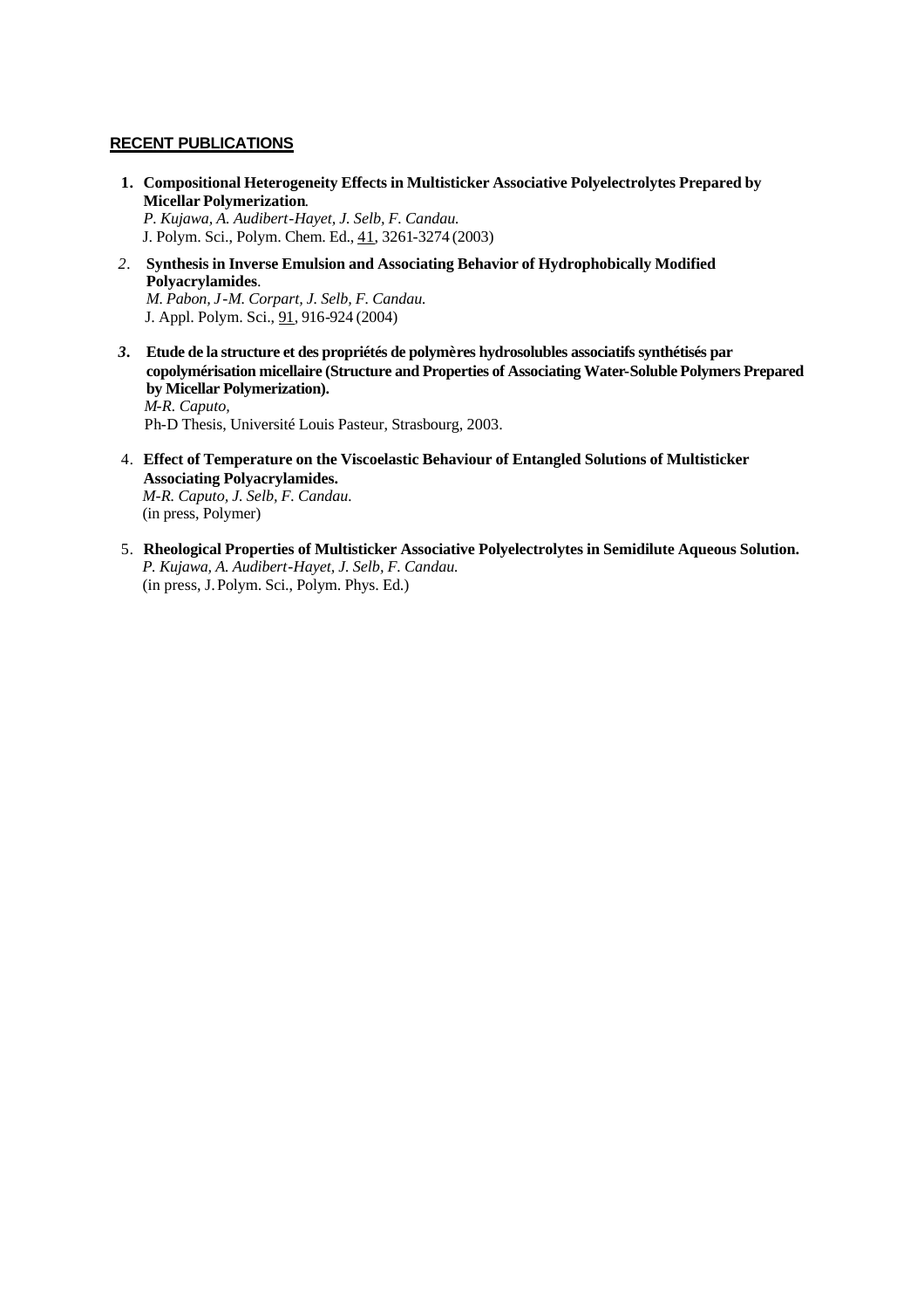**RECENT PUBLICATIONS**

1. **Compositional Heterogeneity Effects in Multisticker Associative Polyelectrolytes Prepared by Micellar Polymerization**.
   *P. Kujawa, A. Audibert-Hayet, J. Selb, F. Candau.*
   J. Polym. Sci., Polym. Chem. Ed., 41, 3261-3274 (2003)

2. **Synthesis in Inverse Emulsion and Associating Behavior of Hydrophobically Modified Polyacrylamides**.
   *M. Pabon, J-M. Corpart, J. Selb, F. Candau.*
   J. Appl. Polym. Sci., 91, 916-924 (2004)

3. **Etude de la structure et des propriétés de polymères hydrosolubles associatifs synthétisés par copolymérisation micellaire (Structure and Properties of Associating Water-Soluble Polymers Prepared by Micellar Polymerization).**
   *M-R. Caputo,*
   Ph-D Thesis, Université Louis Pasteur, Strasbourg, 2003.

4. **Effect of Temperature on the Viscoelastic Behaviour of Entangled Solutions of Multisticker Associating Polyacrylamides.**
   *M-R. Caputo, J. Selb, F. Candau.*
   (in press, Polymer)

5. **Rheological Properties of Multisticker Associative Polyelectrolytes in Semidilute Aqueous Solution.**
   *P. Kujawa, A. Audibert-Hayet, J. Selb, F. Candau.*
   (in press, J. Polym. Sci., Polym. Phys. Ed.)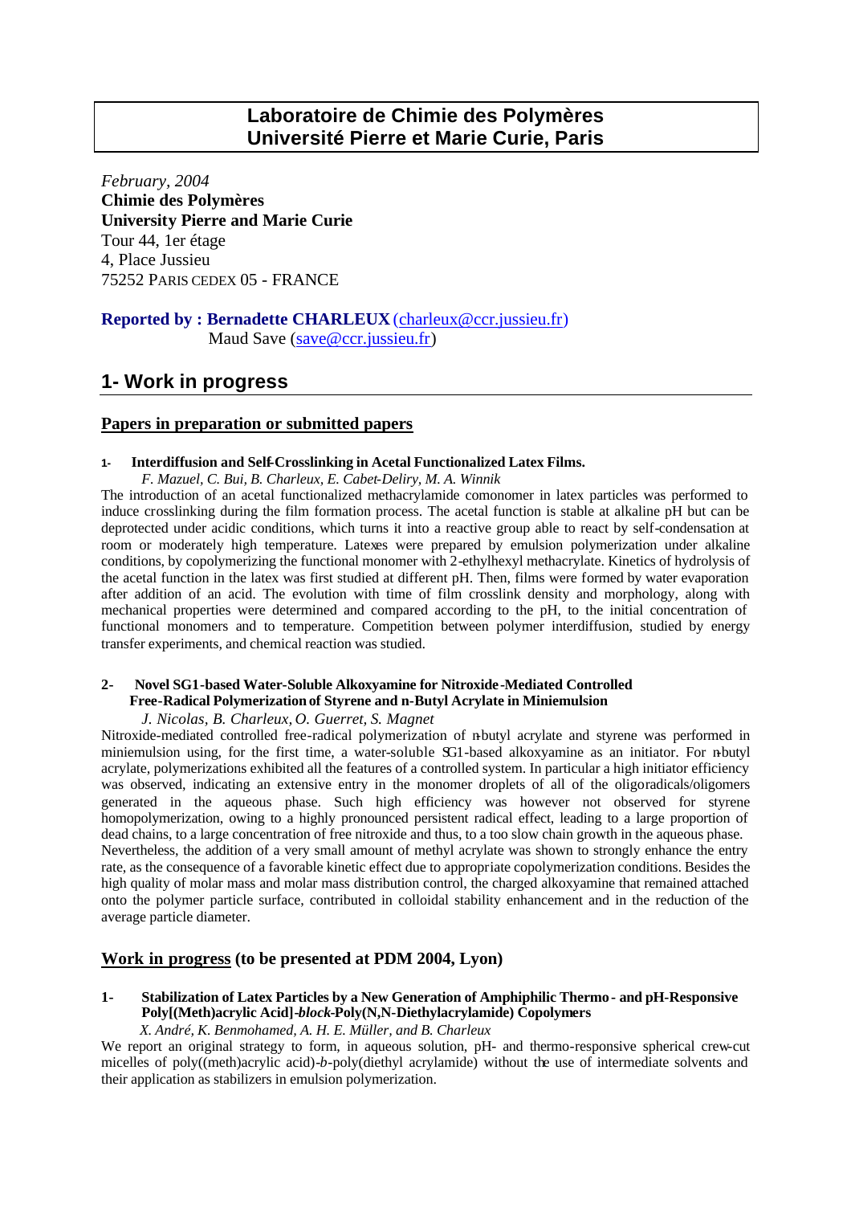# Laboratoire de Chimie des Polymères
# Université Pierre et Marie Curie, Paris

*February, 2004*
**Chimie des Polymères**
**University Pierre and Marie Curie**
Tour 44, 1er étage
4, Place Jussieu
75252 PARIS CEDEX 05 - FRANCE

**Reported by : Bernadette CHARLEUX** (charleux@ccr.jussieu.fr)
Maud Save (save@ccr.jussieu.fr)

## 1- Work in progress

### Papers in preparation or submitted papers

**1- Interdiffusion and Self-Crosslinking in Acetal Functionalized Latex Films.**
*F. Mazuel, C. Bui, B. Charleux, E. Cabet-Deliry, M. A. Winnik*

The introduction of an acetal functionalized methacrylamide comonomer in latex particles was performed to induce crosslinking during the film formation process. The acetal function is stable at alkaline pH but can be deprotected under acidic conditions, which turns it into a reactive group able to react by self-condensation at room or moderately high temperature. Latexes were prepared by emulsion polymerization under alkaline conditions, by copolymerizing the functional monomer with 2-ethylhexyl methacrylate. Kinetics of hydrolysis of the acetal function in the latex was first studied at different pH. Then, films were formed by water evaporation after addition of an acid. The evolution with time of film crosslink density and morphology, along with mechanical properties were determined and compared according to the pH, to the initial concentration of functional monomers and to temperature. Competition between polymer interdiffusion, studied by energy transfer experiments, and chemical reaction was studied.

**2- Novel SG1-based Water-Soluble Alkoxyamine for Nitroxide-Mediated Controlled Free-Radical Polymerization of Styrene and n-Butyl Acrylate in Miniemulsion**
*J. Nicolas, B. Charleux, O. Guerret, S. Magnet*

Nitroxide-mediated controlled free-radical polymerization of n-butyl acrylate and styrene was performed in miniemulsion using, for the first time, a water-soluble SG1-based alkoxyamine as an initiator. For n-butyl acrylate, polymerizations exhibited all the features of a controlled system. In particular a high initiator efficiency was observed, indicating an extensive entry in the monomer droplets of all of the oligoradicals/oligomers generated in the aqueous phase. Such high efficiency was however not observed for styrene homopolymerization, owing to a highly pronounced persistent radical effect, leading to a large proportion of dead chains, to a large concentration of free nitroxide and thus, to a too slow chain growth in the aqueous phase. Nevertheless, the addition of a very small amount of methyl acrylate was shown to strongly enhance the entry rate, as the consequence of a favorable kinetic effect due to appropriate copolymerization conditions. Besides the high quality of molar mass and molar mass distribution control, the charged alkoxyamine that remained attached onto the polymer particle surface, contributed in colloidal stability enhancement and in the reduction of the average particle diameter.

### Work in progress (to be presented at PDM 2004, Lyon)

**1- Stabilization of Latex Particles by a New Generation of Amphiphilic Thermo- and pH-Responsive Poly[(Meth)acrylic Acid]-*block*-Poly(N,N-Diethylacrylamide) Copolymers**
*X. André, K. Benmohamed, A. H. E. Müller, and B. Charleux*

We report an original strategy to form, in aqueous solution, pH- and thermo-responsive spherical crew-cut micelles of poly((meth)acrylic acid)-*b*-poly(diethyl acrylamide) without the use of intermediate solvents and their application as stabilizers in emulsion polymerization.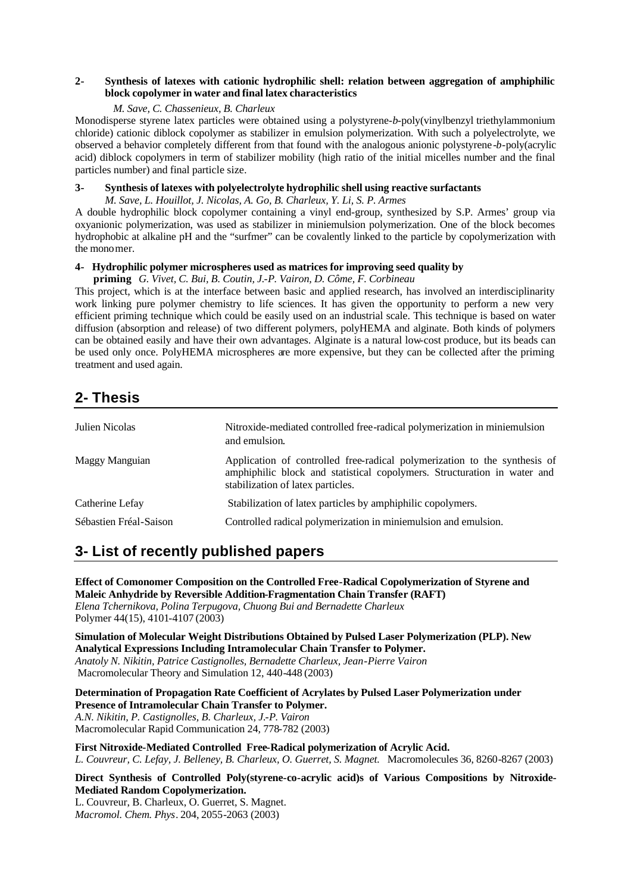**2- Synthesis of latexes with cationic hydrophilic shell: relation between aggregation of amphiphilic block copolymer in water and final latex characteristics**

*M. Save, C. Chassenieux, B. Charleux*

Monodisperse styrene latex particles were obtained using a polystyrene-*b*-poly(vinylbenzyl triethylammonium chloride) cationic diblock copolymer as stabilizer in emulsion polymerization. With such a polyelectrolyte, we observed a behavior completely different from that found with the analogous anionic polystyrene-*b*-poly(acrylic acid) diblock copolymers in term of stabilizer mobility (high ratio of the initial micelles number and the final particles number) and final particle size.

**3- Synthesis of latexes with polyelectrolyte hydrophilic shell using reactive surfactants**

*M. Save, L. Houillot, J. Nicolas, A. Go, B. Charleux, Y. Li, S. P. Armes*

A double hydrophilic block copolymer containing a vinyl end-group, synthesized by S.P. Armes' group via oxyanionic polymerization, was used as stabilizer in miniemulsion polymerization. One of the block becomes hydrophobic at alkaline pH and the "surfmer" can be covalently linked to the particle by copolymerization with the monomer.

**4- Hydrophilic polymer microspheres used as matrices for improving seed quality by priming** *G. Vivet, C. Bui, B. Coutin, J.-P. Vairon, D. Côme, F. Corbineau*

This project, which is at the interface between basic and applied research, has involved an interdisciplinarity work linking pure polymer chemistry to life sciences. It has given the opportunity to perform a new very efficient priming technique which could be easily used on an industrial scale. This technique is based on water diffusion (absorption and release) of two different polymers, polyHEMA and alginate. Both kinds of polymers can be obtained easily and have their own advantages. Alginate is a natural low-cost produce, but its beads can be used only once. PolyHEMA microspheres are more expensive, but they can be collected after the priming treatment and used again.

## 2- Thesis

| | |
|---|---|
| Julien Nicolas | Nitroxide-mediated controlled free-radical polymerization in miniemulsion and emulsion. |
| Maggy Manguian | Application of controlled free-radical polymerization to the synthesis of amphiphilic block and statistical copolymers. Structuration in water and stabilization of latex particles. |
| Catherine Lefay | Stabilization of latex particles by amphiphilic copolymers. |
| Sébastien Fréal-Saison | Controlled radical polymerization in miniemulsion and emulsion. |

## 3- List of recently published papers

**Effect of Comonomer Composition on the Controlled Free-Radical Copolymerization of Styrene and Maleic Anhydride by Reversible Addition-Fragmentation Chain Transfer (RAFT)**
*Elena Tchernikova, Polina Terpugova, Chuong Bui and Bernadette Charleux*
Polymer 44(15), 4101-4107 (2003)

**Simulation of Molecular Weight Distributions Obtained by Pulsed Laser Polymerization (PLP). New Analytical Expressions Including Intramolecular Chain Transfer to Polymer.**
*Anatoly N. Nikitin, Patrice Castignolles, Bernadette Charleux, Jean-Pierre Vairon*
Macromolecular Theory and Simulation 12, 440-448 (2003)

**Determination of Propagation Rate Coefficient of Acrylates by Pulsed Laser Polymerization under Presence of Intramolecular Chain Transfer to Polymer.**
*A.N. Nikitin, P. Castignolles, B. Charleux, J.-P. Vairon*
Macromolecular Rapid Communication 24, 778-782 (2003)

**First Nitroxide-Mediated Controlled Free-Radical polymerization of Acrylic Acid.**
*L. Couvreur, C. Lefay, J. Belleney, B. Charleux, O. Guerret, S. Magnet.* Macromolecules 36, 8260-8267 (2003)

**Direct Synthesis of Controlled Poly(styrene-co-acrylic acid)s of Various Compositions by Nitroxide-Mediated Random Copolymerization.**
L. Couvreur, B. Charleux, O. Guerret, S. Magnet.
*Macromol. Chem. Phys*. 204, 2055-2063 (2003)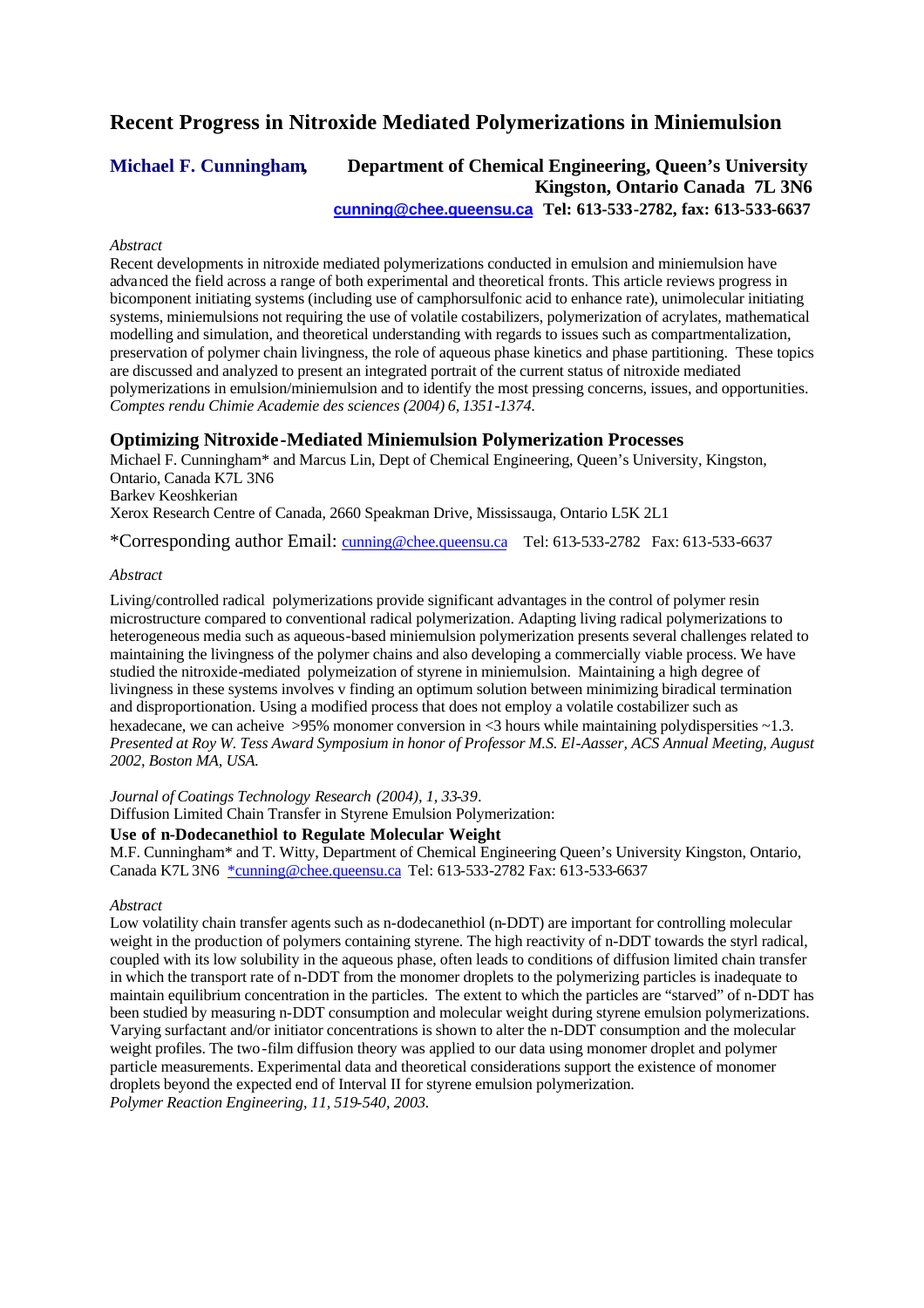## Recent Progress in Nitroxide Mediated Polymerizations in Miniemulsion

**Michael F. Cunningham**, **Department of Chemical Engineering, Queen's University Kingston, Ontario Canada 7L 3N6**
**cunning@chee.queensu.ca Tel: 613-533-2782, fax: 613-533-6637**

*Abstract*

Recent developments in nitroxide mediated polymerizations conducted in emulsion and miniemulsion have advanced the field across a range of both experimental and theoretical fronts. This article reviews progress in bicomponent initiating systems (including use of camphorsulfonic acid to enhance rate), unimolecular initiating systems, miniemulsions not requiring the use of volatile costabilizers, polymerization of acrylates, mathematical modelling and simulation, and theoretical understanding with regards to issues such as compartmentalization, preservation of polymer chain livingness, the role of aqueous phase kinetics and phase partitioning. These topics are discussed and analyzed to present an integrated portrait of the current status of nitroxide mediated polymerizations in emulsion/miniemulsion and to identify the most pressing concerns, issues, and opportunities. *Comptes rendu Chimie Academie des sciences (2004) 6, 1351-1374.*

### Optimizing Nitroxide-Mediated Miniemulsion Polymerization Processes

Michael F. Cunningham* and Marcus Lin, Dept of Chemical Engineering, Queen's University, Kingston, Ontario, Canada K7L 3N6
Barkev Keoshkerian
Xerox Research Centre of Canada, 2660 Speakman Drive, Mississauga, Ontario L5K 2L1

*Corresponding author Email: cunning@chee.queensu.ca Tel: 613-533-2782 Fax: 613-533-6637

*Abstract*

Living/controlled radical polymerizations provide significant advantages in the control of polymer resin microstructure compared to conventional radical polymerization. Adapting living radical polymerizations to heterogeneous media such as aqueous-based miniemulsion polymerization presents several challenges related to maintaining the livingness of the polymer chains and also developing a commercially viable process. We have studied the nitroxide-mediated polymeization of styrene in miniemulsion. Maintaining a high degree of livingness in these systems involves v finding an optimum solution between minimizing biradical termination and disproportionation. Using a modified process that does not employ a volatile costabilizer such as hexadecane, we can acheive >95% monomer conversion in <3 hours while maintaining polydispersities ~1.3. *Presented at Roy W. Tess Award Symposium in honor of Professor M.S. El-Aasser, ACS Annual Meeting, August 2002, Boston MA, USA.*

*Journal of Coatings Technology Research (2004), 1, 33-39.*

Diffusion Limited Chain Transfer in Styrene Emulsion Polymerization:

### Use of n-Dodecanethiol to Regulate Molecular Weight

M.F. Cunningham* and T. Witty, Department of Chemical Engineering Queen's University Kingston, Ontario, Canada K7L 3N6 *cunning@chee.queensu.ca Tel: 613-533-2782 Fax: 613-533-6637

*Abstract*

Low volatility chain transfer agents such as n-dodecanethiol (n-DDT) are important for controlling molecular weight in the production of polymers containing styrene. The high reactivity of n-DDT towards the styrl radical, coupled with its low solubility in the aqueous phase, often leads to conditions of diffusion limited chain transfer in which the transport rate of n-DDT from the monomer droplets to the polymerizing particles is inadequate to maintain equilibrium concentration in the particles. The extent to which the particles are "starved" of n-DDT has been studied by measuring n-DDT consumption and molecular weight during styrene emulsion polymerizations. Varying surfactant and/or initiator concentrations is shown to alter the n-DDT consumption and the molecular weight profiles. The two-film diffusion theory was applied to our data using monomer droplet and polymer particle measurements. Experimental data and theoretical considerations support the existence of monomer droplets beyond the expected end of Interval II for styrene emulsion polymerization. *Polymer Reaction Engineering, 11, 519-540, 2003.*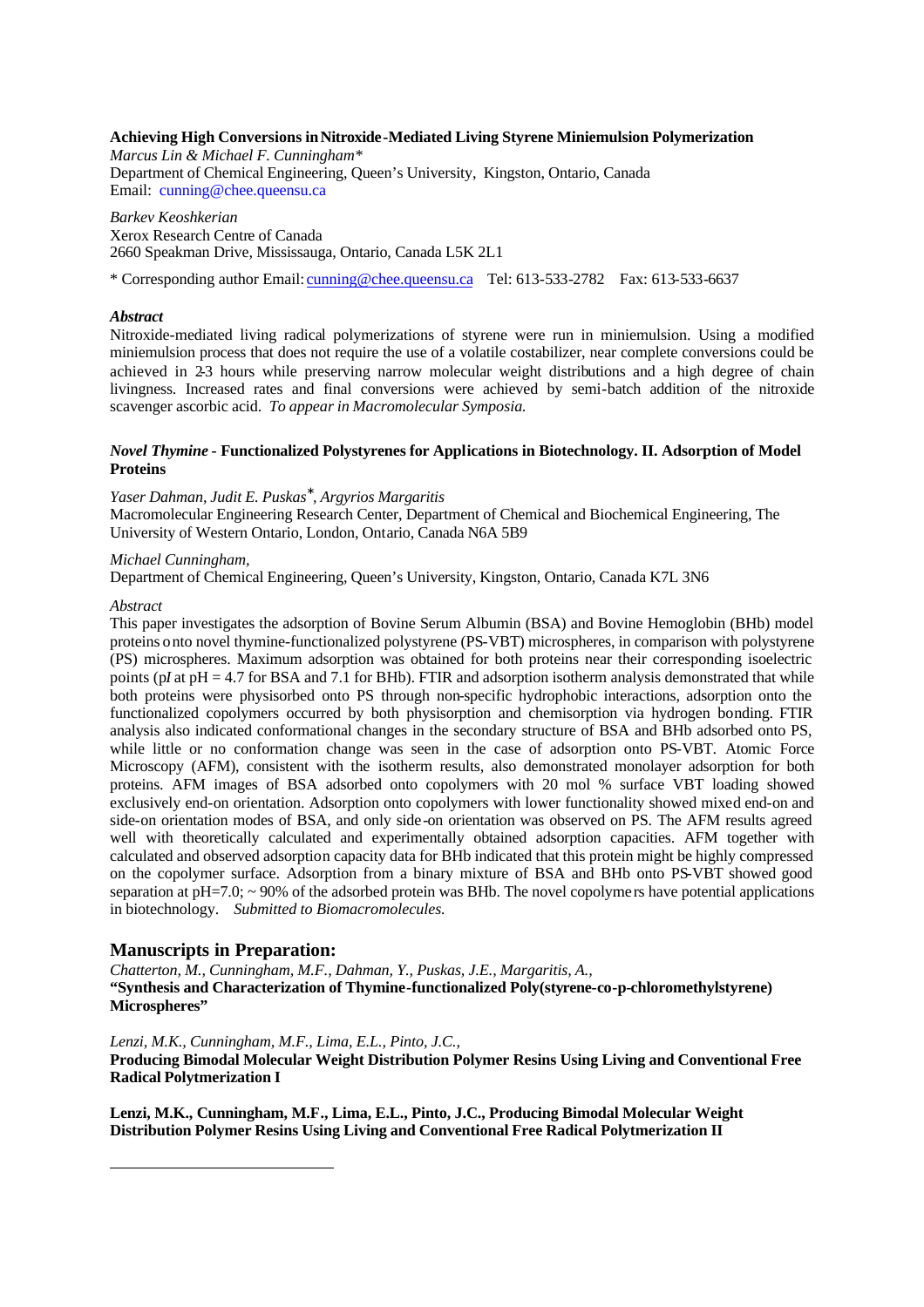**Achieving High Conversions in Nitroxide-Mediated Living Styrene Miniemulsion Polymerization**

*Marcus Lin & Michael F. Cunningham**
Department of Chemical Engineering, Queen's University, Kingston, Ontario, Canada
Email: cunning@chee.queensu.ca

*Barkev Keoshkerian*
Xerox Research Centre of Canada
2660 Speakman Drive, Mississauga, Ontario, Canada L5K 2L1

* Corresponding author Email: cunning@chee.queensu.ca Tel: 613-533-2782 Fax: 613-533-6637

***Abstract***

Nitroxide-mediated living radical polymerizations of styrene were run in miniemulsion. Using a modified miniemulsion process that does not require the use of a volatile costabilizer, near complete conversions could be achieved in 2-3 hours while preserving narrow molecular weight distributions and a high degree of chain livingness. Increased rates and final conversions were achieved by semi-batch addition of the nitroxide scavenger ascorbic acid. *To appear in Macromolecular Symposia.*

***Novel Thymine* - Functionalized Polystyrenes for Applications in Biotechnology. II. Adsorption of Model Proteins**

*Yaser Dahman, Judit E. Puskas*, Argyrios Margaritis*
Macromolecular Engineering Research Center, Department of Chemical and Biochemical Engineering, The University of Western Ontario, London, Ontario, Canada N6A 5B9

*Michael Cunningham,*
Department of Chemical Engineering, Queen's University, Kingston, Ontario, Canada K7L 3N6

*Abstract*

This paper investigates the adsorption of Bovine Serum Albumin (BSA) and Bovine Hemoglobin (BHb) model proteins onto novel thymine-functionalized polystyrene (PS-VBT) microspheres, in comparison with polystyrene (PS) microspheres. Maximum adsorption was obtained for both proteins near their corresponding isoelectric points (p*I* at pH = 4.7 for BSA and 7.1 for BHb). FTIR and adsorption isotherm analysis demonstrated that while both proteins were physisorbed onto PS through non-specific hydrophobic interactions, adsorption onto the functionalized copolymers occurred by both physisorption and chemisorption via hydrogen bonding. FTIR analysis also indicated conformational changes in the secondary structure of BSA and BHb adsorbed onto PS, while little or no conformation change was seen in the case of adsorption onto PS-VBT. Atomic Force Microscopy (AFM), consistent with the isotherm results, also demonstrated monolayer adsorption for both proteins. AFM images of BSA adsorbed onto copolymers with 20 mol % surface VBT loading showed exclusively end-on orientation. Adsorption onto copolymers with lower functionality showed mixed end-on and side-on orientation modes of BSA, and only side-on orientation was observed on PS. The AFM results agreed well with theoretically calculated and experimentally obtained adsorption capacities. AFM together with calculated and observed adsorption capacity data for BHb indicated that this protein might be highly compressed on the copolymer surface. Adsorption from a binary mixture of BSA and BHb onto PS-VBT showed good separation at pH=7.0; ~ 90% of the adsorbed protein was BHb. The novel copolymers have potential applications in biotechnology. *Submitted to Biomacromolecules.*

## Manuscripts in Preparation:

*Chatterton, M., Cunningham, M.F., Dahman, Y., Puskas, J.E., Margaritis, A.,*
**"Synthesis and Characterization of Thymine-functionalized Poly(styrene-co-p-chloromethylstyrene) Microspheres"**

*Lenzi, M.K., Cunningham, M.F., Lima, E.L., Pinto, J.C.,*
**Producing Bimodal Molecular Weight Distribution Polymer Resins Using Living and Conventional Free Radical Polytmerization I**

**Lenzi, M.K., Cunningham, M.F., Lima, E.L., Pinto, J.C., Producing Bimodal Molecular Weight Distribution Polymer Resins Using Living and Conventional Free Radical Polytmerization II**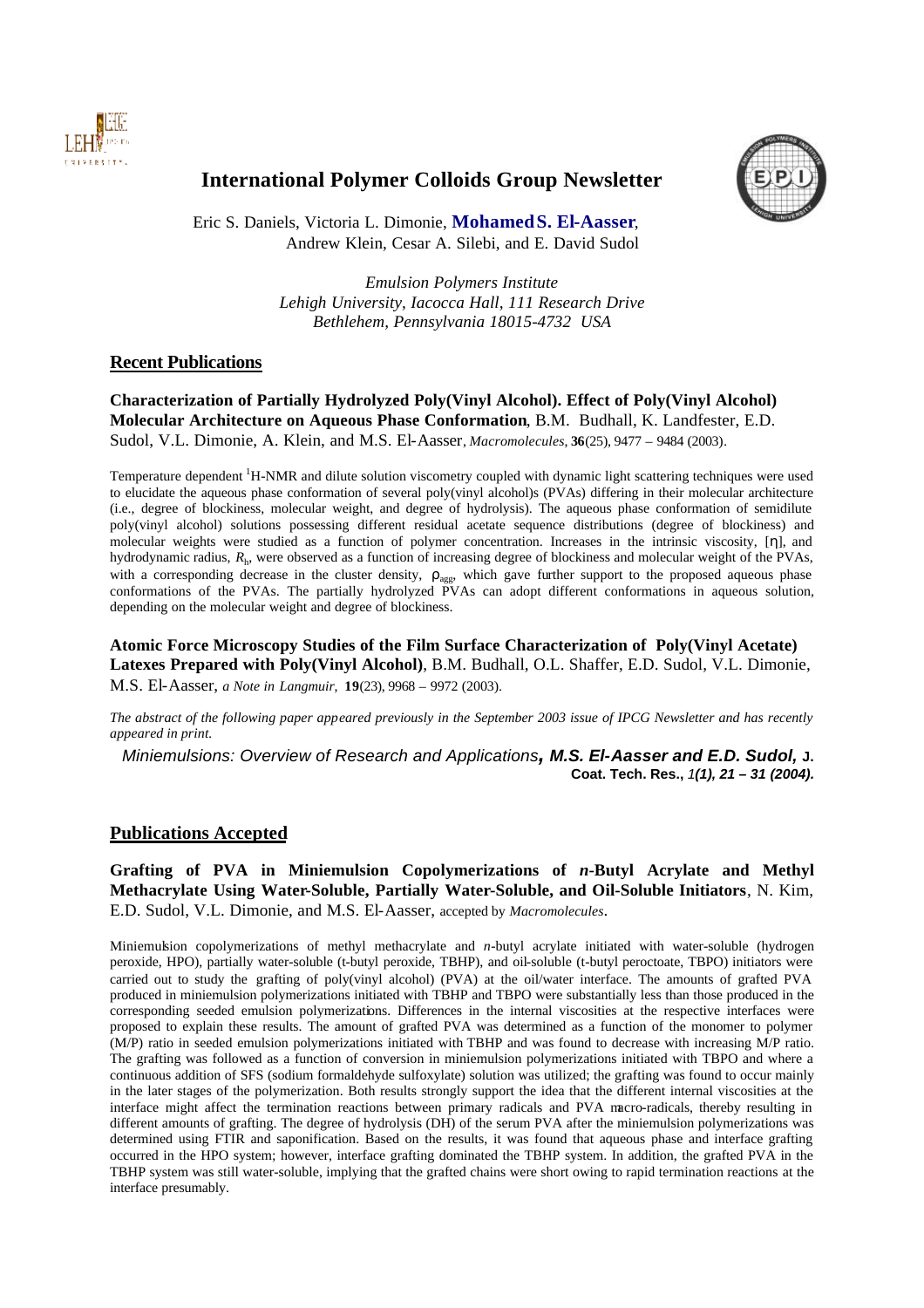# International Polymer Colloids Group Newsletter

Eric S. Daniels, Victoria L. Dimonie, **Mohamed S. El-Aasser**, Andrew Klein, Cesar A. Silebi, and E. David Sudol

*Emulsion Polymers Institute*
*Lehigh University, Iacocca Hall, 111 Research Drive*
*Bethlehem, Pennsylvania 18015-4732 USA*

## Recent Publications

**Characterization of Partially Hydrolyzed Poly(Vinyl Alcohol). Effect of Poly(Vinyl Alcohol) Molecular Architecture on Aqueous Phase Conformation**, B.M. Budhall, K. Landfester, E.D. Sudol, V.L. Dimonie, A. Klein, and M.S. El-Aasser, *Macromolecules*, **36**(25), 9477 – 9484 (2003).

Temperature dependent $^1$H-NMR and dilute solution viscometry coupled with dynamic light scattering techniques were used to elucidate the aqueous phase conformation of several poly(vinyl alcohol)s (PVAs) differing in their molecular architecture (i.e., degree of blockiness, molecular weight, and degree of hydrolysis). The aqueous phase conformation of semidilute poly(vinyl alcohol) solutions possessing different residual acetate sequence distributions (degree of blockiness) and molecular weights were studied as a function of polymer concentration. Increases in the intrinsic viscosity, $[\eta]$, and hydrodynamic radius, $R_h$, were observed as a function of increasing degree of blockiness and molecular weight of the PVAs, with a corresponding decrease in the cluster density, $\rho_{agg}$, which gave further support to the proposed aqueous phase conformations of the PVAs. The partially hydrolyzed PVAs can adopt different conformations in aqueous solution, depending on the molecular weight and degree of blockiness.

**Atomic Force Microscopy Studies of the Film Surface Characterization of Poly(Vinyl Acetate) Latexes Prepared with Poly(Vinyl Alcohol)**, B.M. Budhall, O.L. Shaffer, E.D. Sudol, V.L. Dimonie, M.S. El-Aasser, *a Note in Langmuir*, **19**(23), 9968 – 9972 (2003).

*The abstract of the following paper appeared previously in the September 2003 issue of IPCG Newsletter and has recently appeared in print.*

*Miniemulsions: Overview of Research and Applications*, ***M.S. El-Aasser and E.D. Sudol,*** **J. Coat. Tech. Res.,** *1****(1), 21 – 31 (2004).***

## Publications Accepted

**Grafting of PVA in Miniemulsion Copolymerizations of *n*-Butyl Acrylate and Methyl Methacrylate Using Water-Soluble, Partially Water-Soluble, and Oil-Soluble Initiators**, N. Kim, E.D. Sudol, V.L. Dimonie, and M.S. El-Aasser, accepted by *Macromolecules*.

Miniemulsion copolymerizations of methyl methacrylate and *n*-butyl acrylate initiated with water-soluble (hydrogen peroxide, HPO), partially water-soluble (t-butyl peroxide, TBHP), and oil-soluble (t-butyl peroctoate, TBPO) initiators were carried out to study the grafting of poly(vinyl alcohol) (PVA) at the oil/water interface. The amounts of grafted PVA produced in miniemulsion polymerizations initiated with TBHP and TBPO were substantially less than those produced in the corresponding seeded emulsion polymerizations. Differences in the internal viscosities at the respective interfaces were proposed to explain these results. The amount of grafted PVA was determined as a function of the monomer to polymer (M/P) ratio in seeded emulsion polymerizations initiated with TBHP and was found to decrease with increasing M/P ratio. The grafting was followed as a function of conversion in miniemulsion polymerizations initiated with TBPO and where a continuous addition of SFS (sodium formaldehyde sulfoxylate) solution was utilized; the grafting was found to occur mainly in the later stages of the polymerization. Both results strongly support the idea that the different internal viscosities at the interface might affect the termination reactions between primary radicals and PVA macro-radicals, thereby resulting in different amounts of grafting. The degree of hydrolysis (DH) of the serum PVA after the miniemulsion polymerizations was determined using FTIR and saponification. Based on the results, it was found that aqueous phase and interface grafting occurred in the HPO system; however, interface grafting dominated the TBHP system. In addition, the grafted PVA in the TBHP system was still water-soluble, implying that the grafted chains were short owing to rapid termination reactions at the interface presumably.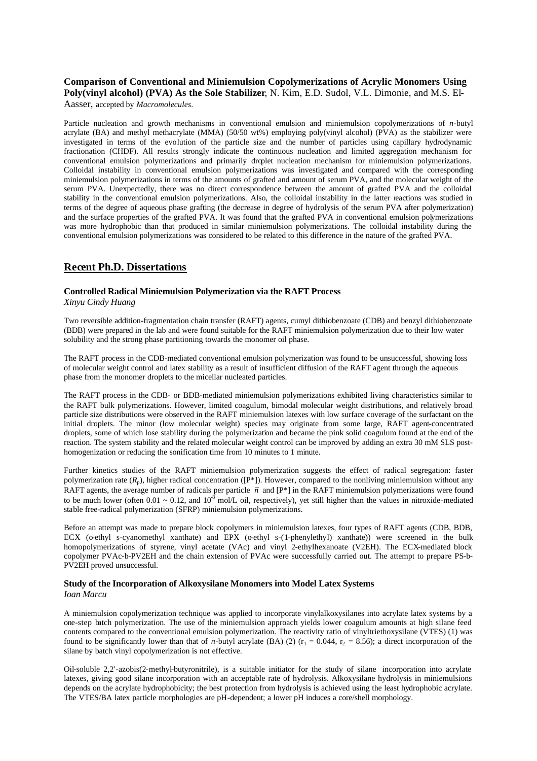**Comparison of Conventional and Miniemulsion Copolymerizations of Acrylic Monomers Using Poly(vinyl alcohol) (PVA) As the Sole Stabilizer**, N. Kim, E.D. Sudol, V.L. Dimonie, and M.S. El-Aasser, accepted by *Macromolecules*.

Particle nucleation and growth mechanisms in conventional emulsion and miniemulsion copolymerizations of *n*-butyl acrylate (BA) and methyl methacrylate (MMA) (50/50 wt%) employing poly(vinyl alcohol) (PVA) as the stabilizer were investigated in terms of the evolution of the particle size and the number of particles using capillary hydrodynamic fractionation (CHDF). All results strongly indicate the continuous nucleation and limited aggregation mechanism for conventional emulsion polymerizations and primarily droplet nucleation mechanism for miniemulsion polymerizations. Colloidal instability in conventional emulsion polymerizations was investigated and compared with the corresponding miniemulsion polymerizations in terms of the amounts of grafted and amount of serum PVA, and the molecular weight of the serum PVA. Unexpectedly, there was no direct correspondence between the amount of grafted PVA and the colloidal stability in the conventional emulsion polymerizations. Also, the colloidal instability in the latter reactions was studied in terms of the degree of aqueous phase grafting (the decrease in degree of hydrolysis of the serum PVA after polymerization) and the surface properties of the grafted PVA. It was found that the grafted PVA in conventional emulsion polymerizations was more hydrophobic than that produced in similar miniemulsion polymerizations. The colloidal instability during the conventional emulsion polymerizations was considered to be related to this difference in the nature of the grafted PVA.

## Recent Ph.D. Dissertations

### Controlled Radical Miniemulsion Polymerization via the RAFT Process

*Xinyu Cindy Huang*

Two reversible addition-fragmentation chain transfer (RAFT) agents, cumyl dithiobenzoate (CDB) and benzyl dithiobenzoate (BDB) were prepared in the lab and were found suitable for the RAFT miniemulsion polymerization due to their low water solubility and the strong phase partitioning towards the monomer oil phase.

The RAFT process in the CDB-mediated conventional emulsion polymerization was found to be unsuccessful, showing loss of molecular weight control and latex stability as a result of insufficient diffusion of the RAFT agent through the aqueous phase from the monomer droplets to the micellar nucleated particles.

The RAFT process in the CDB- or BDB-mediated miniemulsion polymerizations exhibited living characteristics similar to the RAFT bulk polymerizations. However, limited coagulum, bimodal molecular weight distributions, and relatively broad particle size distributions were observed in the RAFT miniemulsion latexes with low surface coverage of the surfactant on the initial droplets. The minor (low molecular weight) species may originate from some large, RAFT agent-concentrated droplets, some of which lose stability during the polymerization and became the pink solid coagulum found at the end of the reaction. The system stability and the related molecular weight control can be improved by adding an extra 30 mM SLS post-homogenization or reducing the sonification time from 10 minutes to 1 minute.

Further kinetics studies of the RAFT miniemulsion polymerization suggests the effect of radical segregation: faster polymerization rate ($R_p$), higher radical concentration ([P*]). However, compared to the nonliving miniemulsion without any RAFT agents, the average number of radicals per particle $\bar{n}$ and [P*] in the RAFT miniemulsion polymerizations were found to be much lower (often $0.01 \sim 0.12$, and $10^{-8}$ mol/L oil, respectively), yet still higher than the values in nitroxide-mediated stable free-radical polymerization (SFRP) miniemulsion polymerizations.

Before an attempt was made to prepare block copolymers in miniemulsion latexes, four types of RAFT agents (CDB, BDB, ECX (o-ethyl s-cyanomethyl xanthate) and EPX (o-ethyl s-(1-phenylethyl) xanthate)) were screened in the bulk homopolymerizations of styrene, vinyl acetate (VAc) and vinyl 2-ethylhexanoate (V2EH). The ECX-mediated block copolymer PVAc-b-PV2EH and the chain extension of PVAc were successfully carried out. The attempt to prepare PS-b-PV2EH proved unsuccessful.

### Study of the Incorporation of Alkoxysilane Monomers into Model Latex Systems

*Ioan Marcu*

A miniemulsion copolymerization technique was applied to incorporate vinylalkoxysilanes into acrylate latex systems by a one-step batch polymerization. The use of the miniemulsion approach yields lower coagulum amounts at high silane feed contents compared to the conventional emulsion polymerization. The reactivity ratio of vinyltriethoxysilane (VTES) (1) was found to be significantly lower than that of *n*-butyl acrylate (BA) (2) ($r_1 = 0.044$, $r_2 = 8.56$); a direct incorporation of the silane by batch vinyl copolymerization is not effective.

Oil-soluble 2,2'-azobis(2-methyl-butyronitrile), is a suitable initiator for the study of silane incorporation into acrylate latexes, giving good silane incorporation with an acceptable rate of hydrolysis. Alkoxysilane hydrolysis in miniemulsions depends on the acrylate hydrophobicity; the best protection from hydrolysis is achieved using the least hydrophobic acrylate. The VTES/BA latex particle morphologies are pH-dependent; a lower pH induces a core/shell morphology.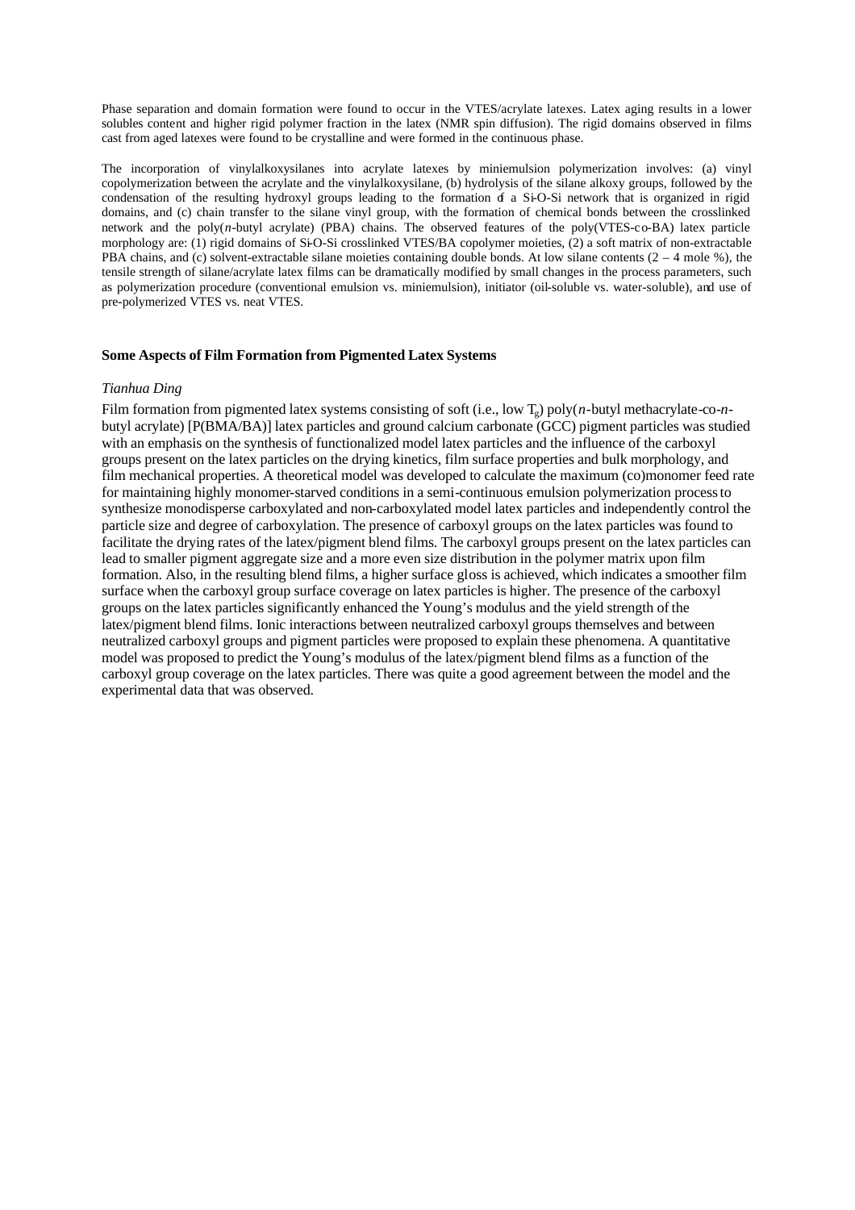Phase separation and domain formation were found to occur in the VTES/acrylate latexes. Latex aging results in a lower solubles content and higher rigid polymer fraction in the latex (NMR spin diffusion). The rigid domains observed in films cast from aged latexes were found to be crystalline and were formed in the continuous phase.

The incorporation of vinylalkoxysilanes into acrylate latexes by miniemulsion polymerization involves: (a) vinyl copolymerization between the acrylate and the vinylalkoxysilane, (b) hydrolysis of the silane alkoxy groups, followed by the condensation of the resulting hydroxyl groups leading to the formation of a Si-O-Si network that is organized in rigid domains, and (c) chain transfer to the silane vinyl group, with the formation of chemical bonds between the crosslinked network and the poly(*n*-butyl acrylate) (PBA) chains. The observed features of the poly(VTES-co-BA) latex particle morphology are: (1) rigid domains of Si-O-Si crosslinked VTES/BA copolymer moieties, (2) a soft matrix of non-extractable PBA chains, and (c) solvent-extractable silane moieties containing double bonds. At low silane contents (2 – 4 mole %), the tensile strength of silane/acrylate latex films can be dramatically modified by small changes in the process parameters, such as polymerization procedure (conventional emulsion vs. miniemulsion), initiator (oil-soluble vs. water-soluble), and use of pre-polymerized VTES vs. neat VTES.

**Some Aspects of Film Formation from Pigmented Latex Systems**

*Tianhua Ding*

Film formation from pigmented latex systems consisting of soft (i.e., low $T_g$) poly(*n*-butyl methacrylate-co-*n*-butyl acrylate) [P(BMA/BA)] latex particles and ground calcium carbonate (GCC) pigment particles was studied with an emphasis on the synthesis of functionalized model latex particles and the influence of the carboxyl groups present on the latex particles on the drying kinetics, film surface properties and bulk morphology, and film mechanical properties. A theoretical model was developed to calculate the maximum (co)monomer feed rate for maintaining highly monomer-starved conditions in a semi-continuous emulsion polymerization process to synthesize monodisperse carboxylated and non-carboxylated model latex particles and independently control the particle size and degree of carboxylation. The presence of carboxyl groups on the latex particles was found to facilitate the drying rates of the latex/pigment blend films. The carboxyl groups present on the latex particles can lead to smaller pigment aggregate size and a more even size distribution in the polymer matrix upon film formation. Also, in the resulting blend films, a higher surface gloss is achieved, which indicates a smoother film surface when the carboxyl group surface coverage on latex particles is higher. The presence of the carboxyl groups on the latex particles significantly enhanced the Young's modulus and the yield strength of the latex/pigment blend films. Ionic interactions between neutralized carboxyl groups themselves and between neutralized carboxyl groups and pigment particles were proposed to explain these phenomena. A quantitative model was proposed to predict the Young's modulus of the latex/pigment blend films as a function of the carboxyl group coverage on the latex particles. There was quite a good agreement between the model and the experimental data that was observed.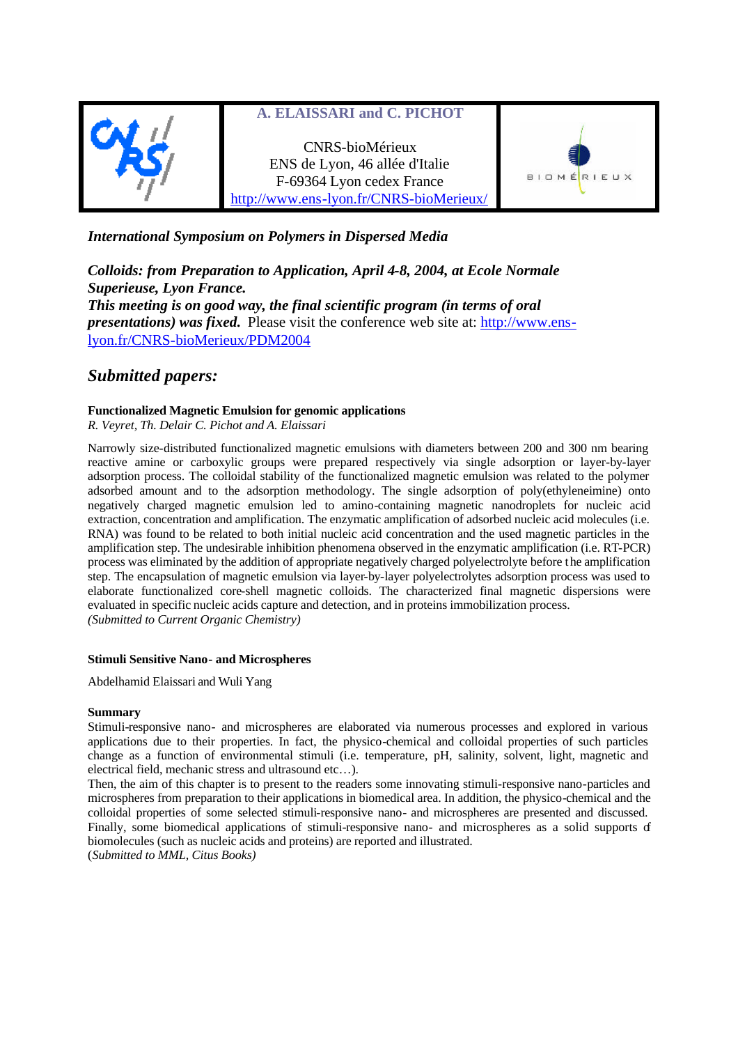| | **A. ELAISSARI and C. PICHOT**<br><br>CNRS-bioMérieux<br>ENS de Lyon, 46 allée d'Italie<br>F-69364 Lyon cedex France<br>http://www.ens-lyon.fr/CNRS-bioMerieux/ | |
|---|---|---|

***International Symposium on Polymers in Dispersed Media***

***Colloids: from Preparation to Application, April 4-8, 2004, at Ecole Normale Superieuse, Lyon France.***
***This meeting is on good way, the final scientific program (in terms of oral presentations) was fixed.*** Please visit the conference web site at: http://www.ens-lyon.fr/CNRS-bioMerieux/PDM2004

## *Submitted papers:*

**Functionalized Magnetic Emulsion for genomic applications**
*R. Veyret, Th. Delair C. Pichot and A. Elaissari*

Narrowly size-distributed functionalized magnetic emulsions with diameters between 200 and 300 nm bearing reactive amine or carboxylic groups were prepared respectively via single adsorption or layer-by-layer adsorption process. The colloidal stability of the functionalized magnetic emulsion was related to the polymer adsorbed amount and to the adsorption methodology. The single adsorption of poly(ethyleneimine) onto negatively charged magnetic emulsion led to amino-containing magnetic nanodroplets for nucleic acid extraction, concentration and amplification. The enzymatic amplification of adsorbed nucleic acid molecules (i.e. RNA) was found to be related to both initial nucleic acid concentration and the used magnetic particles in the amplification step. The undesirable inhibition phenomena observed in the enzymatic amplification (i.e. RT-PCR) process was eliminated by the addition of appropriate negatively charged polyelectrolyte before the amplification step. The encapsulation of magnetic emulsion via layer-by-layer polyelectrolytes adsorption process was used to elaborate functionalized core-shell magnetic colloids. The characterized final magnetic dispersions were evaluated in specific nucleic acids capture and detection, and in proteins immobilization process.
*(Submitted to Current Organic Chemistry)*

**Stimuli Sensitive Nano- and Microspheres**

Abdelhamid Elaissari and Wuli Yang

**Summary**
Stimuli-responsive nano- and microspheres are elaborated via numerous processes and explored in various applications due to their properties. In fact, the physico-chemical and colloidal properties of such particles change as a function of environmental stimuli (i.e. temperature, pH, salinity, solvent, light, magnetic and electrical field, mechanic stress and ultrasound etc…).
Then, the aim of this chapter is to present to the readers some innovating stimuli-responsive nano-particles and microspheres from preparation to their applications in biomedical area. In addition, the physico-chemical and the colloidal properties of some selected stimuli-responsive nano- and microspheres are presented and discussed. Finally, some biomedical applications of stimuli-responsive nano- and microspheres as a solid supports of biomolecules (such as nucleic acids and proteins) are reported and illustrated.
(*Submitted to MML, Citus Books)*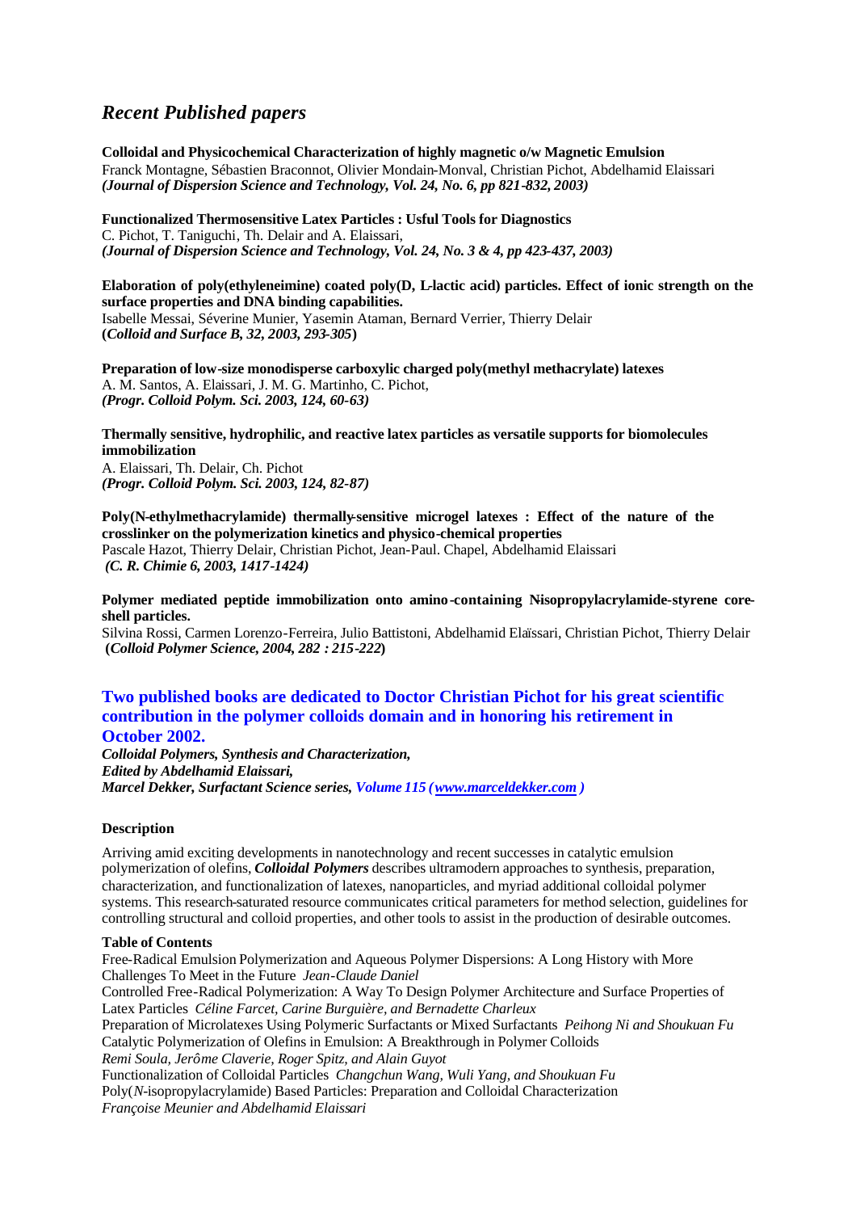# *Recent Published papers*

**Colloidal and Physicochemical Characterization of highly magnetic o/w Magnetic Emulsion**
Franck Montagne, Sébastien Braconnot, Olivier Mondain-Monval, Christian Pichot, Abdelhamid Elaissari
***(Journal of Dispersion Science and Technology, Vol. 24, No. 6, pp 821-832, 2003)***

**Functionalized Thermosensitive Latex Particles : Usful Tools for Diagnostics**
C. Pichot, T. Taniguchi, Th. Delair and A. Elaissari,
***(Journal of Dispersion Science and Technology, Vol. 24, No. 3 & 4, pp 423-437, 2003)***

**Elaboration of poly(ethyleneimine) coated poly(D, L-lactic acid) particles. Effect of ionic strength on the surface properties and DNA binding capabilities.**
Isabelle Messai, Séverine Munier, Yasemin Ataman, Bernard Verrier, Thierry Delair
**(*Colloid and Surface B, 32, 2003, 293-305*)**

**Preparation of low-size monodisperse carboxylic charged poly(methyl methacrylate) latexes**
A. M. Santos, A. Elaissari, J. M. G. Martinho, C. Pichot,
***(Progr. Colloid Polym. Sci. 2003, 124, 60-63)***

**Thermally sensitive, hydrophilic, and reactive latex particles as versatile supports for biomolecules immobilization**
A. Elaissari, Th. Delair, Ch. Pichot
***(Progr. Colloid Polym. Sci. 2003, 124, 82-87)***

**Poly(N-ethylmethacrylamide) thermally-sensitive microgel latexes : Effect of the nature of the crosslinker on the polymerization kinetics and physico-chemical properties**
Pascale Hazot, Thierry Delair, Christian Pichot, Jean-Paul. Chapel, Abdelhamid Elaissari
***(C. R. Chimie 6, 2003, 1417-1424)***

**Polymer mediated peptide immobilization onto amino-containing N-isopropylacrylamide-styrene core-shell particles.**
Silvina Rossi, Carmen Lorenzo-Ferreira, Julio Battistoni, Abdelhamid Elaïssari, Christian Pichot, Thierry Delair
**(*Colloid Polymer Science, 2004, 282 : 215-222*)**

## Two published books are dedicated to Doctor Christian Pichot for his great scientific contribution in the polymer colloids domain and in honoring his retirement in October 2002.

***Colloidal Polymers, Synthesis and Characterization,***
***Edited by Abdelhamid Elaissari,***
***Marcel Dekker, Surfactant Science series, Volume 115 (www.marceldekker.com )***

**Description**

Arriving amid exciting developments in nanotechnology and recent successes in catalytic emulsion polymerization of olefins, ***Colloidal Polymers*** describes ultramodern approaches to synthesis, preparation, characterization, and functionalization of latexes, nanoparticles, and myriad additional colloidal polymer systems. This research-saturated resource communicates critical parameters for method selection, guidelines for controlling structural and colloid properties, and other tools to assist in the production of desirable outcomes.

**Table of Contents**

Free-Radical Emulsion Polymerization and Aqueous Polymer Dispersions: A Long History with More Challenges To Meet in the Future *Jean-Claude Daniel*
Controlled Free-Radical Polymerization: A Way To Design Polymer Architecture and Surface Properties of Latex Particles *Céline Farcet, Carine Burguière, and Bernadette Charleux*
Preparation of Microlatexes Using Polymeric Surfactants or Mixed Surfactants *Peihong Ni and Shoukuan Fu*
Catalytic Polymerization of Olefins in Emulsion: A Breakthrough in Polymer Colloids
*Remi Soula, Jerôme Claverie, Roger Spitz, and Alain Guyot*
Functionalization of Colloidal Particles *Changchun Wang, Wuli Yang, and Shoukuan Fu*
Poly(*N*-isopropylacrylamide) Based Particles: Preparation and Colloidal Characterization
*Françoise Meunier and Abdelhamid Elaissari*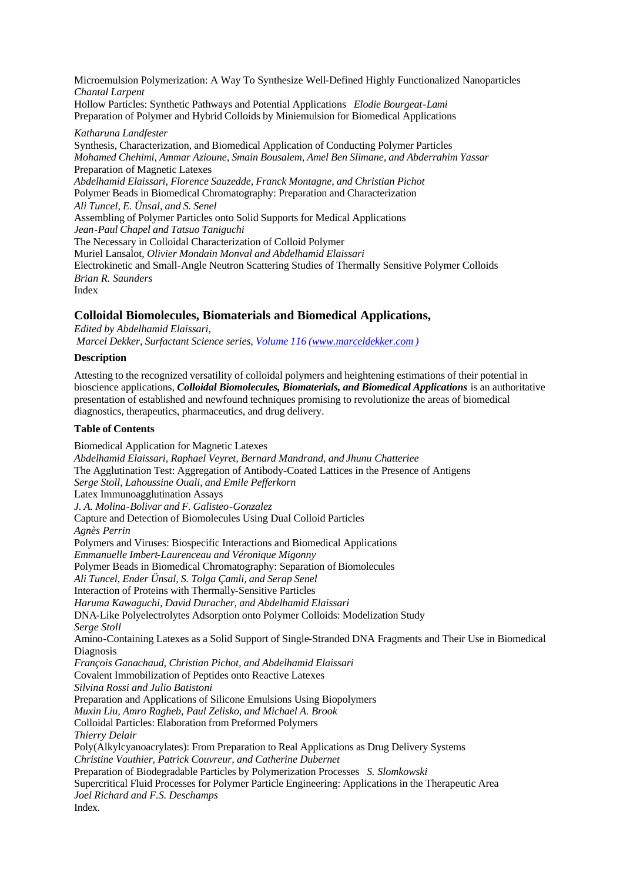Microemulsion Polymerization: A Way To Synthesize Well-Defined Highly Functionalized Nanoparticles
*Chantal Larpent*
Hollow Particles: Synthetic Pathways and Potential Applications *Elodie Bourgeat-Lami*
Preparation of Polymer and Hybrid Colloids by Miniemulsion for Biomedical Applications

*Katharuna Landfester*
Synthesis, Characterization, and Biomedical Application of Conducting Polymer Particles
*Mohamed Chehimi, Ammar Azioune, Smain Bousalem, Amel Ben Slimane, and Abderrahim Yassar*
Preparation of Magnetic Latexes
*Abdelhamid Elaissari, Florence Sauzedde, Franck Montagne, and Christian Pichot*
Polymer Beads in Biomedical Chromatography: Preparation and Characterization
*Ali Tuncel, E. Ünsal, and S. Senel*
Assembling of Polymer Particles onto Solid Supports for Medical Applications
*Jean-Paul Chapel and Tatsuo Taniguchi*
The Necessary in Colloidal Characterization of Colloid Polymer
Muriel Lansalot, *Olivier Mondain Monval and Abdelhamid Elaissari*
Electrokinetic and Small-Angle Neutron Scattering Studies of Thermally Sensitive Polymer Colloids
*Brian R. Saunders*
Index

### Colloidal Biomolecules, Biomaterials and Biomedical Applications,

*Edited by Abdelhamid Elaissari,*
*Marcel Dekker, Surfactant Science series, Volume 116 (www.marceldekker.com )*

**Description**

Attesting to the recognized versatility of colloidal polymers and heightening estimations of their potential in bioscience applications, ***Colloidal Biomolecules, Biomaterials, and Biomedical Applications*** is an authoritative presentation of established and newfound techniques promising to revolutionize the areas of biomedical diagnostics, therapeutics, pharmaceutics, and drug delivery.

**Table of Contents**

Biomedical Application for Magnetic Latexes
*Abdelhamid Elaissari, Raphael Veyret, Bernard Mandrand, and Jhunu Chatteriee*
The Agglutination Test: Aggregation of Antibody-Coated Lattices in the Presence of Antigens
*Serge Stoll, Lahoussine Ouali, and Emile Pefferkorn*
Latex Immunoagglutination Assays
*J. A. Molina-Bolivar and F. Galisteo-Gonzalez*
Capture and Detection of Biomolecules Using Dual Colloid Particles
*Agnès Perrin*
Polymers and Viruses: Biospecific Interactions and Biomedical Applications
*Emmanuelle Imbert-Laurenceau and Véronique Migonny*
Polymer Beads in Biomedical Chromatography: Separation of Biomolecules
*Ali Tuncel, Ender Ünsal, S. Tolga Çamli, and Serap Senel*
Interaction of Proteins with Thermally-Sensitive Particles
*Haruma Kawaguchi, David Duracher, and Abdelhamid Elaissari*
DNA-Like Polyelectrolytes Adsorption onto Polymer Colloids: Modelization Study
*Serge Stoll*
Amino-Containing Latexes as a Solid Support of Single-Stranded DNA Fragments and Their Use in Biomedical Diagnosis
*François Ganachaud, Christian Pichot, and Abdelhamid Elaissari*
Covalent Immobilization of Peptides onto Reactive Latexes
*Silvina Rossi and Julio Batistoni*
Preparation and Applications of Silicone Emulsions Using Biopolymers
*Muxin Liu, Amro Ragheb, Paul Zelisko, and Michael A. Brook*
Colloidal Particles: Elaboration from Preformed Polymers
*Thierry Delair*
Poly(Alkylcyanoacrylates): From Preparation to Real Applications as Drug Delivery Systems
*Christine Vauthier, Patrick Couvreur, and Catherine Dubernet*
Preparation of Biodegradable Particles by Polymerization Processes *S. Slomkowski*
Supercritical Fluid Processes for Polymer Particle Engineering: Applications in the Therapeutic Area
*Joel Richard and F.S. Deschamps*
Index.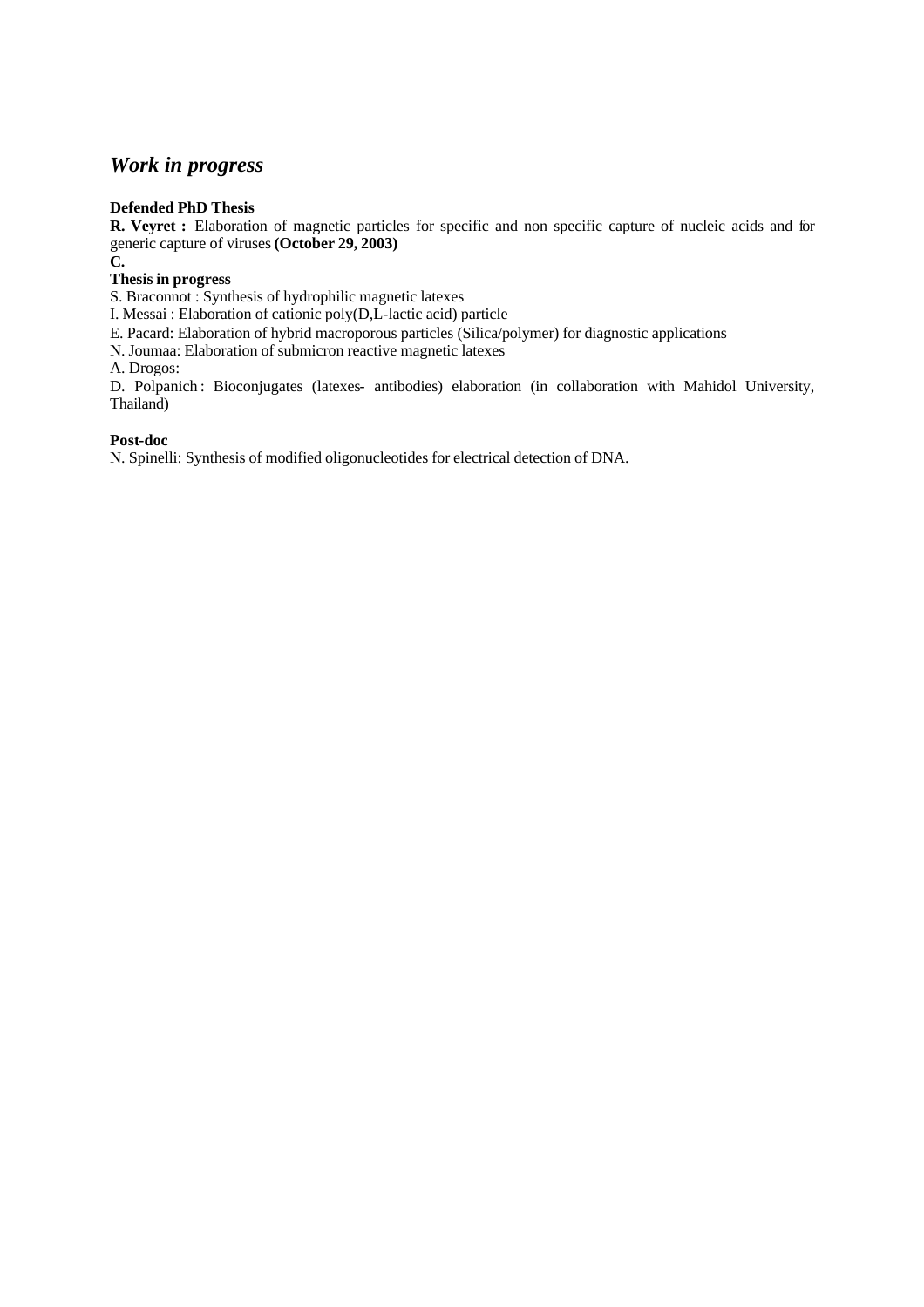## *Work in progress*

**Defended PhD Thesis**

**R. Veyret :** Elaboration of magnetic particles for specific and non specific capture of nucleic acids and for generic capture of viruses **(October 29, 2003)**

**C.**

**Thesis in progress**

S. Braconnot : Synthesis of hydrophilic magnetic latexes

I. Messai : Elaboration of cationic poly(D,L-lactic acid) particle

E. Pacard: Elaboration of hybrid macroporous particles (Silica/polymer) for diagnostic applications

N. Joumaa: Elaboration of submicron reactive magnetic latexes

A. Drogos:

D. Polpanich : Bioconjugates (latexes- antibodies) elaboration (in collaboration with Mahidol University, Thailand)

**Post-doc**

N. Spinelli: Synthesis of modified oligonucleotides for electrical detection of DNA.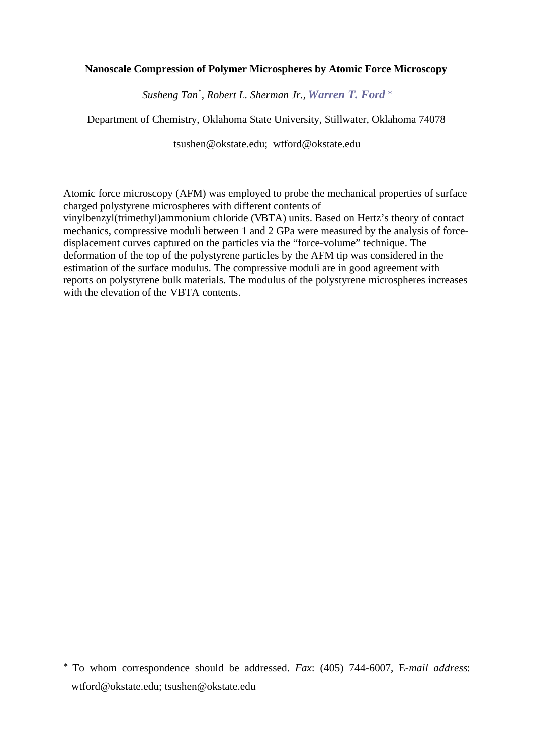**Nanoscale Compression of Polymer Microspheres by Atomic Force Microscopy**

*Susheng Tan*\*, *Robert L. Sherman Jr.*, ***Warren T. Ford*** \*

Department of Chemistry, Oklahoma State University, Stillwater, Oklahoma 74078

tsushen@okstate.edu; wtford@okstate.edu

Atomic force microscopy (AFM) was employed to probe the mechanical properties of surface charged polystyrene microspheres with different contents of vinylbenzyl(trimethyl)ammonium chloride (VBTA) units. Based on Hertz's theory of contact mechanics, compressive moduli between 1 and 2 GPa were measured by the analysis of force-displacement curves captured on the particles via the "force-volume" technique. The deformation of the top of the polystyrene particles by the AFM tip was considered in the estimation of the surface modulus. The compressive moduli are in good agreement with reports on polystyrene bulk materials. The modulus of the polystyrene microspheres increases with the elevation of the VBTA contents.

---

\* To whom correspondence should be addressed. *Fax*: (405) 744-6007, E-*mail address*: wtford@okstate.edu; tsushen@okstate.edu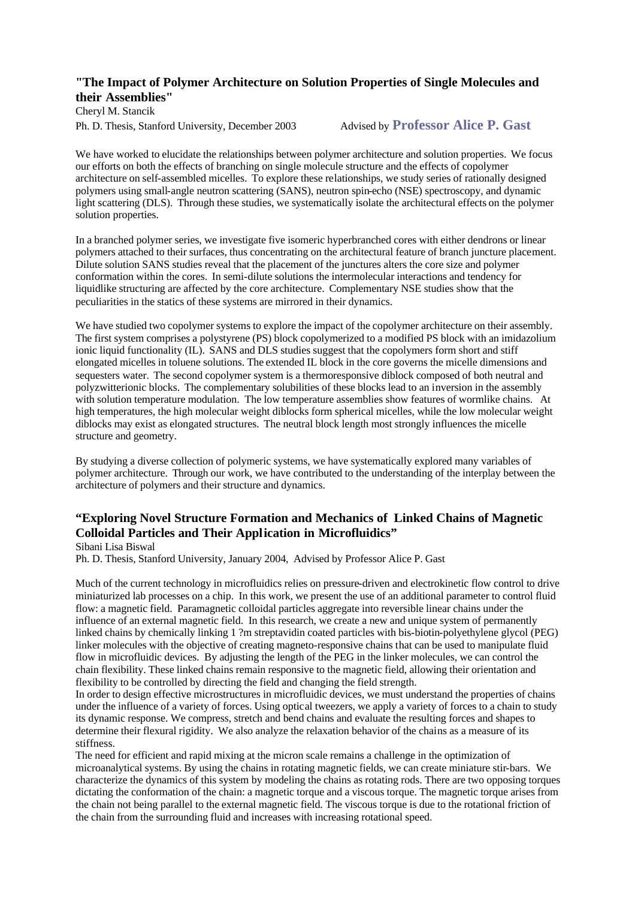## "The Impact of Polymer Architecture on Solution Properties of Single Molecules and their Assemblies"

Cheryl M. Stancik

Ph. D. Thesis, Stanford University, December 2003 Advised by **Professor Alice P. Gast**

We have worked to elucidate the relationships between polymer architecture and solution properties. We focus our efforts on both the effects of branching on single molecule structure and the effects of copolymer architecture on self-assembled micelles. To explore these relationships, we study series of rationally designed polymers using small-angle neutron scattering (SANS), neutron spin-echo (NSE) spectroscopy, and dynamic light scattering (DLS). Through these studies, we systematically isolate the architectural effects on the polymer solution properties.

In a branched polymer series, we investigate five isomeric hyperbranched cores with either dendrons or linear polymers attached to their surfaces, thus concentrating on the architectural feature of branch juncture placement. Dilute solution SANS studies reveal that the placement of the junctures alters the core size and polymer conformation within the cores. In semi-dilute solutions the intermolecular interactions and tendency for liquidlike structuring are affected by the core architecture. Complementary NSE studies show that the peculiarities in the statics of these systems are mirrored in their dynamics.

We have studied two copolymer systems to explore the impact of the copolymer architecture on their assembly. The first system comprises a polystyrene (PS) block copolymerized to a modified PS block with an imidazolium ionic liquid functionality (IL). SANS and DLS studies suggest that the copolymers form short and stiff elongated micelles in toluene solutions. The extended IL block in the core governs the micelle dimensions and sequesters water. The second copolymer system is a thermoresponsive diblock composed of both neutral and polyzwitterionic blocks. The complementary solubilities of these blocks lead to an inversion in the assembly with solution temperature modulation. The low temperature assemblies show features of wormlike chains. At high temperatures, the high molecular weight diblocks form spherical micelles, while the low molecular weight diblocks may exist as elongated structures. The neutral block length most strongly influences the micelle structure and geometry.

By studying a diverse collection of polymeric systems, we have systematically explored many variables of polymer architecture. Through our work, we have contributed to the understanding of the interplay between the architecture of polymers and their structure and dynamics.

## "Exploring Novel Structure Formation and Mechanics of Linked Chains of Magnetic Colloidal Particles and Their Application in Microfluidics"

Sibani Lisa Biswal

Ph. D. Thesis, Stanford University, January 2004, Advised by Professor Alice P. Gast

Much of the current technology in microfluidics relies on pressure-driven and electrokinetic flow control to drive miniaturized lab processes on a chip. In this work, we present the use of an additional parameter to control fluid flow: a magnetic field. Paramagnetic colloidal particles aggregate into reversible linear chains under the influence of an external magnetic field. In this research, we create a new and unique system of permanently linked chains by chemically linking 1 ?m streptavidin coated particles with bis-biotin-polyethylene glycol (PEG) linker molecules with the objective of creating magneto-responsive chains that can be used to manipulate fluid flow in microfluidic devices. By adjusting the length of the PEG in the linker molecules, we can control the chain flexibility. These linked chains remain responsive to the magnetic field, allowing their orientation and flexibility to be controlled by directing the field and changing the field strength.

In order to design effective microstructures in microfluidic devices, we must understand the properties of chains under the influence of a variety of forces. Using optical tweezers, we apply a variety of forces to a chain to study its dynamic response. We compress, stretch and bend chains and evaluate the resulting forces and shapes to determine their flexural rigidity. We also analyze the relaxation behavior of the chains as a measure of its stiffness.

The need for efficient and rapid mixing at the micron scale remains a challenge in the optimization of microanalytical systems. By using the chains in rotating magnetic fields, we can create miniature stir-bars. We characterize the dynamics of this system by modeling the chains as rotating rods. There are two opposing torques dictating the conformation of the chain: a magnetic torque and a viscous torque. The magnetic torque arises from the chain not being parallel to the external magnetic field. The viscous torque is due to the rotational friction of the chain from the surrounding fluid and increases with increasing rotational speed.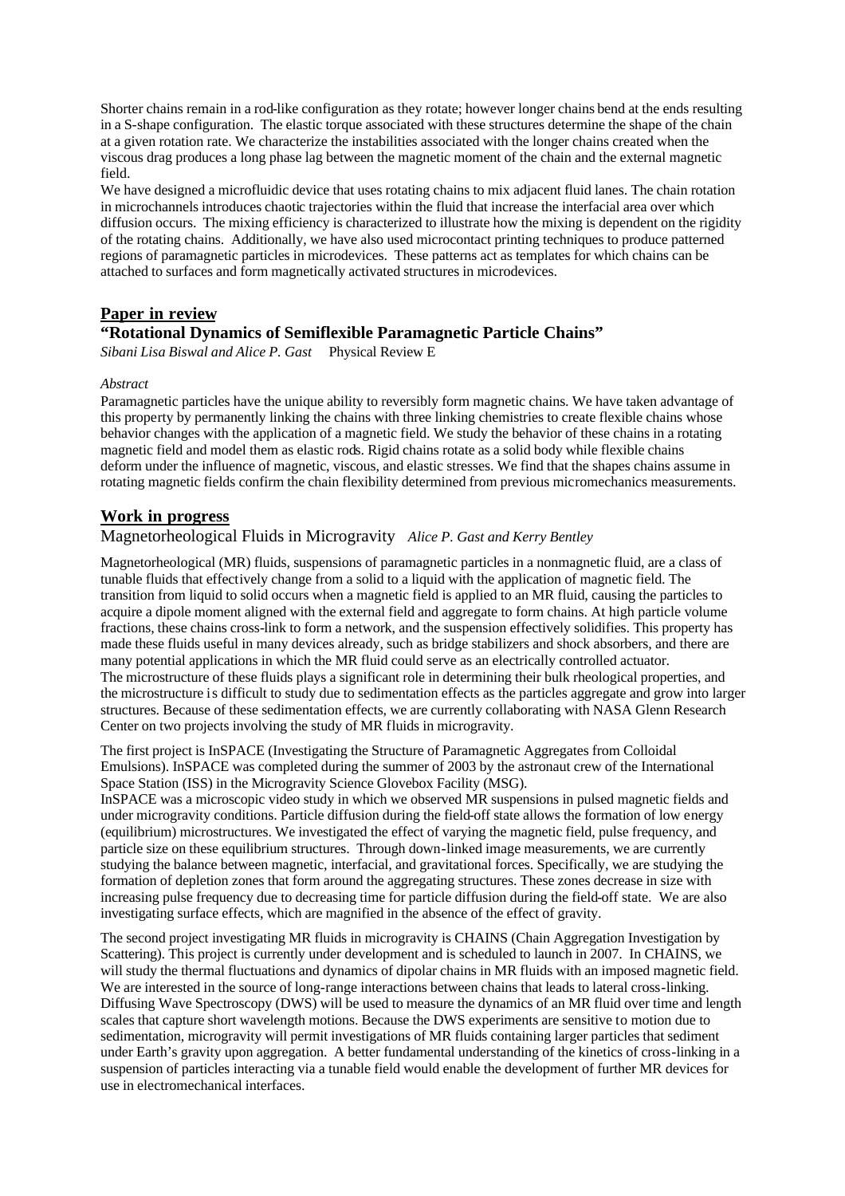Shorter chains remain in a rod-like configuration as they rotate; however longer chains bend at the ends resulting in a S-shape configuration. The elastic torque associated with these structures determine the shape of the chain at a given rotation rate. We characterize the instabilities associated with the longer chains created when the viscous drag produces a long phase lag between the magnetic moment of the chain and the external magnetic field.

We have designed a microfluidic device that uses rotating chains to mix adjacent fluid lanes. The chain rotation in microchannels introduces chaotic trajectories within the fluid that increase the interfacial area over which diffusion occurs. The mixing efficiency is characterized to illustrate how the mixing is dependent on the rigidity of the rotating chains. Additionally, we have also used microcontact printing techniques to produce patterned regions of paramagnetic particles in microdevices. These patterns act as templates for which chains can be attached to surfaces and form magnetically activated structures in microdevices.

## **Paper in review**

### **"Rotational Dynamics of Semiflexible Paramagnetic Particle Chains"**

*Sibani Lisa Biswal and Alice P. Gast* Physical Review E

*Abstract*

Paramagnetic particles have the unique ability to reversibly form magnetic chains. We have taken advantage of this property by permanently linking the chains with three linking chemistries to create flexible chains whose behavior changes with the application of a magnetic field. We study the behavior of these chains in a rotating magnetic field and model them as elastic rods. Rigid chains rotate as a solid body while flexible chains deform under the influence of magnetic, viscous, and elastic stresses. We find that the shapes chains assume in rotating magnetic fields confirm the chain flexibility determined from previous micromechanics measurements.

## **Work in progress**

### Magnetorheological Fluids in Microgravity *Alice P. Gast and Kerry Bentley*

Magnetorheological (MR) fluids, suspensions of paramagnetic particles in a nonmagnetic fluid, are a class of tunable fluids that effectively change from a solid to a liquid with the application of magnetic field. The transition from liquid to solid occurs when a magnetic field is applied to an MR fluid, causing the particles to acquire a dipole moment aligned with the external field and aggregate to form chains. At high particle volume fractions, these chains cross-link to form a network, and the suspension effectively solidifies. This property has made these fluids useful in many devices already, such as bridge stabilizers and shock absorbers, and there are many potential applications in which the MR fluid could serve as an electrically controlled actuator.

The microstructure of these fluids plays a significant role in determining their bulk rheological properties, and the microstructure is difficult to study due to sedimentation effects as the particles aggregate and grow into larger structures. Because of these sedimentation effects, we are currently collaborating with NASA Glenn Research Center on two projects involving the study of MR fluids in microgravity.

The first project is InSPACE (Investigating the Structure of Paramagnetic Aggregates from Colloidal Emulsions). InSPACE was completed during the summer of 2003 by the astronaut crew of the International Space Station (ISS) in the Microgravity Science Glovebox Facility (MSG).

InSPACE was a microscopic video study in which we observed MR suspensions in pulsed magnetic fields and under microgravity conditions. Particle diffusion during the field-off state allows the formation of low energy (equilibrium) microstructures. We investigated the effect of varying the magnetic field, pulse frequency, and particle size on these equilibrium structures. Through down-linked image measurements, we are currently studying the balance between magnetic, interfacial, and gravitational forces. Specifically, we are studying the formation of depletion zones that form around the aggregating structures. These zones decrease in size with increasing pulse frequency due to decreasing time for particle diffusion during the field-off state. We are also investigating surface effects, which are magnified in the absence of the effect of gravity.

The second project investigating MR fluids in microgravity is CHAINS (Chain Aggregation Investigation by Scattering). This project is currently under development and is scheduled to launch in 2007. In CHAINS, we will study the thermal fluctuations and dynamics of dipolar chains in MR fluids with an imposed magnetic field. We are interested in the source of long-range interactions between chains that leads to lateral cross-linking. Diffusing Wave Spectroscopy (DWS) will be used to measure the dynamics of an MR fluid over time and length scales that capture short wavelength motions. Because the DWS experiments are sensitive to motion due to sedimentation, microgravity will permit investigations of MR fluids containing larger particles that sediment under Earth's gravity upon aggregation. A better fundamental understanding of the kinetics of cross-linking in a suspension of particles interacting via a tunable field would enable the development of further MR devices for use in electromechanical interfaces.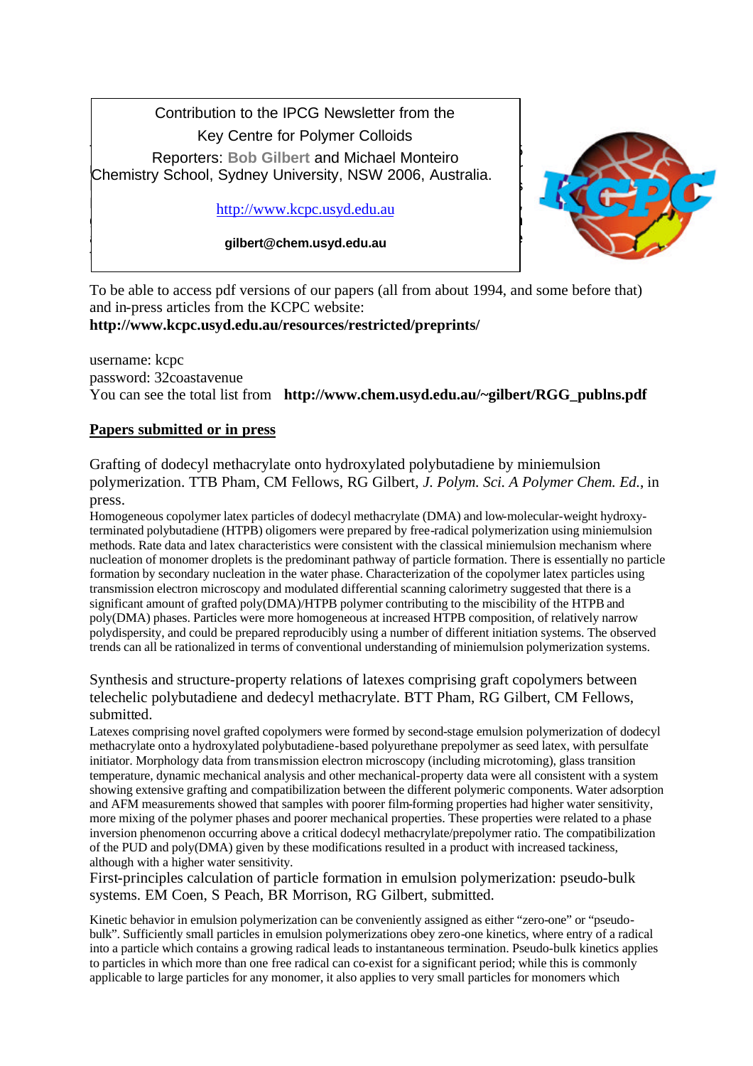Contribution to the IPCG Newsletter from the

Key Centre for Polymer Colloids

Reporters: **Bob Gilbert** and Michael Monteiro

Chemistry School, Sydney University, NSW 2006, Australia.

http://www.kcpc.usyd.edu.au

**gilbert@chem.usyd.edu.au**

To be able to access pdf versions of our papers (all from about 1994, and some before that) and in-press articles from the KCPC website:
**http://www.kcpc.usyd.edu.au/resources/restricted/preprints/**

username: kcpc
password: 32coastavenue
You can see the total list from **http://www.chem.usyd.edu.au/~gilbert/RGG_publns.pdf**

## Papers submitted or in press

Grafting of dodecyl methacrylate onto hydroxylated polybutadiene by miniemulsion polymerization. TTB Pham, CM Fellows, RG Gilbert, *J. Polym. Sci. A Polymer Chem. Ed.*, in press.

Homogeneous copolymer latex particles of dodecyl methacrylate (DMA) and low-molecular-weight hydroxy-terminated polybutadiene (HTPB) oligomers were prepared by free-radical polymerization using miniemulsion methods. Rate data and latex characteristics were consistent with the classical miniemulsion mechanism where nucleation of monomer droplets is the predominant pathway of particle formation. There is essentially no particle formation by secondary nucleation in the water phase. Characterization of the copolymer latex particles using transmission electron microscopy and modulated differential scanning calorimetry suggested that there is a significant amount of grafted poly(DMA)/HTPB polymer contributing to the miscibility of the HTPB and poly(DMA) phases. Particles were more homogeneous at increased HTPB composition, of relatively narrow polydispersity, and could be prepared reproducibly using a number of different initiation systems. The observed trends can all be rationalized in terms of conventional understanding of miniemulsion polymerization systems.

Synthesis and structure-property relations of latexes comprising graft copolymers between telechelic polybutadiene and dedecyl methacrylate. BTT Pham, RG Gilbert, CM Fellows, submitted.

Latexes comprising novel grafted copolymers were formed by second-stage emulsion polymerization of dodecyl methacrylate onto a hydroxylated polybutadiene-based polyurethane prepolymer as seed latex, with persulfate initiator. Morphology data from transmission electron microscopy (including microtoming), glass transition temperature, dynamic mechanical analysis and other mechanical-property data were all consistent with a system showing extensive grafting and compatibilization between the different polymeric components. Water adsorption and AFM measurements showed that samples with poorer film-forming properties had higher water sensitivity, more mixing of the polymer phases and poorer mechanical properties. These properties were related to a phase inversion phenomenon occurring above a critical dodecyl methacrylate/prepolymer ratio. The compatibilization of the PUD and poly(DMA) given by these modifications resulted in a product with increased tackiness, although with a higher water sensitivity.

First-principles calculation of particle formation in emulsion polymerization: pseudo-bulk systems. EM Coen, S Peach, BR Morrison, RG Gilbert, submitted.

Kinetic behavior in emulsion polymerization can be conveniently assigned as either "zero-one" or "pseudo-bulk". Sufficiently small particles in emulsion polymerizations obey zero-one kinetics, where entry of a radical into a particle which contains a growing radical leads to instantaneous termination. Pseudo-bulk kinetics applies to particles in which more than one free radical can co-exist for a significant period; while this is commonly applicable to large particles for any monomer, it also applies to very small particles for monomers which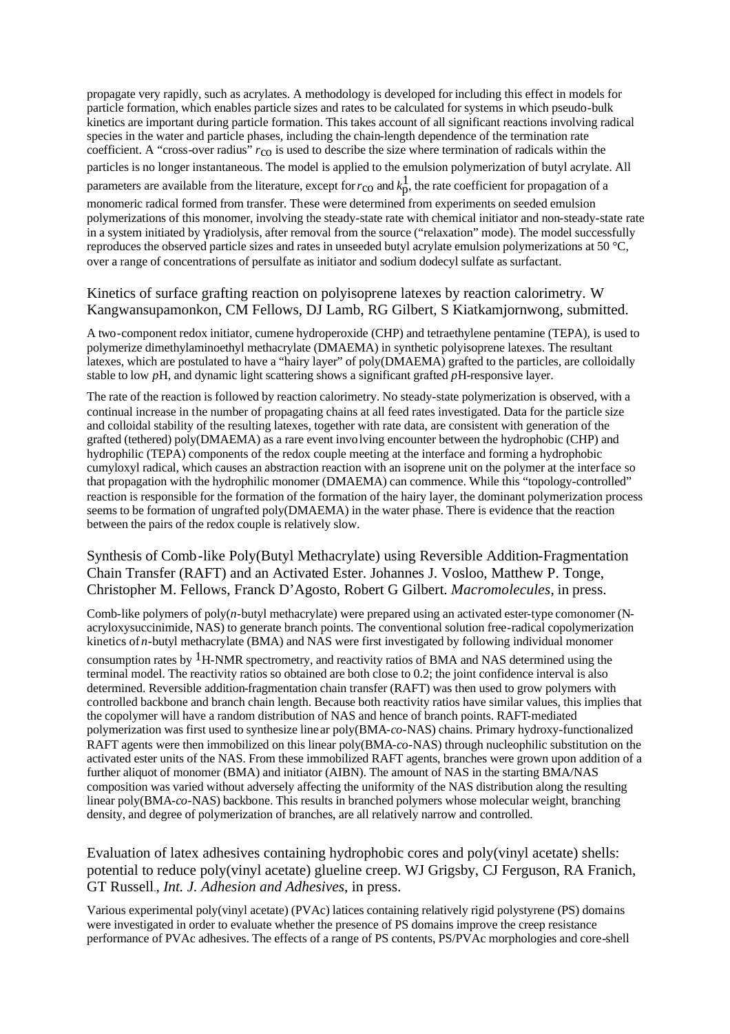propagate very rapidly, such as acrylates. A methodology is developed for including this effect in models for particle formation, which enables particle sizes and rates to be calculated for systems in which pseudo-bulk kinetics are important during particle formation. This takes account of all significant reactions involving radical species in the water and particle phases, including the chain-length dependence of the termination rate coefficient. A "cross-over radius" $r_{co}$ is used to describe the size where termination of radicals within the particles is no longer instantaneous. The model is applied to the emulsion polymerization of butyl acrylate. All parameters are available from the literature, except for $r_{co}$ and $k_p^1$, the rate coefficient for propagation of a monomeric radical formed from transfer. These were determined from experiments on seeded emulsion polymerizations of this monomer, involving the steady-state rate with chemical initiator and non-steady-state rate in a system initiated by γ radiolysis, after removal from the source ("relaxation" mode). The model successfully reproduces the observed particle sizes and rates in unseeded butyl acrylate emulsion polymerizations at 50 °C, over a range of concentrations of persulfate as initiator and sodium dodecyl sulfate as surfactant.

### Kinetics of surface grafting reaction on polyisoprene latexes by reaction calorimetry. W Kangwansupamonkon, CM Fellows, DJ Lamb, RG Gilbert, S Kiatkamjornwong, submitted.

A two-component redox initiator, cumene hydroperoxide (CHP) and tetraethylene pentamine (TEPA), is used to polymerize dimethylaminoethyl methacrylate (DMAEMA) in synthetic polyisoprene latexes. The resultant latexes, which are postulated to have a "hairy layer" of poly(DMAEMA) grafted to the particles, are colloidally stable to low *p*H, and dynamic light scattering shows a significant grafted *p*H-responsive layer.

The rate of the reaction is followed by reaction calorimetry. No steady-state polymerization is observed, with a continual increase in the number of propagating chains at all feed rates investigated. Data for the particle size and colloidal stability of the resulting latexes, together with rate data, are consistent with generation of the grafted (tethered) poly(DMAEMA) as a rare event involving encounter between the hydrophobic (CHP) and hydrophilic (TEPA) components of the redox couple meeting at the interface and forming a hydrophobic cumyloxyl radical, which causes an abstraction reaction with an isoprene unit on the polymer at the interface so that propagation with the hydrophilic monomer (DMAEMA) can commence. While this "topology-controlled" reaction is responsible for the formation of the formation of the hairy layer, the dominant polymerization process seems to be formation of ungrafted poly(DMAEMA) in the water phase. There is evidence that the reaction between the pairs of the redox couple is relatively slow.

### Synthesis of Comb-like Poly(Butyl Methacrylate) using Reversible Addition-Fragmentation Chain Transfer (RAFT) and an Activated Ester. Johannes J. Vosloo, Matthew P. Tonge, Christopher M. Fellows, Franck D'Agosto, Robert G Gilbert. *Macromolecules*, in press.

Comb-like polymers of poly(*n*-butyl methacrylate) were prepared using an activated ester-type comonomer (N-acryloxysuccinimide, NAS) to generate branch points. The conventional solution free-radical copolymerization kinetics of *n*-butyl methacrylate (BMA) and NAS were first investigated by following individual monomer consumption rates by $^1$H-NMR spectrometry, and reactivity ratios of BMA and NAS determined using the terminal model. The reactivity ratios so obtained are both close to 0.2; the joint confidence interval is also determined. Reversible addition-fragmentation chain transfer (RAFT) was then used to grow polymers with controlled backbone and branch chain length. Because both reactivity ratios have similar values, this implies that the copolymer will have a random distribution of NAS and hence of branch points. RAFT-mediated polymerization was first used to synthesize linear poly(BMA-*co*-NAS) chains. Primary hydroxy-functionalized RAFT agents were then immobilized on this linear poly(BMA-*co*-NAS) through nucleophilic substitution on the activated ester units of the NAS. From these immobilized RAFT agents, branches were grown upon addition of a further aliquot of monomer (BMA) and initiator (AIBN). The amount of NAS in the starting BMA/NAS composition was varied without adversely affecting the uniformity of the NAS distribution along the resulting linear poly(BMA-*co*-NAS) backbone. This results in branched polymers whose molecular weight, branching density, and degree of polymerization of branches, are all relatively narrow and controlled.

### Evaluation of latex adhesives containing hydrophobic cores and poly(vinyl acetate) shells: potential to reduce poly(vinyl acetate) glueline creep. WJ Grigsby, CJ Ferguson, RA Franich, GT Russell., *Int. J. Adhesion and Adhesives*, in press.

Various experimental poly(vinyl acetate) (PVAc) latices containing relatively rigid polystyrene (PS) domains were investigated in order to evaluate whether the presence of PS domains improve the creep resistance performance of PVAc adhesives. The effects of a range of PS contents, PS/PVAc morphologies and core-shell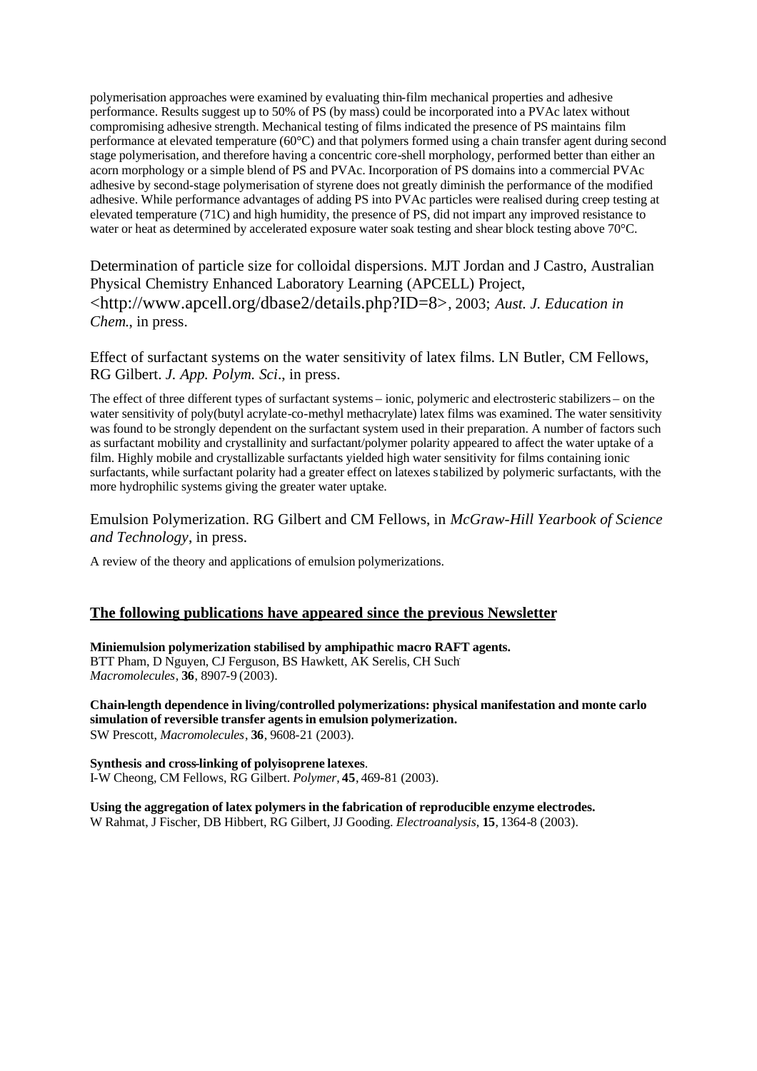polymerisation approaches were examined by evaluating thin-film mechanical properties and adhesive performance. Results suggest up to 50% of PS (by mass) could be incorporated into a PVAc latex without compromising adhesive strength. Mechanical testing of films indicated the presence of PS maintains film performance at elevated temperature (60°C) and that polymers formed using a chain transfer agent during second stage polymerisation, and therefore having a concentric core-shell morphology, performed better than either an acorn morphology or a simple blend of PS and PVAc. Incorporation of PS domains into a commercial PVAc adhesive by second-stage polymerisation of styrene does not greatly diminish the performance of the modified adhesive. While performance advantages of adding PS into PVAc particles were realised during creep testing at elevated temperature (71C) and high humidity, the presence of PS, did not impart any improved resistance to water or heat as determined by accelerated exposure water soak testing and shear block testing above 70°C.

Determination of particle size for colloidal dispersions. MJT Jordan and J Castro, Australian Physical Chemistry Enhanced Laboratory Learning (APCELL) Project, <http://www.apcell.org/dbase2/details.php?ID=8>, 2003; *Aust. J. Education in Chem.*, in press.

Effect of surfactant systems on the water sensitivity of latex films. LN Butler, CM Fellows, RG Gilbert. *J. App. Polym. Sci*., in press.

The effect of three different types of surfactant systems – ionic, polymeric and electrosteric stabilizers – on the water sensitivity of poly(butyl acrylate-co-methyl methacrylate) latex films was examined. The water sensitivity was found to be strongly dependent on the surfactant system used in their preparation. A number of factors such as surfactant mobility and crystallinity and surfactant/polymer polarity appeared to affect the water uptake of a film. Highly mobile and crystallizable surfactants yielded high water sensitivity for films containing ionic surfactants, while surfactant polarity had a greater effect on latexes stabilized by polymeric surfactants, with the more hydrophilic systems giving the greater water uptake.

Emulsion Polymerization. RG Gilbert and CM Fellows, in *McGraw-Hill Yearbook of Science and Technology*, in press.

A review of the theory and applications of emulsion polymerizations.

## The following publications have appeared since the previous Newsletter

**Miniemulsion polymerization stabilised by amphipathic macro RAFT agents.**
BTT Pham, D Nguyen, CJ Ferguson, BS Hawkett, AK Serelis, CH Such
*Macromolecules*, **36**, 8907-9 (2003).

**Chain-length dependence in living/controlled polymerizations: physical manifestation and monte carlo simulation of reversible transfer agents in emulsion polymerization.**
SW Prescott, *Macromolecules*, **36**, 9608-21 (2003).

**Synthesis and cross-linking of polyisoprene latexes**.
I-W Cheong, CM Fellows, RG Gilbert. *Polymer*, **45**, 469-81 (2003).

**Using the aggregation of latex polymers in the fabrication of reproducible enzyme electrodes.**
W Rahmat, J Fischer, DB Hibbert, RG Gilbert, JJ Gooding. *Electroanalysis*, **15**, 1364-8 (2003).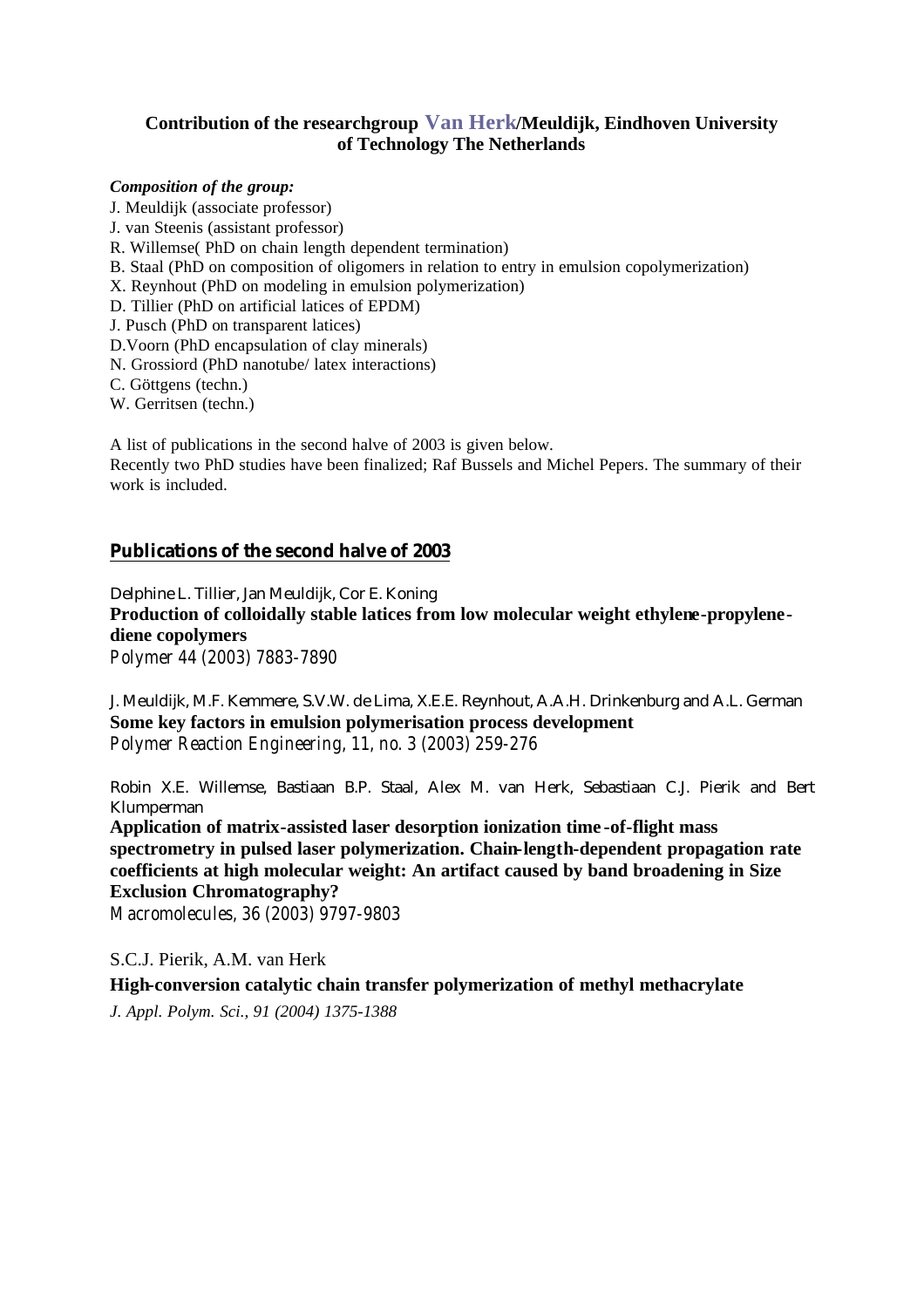## Contribution of the researchgroup Van Herk/Meuldijk, Eindhoven University of Technology The Netherlands

***Composition of the group:***

J. Meuldijk (associate professor)
J. van Steenis (assistant professor)
R. Willemse( PhD on chain length dependent termination)
B. Staal (PhD on composition of oligomers in relation to entry in emulsion copolymerization)
X. Reynhout (PhD on modeling in emulsion polymerization)
D. Tillier (PhD on artificial latices of EPDM)
J. Pusch (PhD on transparent latices)
D.Voorn (PhD encapsulation of clay minerals)
N. Grossiord (PhD nanotube/ latex interactions)
C. Göttgens (techn.)
W. Gerritsen (techn.)

A list of publications in the second halve of 2003 is given below.
Recently two PhD studies have been finalized; Raf Bussels and Michel Pepers. The summary of their work is included.

### Publications of the second halve of 2003

Delphine L. Tillier, Jan Meuldijk, Cor E. Koning
**Production of colloidally stable latices from low molecular weight ethylene-propylene-diene copolymers**
*Polymer 44 (2003) 7883-7890*

J. Meuldijk, M.F. Kemmere, S.V.W. de Lima, X.E.E. Reynhout, A.A.H. Drinkenburg and A.L. German
**Some key factors in emulsion polymerisation process development**
*Polymer Reaction Engineering, 11, no. 3 (2003) 259-276*

Robin X.E. Willemse, Bastiaan B.P. Staal, Alex M. van Herk, Sebastiaan C.J. Pierik and Bert Klumperman
**Application of matrix-assisted laser desorption ionization time-of-flight mass spectrometry in pulsed laser polymerization. Chain-length-dependent propagation rate coefficients at high molecular weight: An artifact caused by band broadening in Size Exclusion Chromatography?**
*Macromolecules, 36 (2003) 9797-9803*

S.C.J. Pierik, A.M. van Herk
**High-conversion catalytic chain transfer polymerization of methyl methacrylate**
*J. Appl. Polym. Sci., 91 (2004) 1375-1388*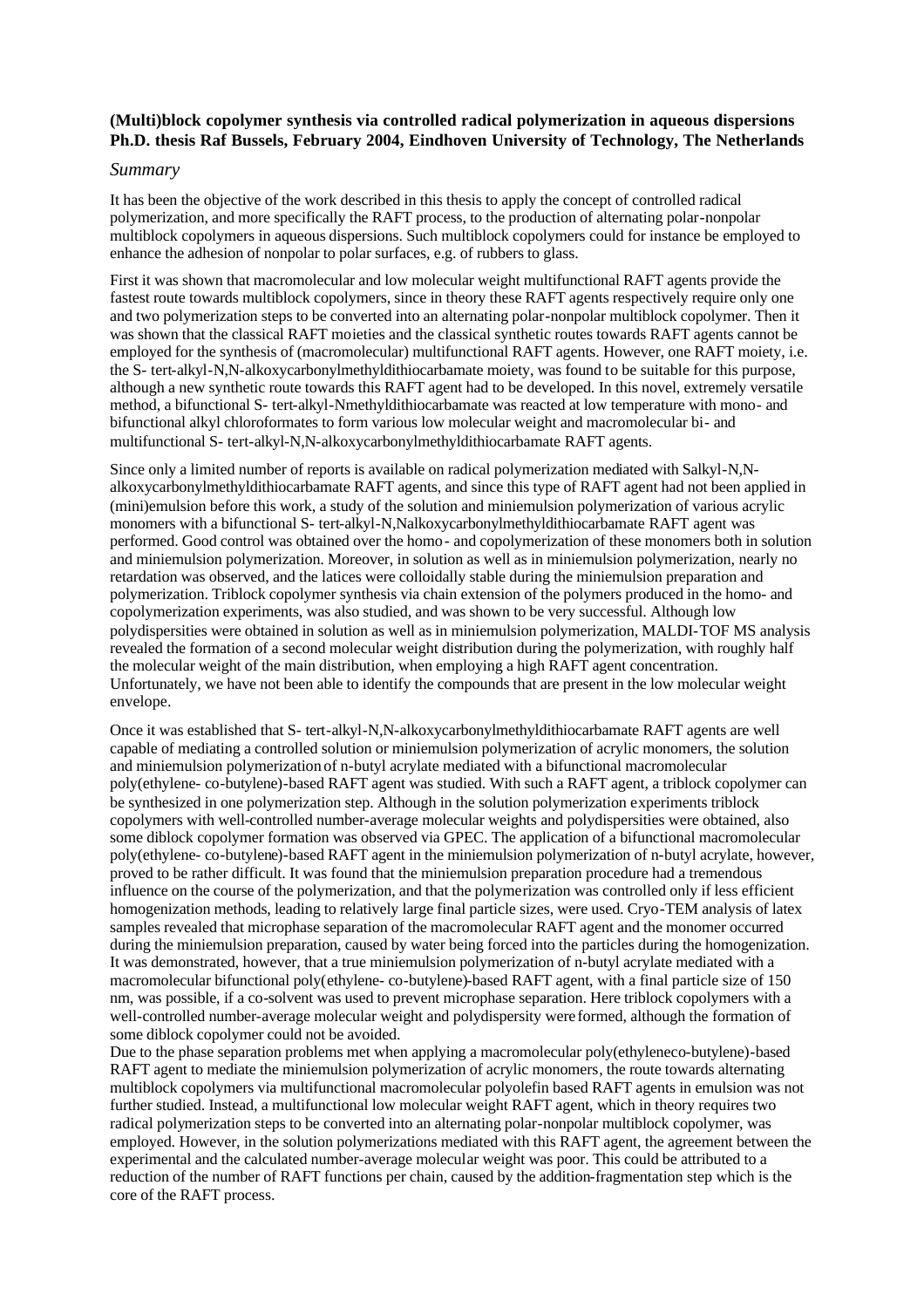**(Multi)block copolymer synthesis via controlled radical polymerization in aqueous dispersions**
**Ph.D. thesis Raf Bussels, February 2004, Eindhoven University of Technology, The Netherlands**

*Summary*

It has been the objective of the work described in this thesis to apply the concept of controlled radical polymerization, and more specifically the RAFT process, to the production of alternating polar-nonpolar multiblock copolymers in aqueous dispersions. Such multiblock copolymers could for instance be employed to enhance the adhesion of nonpolar to polar surfaces, e.g. of rubbers to glass.

First it was shown that macromolecular and low molecular weight multifunctional RAFT agents provide the fastest route towards multiblock copolymers, since in theory these RAFT agents respectively require only one and two polymerization steps to be converted into an alternating polar-nonpolar multiblock copolymer. Then it was shown that the classical RAFT moieties and the classical synthetic routes towards RAFT agents cannot be employed for the synthesis of (macromolecular) multifunctional RAFT agents. However, one RAFT moiety, i.e. the S- tert-alkyl-N,N-alkoxycarbonylmethyldithiocarbamate moiety, was found to be suitable for this purpose, although a new synthetic route towards this RAFT agent had to be developed. In this novel, extremely versatile method, a bifunctional S- tert-alkyl-Nmethyldithiocarbamate was reacted at low temperature with mono- and bifunctional alkyl chloroformates to form various low molecular weight and macromolecular bi- and multifunctional S- tert-alkyl-N,N-alkoxycarbonylmethyldithiocarbamate RAFT agents.

Since only a limited number of reports is available on radical polymerization mediated with Salkyl-N,N-alkoxycarbonylmethyldithiocarbamate RAFT agents, and since this type of RAFT agent had not been applied in (mini)emulsion before this work, a study of the solution and miniemulsion polymerization of various acrylic monomers with a bifunctional S- tert-alkyl-N,Nalkoxycarbonylmethyldithiocarbamate RAFT agent was performed. Good control was obtained over the homo- and copolymerization of these monomers both in solution and miniemulsion polymerization. Moreover, in solution as well as in miniemulsion polymerization, nearly no retardation was observed, and the latices were colloidally stable during the miniemulsion preparation and polymerization. Triblock copolymer synthesis via chain extension of the polymers produced in the homo- and copolymerization experiments, was also studied, and was shown to be very successful. Although low polydispersities were obtained in solution as well as in miniemulsion polymerization, MALDI-TOF MS analysis revealed the formation of a second molecular weight distribution during the polymerization, with roughly half the molecular weight of the main distribution, when employing a high RAFT agent concentration. Unfortunately, we have not been able to identify the compounds that are present in the low molecular weight envelope.

Once it was established that S- tert-alkyl-N,N-alkoxycarbonylmethyldithiocarbamate RAFT agents are well capable of mediating a controlled solution or miniemulsion polymerization of acrylic monomers, the solution and miniemulsion polymerization of n-butyl acrylate mediated with a bifunctional macromolecular poly(ethylene- co-butylene)-based RAFT agent was studied. With such a RAFT agent, a triblock copolymer can be synthesized in one polymerization step. Although in the solution polymerization experiments triblock copolymers with well-controlled number-average molecular weights and polydispersities were obtained, also some diblock copolymer formation was observed via GPEC. The application of a bifunctional macromolecular poly(ethylene- co-butylene)-based RAFT agent in the miniemulsion polymerization of n-butyl acrylate, however, proved to be rather difficult. It was found that the miniemulsion preparation procedure had a tremendous influence on the course of the polymerization, and that the polymerization was controlled only if less efficient homogenization methods, leading to relatively large final particle sizes, were used. Cryo-TEM analysis of latex samples revealed that microphase separation of the macromolecular RAFT agent and the monomer occurred during the miniemulsion preparation, caused by water being forced into the particles during the homogenization. It was demonstrated, however, that a true miniemulsion polymerization of n-butyl acrylate mediated with a macromolecular bifunctional poly(ethylene- co-butylene)-based RAFT agent, with a final particle size of 150 nm, was possible, if a co-solvent was used to prevent microphase separation. Here triblock copolymers with a well-controlled number-average molecular weight and polydispersity were formed, although the formation of some diblock copolymer could not be avoided.
Due to the phase separation problems met when applying a macromolecular poly(ethyleneco-butylene)-based RAFT agent to mediate the miniemulsion polymerization of acrylic monomers, the route towards alternating multiblock copolymers via multifunctional macromolecular polyolefin based RAFT agents in emulsion was not further studied. Instead, a multifunctional low molecular weight RAFT agent, which in theory requires two radical polymerization steps to be converted into an alternating polar-nonpolar multiblock copolymer, was employed. However, in the solution polymerizations mediated with this RAFT agent, the agreement between the experimental and the calculated number-average molecular weight was poor. This could be attributed to a reduction of the number of RAFT functions per chain, caused by the addition-fragmentation step which is the core of the RAFT process.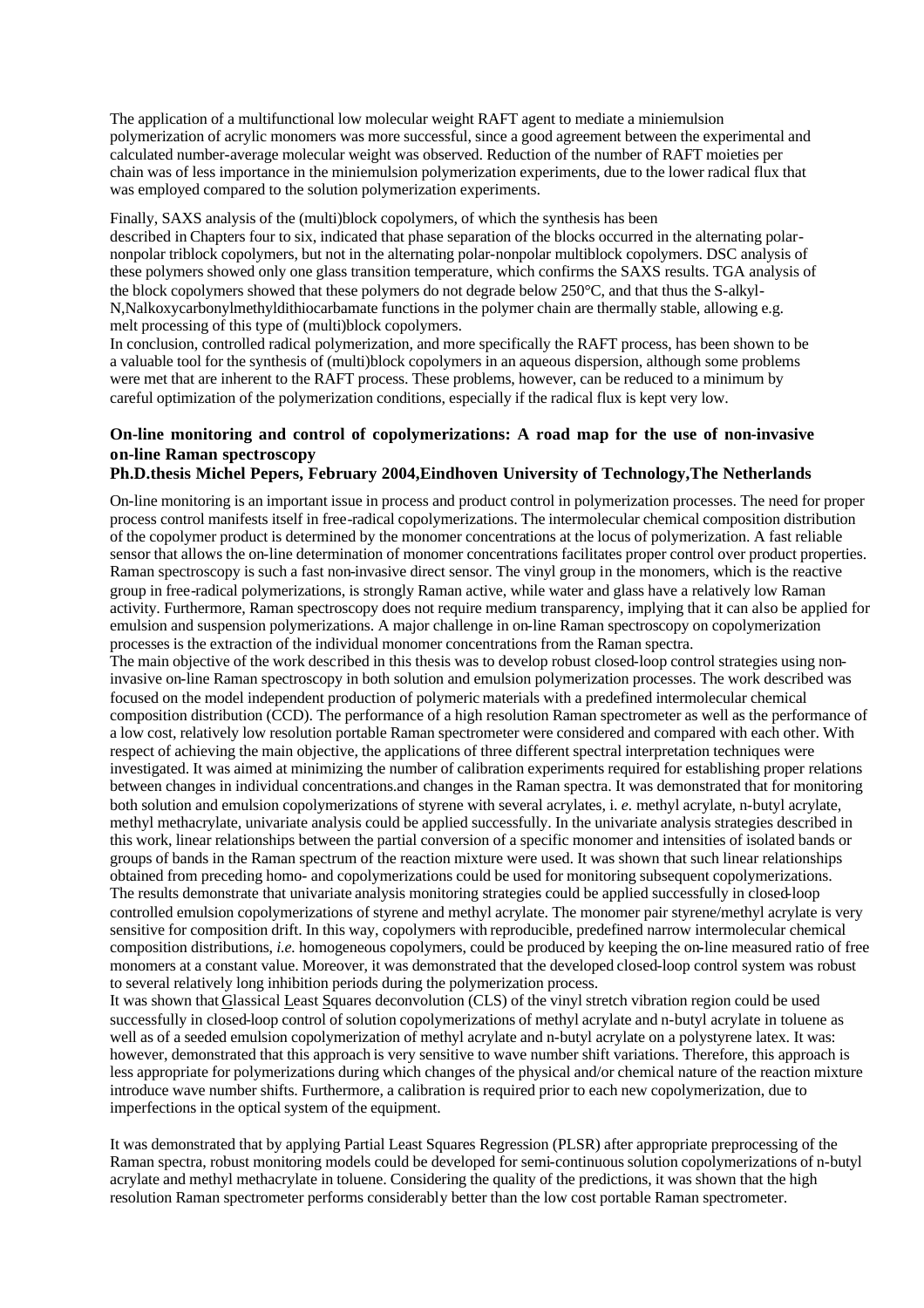The application of a multifunctional low molecular weight RAFT agent to mediate a miniemulsion polymerization of acrylic monomers was more successful, since a good agreement between the experimental and calculated number-average molecular weight was observed. Reduction of the number of RAFT moieties per chain was of less importance in the miniemulsion polymerization experiments, due to the lower radical flux that was employed compared to the solution polymerization experiments.

Finally, SAXS analysis of the (multi)block copolymers, of which the synthesis has been described in Chapters four to six, indicated that phase separation of the blocks occurred in the alternating polar-nonpolar triblock copolymers, but not in the alternating polar-nonpolar multiblock copolymers. DSC analysis of these polymers showed only one glass transition temperature, which confirms the SAXS results. TGA analysis of the block copolymers showed that these polymers do not degrade below 250°C, and that thus the S-alkyl-N,Nalkoxycarbonylmethyldithiocarbamate functions in the polymer chain are thermally stable, allowing e.g. melt processing of this type of (multi)block copolymers.

In conclusion, controlled radical polymerization, and more specifically the RAFT process, has been shown to be a valuable tool for the synthesis of (multi)block copolymers in an aqueous dispersion, although some problems were met that are inherent to the RAFT process. These problems, however, can be reduced to a minimum by careful optimization of the polymerization conditions, especially if the radical flux is kept very low.

### On-line monitoring and control of copolymerizations: A road map for the use of non-invasive on-line Raman spectroscopy

**Ph.D.thesis Michel Pepers, February 2004,Eindhoven University of Technology,The Netherlands**

On-line monitoring is an important issue in process and product control in polymerization processes. The need for proper process control manifests itself in free-radical copolymerizations. The intermolecular chemical composition distribution of the copolymer product is determined by the monomer concentrations at the locus of polymerization. A fast reliable sensor that allows the on-line determination of monomer concentrations facilitates proper control over product properties. Raman spectroscopy is such a fast non-invasive direct sensor. The vinyl group in the monomers, which is the reactive group in free-radical polymerizations, is strongly Raman active, while water and glass have a relatively low Raman activity. Furthermore, Raman spectroscopy does not require medium transparency, implying that it can also be applied for emulsion and suspension polymerizations. A major challenge in on-line Raman spectroscopy on copolymerization processes is the extraction of the individual monomer concentrations from the Raman spectra.

The main objective of the work described in this thesis was to develop robust closed-loop control strategies using non-invasive on-line Raman spectroscopy in both solution and emulsion polymerization processes. The work described was focused on the model independent production of polymeric materials with a predefined intermolecular chemical composition distribution (CCD). The performance of a high resolution Raman spectrometer as well as the performance of a low cost, relatively low resolution portable Raman spectrometer were considered and compared with each other. With respect of achieving the main objective, the applications of three different spectral interpretation techniques were investigated. It was aimed at minimizing the number of calibration experiments required for establishing proper relations between changes in individual concentrations.and changes in the Raman spectra. It was demonstrated that for monitoring both solution and emulsion copolymerizations of styrene with several acrylates, i. *e.* methyl acrylate, n-butyl acrylate, methyl methacrylate, univariate analysis could be applied successfully. In the univariate analysis strategies described in this work, linear relationships between the partial conversion of a specific monomer and intensities of isolated bands or groups of bands in the Raman spectrum of the reaction mixture were used. It was shown that such linear relationships obtained from preceding homo- and copolymerizations could be used for monitoring subsequent copolymerizations. The results demonstrate that univariate analysis monitoring strategies could be applied successfully in closed-loop controlled emulsion copolymerizations of styrene and methyl acrylate. The monomer pair styrene/methyl acrylate is very sensitive for composition drift. In this way, copolymers with reproducible, predefined narrow intermolecular chemical composition distributions, *i.e.* homogeneous copolymers, could be produced by keeping the on-line measured ratio of free monomers at a constant value. Moreover, it was demonstrated that the developed closed-loop control system was robust to several relatively long inhibition periods during the polymerization process.

It was shown that Glassical Least Squares deconvolution (CLS) of the vinyl stretch vibration region could be used successfully in closed-loop control of solution copolymerizations of methyl acrylate and n-butyl acrylate in toluene as well as of a seeded emulsion copolymerization of methyl acrylate and n-butyl acrylate on a polystyrene latex. It was: however, demonstrated that this approach is very sensitive to wave number shift variations. Therefore, this approach is less appropriate for polymerizations during which changes of the physical and/or chemical nature of the reaction mixture introduce wave number shifts. Furthermore, a calibration is required prior to each new copolymerization, due to imperfections in the optical system of the equipment.

It was demonstrated that by applying Partial Least Squares Regression (PLSR) after appropriate preprocessing of the Raman spectra, robust monitoring models could be developed for semi-continuous solution copolymerizations of n-butyl acrylate and methyl methacrylate in toluene. Considering the quality of the predictions, it was shown that the high resolution Raman spectrometer performs considerably better than the low cost portable Raman spectrometer.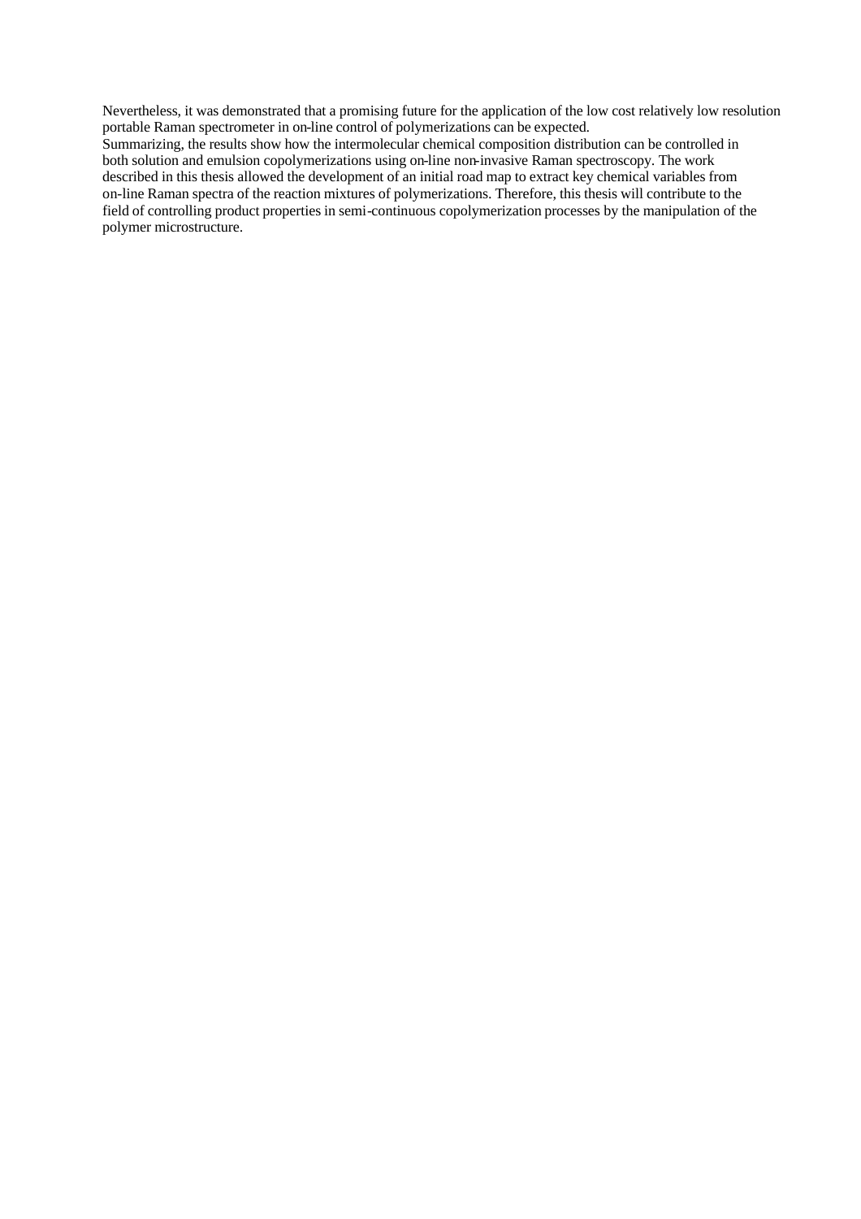Nevertheless, it was demonstrated that a promising future for the application of the low cost relatively low resolution portable Raman spectrometer in on-line control of polymerizations can be expected.

Summarizing, the results show how the intermolecular chemical composition distribution can be controlled in both solution and emulsion copolymerizations using on-line non-invasive Raman spectroscopy. The work described in this thesis allowed the development of an initial road map to extract key chemical variables from on-line Raman spectra of the reaction mixtures of polymerizations. Therefore, this thesis will contribute to the field of controlling product properties in semi-continuous copolymerization processes by the manipulation of the polymer microstructure.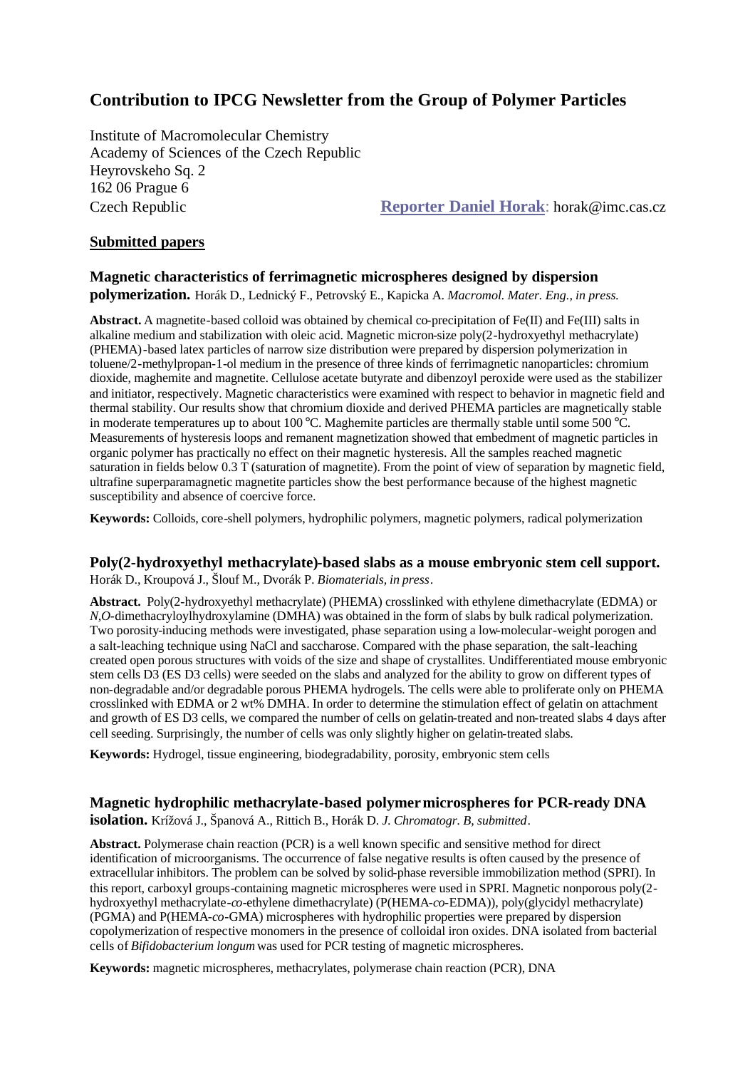# Contribution to IPCG Newsletter from the Group of Polymer Particles

Institute of Macromolecular Chemistry
Academy of Sciences of the Czech Republic
Heyrovskeho Sq. 2
162 06 Prague 6
Czech Republic

**Reporter Daniel Horak**: horak@imc.cas.cz

## Submitted papers

### Magnetic characteristics of ferrimagnetic microspheres designed by dispersion polymerization.

Horák D., Lednický F., Petrovský E., Kapicka A. *Macromol. Mater. Eng., in press.*

**Abstract.** A magnetite-based colloid was obtained by chemical co-precipitation of Fe(II) and Fe(III) salts in alkaline medium and stabilization with oleic acid. Magnetic micron-size poly(2-hydroxyethyl methacrylate) (PHEMA)-based latex particles of narrow size distribution were prepared by dispersion polymerization in toluene/2-methylpropan-1-ol medium in the presence of three kinds of ferrimagnetic nanoparticles: chromium dioxide, maghemite and magnetite. Cellulose acetate butyrate and dibenzoyl peroxide were used as the stabilizer and initiator, respectively. Magnetic characteristics were examined with respect to behavior in magnetic field and thermal stability. Our results show that chromium dioxide and derived PHEMA particles are magnetically stable in moderate temperatures up to about 100 °C. Maghemite particles are thermally stable until some 500 °C. Measurements of hysteresis loops and remanent magnetization showed that embedment of magnetic particles in organic polymer has practically no effect on their magnetic hysteresis. All the samples reached magnetic saturation in fields below 0.3 T (saturation of magnetite). From the point of view of separation by magnetic field, ultrafine superparamagnetic magnetite particles show the best performance because of the highest magnetic susceptibility and absence of coercive force.

**Keywords:** Colloids, core-shell polymers, hydrophilic polymers, magnetic polymers, radical polymerization

### Poly(2-hydroxyethyl methacrylate)-based slabs as a mouse embryonic stem cell support.

Horák D., Kroupová J., Šlouf M., Dvorák P. *Biomaterials, in press*.

**Abstract.** Poly(2-hydroxyethyl methacrylate) (PHEMA) crosslinked with ethylene dimethacrylate (EDMA) or *N,O*-dimethacryloylhydroxylamine (DMHA) was obtained in the form of slabs by bulk radical polymerization. Two porosity-inducing methods were investigated, phase separation using a low-molecular-weight porogen and a salt-leaching technique using NaCl and saccharose. Compared with the phase separation, the salt-leaching created open porous structures with voids of the size and shape of crystallites. Undifferentiated mouse embryonic stem cells D3 (ES D3 cells) were seeded on the slabs and analyzed for the ability to grow on different types of non-degradable and/or degradable porous PHEMA hydrogels. The cells were able to proliferate only on PHEMA crosslinked with EDMA or 2 wt% DMHA. In order to determine the stimulation effect of gelatin on attachment and growth of ES D3 cells, we compared the number of cells on gelatin-treated and non-treated slabs 4 days after cell seeding. Surprisingly, the number of cells was only slightly higher on gelatin-treated slabs.

**Keywords:** Hydrogel, tissue engineering, biodegradability, porosity, embryonic stem cells

### Magnetic hydrophilic methacrylate-based polymer microspheres for PCR-ready DNA isolation.

Křížová J., Španová A., Rittich B., Horák D. *J. Chromatogr. B, submitted*.

**Abstract.** Polymerase chain reaction (PCR) is a well known specific and sensitive method for direct identification of microorganisms. The occurrence of false negative results is often caused by the presence of extracellular inhibitors. The problem can be solved by solid-phase reversible immobilization method (SPRI). In this report, carboxyl groups-containing magnetic microspheres were used in SPRI. Magnetic nonporous poly(2-hydroxyethyl methacrylate-*co*-ethylene dimethacrylate) (P(HEMA-*co*-EDMA)), poly(glycidyl methacrylate) (PGMA) and P(HEMA-*co*-GMA) microspheres with hydrophilic properties were prepared by dispersion copolymerization of respective monomers in the presence of colloidal iron oxides. DNA isolated from bacterial cells of *Bifidobacterium longum* was used for PCR testing of magnetic microspheres.

**Keywords:** magnetic microspheres, methacrylates, polymerase chain reaction (PCR), DNA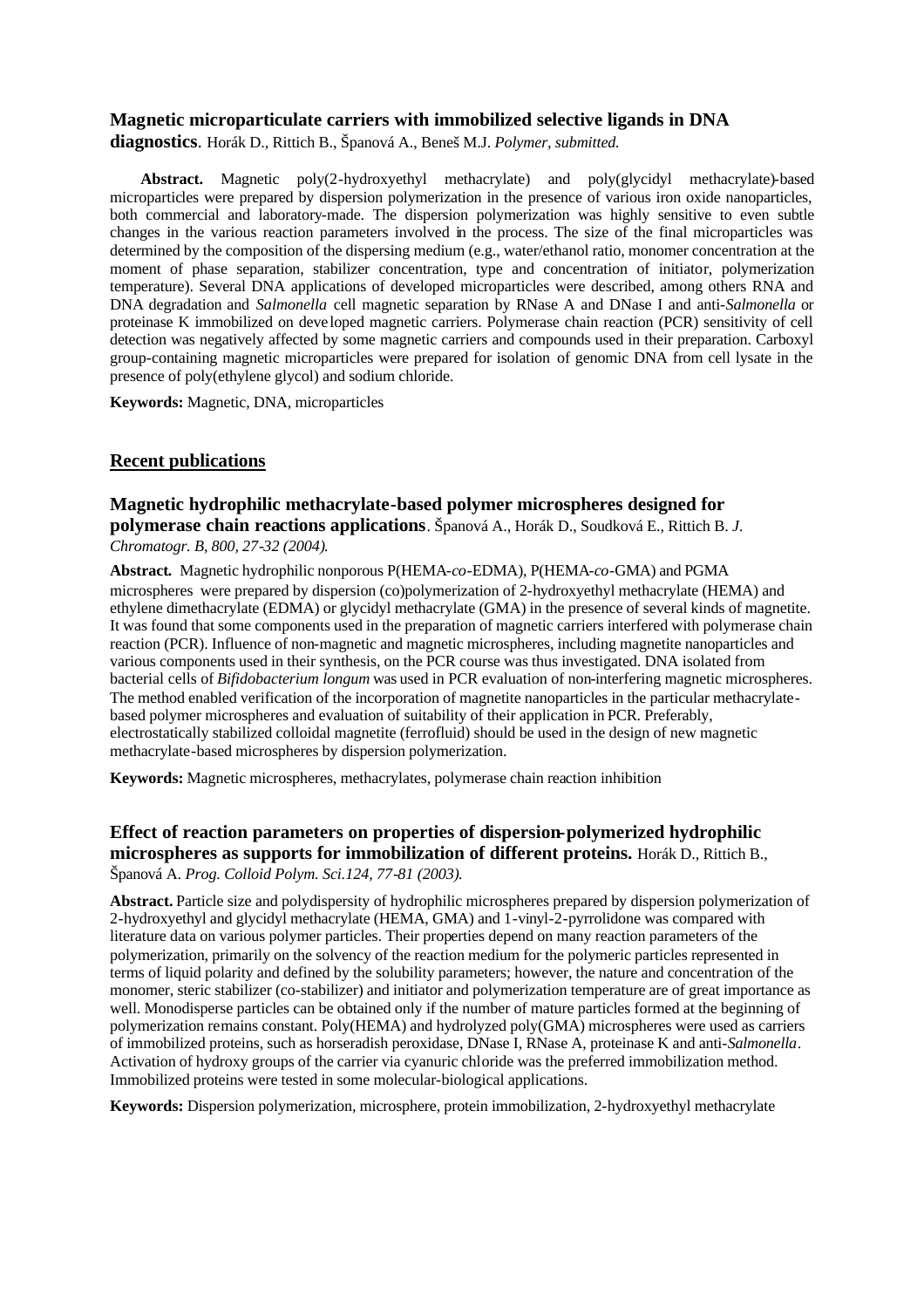**Magnetic microparticulate carriers with immobilized selective ligands in DNA diagnostics**. Horák D., Rittich B., Španová A., Beneš M.J. *Polymer, submitted.*

**Abstract.** Magnetic poly(2-hydroxyethyl methacrylate) and poly(glycidyl methacrylate)-based microparticles were prepared by dispersion polymerization in the presence of various iron oxide nanoparticles, both commercial and laboratory-made. The dispersion polymerization was highly sensitive to even subtle changes in the various reaction parameters involved in the process. The size of the final microparticles was determined by the composition of the dispersing medium (e.g., water/ethanol ratio, monomer concentration at the moment of phase separation, stabilizer concentration, type and concentration of initiator, polymerization temperature). Several DNA applications of developed microparticles were described, among others RNA and DNA degradation and *Salmonella* cell magnetic separation by RNase A and DNase I and anti-*Salmonella* or proteinase K immobilized on developed magnetic carriers. Polymerase chain reaction (PCR) sensitivity of cell detection was negatively affected by some magnetic carriers and compounds used in their preparation. Carboxyl group-containing magnetic microparticles were prepared for isolation of genomic DNA from cell lysate in the presence of poly(ethylene glycol) and sodium chloride.

**Keywords:** Magnetic, DNA, microparticles

## Recent publications

**Magnetic hydrophilic methacrylate-based polymer microspheres designed for polymerase chain reactions applications**. Španová A., Horák D., Soudková E., Rittich B. *J. Chromatogr. B, 800, 27-32 (2004).*

**Abstract.** Magnetic hydrophilic nonporous P(HEMA-*co*-EDMA), P(HEMA-*co*-GMA) and PGMA microspheres were prepared by dispersion (co)polymerization of 2-hydroxyethyl methacrylate (HEMA) and ethylene dimethacrylate (EDMA) or glycidyl methacrylate (GMA) in the presence of several kinds of magnetite. It was found that some components used in the preparation of magnetic carriers interfered with polymerase chain reaction (PCR). Influence of non-magnetic and magnetic microspheres, including magnetite nanoparticles and various components used in their synthesis, on the PCR course was thus investigated. DNA isolated from bacterial cells of *Bifidobacterium longum* was used in PCR evaluation of non-interfering magnetic microspheres. The method enabled verification of the incorporation of magnetite nanoparticles in the particular methacrylate-based polymer microspheres and evaluation of suitability of their application in PCR. Preferably, electrostatically stabilized colloidal magnetite (ferrofluid) should be used in the design of new magnetic methacrylate-based microspheres by dispersion polymerization.

**Keywords:** Magnetic microspheres, methacrylates, polymerase chain reaction inhibition

**Effect of reaction parameters on properties of dispersion-polymerized hydrophilic microspheres as supports for immobilization of different proteins.** Horák D., Rittich B., Španová A. *Prog. Colloid Polym. Sci.124, 77-81 (2003).*

**Abstract.** Particle size and polydispersity of hydrophilic microspheres prepared by dispersion polymerization of 2-hydroxyethyl and glycidyl methacrylate (HEMA, GMA) and 1-vinyl-2-pyrrolidone was compared with literature data on various polymer particles. Their properties depend on many reaction parameters of the polymerization, primarily on the solvency of the reaction medium for the polymeric particles represented in terms of liquid polarity and defined by the solubility parameters; however, the nature and concentration of the monomer, steric stabilizer (co-stabilizer) and initiator and polymerization temperature are of great importance as well. Monodisperse particles can be obtained only if the number of mature particles formed at the beginning of polymerization remains constant. Poly(HEMA) and hydrolyzed poly(GMA) microspheres were used as carriers of immobilized proteins, such as horseradish peroxidase, DNase I, RNase A, proteinase K and anti-*Salmonella*. Activation of hydroxy groups of the carrier via cyanuric chloride was the preferred immobilization method. Immobilized proteins were tested in some molecular-biological applications.

**Keywords:** Dispersion polymerization, microsphere, protein immobilization, 2-hydroxyethyl methacrylate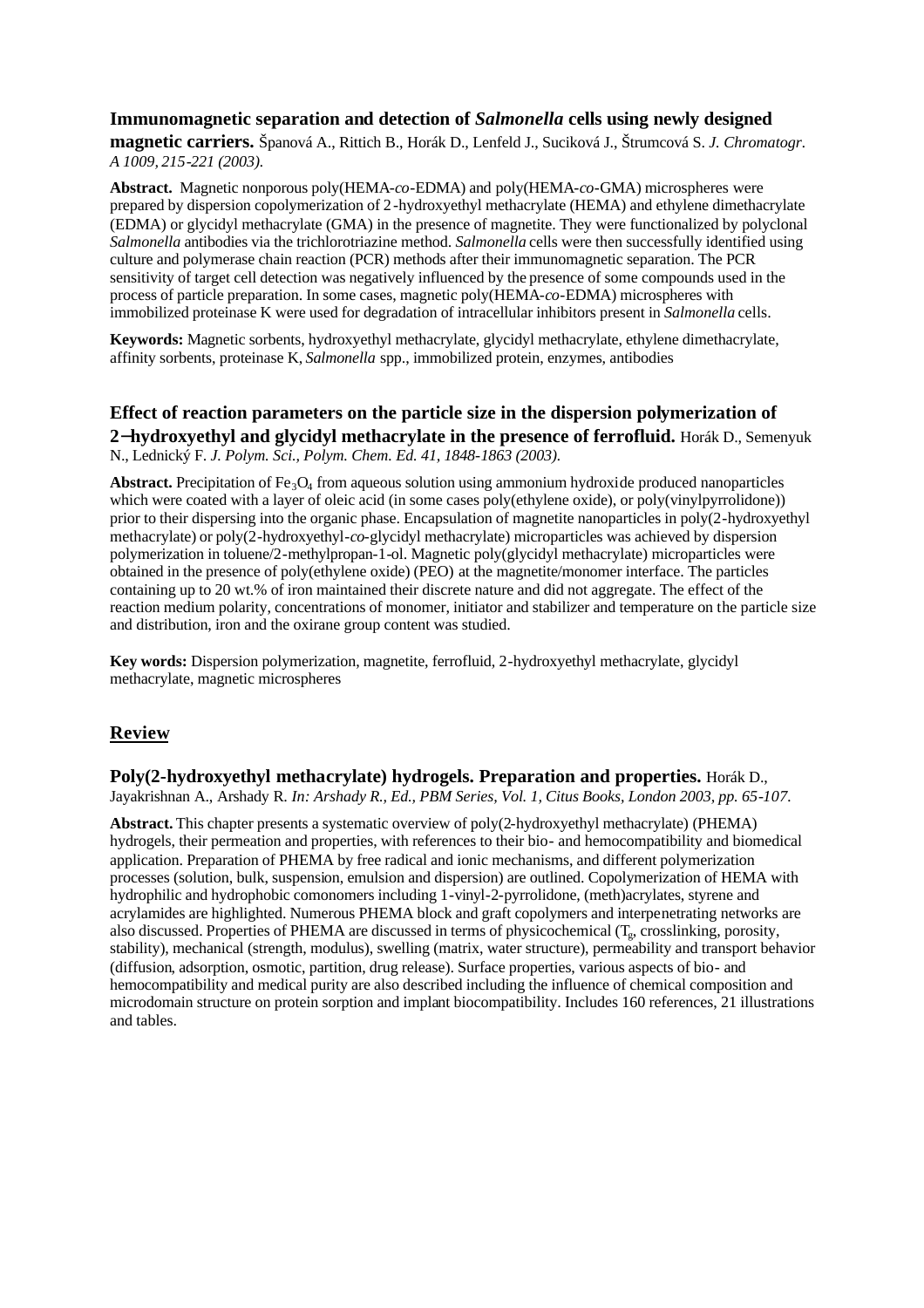**Immunomagnetic separation and detection of *Salmonella* cells using newly designed magnetic carriers.** Španová A., Rittich B., Horák D., Lenfeld J., Suciková J., Štrumcová S. *J. Chromatogr. A 1009, 215-221 (2003).*

**Abstract.** Magnetic nonporous poly(HEMA-*co*-EDMA) and poly(HEMA-*co*-GMA) microspheres were prepared by dispersion copolymerization of 2-hydroxyethyl methacrylate (HEMA) and ethylene dimethacrylate (EDMA) or glycidyl methacrylate (GMA) in the presence of magnetite. They were functionalized by polyclonal *Salmonella* antibodies via the trichlorotriazine method. *Salmonella* cells were then successfully identified using culture and polymerase chain reaction (PCR) methods after their immunomagnetic separation. The PCR sensitivity of target cell detection was negatively influenced by the presence of some compounds used in the process of particle preparation. In some cases, magnetic poly(HEMA-*co*-EDMA) microspheres with immobilized proteinase K were used for degradation of intracellular inhibitors present in *Salmonella* cells.

**Keywords:** Magnetic sorbents, hydroxyethyl methacrylate, glycidyl methacrylate, ethylene dimethacrylate, affinity sorbents, proteinase K, *Salmonella* spp., immobilized protein, enzymes, antibodies

**Effect of reaction parameters on the particle size in the dispersion polymerization of 2–hydroxyethyl and glycidyl methacrylate in the presence of ferrofluid.** Horák D., Semenyuk N., Lednický F. *J. Polym. Sci., Polym. Chem. Ed. 41, 1848-1863 (2003).*

**Abstract.** Precipitation of $Fe_3O_4$ from aqueous solution using ammonium hydroxide produced nanoparticles which were coated with a layer of oleic acid (in some cases poly(ethylene oxide), or poly(vinylpyrrolidone)) prior to their dispersing into the organic phase. Encapsulation of magnetite nanoparticles in poly(2-hydroxyethyl methacrylate) or poly(2-hydroxyethyl-*co*-glycidyl methacrylate) microparticles was achieved by dispersion polymerization in toluene/2-methylpropan-1-ol. Magnetic poly(glycidyl methacrylate) microparticles were obtained in the presence of poly(ethylene oxide) (PEO) at the magnetite/monomer interface. The particles containing up to 20 wt.% of iron maintained their discrete nature and did not aggregate. The effect of the reaction medium polarity, concentrations of monomer, initiator and stabilizer and temperature on the particle size and distribution, iron and the oxirane group content was studied.

**Key words:** Dispersion polymerization, magnetite, ferrofluid, 2-hydroxyethyl methacrylate, glycidyl methacrylate, magnetic microspheres

## Review

**Poly(2-hydroxyethyl methacrylate) hydrogels. Preparation and properties.** Horák D., Jayakrishnan A., Arshady R. *In: Arshady R., Ed., PBM Series, Vol. 1, Citus Books, London 2003, pp. 65-107.*

**Abstract.** This chapter presents a systematic overview of poly(2-hydroxyethyl methacrylate) (PHEMA) hydrogels, their permeation and properties, with references to their bio- and hemocompatibility and biomedical application. Preparation of PHEMA by free radical and ionic mechanisms, and different polymerization processes (solution, bulk, suspension, emulsion and dispersion) are outlined. Copolymerization of HEMA with hydrophilic and hydrophobic comonomers including 1-vinyl-2-pyrrolidone, (meth)acrylates, styrene and acrylamides are highlighted. Numerous PHEMA block and graft copolymers and interpenetrating networks are also discussed. Properties of PHEMA are discussed in terms of physicochemical ($T_g$, crosslinking, porosity, stability), mechanical (strength, modulus), swelling (matrix, water structure), permeability and transport behavior (diffusion, adsorption, osmotic, partition, drug release). Surface properties, various aspects of bio- and hemocompatibility and medical purity are also described including the influence of chemical composition and microdomain structure on protein sorption and implant biocompatibility. Includes 160 references, 21 illustrations and tables.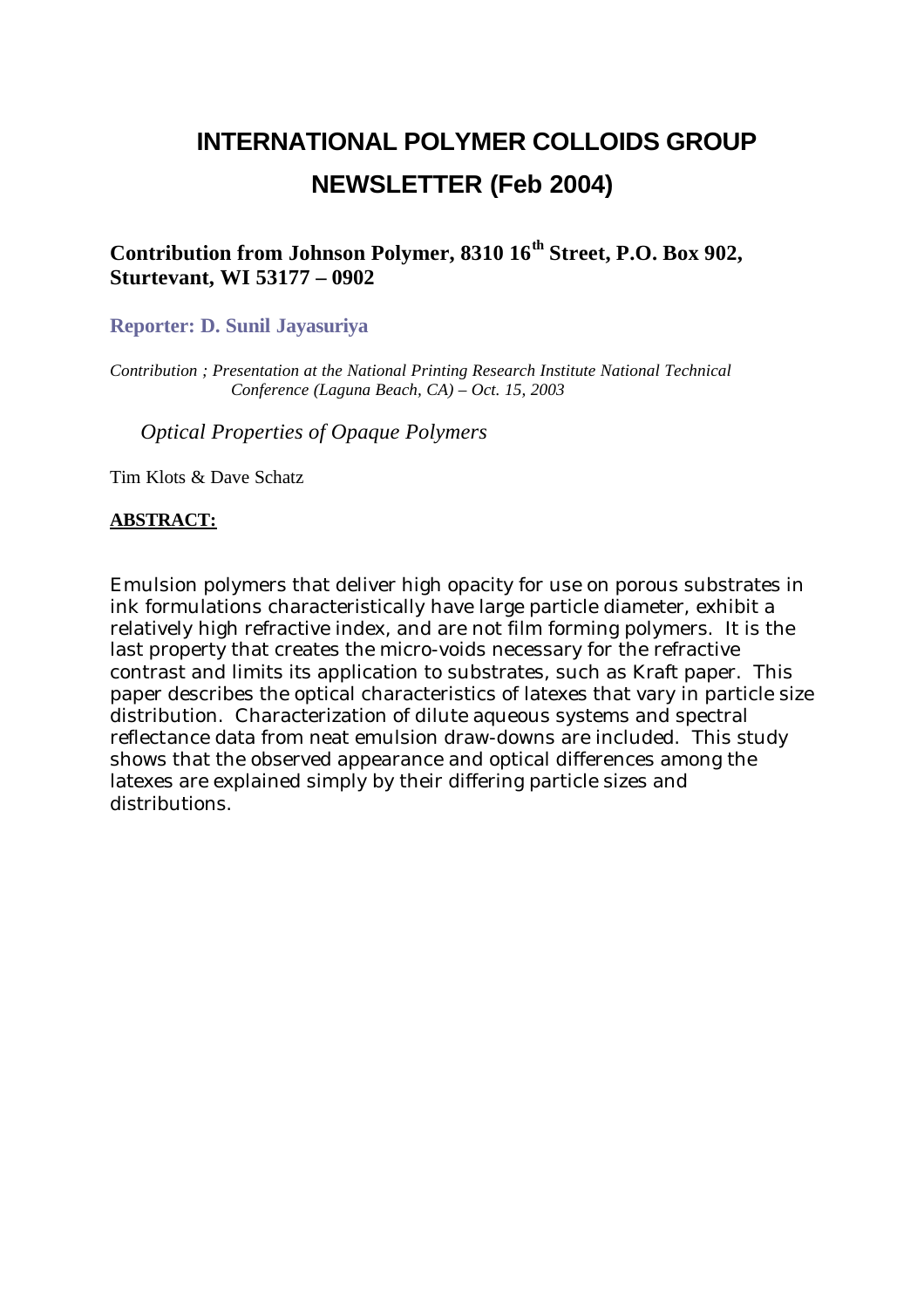# INTERNATIONAL POLYMER COLLOIDS GROUP NEWSLETTER (Feb 2004)

## Contribution from Johnson Polymer, 8310 16th Street, P.O. Box 902, Sturtevant, WI 53177 – 0902

### Reporter: D. Sunil Jayasuriya

*Contribution ; Presentation at the National Printing Research Institute National Technical Conference (Laguna Beach, CA) – Oct. 15, 2003*

*Optical Properties of Opaque Polymers*

Tim Klots & Dave Schatz

**ABSTRACT:**

Emulsion polymers that deliver high opacity for use on porous substrates in ink formulations characteristically have large particle diameter, exhibit a relatively high refractive index, and are not film forming polymers. It is the last property that creates the micro-voids necessary for the refractive contrast and limits its application to substrates, such as Kraft paper. This paper describes the optical characteristics of latexes that vary in particle size distribution. Characterization of dilute aqueous systems and spectral reflectance data from neat emulsion draw-downs are included. This study shows that the observed appearance and optical differences among the latexes are explained simply by their differing particle sizes and distributions.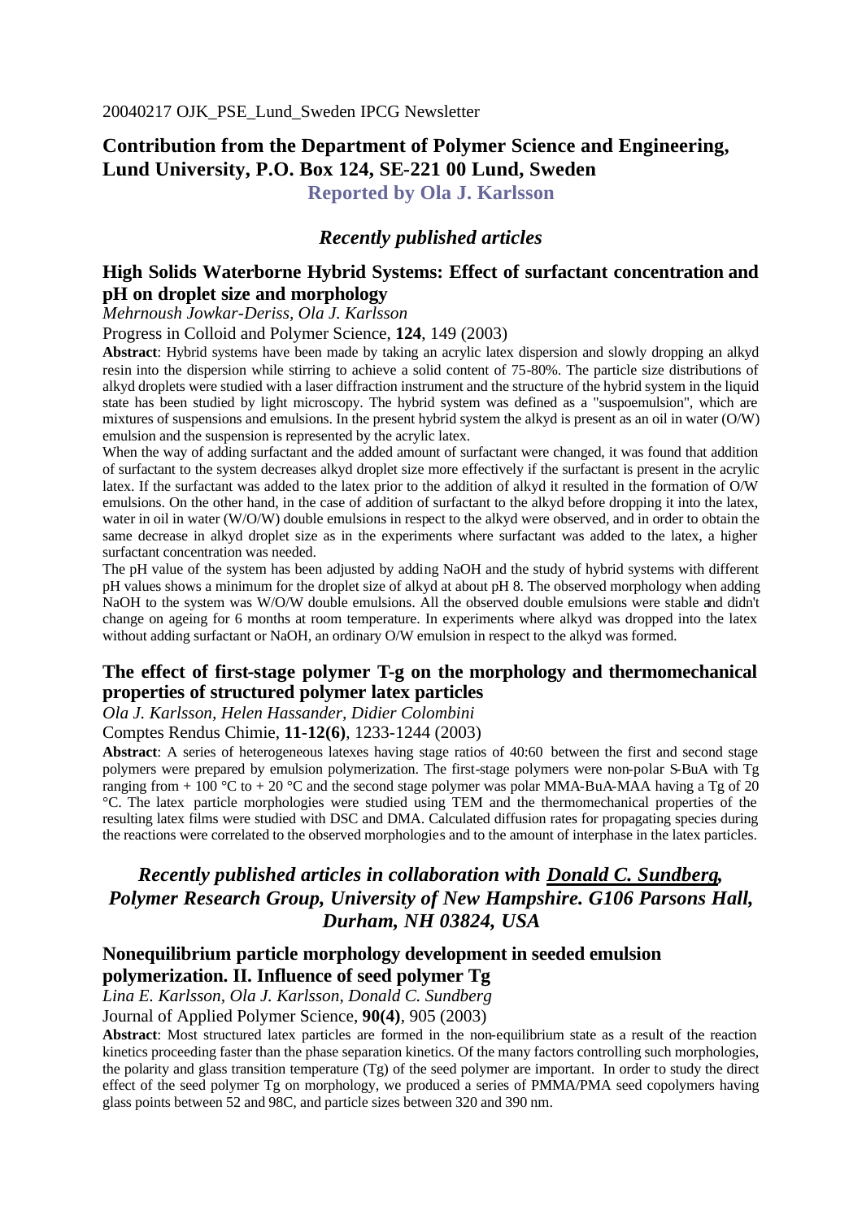## Contribution from the Department of Polymer Science and Engineering, Lund University, P.O. Box 124, SE-221 00 Lund, Sweden

**Reported by Ola J. Karlsson**

### *Recently published articles*

### High Solids Waterborne Hybrid Systems: Effect of surfactant concentration and pH on droplet size and morphology

*Mehrnoush Jowkar-Deriss, Ola J. Karlsson*

Progress in Colloid and Polymer Science, **124**, 149 (2003)

**Abstract**: Hybrid systems have been made by taking an acrylic latex dispersion and slowly dropping an alkyd resin into the dispersion while stirring to achieve a solid content of 75-80%. The particle size distributions of alkyd droplets were studied with a laser diffraction instrument and the structure of the hybrid system in the liquid state has been studied by light microscopy. The hybrid system was defined as a "suspoemulsion", which are mixtures of suspensions and emulsions. In the present hybrid system the alkyd is present as an oil in water (O/W) emulsion and the suspension is represented by the acrylic latex.

When the way of adding surfactant and the added amount of surfactant were changed, it was found that addition of surfactant to the system decreases alkyd droplet size more effectively if the surfactant is present in the acrylic latex. If the surfactant was added to the latex prior to the addition of alkyd it resulted in the formation of O/W emulsions. On the other hand, in the case of addition of surfactant to the alkyd before dropping it into the latex, water in oil in water (W/O/W) double emulsions in respect to the alkyd were observed, and in order to obtain the same decrease in alkyd droplet size as in the experiments where surfactant was added to the latex, a higher surfactant concentration was needed.

The pH value of the system has been adjusted by adding NaOH and the study of hybrid systems with different pH values shows a minimum for the droplet size of alkyd at about pH 8. The observed morphology when adding NaOH to the system was W/O/W double emulsions. All the observed double emulsions were stable and didn't change on ageing for 6 months at room temperature. In experiments where alkyd was dropped into the latex without adding surfactant or NaOH, an ordinary O/W emulsion in respect to the alkyd was formed.

### The effect of first-stage polymer T-g on the morphology and thermomechanical properties of structured polymer latex particles

*Ola J. Karlsson, Helen Hassander, Didier Colombini*

Comptes Rendus Chimie, **11-12(6)**, 1233-1244 (2003)

**Abstract**: A series of heterogeneous latexes having stage ratios of 40:60 between the first and second stage polymers were prepared by emulsion polymerization. The first-stage polymers were non-polar S-BuA with Tg ranging from + 100 °C to + 20 °C and the second stage polymer was polar MMA-BuA-MAA having a Tg of 20 °C. The latex particle morphologies were studied using TEM and the thermomechanical properties of the resulting latex films were studied with DSC and DMA. Calculated diffusion rates for propagating species during the reactions were correlated to the observed morphologies and to the amount of interphase in the latex particles.

### *Recently published articles in collaboration with Donald C. Sundberg, Polymer Research Group, University of New Hampshire. G106 Parsons Hall, Durham, NH 03824, USA*

### Nonequilibrium particle morphology development in seeded emulsion polymerization. II. Influence of seed polymer Tg

*Lina E. Karlsson, Ola J. Karlsson, Donald C. Sundberg*

Journal of Applied Polymer Science, **90(4)**, 905 (2003)

**Abstract**: Most structured latex particles are formed in the non-equilibrium state as a result of the reaction kinetics proceeding faster than the phase separation kinetics. Of the many factors controlling such morphologies, the polarity and glass transition temperature (Tg) of the seed polymer are important. In order to study the direct effect of the seed polymer Tg on morphology, we produced a series of PMMA/PMA seed copolymers having glass points between 52 and 98C, and particle sizes between 320 and 390 nm.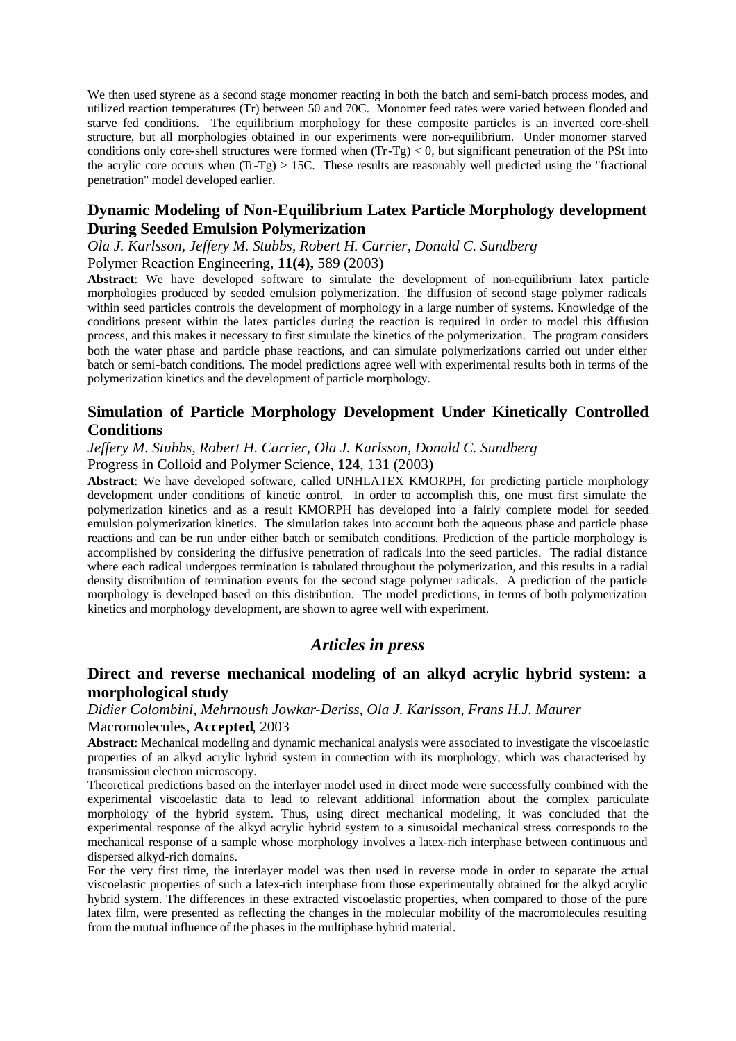We then used styrene as a second stage monomer reacting in both the batch and semi-batch process modes, and utilized reaction temperatures (Tr) between 50 and 70C. Monomer feed rates were varied between flooded and starve fed conditions. The equilibrium morphology for these composite particles is an inverted core-shell structure, but all morphologies obtained in our experiments were non-equilibrium. Under monomer starved conditions only core-shell structures were formed when (Tr-Tg) < 0, but significant penetration of the PSt into the acrylic core occurs when (Tr-Tg) > 15C. These results are reasonably well predicted using the "fractional penetration" model developed earlier.

## Dynamic Modeling of Non-Equilibrium Latex Particle Morphology development During Seeded Emulsion Polymerization

*Ola J. Karlsson, Jeffery M. Stubbs, Robert H. Carrier, Donald C. Sundberg*

Polymer Reaction Engineering, **11(4),** 589 (2003)

**Abstract**: We have developed software to simulate the development of non-equilibrium latex particle morphologies produced by seeded emulsion polymerization. The diffusion of second stage polymer radicals within seed particles controls the development of morphology in a large number of systems. Knowledge of the conditions present within the latex particles during the reaction is required in order to model this diffusion process, and this makes it necessary to first simulate the kinetics of the polymerization. The program considers both the water phase and particle phase reactions, and can simulate polymerizations carried out under either batch or semi-batch conditions. The model predictions agree well with experimental results both in terms of the polymerization kinetics and the development of particle morphology.

## Simulation of Particle Morphology Development Under Kinetically Controlled Conditions

*Jeffery M. Stubbs, Robert H. Carrier, Ola J. Karlsson, Donald C. Sundberg*

Progress in Colloid and Polymer Science, **124**, 131 (2003)

**Abstract**: We have developed software, called UNHLATEX KMORPH, for predicting particle morphology development under conditions of kinetic control. In order to accomplish this, one must first simulate the polymerization kinetics and as a result KMORPH has developed into a fairly complete model for seeded emulsion polymerization kinetics. The simulation takes into account both the aqueous phase and particle phase reactions and can be run under either batch or semibatch conditions. Prediction of the particle morphology is accomplished by considering the diffusive penetration of radicals into the seed particles. The radial distance where each radical undergoes termination is tabulated throughout the polymerization, and this results in a radial density distribution of termination events for the second stage polymer radicals. A prediction of the particle morphology is developed based on this distribution. The model predictions, in terms of both polymerization kinetics and morphology development, are shown to agree well with experiment.

# *Articles in press*

## Direct and reverse mechanical modeling of an alkyd acrylic hybrid system: a morphological study

*Didier Colombini, Mehrnoush Jowkar-Deriss, Ola J. Karlsson, Frans H.J. Maurer*

Macromolecules, **Accepted**, 2003

**Abstract**: Mechanical modeling and dynamic mechanical analysis were associated to investigate the viscoelastic properties of an alkyd acrylic hybrid system in connection with its morphology, which was characterised by transmission electron microscopy.

Theoretical predictions based on the interlayer model used in direct mode were successfully combined with the experimental viscoelastic data to lead to relevant additional information about the complex particulate morphology of the hybrid system. Thus, using direct mechanical modeling, it was concluded that the experimental response of the alkyd acrylic hybrid system to a sinusoidal mechanical stress corresponds to the mechanical response of a sample whose morphology involves a latex-rich interphase between continuous and dispersed alkyd-rich domains.

For the very first time, the interlayer model was then used in reverse mode in order to separate the actual viscoelastic properties of such a latex-rich interphase from those experimentally obtained for the alkyd acrylic hybrid system. The differences in these extracted viscoelastic properties, when compared to those of the pure latex film, were presented as reflecting the changes in the molecular mobility of the macromolecules resulting from the mutual influence of the phases in the multiphase hybrid material.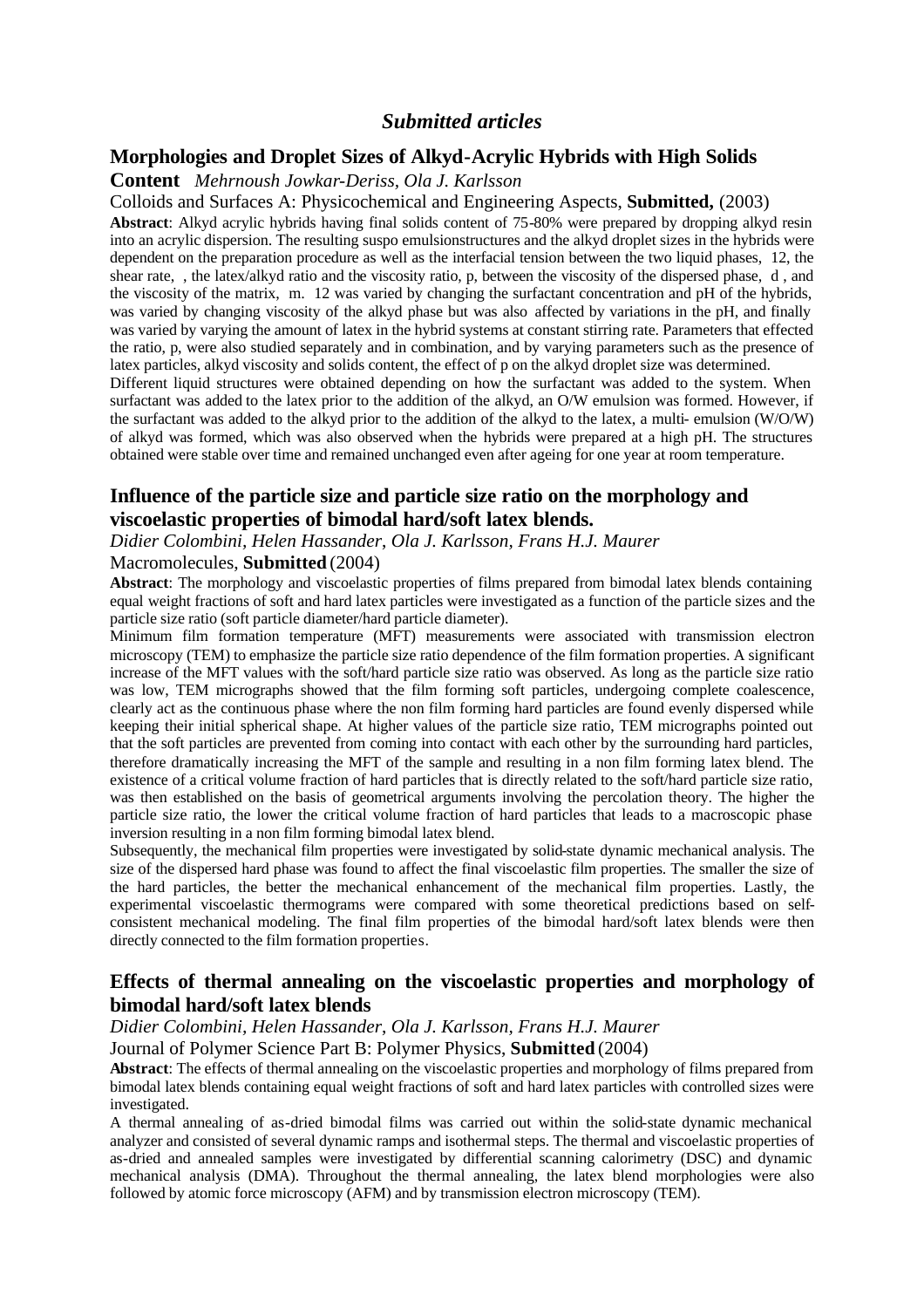## *Submitted articles*

### Morphologies and Droplet Sizes of Alkyd-Acrylic Hybrids with High Solids Content

*Mehrnoush Jowkar-Deriss, Ola J. Karlsson*

Colloids and Surfaces A: Physicochemical and Engineering Aspects, **Submitted,** (2003)

**Abstract**: Alkyd acrylic hybrids having final solids content of 75-80% were prepared by dropping alkyd resin into an acrylic dispersion. The resulting suspo emulsionstructures and the alkyd droplet sizes in the hybrids were dependent on the preparation procedure as well as the interfacial tension between the two liquid phases, 12, the shear rate, , the latex/alkyd ratio and the viscosity ratio, p, between the viscosity of the dispersed phase, d , and the viscosity of the matrix, m. 12 was varied by changing the surfactant concentration and pH of the hybrids, was varied by changing viscosity of the alkyd phase but was also affected by variations in the pH, and finally was varied by varying the amount of latex in the hybrid systems at constant stirring rate. Parameters that effected the ratio, p, were also studied separately and in combination, and by varying parameters such as the presence of latex particles, alkyd viscosity and solids content, the effect of p on the alkyd droplet size was determined.

Different liquid structures were obtained depending on how the surfactant was added to the system. When surfactant was added to the latex prior to the addition of the alkyd, an O/W emulsion was formed. However, if the surfactant was added to the alkyd prior to the addition of the alkyd to the latex, a multi- emulsion (W/O/W) of alkyd was formed, which was also observed when the hybrids were prepared at a high pH. The structures obtained were stable over time and remained unchanged even after ageing for one year at room temperature.

### Influence of the particle size and particle size ratio on the morphology and viscoelastic properties of bimodal hard/soft latex blends.

*Didier Colombini, Helen Hassander, Ola J. Karlsson, Frans H.J. Maurer*

Macromolecules, **Submitted** (2004)

**Abstract**: The morphology and viscoelastic properties of films prepared from bimodal latex blends containing equal weight fractions of soft and hard latex particles were investigated as a function of the particle sizes and the particle size ratio (soft particle diameter/hard particle diameter).

Minimum film formation temperature (MFT) measurements were associated with transmission electron microscopy (TEM) to emphasize the particle size ratio dependence of the film formation properties. A significant increase of the MFT values with the soft/hard particle size ratio was observed. As long as the particle size ratio was low, TEM micrographs showed that the film forming soft particles, undergoing complete coalescence, clearly act as the continuous phase where the non film forming hard particles are found evenly dispersed while keeping their initial spherical shape. At higher values of the particle size ratio, TEM micrographs pointed out that the soft particles are prevented from coming into contact with each other by the surrounding hard particles, therefore dramatically increasing the MFT of the sample and resulting in a non film forming latex blend. The existence of a critical volume fraction of hard particles that is directly related to the soft/hard particle size ratio, was then established on the basis of geometrical arguments involving the percolation theory. The higher the particle size ratio, the lower the critical volume fraction of hard particles that leads to a macroscopic phase inversion resulting in a non film forming bimodal latex blend.

Subsequently, the mechanical film properties were investigated by solid-state dynamic mechanical analysis. The size of the dispersed hard phase was found to affect the final viscoelastic film properties. The smaller the size of the hard particles, the better the mechanical enhancement of the mechanical film properties. Lastly, the experimental viscoelastic thermograms were compared with some theoretical predictions based on self-consistent mechanical modeling. The final film properties of the bimodal hard/soft latex blends were then directly connected to the film formation properties.

### Effects of thermal annealing on the viscoelastic properties and morphology of bimodal hard/soft latex blends

*Didier Colombini, Helen Hassander, Ola J. Karlsson, Frans H.J. Maurer*

Journal of Polymer Science Part B: Polymer Physics, **Submitted** (2004)

**Abstract**: The effects of thermal annealing on the viscoelastic properties and morphology of films prepared from bimodal latex blends containing equal weight fractions of soft and hard latex particles with controlled sizes were investigated.

A thermal annealing of as-dried bimodal films was carried out within the solid-state dynamic mechanical analyzer and consisted of several dynamic ramps and isothermal steps. The thermal and viscoelastic properties of as-dried and annealed samples were investigated by differential scanning calorimetry (DSC) and dynamic mechanical analysis (DMA). Throughout the thermal annealing, the latex blend morphologies were also followed by atomic force microscopy (AFM) and by transmission electron microscopy (TEM).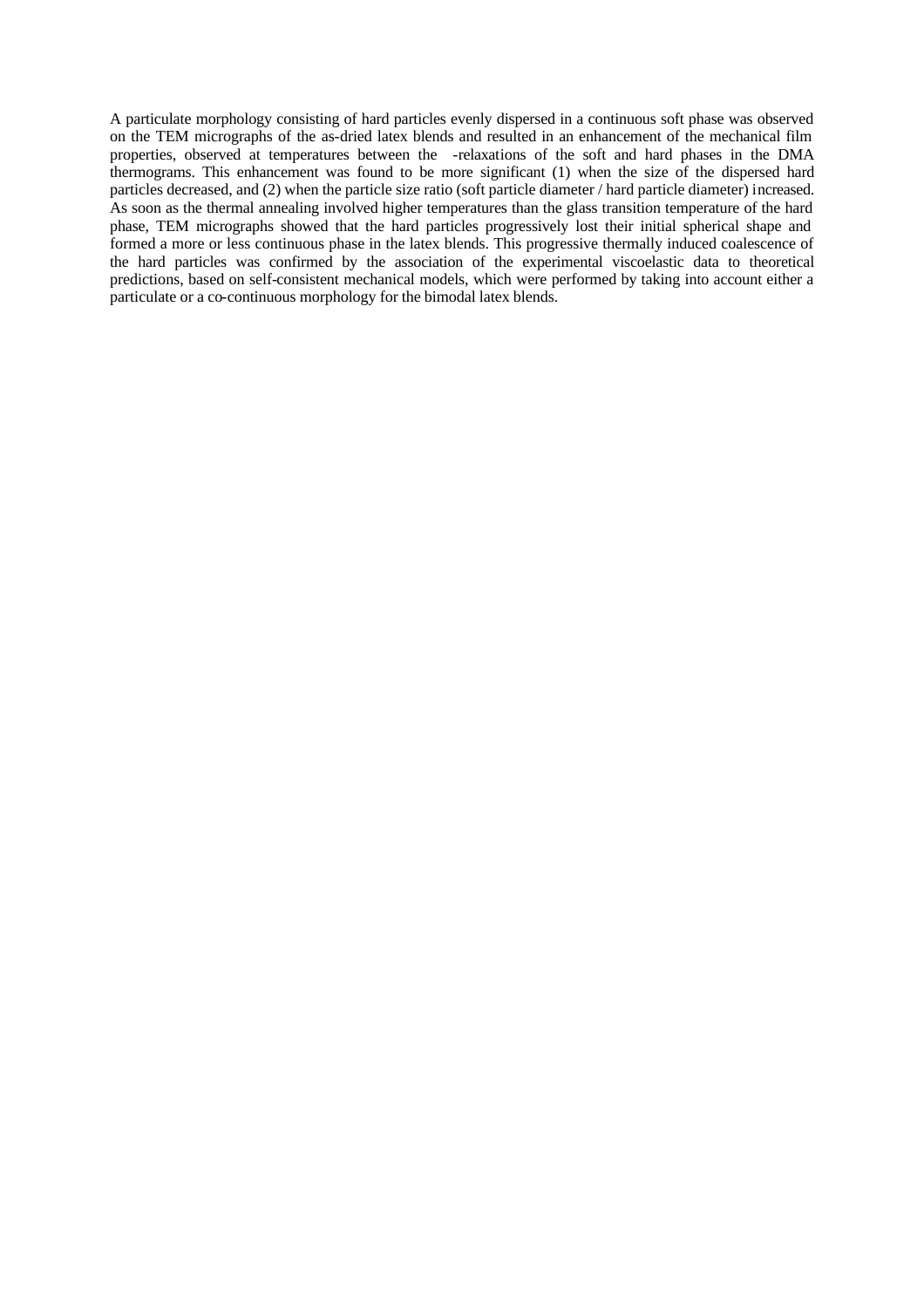A particulate morphology consisting of hard particles evenly dispersed in a continuous soft phase was observed on the TEM micrographs of the as-dried latex blends and resulted in an enhancement of the mechanical film properties, observed at temperatures between the -relaxations of the soft and hard phases in the DMA thermograms. This enhancement was found to be more significant (1) when the size of the dispersed hard particles decreased, and (2) when the particle size ratio (soft particle diameter / hard particle diameter) increased. As soon as the thermal annealing involved higher temperatures than the glass transition temperature of the hard phase, TEM micrographs showed that the hard particles progressively lost their initial spherical shape and formed a more or less continuous phase in the latex blends. This progressive thermally induced coalescence of the hard particles was confirmed by the association of the experimental viscoelastic data to theoretical predictions, based on self-consistent mechanical models, which were performed by taking into account either a particulate or a co-continuous morphology for the bimodal latex blends.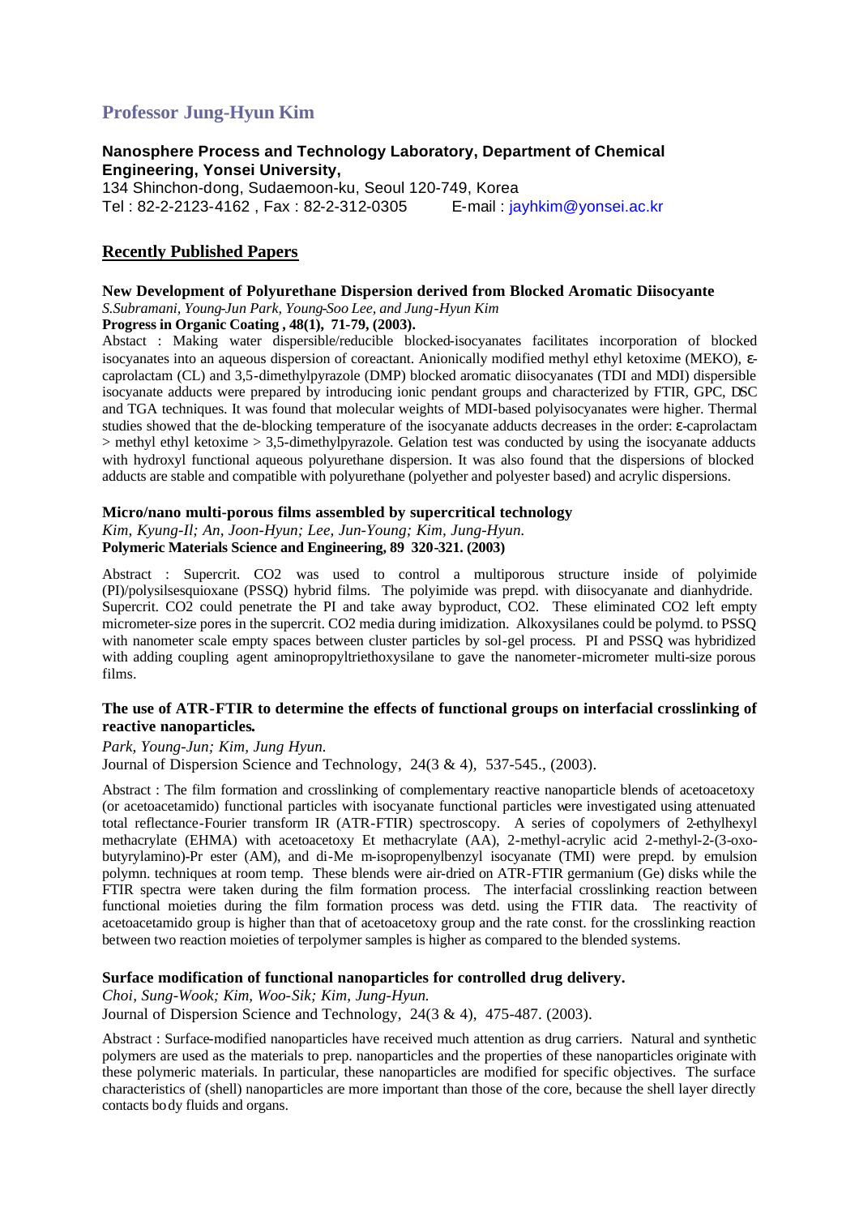## Professor Jung-Hyun Kim

**Nanosphere Process and Technology Laboratory, Department of Chemical Engineering, Yonsei University,**
134 Shinchon-dong, Sudaemoon-ku, Seoul 120-749, Korea
Tel : 82-2-2123-4162 , Fax : 82-2-312-0305 E-mail : jayhkim@yonsei.ac.kr

## Recently Published Papers

**New Development of Polyurethane Dispersion derived from Blocked Aromatic Diisocyante**
*S.Subramani, Young-Jun Park, Young-Soo Lee, and Jung-Hyun Kim*
**Progress in Organic Coating , 48(1), 71-79, (2003).**
Abstact : Making water dispersible/reducible blocked-isocyanates facilitates incorporation of blocked isocyanates into an aqueous dispersion of coreactant. Anionically modified methyl ethyl ketoxime (MEKO), ε-caprolactam (CL) and 3,5-dimethylpyrazole (DMP) blocked aromatic diisocyanates (TDI and MDI) dispersible isocyanate adducts were prepared by introducing ionic pendant groups and characterized by FTIR, GPC, DSC and TGA techniques. It was found that molecular weights of MDI-based polyisocyanates were higher. Thermal studies showed that the de-blocking temperature of the isocyanate adducts decreases in the order: ε-caprolactam > methyl ethyl ketoxime > 3,5-dimethylpyrazole. Gelation test was conducted by using the isocyanate adducts with hydroxyl functional aqueous polyurethane dispersion. It was also found that the dispersions of blocked adducts are stable and compatible with polyurethane (polyether and polyester based) and acrylic dispersions.

**Micro/nano multi-porous films assembled by supercritical technology**
*Kim, Kyung-Il; An, Joon-Hyun; Lee, Jun-Young; Kim, Jung-Hyun.*
**Polymeric Materials Science and Engineering, 89 320-321. (2003)**

Abstract : Supercrit. $CO_2$ was used to control a multiporous structure inside of polyimide (PI)/polysilsesquioxane (PSSQ) hybrid films. The polyimide was prepd. with diisocyanate and dianhydride. Supercrit. $CO_2$ could penetrate the PI and take away byproduct, $CO_2$. These eliminated $CO_2$ left empty micrometer-size pores in the supercrit. $CO_2$ media during imidization. Alkoxysilanes could be polymd. to PSSQ with nanometer scale empty spaces between cluster particles by sol-gel process. PI and PSSQ was hybridized with adding coupling agent aminopropyltriethoxysilane to gave the nanometer-micrometer multi-size porous films.

**The use of ATR-FTIR to determine the effects of functional groups on interfacial crosslinking of reactive nanoparticles.**
*Park, Young-Jun; Kim, Jung Hyun.*
Journal of Dispersion Science and Technology, 24(3 & 4), 537-545., (2003).

Abstract : The film formation and crosslinking of complementary reactive nanoparticle blends of acetoacetoxy (or acetoacetamido) functional particles with isocyanate functional particles were investigated using attenuated total reflectance-Fourier transform IR (ATR-FTIR) spectroscopy. A series of copolymers of 2-ethylhexyl methacrylate (EHMA) with acetoacetoxy Et methacrylate (AA), 2-methyl-acrylic acid 2-methyl-2-(3-oxo-butyrylamino)-Pr ester (AM), and di-Me m-isopropenylbenzyl isocyanate (TMI) were prepd. by emulsion polymn. techniques at room temp. These blends were air-dried on ATR-FTIR germanium (Ge) disks while the FTIR spectra were taken during the film formation process. The interfacial crosslinking reaction between functional moieties during the film formation process was detd. using the FTIR data. The reactivity of acetoacetamido group is higher than that of acetoacetoxy group and the rate const. for the crosslinking reaction between two reaction moieties of terpolymer samples is higher as compared to the blended systems.

**Surface modification of functional nanoparticles for controlled drug delivery.**
*Choi, Sung-Wook; Kim, Woo-Sik; Kim, Jung-Hyun.*
Journal of Dispersion Science and Technology, 24(3 & 4), 475-487. (2003).

Abstract : Surface-modified nanoparticles have received much attention as drug carriers. Natural and synthetic polymers are used as the materials to prep. nanoparticles and the properties of these nanoparticles originate with these polymeric materials. In particular, these nanoparticles are modified for specific objectives. The surface characteristics of (shell) nanoparticles are more important than those of the core, because the shell layer directly contacts body fluids and organs.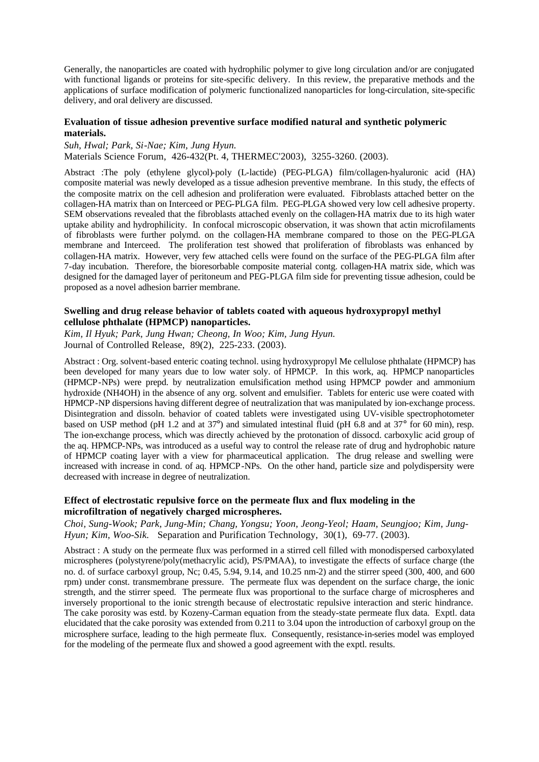Generally, the nanoparticles are coated with hydrophilic polymer to give long circulation and/or are conjugated with functional ligands or proteins for site-specific delivery. In this review, the preparative methods and the applications of surface modification of polymeric functionalized nanoparticles for long-circulation, site-specific delivery, and oral delivery are discussed.

**Evaluation of tissue adhesion preventive surface modified natural and synthetic polymeric materials.**

*Suh, Hwal; Park, Si-Nae; Kim, Jung Hyun.*
Materials Science Forum, 426-432(Pt. 4, THERMEC'2003), 3255-3260. (2003).

Abstract :The poly (ethylene glycol)-poly (L-lactide) (PEG-PLGA) film/collagen-hyaluronic acid (HA) composite material was newly developed as a tissue adhesion preventive membrane. In this study, the effects of the composite matrix on the cell adhesion and proliferation were evaluated. Fibroblasts attached better on the collagen-HA matrix than on Interceed or PEG-PLGA film. PEG-PLGA showed very low cell adhesive property. SEM observations revealed that the fibroblasts attached evenly on the collagen-HA matrix due to its high water uptake ability and hydrophilicity. In confocal microscopic observation, it was shown that actin microfilaments of fibroblasts were further polymd. on the collagen-HA membrane compared to those on the PEG-PLGA membrane and Interceed. The proliferation test showed that proliferation of fibroblasts was enhanced by collagen-HA matrix. However, very few attached cells were found on the surface of the PEG-PLGA film after 7-day incubation. Therefore, the bioresorbable composite material contg. collagen-HA matrix side, which was designed for the damaged layer of peritoneum and PEG-PLGA film side for preventing tissue adhesion, could be proposed as a novel adhesion barrier membrane.

**Swelling and drug release behavior of tablets coated with aqueous hydroxypropyl methyl cellulose phthalate (HPMCP) nanoparticles.**

*Kim, Il Hyuk; Park, Jung Hwan; Cheong, In Woo; Kim, Jung Hyun.*
Journal of Controlled Release, 89(2), 225-233. (2003).

Abstract : Org. solvent-based enteric coating technol. using hydroxypropyl Me cellulose phthalate (HPMCP) has been developed for many years due to low water soly. of HPMCP. In this work, aq. HPMCP nanoparticles (HPMCP-NPs) were prepd. by neutralization emulsification method using HPMCP powder and ammonium hydroxide ($NH_4OH$) in the absence of any org. solvent and emulsifier. Tablets for enteric use were coated with HPMCP-NP dispersions having different degree of neutralization that was manipulated by ion-exchange process. Disintegration and dissoln. behavior of coated tablets were investigated using UV-visible spectrophotometer based on USP method (pH 1.2 and at 37°) and simulated intestinal fluid (pH 6.8 and at 37° for 60 min), resp. The ion-exchange process, which was directly achieved by the protonation of dissocd. carboxylic acid group of the aq. HPMCP-NPs, was introduced as a useful way to control the release rate of drug and hydrophobic nature of HPMCP coating layer with a view for pharmaceutical application. The drug release and swelling were increased with increase in cond. of aq. HPMCP-NPs. On the other hand, particle size and polydispersity were decreased with increase in degree of neutralization.

**Effect of electrostatic repulsive force on the permeate flux and flux modeling in the microfiltration of negatively charged microspheres.**

*Choi, Sung-Wook; Park, Jung-Min; Chang, Yongsu; Yoon, Jeong-Yeol; Haam, Seungjoo; Kim, Jung-Hyun; Kim, Woo-Sik.* Separation and Purification Technology, 30(1), 69-77. (2003).

Abstract : A study on the permeate flux was performed in a stirred cell filled with monodispersed carboxylated microspheres (polystyrene/poly(methacrylic acid), PS/PMAA), to investigate the effects of surface charge (the no. d. of surface carboxyl group, Nc; 0.45, 5.94, 9.14, and 10.25 $nm^{-2}$) and the stirrer speed (300, 400, and 600 rpm) under const. transmembrane pressure. The permeate flux was dependent on the surface charge, the ionic strength, and the stirrer speed. The permeate flux was proportional to the surface charge of microspheres and inversely proportional to the ionic strength because of electrostatic repulsive interaction and steric hindrance. The cake porosity was estd. by Kozeny-Carman equation from the steady-state permeate flux data. Exptl. data elucidated that the cake porosity was extended from 0.211 to 3.04 upon the introduction of carboxyl group on the microsphere surface, leading to the high permeate flux. Consequently, resistance-in-series model was employed for the modeling of the permeate flux and showed a good agreement with the exptl. results.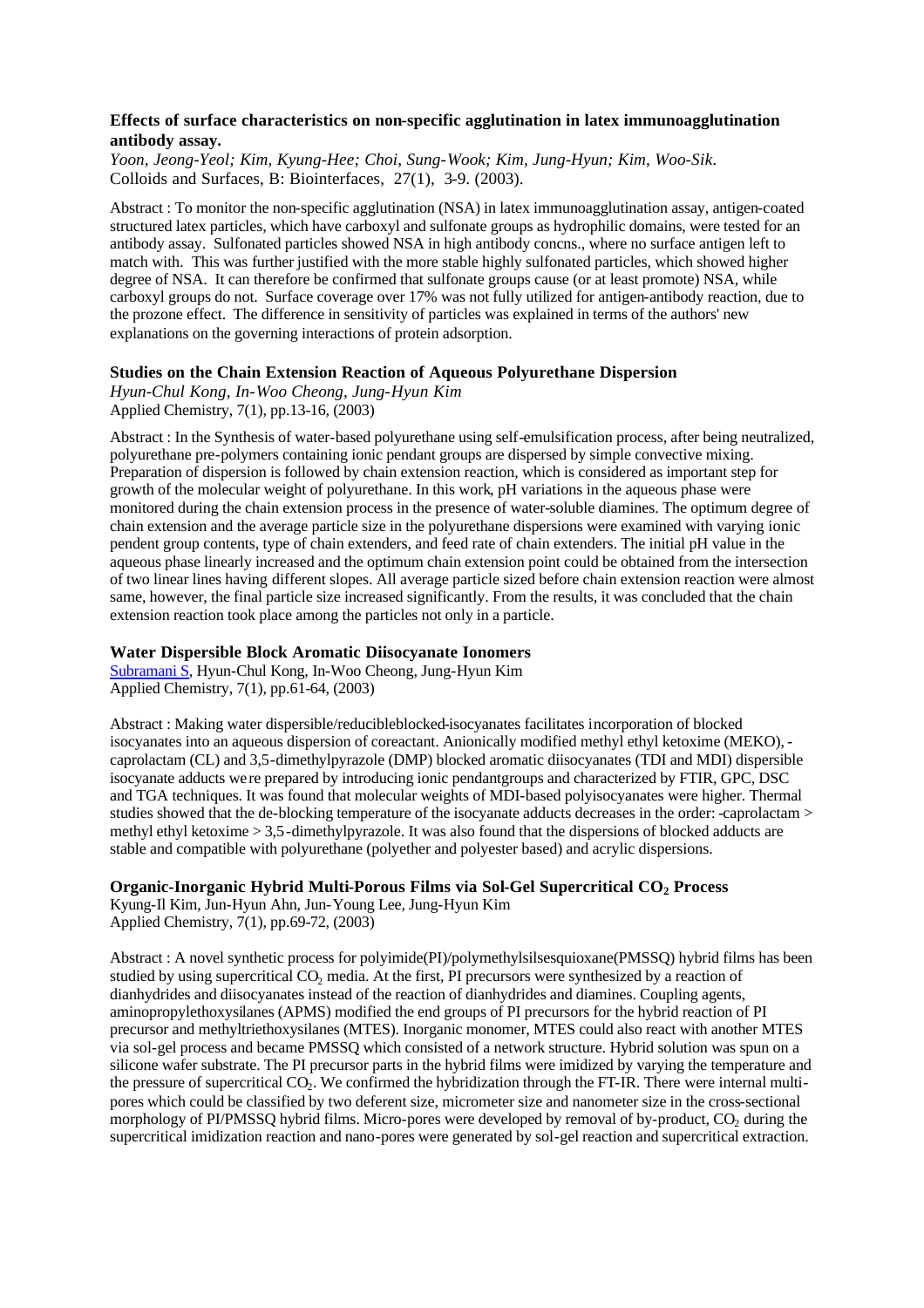**Effects of surface characteristics on non-specific agglutination in latex immunoagglutination antibody assay.**

*Yoon, Jeong-Yeol; Kim, Kyung-Hee; Choi, Sung-Wook; Kim, Jung-Hyun; Kim, Woo-Sik.*
Colloids and Surfaces, B: Biointerfaces, 27(1), 3-9. (2003).

Abstract : To monitor the non-specific agglutination (NSA) in latex immunoagglutination assay, antigen-coated structured latex particles, which have carboxyl and sulfonate groups as hydrophilic domains, were tested for an antibody assay. Sulfonated particles showed NSA in high antibody concns., where no surface antigen left to match with. This was further justified with the more stable highly sulfonated particles, which showed higher degree of NSA. It can therefore be confirmed that sulfonate groups cause (or at least promote) NSA, while carboxyl groups do not. Surface coverage over 17% was not fully utilized for antigen-antibody reaction, due to the prozone effect. The difference in sensitivity of particles was explained in terms of the authors' new explanations on the governing interactions of protein adsorption.

**Studies on the Chain Extension Reaction of Aqueous Polyurethane Dispersion**

*Hyun-Chul Kong, In-Woo Cheong, Jung-Hyun Kim*
Applied Chemistry, 7(1), pp.13-16, (2003)

Abstract : In the Synthesis of water-based polyurethane using self-emulsification process, after being neutralized, polyurethane pre-polymers containing ionic pendant groups are dispersed by simple convective mixing. Preparation of dispersion is followed by chain extension reaction, which is considered as important step for growth of the molecular weight of polyurethane. In this work, pH variations in the aqueous phase were monitored during the chain extension process in the presence of water-soluble diamines. The optimum degree of chain extension and the average particle size in the polyurethane dispersions were examined with varying ionic pendent group contents, type of chain extenders, and feed rate of chain extenders. The initial pH value in the aqueous phase linearly increased and the optimum chain extension point could be obtained from the intersection of two linear lines having different slopes. All average particle sized before chain extension reaction were almost same, however, the final particle size increased significantly. From the results, it was concluded that the chain extension reaction took place among the particles not only in a particle.

**Water Dispersible Block Aromatic Diisocyanate Ionomers**

Subramani S, Hyun-Chul Kong, In-Woo Cheong, Jung-Hyun Kim
Applied Chemistry, 7(1), pp.61-64, (2003)

Abstract : Making water dispersible/reducibleblocked-isocyanates facilitates incorporation of blocked isocyanates into an aqueous dispersion of coreactant. Anionically modified methyl ethyl ketoxime (MEKO), -caprolactam (CL) and 3,5-dimethylpyrazole (DMP) blocked aromatic diisocyanates (TDI and MDI) dispersible isocyanate adducts were prepared by introducing ionic pendantgroups and characterized by FTIR, GPC, DSC and TGA techniques. It was found that molecular weights of MDI-based polyisocyanates were higher. Thermal studies showed that the de-blocking temperature of the isocyanate adducts decreases in the order: -caprolactam > methyl ethyl ketoxime > 3,5-dimethylpyrazole. It was also found that the dispersions of blocked adducts are stable and compatible with polyurethane (polyether and polyester based) and acrylic dispersions.

**Organic-Inorganic Hybrid Multi-Porous Films via Sol-Gel Supercritical $CO_2$ Process**

Kyung-Il Kim, Jun-Hyun Ahn, Jun-Young Lee, Jung-Hyun Kim
Applied Chemistry, 7(1), pp.69-72, (2003)

Abstract : A novel synthetic process for polyimide(PI)/polymethylsilsesquioxane(PMSSQ) hybrid films has been studied by using supercritical $CO_2$ media. At the first, PI precursors were synthesized by a reaction of dianhydrides and diisocyanates instead of the reaction of dianhydrides and diamines. Coupling agents, aminopropylethoxysilanes (APMS) modified the end groups of PI precursors for the hybrid reaction of PI precursor and methyltriethoxysilanes (MTES). Inorganic monomer, MTES could also react with another MTES via sol-gel process and became PMSSQ which consisted of a network structure. Hybrid solution was spun on a silicone wafer substrate. The PI precursor parts in the hybrid films were imidized by varying the temperature and the pressure of supercritical $CO_2$. We confirmed the hybridization through the FT-IR. There were internal multi-pores which could be classified by two deferent size, micrometer size and nanometer size in the cross-sectional morphology of PI/PMSSQ hybrid films. Micro-pores were developed by removal of by-product, $CO_2$ during the supercritical imidization reaction and nano-pores were generated by sol-gel reaction and supercritical extraction.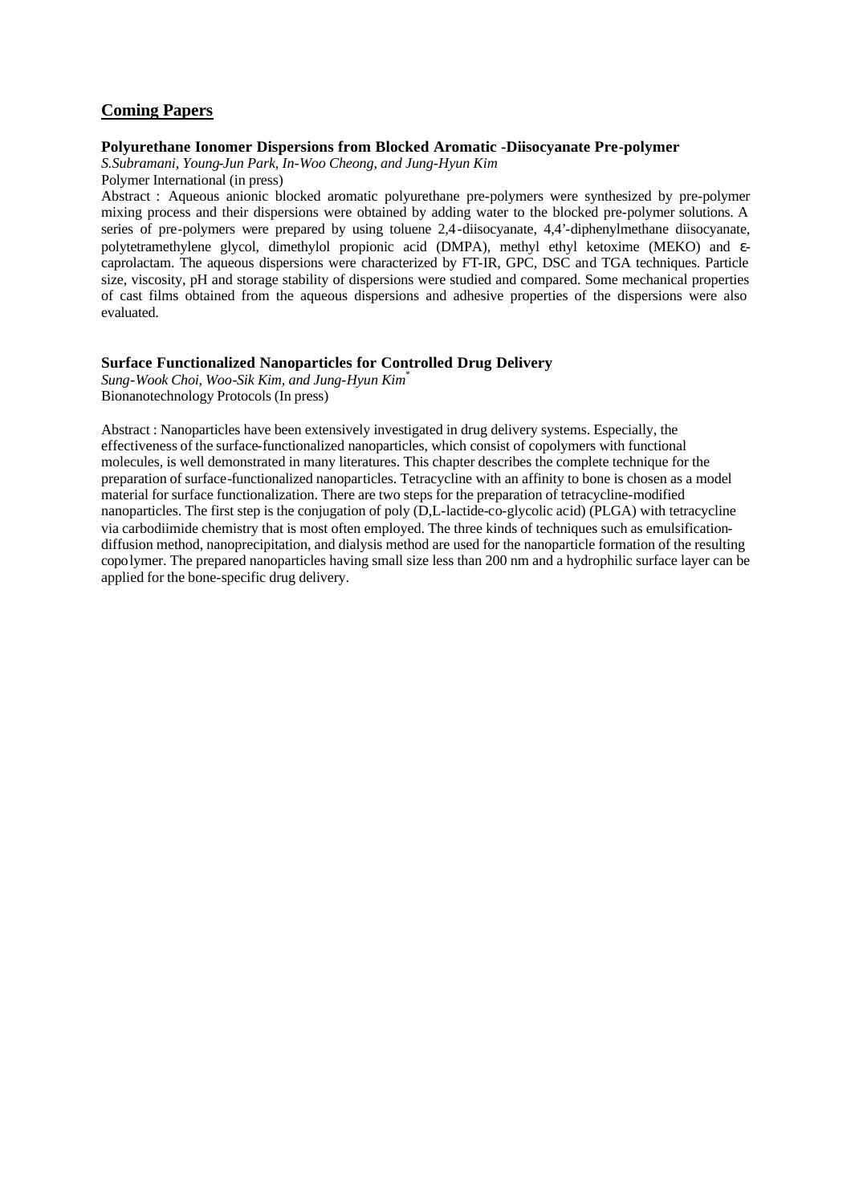## Coming Papers

### Polyurethane Ionomer Dispersions from Blocked Aromatic -Diisocyanate Pre-polymer

*S.Subramani, Young-Jun Park, In-Woo Cheong, and Jung-Hyun Kim*

Polymer International (in press)

Abstract : Aqueous anionic blocked aromatic polyurethane pre-polymers were synthesized by pre-polymer mixing process and their dispersions were obtained by adding water to the blocked pre-polymer solutions. A series of pre-polymers were prepared by using toluene 2,4-diisocyanate, 4,4'-diphenylmethane diisocyanate, polytetramethylene glycol, dimethylol propionic acid (DMPA), methyl ethyl ketoxime (MEKO) and ε-caprolactam. The aqueous dispersions were characterized by FT-IR, GPC, DSC and TGA techniques. Particle size, viscosity, pH and storage stability of dispersions were studied and compared. Some mechanical properties of cast films obtained from the aqueous dispersions and adhesive properties of the dispersions were also evaluated.

### Surface Functionalized Nanoparticles for Controlled Drug Delivery

*Sung-Wook Choi, Woo-Sik Kim, and Jung-Hyun Kim*[*]

Bionanotechnology Protocols (In press)

Abstract : Nanoparticles have been extensively investigated in drug delivery systems. Especially, the effectiveness of the surface-functionalized nanoparticles, which consist of copolymers with functional molecules, is well demonstrated in many literatures. This chapter describes the complete technique for the preparation of surface-functionalized nanoparticles. Tetracycline with an affinity to bone is chosen as a model material for surface functionalization. There are two steps for the preparation of tetracycline-modified nanoparticles. The first step is the conjugation of poly (D,L-lactide-co-glycolic acid) (PLGA) with tetracycline via carbodiimide chemistry that is most often employed. The three kinds of techniques such as emulsification-diffusion method, nanoprecipitation, and dialysis method are used for the nanoparticle formation of the resulting copolymer. The prepared nanoparticles having small size less than 200 nm and a hydrophilic surface layer can be applied for the bone-specific drug delivery.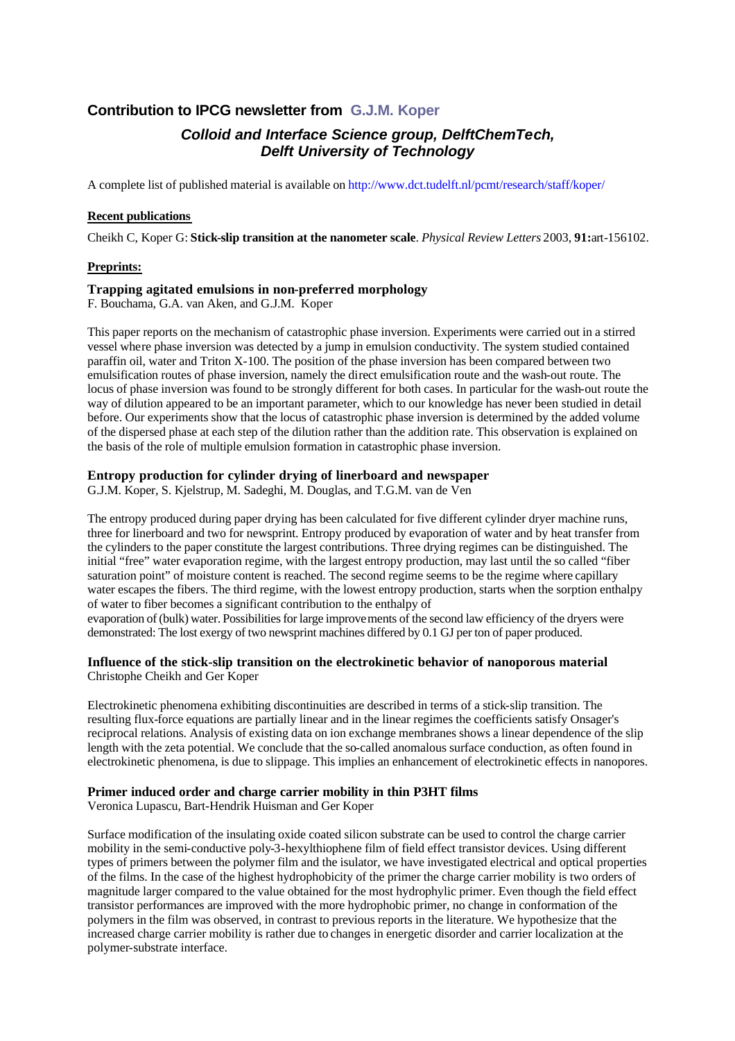## Contribution to IPCG newsletter from G.J.M. Koper

### *Colloid and Interface Science group, DelftChemTech, Delft University of Technology*

A complete list of published material is available on http://www.dct.tudelft.nl/pcmt/research/staff/koper/

**Recent publications**

Cheikh C, Koper G: **Stick-slip transition at the nanometer scale**. *Physical Review Letters* 2003, **91:**art-156102.

**Preprints:**

**Trapping agitated emulsions in non-preferred morphology**
F. Bouchama, G.A. van Aken, and G.J.M. Koper

This paper reports on the mechanism of catastrophic phase inversion. Experiments were carried out in a stirred vessel where phase inversion was detected by a jump in emulsion conductivity. The system studied contained paraffin oil, water and Triton X-100. The position of the phase inversion has been compared between two emulsification routes of phase inversion, namely the direct emulsification route and the wash-out route. The locus of phase inversion was found to be strongly different for both cases. In particular for the wash-out route the way of dilution appeared to be an important parameter, which to our knowledge has never been studied in detail before. Our experiments show that the locus of catastrophic phase inversion is determined by the added volume of the dispersed phase at each step of the dilution rather than the addition rate. This observation is explained on the basis of the role of multiple emulsion formation in catastrophic phase inversion.

**Entropy production for cylinder drying of linerboard and newspaper**
G.J.M. Koper, S. Kjelstrup, M. Sadeghi, M. Douglas, and T.G.M. van de Ven

The entropy produced during paper drying has been calculated for five different cylinder dryer machine runs, three for linerboard and two for newsprint. Entropy produced by evaporation of water and by heat transfer from the cylinders to the paper constitute the largest contributions. Three drying regimes can be distinguished. The initial "free" water evaporation regime, with the largest entropy production, may last until the so called "fiber saturation point" of moisture content is reached. The second regime seems to be the regime where capillary water escapes the fibers. The third regime, with the lowest entropy production, starts when the sorption enthalpy of water to fiber becomes a significant contribution to the enthalpy of evaporation of (bulk) water. Possibilities for large improvements of the second law efficiency of the dryers were demonstrated: The lost exergy of two newsprint machines differed by 0.1 GJ per ton of paper produced.

**Influence of the stick-slip transition on the electrokinetic behavior of nanoporous material**
Christophe Cheikh and Ger Koper

Electrokinetic phenomena exhibiting discontinuities are described in terms of a stick-slip transition. The resulting flux-force equations are partially linear and in the linear regimes the coefficients satisfy Onsager's reciprocal relations. Analysis of existing data on ion exchange membranes shows a linear dependence of the slip length with the zeta potential. We conclude that the so-called anomalous surface conduction, as often found in electrokinetic phenomena, is due to slippage. This implies an enhancement of electrokinetic effects in nanopores.

**Primer induced order and charge carrier mobility in thin P3HT films**
Veronica Lupascu, Bart-Hendrik Huisman and Ger Koper

Surface modification of the insulating oxide coated silicon substrate can be used to control the charge carrier mobility in the semi-conductive poly-3-hexylthiophene film of field effect transistor devices. Using different types of primers between the polymer film and the isulator, we have investigated electrical and optical properties of the films. In the case of the highest hydrophobicity of the primer the charge carrier mobility is two orders of magnitude larger compared to the value obtained for the most hydrophylic primer. Even though the field effect transistor performances are improved with the more hydrophobic primer, no change in conformation of the polymers in the film was observed, in contrast to previous reports in the literature. We hypothesize that the increased charge carrier mobility is rather due to changes in energetic disorder and carrier localization at the polymer-substrate interface.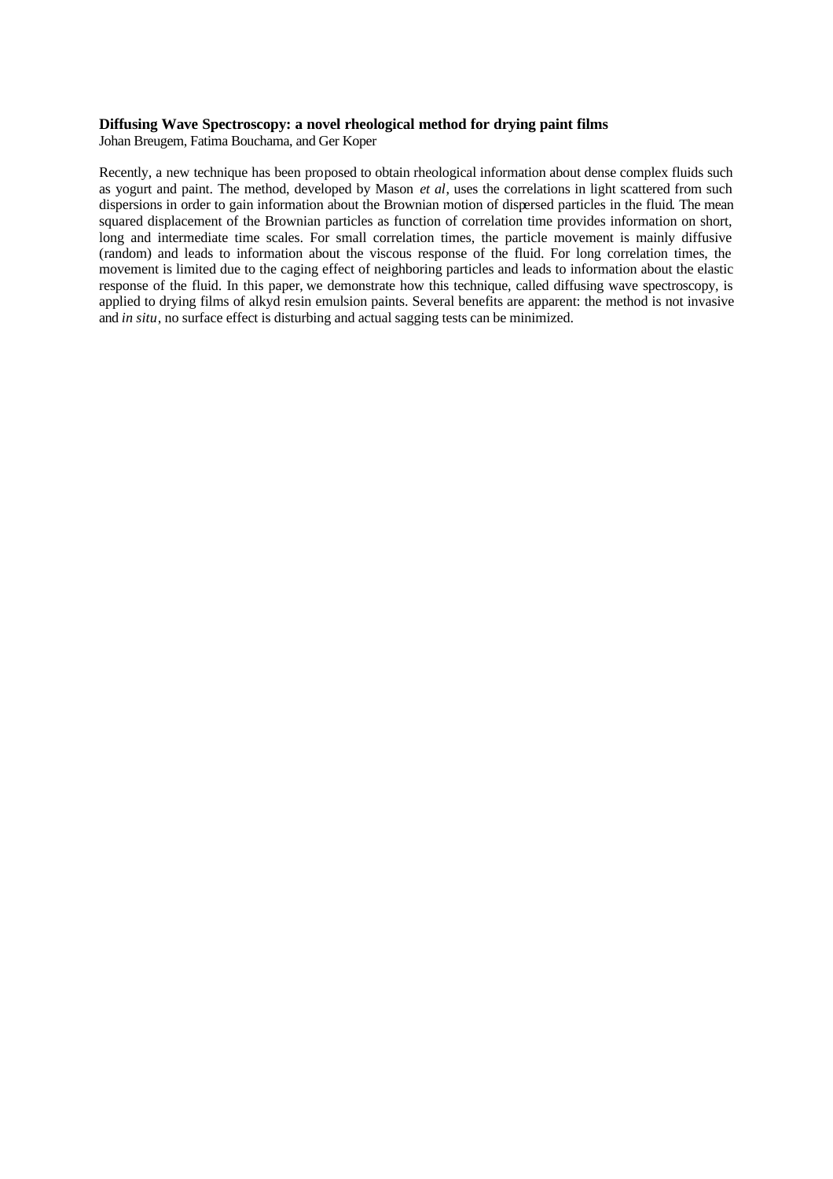**Diffusing Wave Spectroscopy: a novel rheological method for drying paint films**

Johan Breugem, Fatima Bouchama, and Ger Koper

Recently, a new technique has been proposed to obtain rheological information about dense complex fluids such as yogurt and paint. The method, developed by Mason *et al*, uses the correlations in light scattered from such dispersions in order to gain information about the Brownian motion of dispersed particles in the fluid. The mean squared displacement of the Brownian particles as function of correlation time provides information on short, long and intermediate time scales. For small correlation times, the particle movement is mainly diffusive (random) and leads to information about the viscous response of the fluid. For long correlation times, the movement is limited due to the caging effect of neighboring particles and leads to information about the elastic response of the fluid. In this paper, we demonstrate how this technique, called diffusing wave spectroscopy, is applied to drying films of alkyd resin emulsion paints. Several benefits are apparent: the method is not invasive and *in situ*, no surface effect is disturbing and actual sagging tests can be minimized.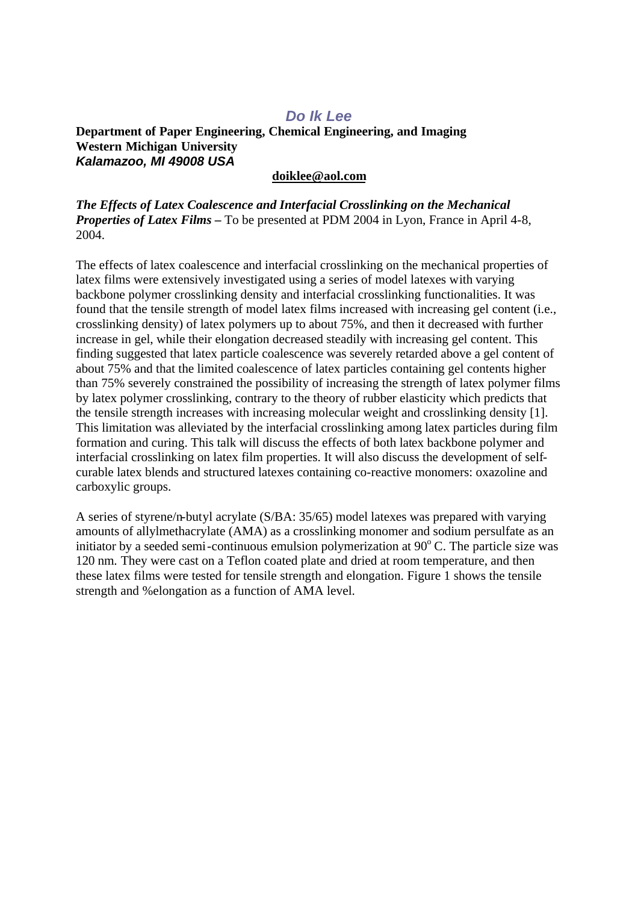***Do Ik Lee***

**Department of Paper Engineering, Chemical Engineering, and Imaging**
**Western Michigan University**
***Kalamazoo, MI 49008 USA***

**doiklee@aol.com**

***The Effects of Latex Coalescence and Interfacial Crosslinking on the Mechanical Properties of Latex Films* –** To be presented at PDM 2004 in Lyon, France in April 4-8, 2004.

The effects of latex coalescence and interfacial crosslinking on the mechanical properties of latex films were extensively investigated using a series of model latexes with varying backbone polymer crosslinking density and interfacial crosslinking functionalities. It was found that the tensile strength of model latex films increased with increasing gel content (i.e., crosslinking density) of latex polymers up to about 75%, and then it decreased with further increase in gel, while their elongation decreased steadily with increasing gel content. This finding suggested that latex particle coalescence was severely retarded above a gel content of about 75% and that the limited coalescence of latex particles containing gel contents higher than 75% severely constrained the possibility of increasing the strength of latex polymer films by latex polymer crosslinking, contrary to the theory of rubber elasticity which predicts that the tensile strength increases with increasing molecular weight and crosslinking density [1]. This limitation was alleviated by the interfacial crosslinking among latex particles during film formation and curing. This talk will discuss the effects of both latex backbone polymer and interfacial crosslinking on latex film properties. It will also discuss the development of self-curable latex blends and structured latexes containing co-reactive monomers: oxazoline and carboxylic groups.

A series of styrene/n-butyl acrylate (S/BA: 35/65) model latexes was prepared with varying amounts of allylmethacrylate (AMA) as a crosslinking monomer and sodium persulfate as an initiator by a seeded semi-continuous emulsion polymerization at $90^o$ C. The particle size was 120 nm. They were cast on a Teflon coated plate and dried at room temperature, and then these latex films were tested for tensile strength and elongation. Figure 1 shows the tensile strength and %elongation as a function of AMA level.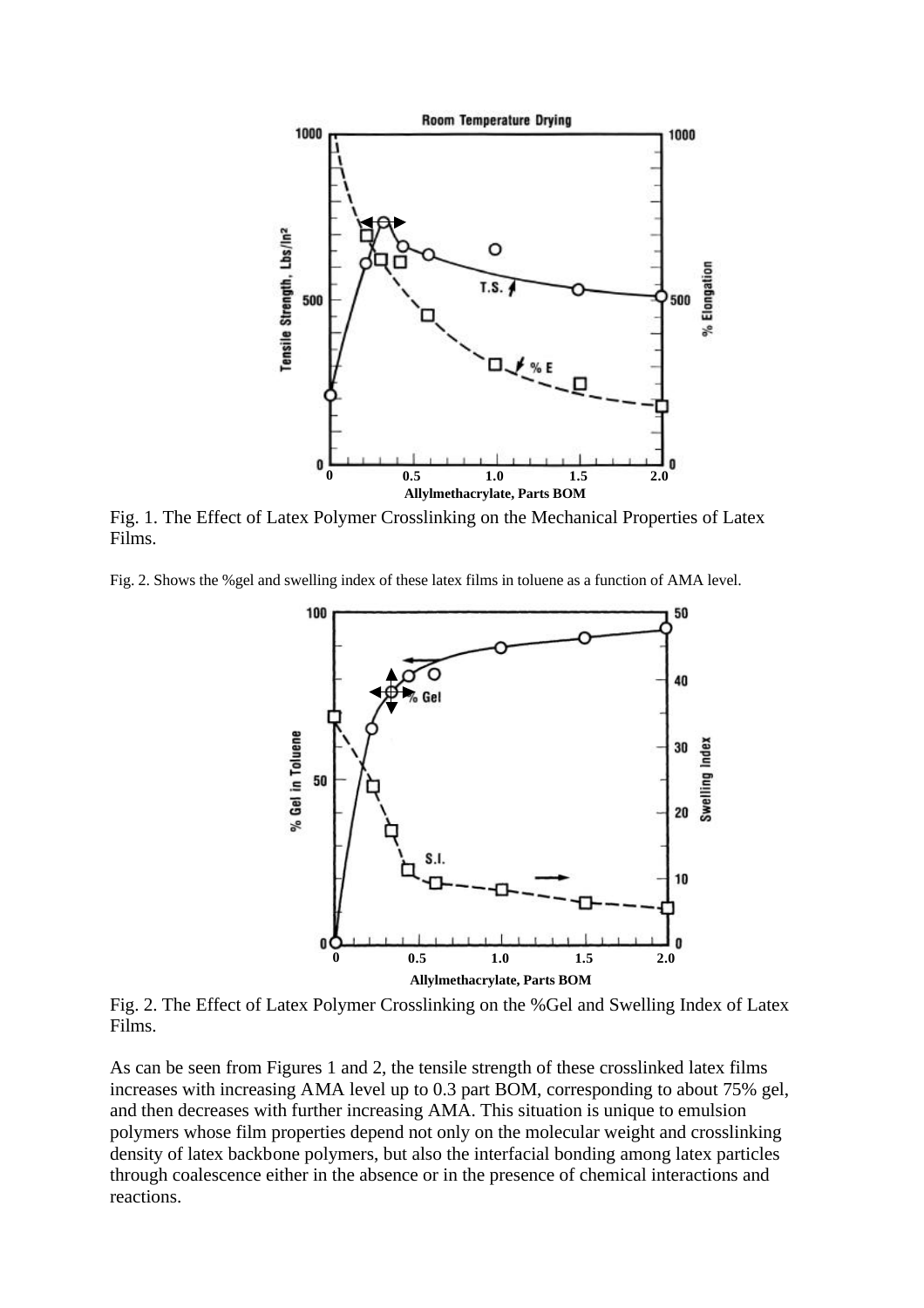Fig. 1. The Effect of Latex Polymer Crosslinking on the Mechanical Properties of Latex Films.

Fig. 2. Shows the %gel and swelling index of these latex films in toluene as a function of AMA level.

Fig. 2. The Effect of Latex Polymer Crosslinking on the %Gel and Swelling Index of Latex Films.

As can be seen from Figures 1 and 2, the tensile strength of these crosslinked latex films increases with increasing AMA level up to 0.3 part BOM, corresponding to about 75% gel, and then decreases with further increasing AMA. This situation is unique to emulsion polymers whose film properties depend not only on the molecular weight and crosslinking density of latex backbone polymers, but also the interfacial bonding among latex particles through coalescence either in the absence or in the presence of chemical interactions and reactions.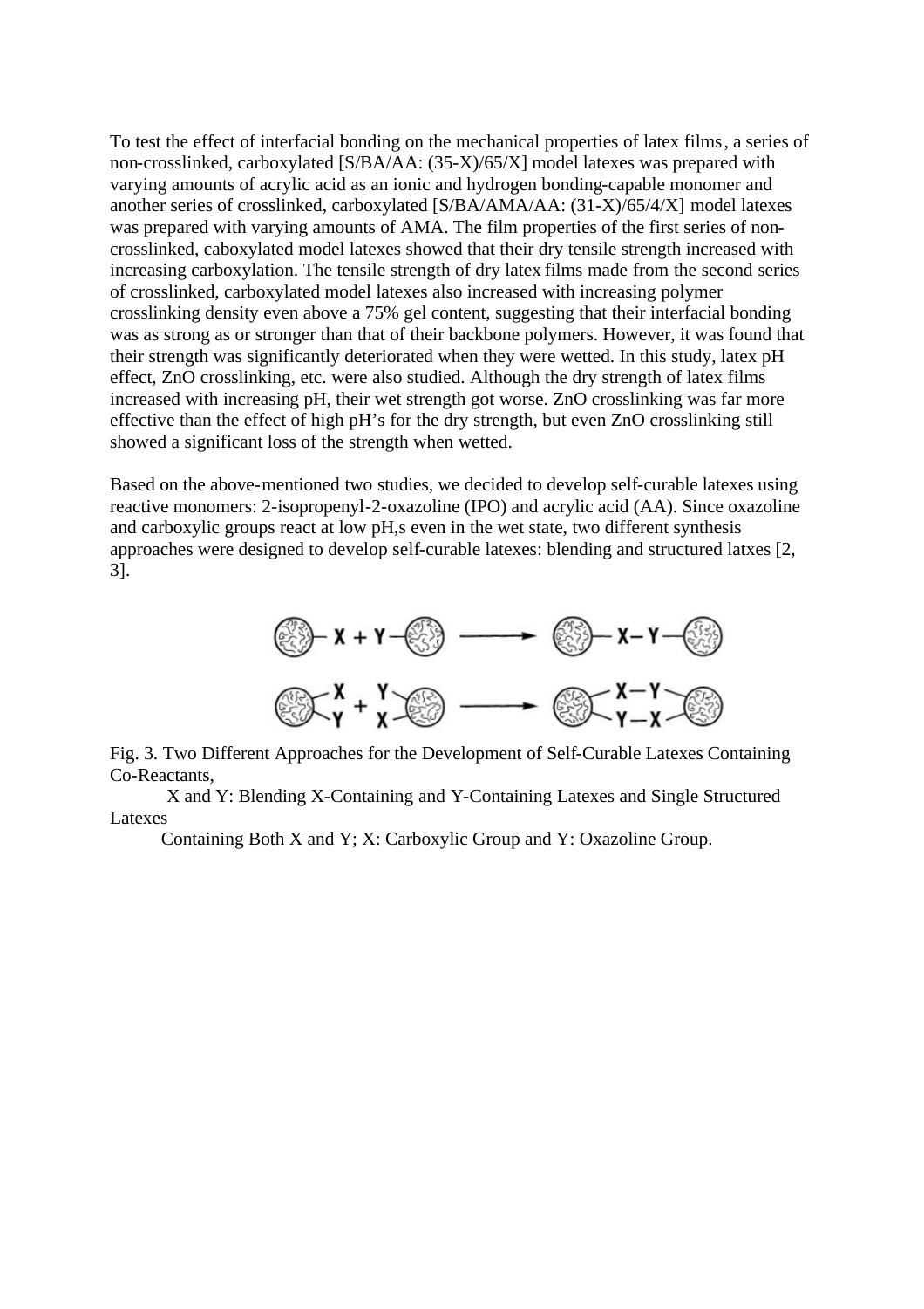To test the effect of interfacial bonding on the mechanical properties of latex films, a series of non-crosslinked, carboxylated [S/BA/AA: (35-X)/65/X] model latexes was prepared with varying amounts of acrylic acid as an ionic and hydrogen bonding-capable monomer and another series of crosslinked, carboxylated [S/BA/AMA/AA: (31-X)/65/4/X] model latexes was prepared with varying amounts of AMA. The film properties of the first series of non-crosslinked, caboxylated model latexes showed that their dry tensile strength increased with increasing carboxylation. The tensile strength of dry latex films made from the second series of crosslinked, carboxylated model latexes also increased with increasing polymer crosslinking density even above a 75% gel content, suggesting that their interfacial bonding was as strong as or stronger than that of their backbone polymers. However, it was found that their strength was significantly deteriorated when they were wetted. In this study, latex pH effect, ZnO crosslinking, etc. were also studied. Although the dry strength of latex films increased with increasing pH, their wet strength got worse. ZnO crosslinking was far more effective than the effect of high pH's for the dry strength, but even ZnO crosslinking still showed a significant loss of the strength when wetted.

Based on the above-mentioned two studies, we decided to develop self-curable latexes using reactive monomers: 2-isopropenyl-2-oxazoline (IPO) and acrylic acid (AA). Since oxazoline and carboxylic groups react at low pH,s even in the wet state, two different synthesis approaches were designed to develop self-curable latexes: blending and structured latxes [2, 3].

Fig. 3. Two Different Approaches for the Development of Self-Curable Latexes Containing Co-Reactants,
X and Y: Blending X-Containing and Y-Containing Latexes and Single Structured Latexes
Containing Both X and Y; X: Carboxylic Group and Y: Oxazoline Group.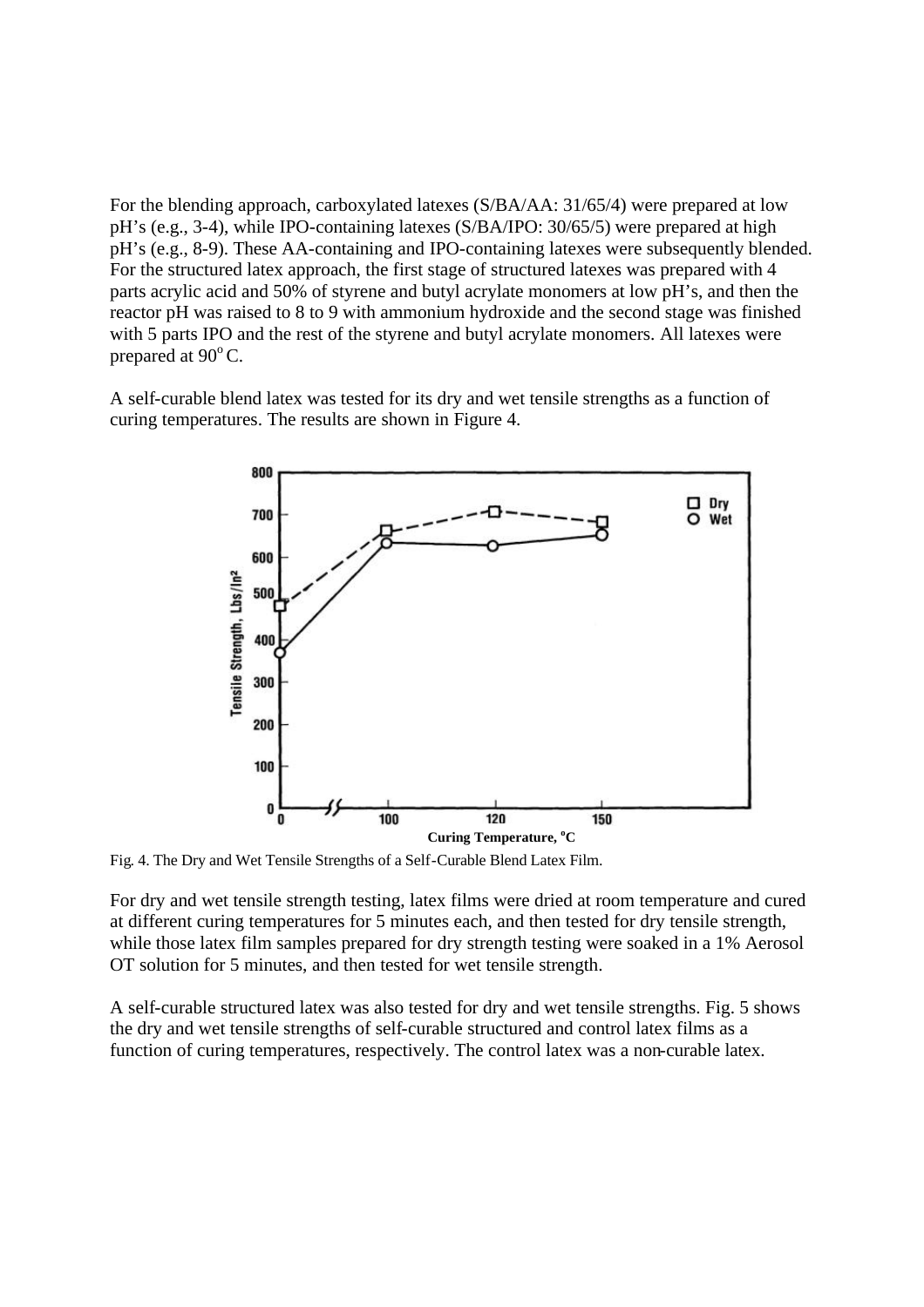For the blending approach, carboxylated latexes (S/BA/AA: 31/65/4) were prepared at low pH's (e.g., 3-4), while IPO-containing latexes (S/BA/IPO: 30/65/5) were prepared at high pH's (e.g., 8-9). These AA-containing and IPO-containing latexes were subsequently blended. For the structured latex approach, the first stage of structured latexes was prepared with 4 parts acrylic acid and 50% of styrene and butyl acrylate monomers at low pH's, and then the reactor pH was raised to 8 to 9 with ammonium hydroxide and the second stage was finished with 5 parts IPO and the rest of the styrene and butyl acrylate monomers. All latexes were prepared at 90$^{o}$ C.

A self-curable blend latex was tested for its dry and wet tensile strengths as a function of curing temperatures. The results are shown in Figure 4.

Fig. 4. The Dry and Wet Tensile Strengths of a Self-Curable Blend Latex Film.

For dry and wet tensile strength testing, latex films were dried at room temperature and cured at different curing temperatures for 5 minutes each, and then tested for dry tensile strength, while those latex film samples prepared for dry strength testing were soaked in a 1% Aerosol OT solution for 5 minutes, and then tested for wet tensile strength.

A self-curable structured latex was also tested for dry and wet tensile strengths. Fig. 5 shows the dry and wet tensile strengths of self-curable structured and control latex films as a function of curing temperatures, respectively. The control latex was a non-curable latex.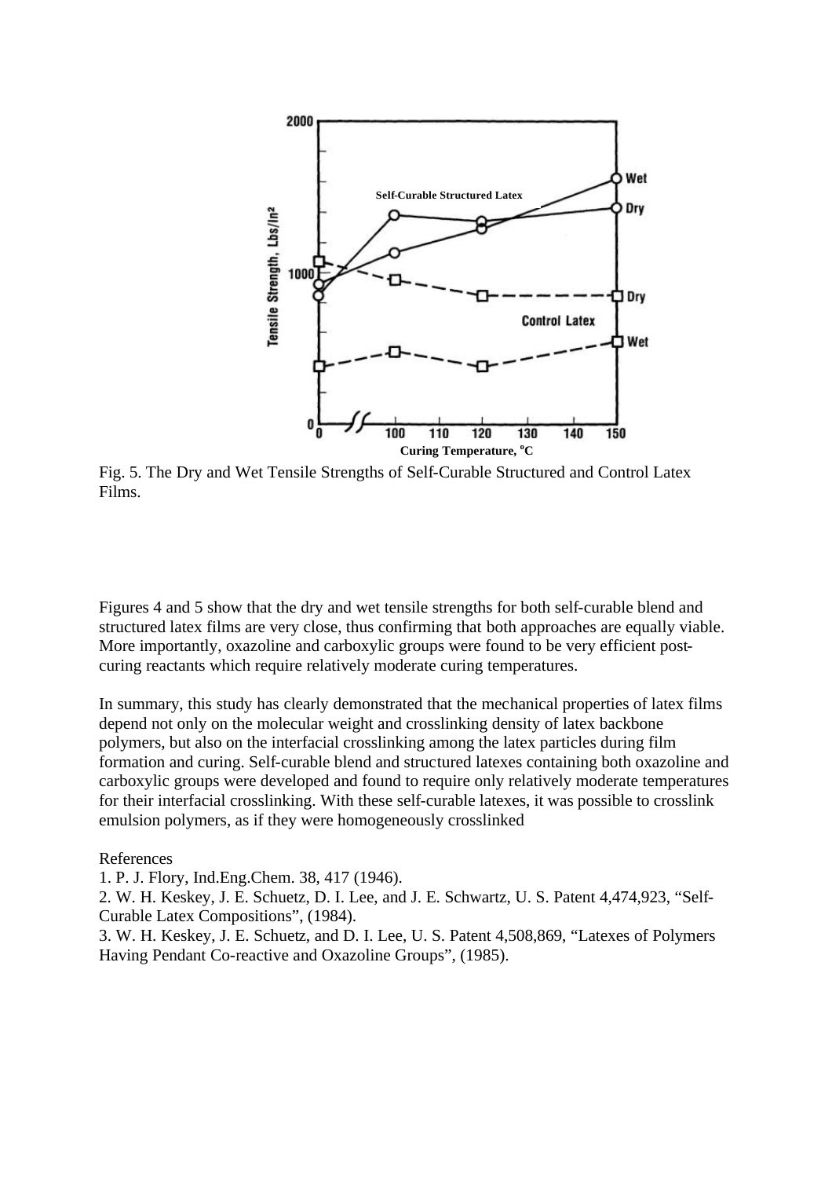Fig. 5. The Dry and Wet Tensile Strengths of Self-Curable Structured and Control Latex Films.

Figures 4 and 5 show that the dry and wet tensile strengths for both self-curable blend and structured latex films are very close, thus confirming that both approaches are equally viable. More importantly, oxazoline and carboxylic groups were found to be very efficient post-curing reactants which require relatively moderate curing temperatures.

In summary, this study has clearly demonstrated that the mechanical properties of latex films depend not only on the molecular weight and crosslinking density of latex backbone polymers, but also on the interfacial crosslinking among the latex particles during film formation and curing. Self-curable blend and structured latexes containing both oxazoline and carboxylic groups were developed and found to require only relatively moderate temperatures for their interfacial crosslinking. With these self-curable latexes, it was possible to crosslink emulsion polymers, as if they were homogeneously crosslinked

References

1. P. J. Flory, Ind.Eng.Chem. 38, 417 (1946).
2. W. H. Keskey, J. E. Schuetz, D. I. Lee, and J. E. Schwartz, U. S. Patent 4,474,923, "Self-Curable Latex Compositions", (1984).
3. W. H. Keskey, J. E. Schuetz, and D. I. Lee, U. S. Patent 4,508,869, "Latexes of Polymers Having Pendant Co-reactive and Oxazoline Groups", (1985).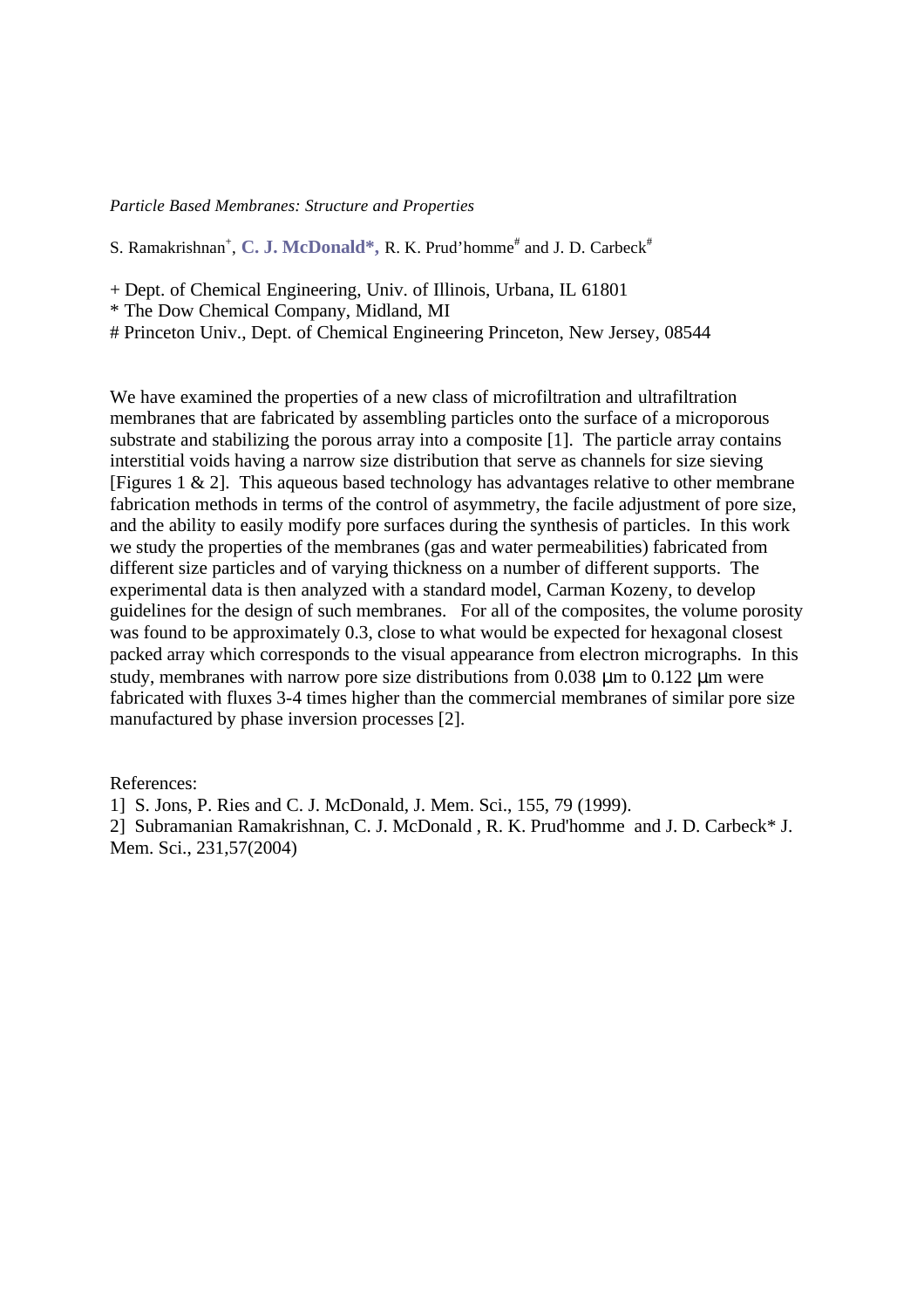*Particle Based Membranes: Structure and Properties*

S. Ramakrishnan[+], **C. J. McDonald*,** R. K. Prud'homme[#] and J. D. Carbeck[#]

+ Dept. of Chemical Engineering, Univ. of Illinois, Urbana, IL 61801
* The Dow Chemical Company, Midland, MI
# Princeton Univ., Dept. of Chemical Engineering Princeton, New Jersey, 08544

We have examined the properties of a new class of microfiltration and ultrafiltration membranes that are fabricated by assembling particles onto the surface of a microporous substrate and stabilizing the porous array into a composite [1]. The particle array contains interstitial voids having a narrow size distribution that serve as channels for size sieving [Figures 1 & 2]. This aqueous based technology has advantages relative to other membrane fabrication methods in terms of the control of asymmetry, the facile adjustment of pore size, and the ability to easily modify pore surfaces during the synthesis of particles. In this work we study the properties of the membranes (gas and water permeabilities) fabricated from different size particles and of varying thickness on a number of different supports. The experimental data is then analyzed with a standard model, Carman Kozeny, to develop guidelines for the design of such membranes. For all of the composites, the volume porosity was found to be approximately 0.3, close to what would be expected for hexagonal closest packed array which corresponds to the visual appearance from electron micrographs. In this study, membranes with narrow pore size distributions from 0.038 μm to 0.122 μm were fabricated with fluxes 3-4 times higher than the commercial membranes of similar pore size manufactured by phase inversion processes [2].

References:
1] S. Jons, P. Ries and C. J. McDonald, J. Mem. Sci., 155, 79 (1999).
2] Subramanian Ramakrishnan, C. J. McDonald , R. K. Prud'homme and J. D. Carbeck* J. Mem. Sci., 231,57(2004)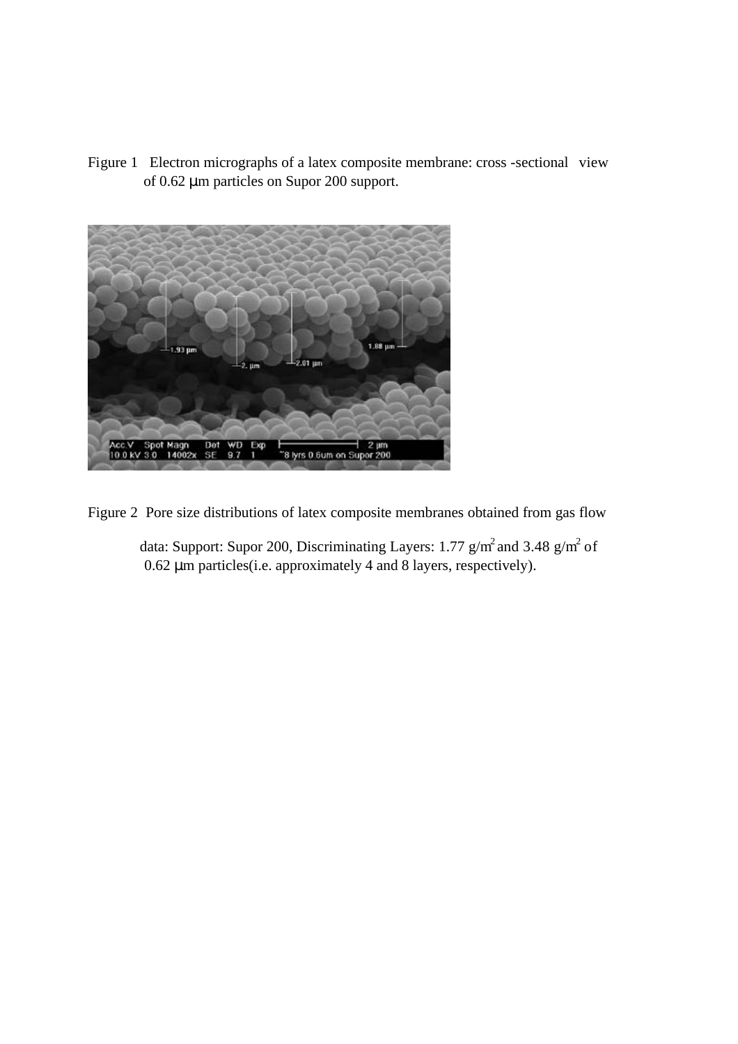Figure 1 Electron micrographs of a latex composite membrane: cross -sectional view of 0.62 μm particles on Supor 200 support.

Figure 2 Pore size distributions of latex composite membranes obtained from gas flow data: Support: Supor 200, Discriminating Layers: 1.77 $g/m^2$ and 3.48 $g/m^2$ of 0.62 μm particles(i.e. approximately 4 and 8 layers, respectively).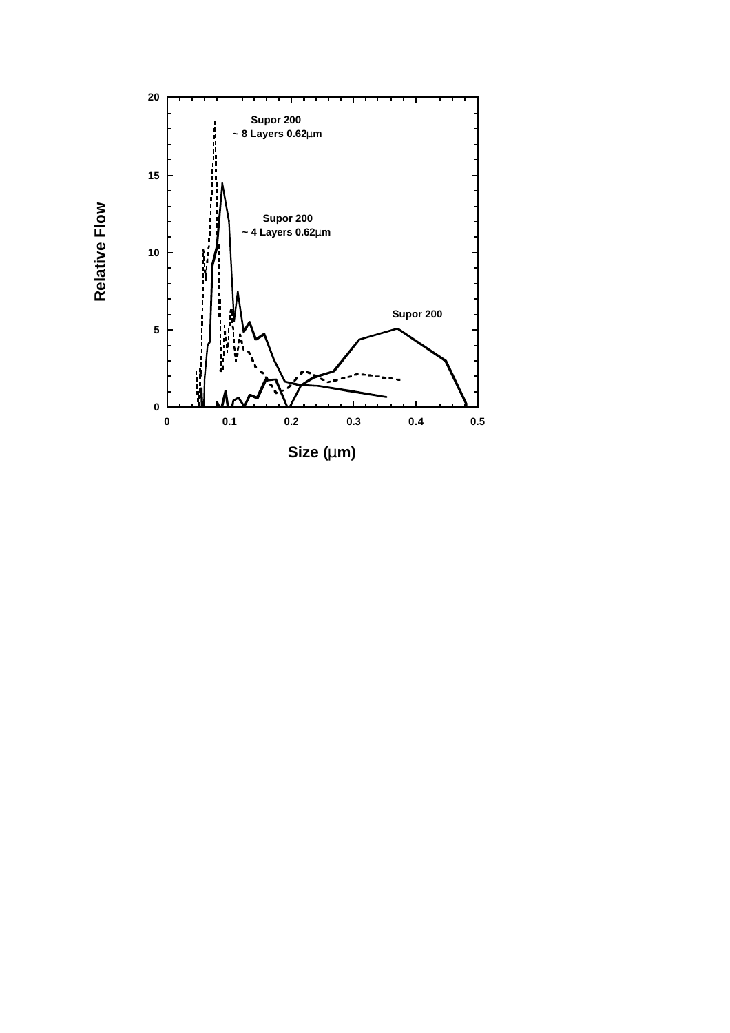Supor 200
~ 8 Layers 0.62μm

Supor 200
~ 4 Layers 0.62μm

Supor 200

Relative Flow

Size (μm)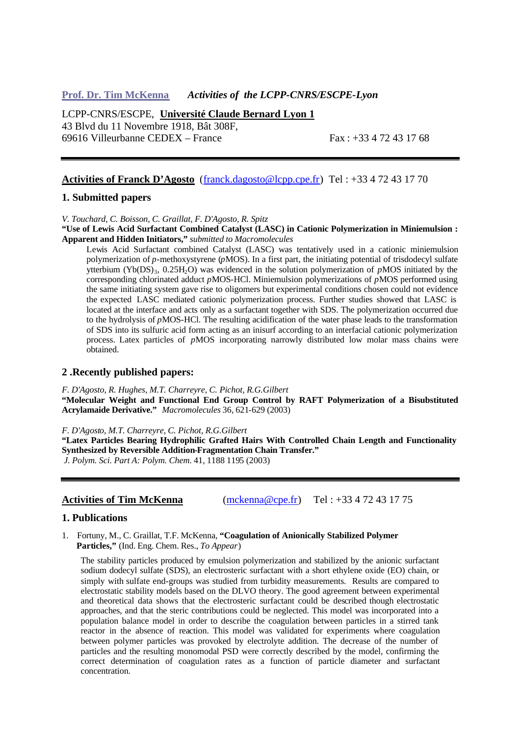**Prof. Dr. Tim McKenna** *Activities of the LCPP-CNRS/ESCPE-Lyon*

LCPP-CNRS/ESCPE, **Université Claude Bernard Lyon 1**
43 Blvd du 11 Novembre 1918, Bât 308F,
69616 Villeurbanne CEDEX – France Fax : +33 4 72 43 17 68

---

## Activities of Franck D'Agosto (franck.dagosto@lcpp.cpe.fr) Tel : +33 4 72 43 17 70

### 1. Submitted papers

*V. Touchard, C. Boisson, C. Graillat, F. D'Agosto, R. Spitz*
**"Use of Lewis Acid Surfactant Combined Catalyst (LASC) in Cationic Polymerization in Miniemulsion : Apparent and Hidden Initiators,"** *submitted to Macromolecules*

Lewis Acid Surfactant combined Catalyst (LASC) was tentatively used in a cationic miniemulsion polymerization of *p*-methoxystyrene (*p*MOS). In a first part, the initiating potential of trisdodecyl sulfate ytterbium ($Yb(DS)_3$, $0.25H_2O$) was evidenced in the solution polymerization of *p*MOS initiated by the corresponding chlorinated adduct *p*MOS-HCl. Miniemulsion polymerizations of *p*MOS performed using the same initiating system gave rise to oligomers but experimental conditions chosen could not evidence the expected LASC mediated cationic polymerization process. Further studies showed that LASC is located at the interface and acts only as a surfactant together with SDS. The polymerization occurred due to the hydrolysis of *p*MOS-HCl. The resulting acidification of the water phase leads to the transformation of SDS into its sulfuric acid form acting as an inisurf according to an interfacial cationic polymerization process. Latex particles of *p*MOS incorporating narrowly distributed low molar mass chains were obtained.

### 2 .Recently published papers:

*F. D'Agosto, R. Hughes, M.T. Charreyre, C. Pichot, R.G.Gilbert*
**"Molecular Weight and Functional End Group Control by RAFT Polymerization of a Bisubstituted Acrylamaide Derivative."** *Macromolecules* 36, 621-629 (2003)

*F. D'Agosto, M.T. Charreyre, C. Pichot, R.G.Gilbert*
**"Latex Particles Bearing Hydrophilic Grafted Hairs With Controlled Chain Length and Functionality Synthesized by Reversible Addition-Fragmentation Chain Transfer."**
*J. Polym. Sci. Part A: Polym. Chem.* 41, 1188 1195 (2003)

---

## Activities of Tim McKenna (mckenna@cpe.fr) Tel : +33 4 72 43 17 75

### 1. Publications

1. Fortuny, M., C. Graillat, T.F. McKenna, **"Coagulation of Anionically Stabilized Polymer Particles,"** (Ind. Eng. Chem. Res., *To Appear*)

   The stability particles produced by emulsion polymerization and stabilized by the anionic surfactant sodium dodecyl sulfate (SDS), an electrosteric surfactant with a short ethylene oxide (EO) chain, or simply with sulfate end-groups was studied from turbidity measurements. Results are compared to electrostatic stability models based on the DLVO theory. The good agreement between experimental and theoretical data shows that the electrosteric surfactant could be described though electrostatic approaches, and that the steric contributions could be neglected. This model was incorporated into a population balance model in order to describe the coagulation between particles in a stirred tank reactor in the absence of reaction. This model was validated for experiments where coagulation between polymer particles was provoked by electrolyte addition. The decrease of the number of particles and the resulting monomodal PSD were correctly described by the model, confirming the correct determination of coagulation rates as a function of particle diameter and surfactant concentration.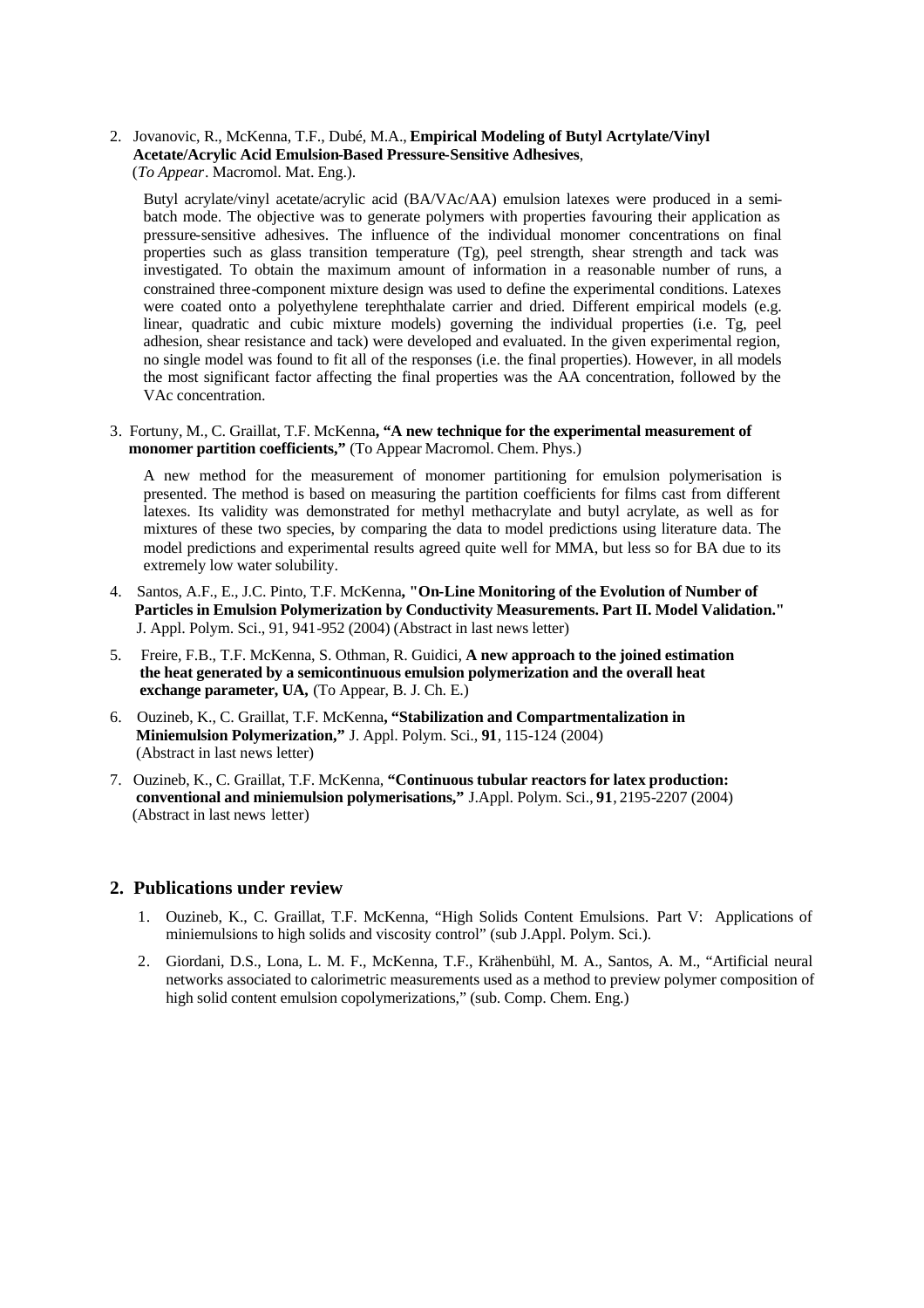2. Jovanovic, R., McKenna, T.F., Dubé, M.A., **Empirical Modeling of Butyl Acrtylate/Vinyl Acetate/Acrylic Acid Emulsion-Based Pressure-Sensitive Adhesives**, (*To Appear*. Macromol. Mat. Eng.).

   Butyl acrylate/vinyl acetate/acrylic acid (BA/VAc/AA) emulsion latexes were produced in a semi-batch mode. The objective was to generate polymers with properties favouring their application as pressure-sensitive adhesives. The influence of the individual monomer concentrations on final properties such as glass transition temperature (Tg), peel strength, shear strength and tack was investigated. To obtain the maximum amount of information in a reasonable number of runs, a constrained three-component mixture design was used to define the experimental conditions. Latexes were coated onto a polyethylene terephthalate carrier and dried. Different empirical models (e.g. linear, quadratic and cubic mixture models) governing the individual properties (i.e. Tg, peel adhesion, shear resistance and tack) were developed and evaluated. In the given experimental region, no single model was found to fit all of the responses (i.e. the final properties). However, in all models the most significant factor affecting the final properties was the AA concentration, followed by the VAc concentration.

3. Fortuny, M., C. Graillat, T.F. McKenna**, "A new technique for the experimental measurement of monomer partition coefficients,"** (To Appear Macromol. Chem. Phys.)

   A new method for the measurement of monomer partitioning for emulsion polymerisation is presented. The method is based on measuring the partition coefficients for films cast from different latexes. Its validity was demonstrated for methyl methacrylate and butyl acrylate, as well as for mixtures of these two species, by comparing the data to model predictions using literature data. The model predictions and experimental results agreed quite well for MMA, but less so for BA due to its extremely low water solubility.

4. Santos, A.F., E., J.C. Pinto, T.F. McKenna**, "On-Line Monitoring of the Evolution of Number of Particles in Emulsion Polymerization by Conductivity Measurements. Part II. Model Validation."** J. Appl. Polym. Sci., 91, 941-952 (2004) (Abstract in last news letter)

5. Freire, F.B., T.F. McKenna, S. Othman, R. Guidici, **A new approach to the joined estimation the heat generated by a semicontinuous emulsion polymerization and the overall heat exchange parameter, UA,** (To Appear, B. J. Ch. E.)

6. Ouzineb, K., C. Graillat, T.F. McKenna**, "Stabilization and Compartmentalization in Miniemulsion Polymerization,"** J. Appl. Polym. Sci., **91**, 115-124 (2004) (Abstract in last news letter)

7. Ouzineb, K., C. Graillat, T.F. McKenna, **"Continuous tubular reactors for latex production: conventional and miniemulsion polymerisations,"** J.Appl. Polym. Sci., **91**, 2195-2207 (2004) (Abstract in last news letter)

## 2. Publications under review

1. Ouzineb, K., C. Graillat, T.F. McKenna, "High Solids Content Emulsions. Part V: Applications of miniemulsions to high solids and viscosity control" (sub J.Appl. Polym. Sci.).
2. Giordani, D.S., Lona, L. M. F., McKenna, T.F., Krähenbühl, M. A., Santos, A. M., "Artificial neural networks associated to calorimetric measurements used as a method to preview polymer composition of high solid content emulsion copolymerizations," (sub. Comp. Chem. Eng.)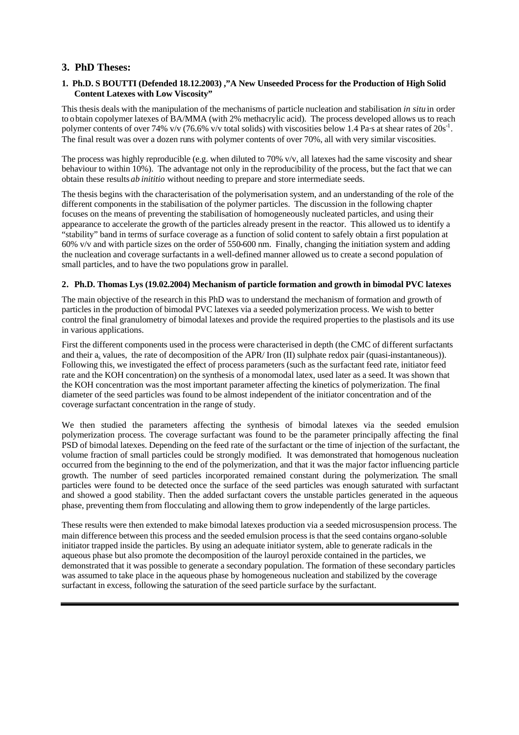## 3. PhD Theses:

### 1. Ph.D. S BOUTTI (Defended 18.12.2003) ,"A New Unseeded Process for the Production of High Solid Content Latexes with Low Viscosity"

This thesis deals with the manipulation of the mechanisms of particle nucleation and stabilisation *in situ* in order to obtain copolymer latexes of BA/MMA (with 2% methacrylic acid). The process developed allows us to reach polymer contents of over 74% v/v (76.6% v/v total solids) with viscosities below 1.4 Pa·s at shear rates of $20s^{-1}$. The final result was over a dozen runs with polymer contents of over 70%, all with very similar viscosities.

The process was highly reproducible (e.g. when diluted to 70% v/v, all latexes had the same viscosity and shear behaviour to within 10%). The advantage not only in the reproducibility of the process, but the fact that we can obtain these results *ab inititio* without needing to prepare and store intermediate seeds.

The thesis begins with the characterisation of the polymerisation system, and an understanding of the role of the different components in the stabilisation of the polymer particles. The discussion in the following chapter focuses on the means of preventing the stabilisation of homogeneously nucleated particles, and using their appearance to accelerate the growth of the particles already present in the reactor. This allowed us to identify a "stability" band in terms of surface coverage as a function of solid content to safely obtain a first population at 60% v/v and with particle sizes on the order of 550-600 nm. Finally, changing the initiation system and adding the nucleation and coverage surfactants in a well-defined manner allowed us to create a second population of small particles, and to have the two populations grow in parallel.

### 2. Ph.D. Thomas Lys (19.02.2004) Mechanism of particle formation and growth in bimodal PVC latexes

The main objective of the research in this PhD was to understand the mechanism of formation and growth of particles in the production of bimodal PVC latexes via a seeded polymerization process. We wish to better control the final granulometry of bimodal latexes and provide the required properties to the plastisols and its use in various applications.

First the different components used in the process were characterised in depth (the CMC of different surfactants and their $a_s$ values, the rate of decomposition of the APR/ Iron (II) sulphate redox pair (quasi-instantaneous)). Following this, we investigated the effect of process parameters (such as the surfactant feed rate, initiator feed rate and the KOH concentration) on the synthesis of a monomodal latex, used later as a seed. It was shown that the KOH concentration was the most important parameter affecting the kinetics of polymerization. The final diameter of the seed particles was found to be almost independent of the initiator concentration and of the coverage surfactant concentration in the range of study.

We then studied the parameters affecting the synthesis of bimodal latexes via the seeded emulsion polymerization process. The coverage surfactant was found to be the parameter principally affecting the final PSD of bimodal latexes. Depending on the feed rate of the surfactant or the time of injection of the surfactant, the volume fraction of small particles could be strongly modified. It was demonstrated that homogenous nucleation occurred from the beginning to the end of the polymerization, and that it was the major factor influencing particle growth. The number of seed particles incorporated remained constant during the polymerization. The small particles were found to be detected once the surface of the seed particles was enough saturated with surfactant and showed a good stability. Then the added surfactant covers the unstable particles generated in the aqueous phase, preventing them from flocculating and allowing them to grow independently of the large particles.

These results were then extended to make bimodal latexes production via a seeded microsuspension process. The main difference between this process and the seeded emulsion process is that the seed contains organo-soluble initiator trapped inside the particles. By using an adequate initiator system, able to generate radicals in the aqueous phase but also promote the decomposition of the lauroyl peroxide contained in the particles, we demonstrated that it was possible to generate a secondary population. The formation of these secondary particles was assumed to take place in the aqueous phase by homogeneous nucleation and stabilized by the coverage surfactant in excess, following the saturation of the seed particle surface by the surfactant.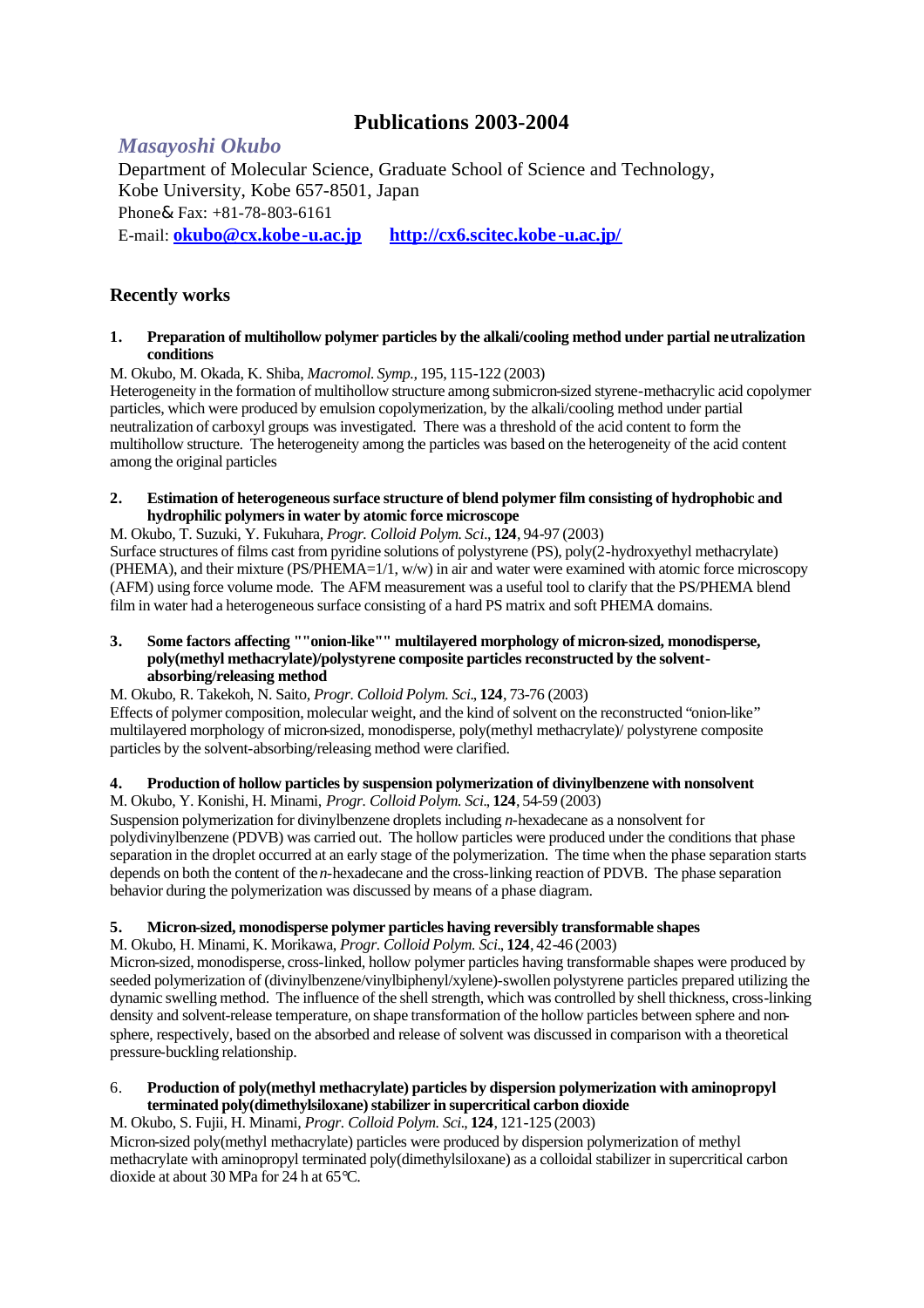# Publications 2003-2004

## *Masayoshi Okubo*

Department of Molecular Science, Graduate School of Science and Technology, Kobe University, Kobe 657-8501, Japan
Phone& Fax: +81-78-803-6161
E-mail: **okubo@cx.kobe-u.ac.jp** **http://cx6.scitec.kobe-u.ac.jp/**

## Recently works

**1. Preparation of multihollow polymer particles by the alkali/cooling method under partial neutralization conditions**

M. Okubo, M. Okada, K. Shiba, *Macromol. Symp.*, 195, 115-122 (2003)
Heterogeneity in the formation of multihollow structure among submicron-sized styrene-methacrylic acid copolymer particles, which were produced by emulsion copolymerization, by the alkali/cooling method under partial neutralization of carboxyl groups was investigated. There was a threshold of the acid content to form the multihollow structure. The heterogeneity among the particles was based on the heterogeneity of the acid content among the original particles

**2. Estimation of heterogeneous surface structure of blend polymer film consisting of hydrophobic and hydrophilic polymers in water by atomic force microscope**

M. Okubo, T. Suzuki, Y. Fukuhara, *Progr. Colloid Polym. Sci.*, **124**, 94-97 (2003)
Surface structures of films cast from pyridine solutions of polystyrene (PS), poly(2-hydroxyethyl methacrylate) (PHEMA), and their mixture (PS/PHEMA=1/1, w/w) in air and water were examined with atomic force microscopy (AFM) using force volume mode. The AFM measurement was a useful tool to clarify that the PS/PHEMA blend film in water had a heterogeneous surface consisting of a hard PS matrix and soft PHEMA domains.

**3. Some factors affecting ""onion-like"" multilayered morphology of micron-sized, monodisperse, poly(methyl methacrylate)/polystyrene composite particles reconstructed by the solvent-absorbing/releasing method**

M. Okubo, R. Takekoh, N. Saito, *Progr. Colloid Polym. Sci.*, **124**, 73-76 (2003)
Effects of polymer composition, molecular weight, and the kind of solvent on the reconstructed "onion-like" multilayered morphology of micron-sized, monodisperse, poly(methyl methacrylate)/ polystyrene composite particles by the solvent-absorbing/releasing method were clarified.

**4. Production of hollow particles by suspension polymerization of divinylbenzene with nonsolvent**

M. Okubo, Y. Konishi, H. Minami, *Progr. Colloid Polym. Sci.*, **124**, 54-59 (2003)
Suspension polymerization for divinylbenzene droplets including *n*-hexadecane as a nonsolvent for polydivinylbenzene (PDVB) was carried out. The hollow particles were produced under the conditions that phase separation in the droplet occurred at an early stage of the polymerization. The time when the phase separation starts depends on both the content of the *n*-hexadecane and the cross-linking reaction of PDVB. The phase separation behavior during the polymerization was discussed by means of a phase diagram.

**5. Micron-sized, monodisperse polymer particles having reversibly transformable shapes**

M. Okubo, H. Minami, K. Morikawa, *Progr. Colloid Polym. Sci.*, **124**, 42-46 (2003)
Micron-sized, monodisperse, cross-linked, hollow polymer particles having transformable shapes were produced by seeded polymerization of (divinylbenzene/vinylbiphenyl/xylene)-swollen polystyrene particles prepared utilizing the dynamic swelling method. The influence of the shell strength, which was controlled by shell thickness, cross-linking density and solvent-release temperature, on shape transformation of the hollow particles between sphere and non-sphere, respectively, based on the absorbed and release of solvent was discussed in comparison with a theoretical pressure-buckling relationship.

6. **Production of poly(methyl methacrylate) particles by dispersion polymerization with aminopropyl terminated poly(dimethylsiloxane) stabilizer in supercritical carbon dioxide**

M. Okubo, S. Fujii, H. Minami, *Progr. Colloid Polym. Sci.*, **124**, 121-125 (2003)
Micron-sized poly(methyl methacrylate) particles were produced by dispersion polymerization of methyl methacrylate with aminopropyl terminated poly(dimethylsiloxane) as a colloidal stabilizer in supercritical carbon dioxide at about 30 MPa for 24 h at 65°C.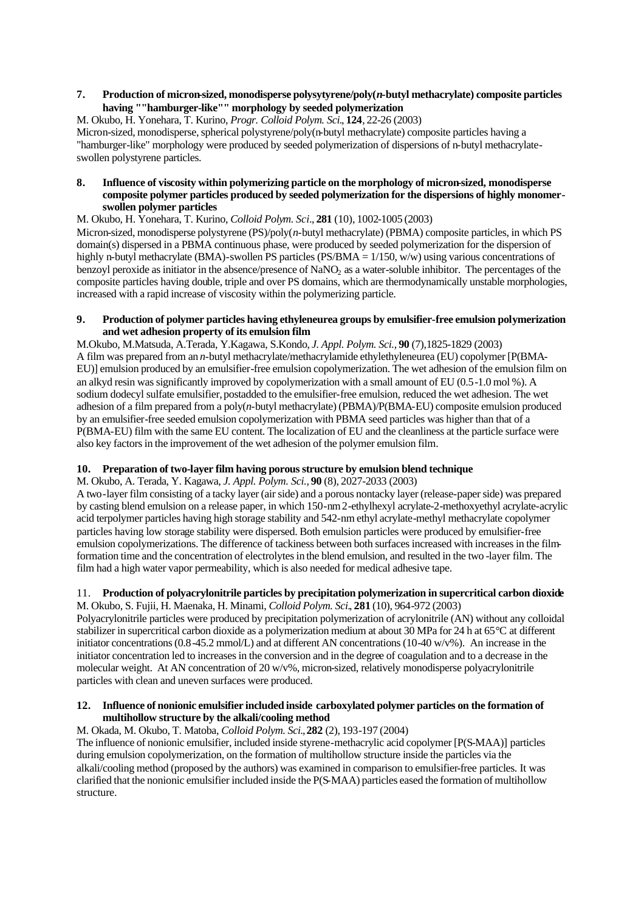**7. Production of micron-sized, monodisperse polysytyrene/poly(*n*-butyl methacrylate) composite particles having ""hamburger-like"" morphology by seeded polymerization**

M. Okubo, H. Yonehara, T. Kurino, *Progr. Colloid Polym. Sci.*, **124**, 22-26 (2003)

Micron-sized, monodisperse, spherical polystyrene/poly(n-butyl methacrylate) composite particles having a "hamburger-like" morphology were produced by seeded polymerization of dispersions of n-butyl methacrylate-swollen polystyrene particles.

**8. Influence of viscosity within polymerizing particle on the morphology of micron-sized, monodisperse composite polymer particles produced by seeded polymerization for the dispersions of highly monomer-swollen polymer particles**

M. Okubo, H. Yonehara, T. Kurino, *Colloid Polym. Sci.*, **281** (10), 1002-1005 (2003)

Micron-sized, monodisperse polystyrene (PS)/poly(*n*-butyl methacrylate) (PBMA) composite particles, in which PS domain(s) dispersed in a PBMA continuous phase, were produced by seeded polymerization for the dispersion of highly n-butyl methacrylate (BMA)-swollen PS particles (PS/BMA = 1/150, w/w) using various concentrations of benzoyl peroxide as initiator in the absence/presence of $NaNO_2$ as a water-soluble inhibitor. The percentages of the composite particles having double, triple and over PS domains, which are thermodynamically unstable morphologies, increased with a rapid increase of viscosity within the polymerizing particle.

**9. Production of polymer particles having ethyleneurea groups by emulsifier-free emulsion polymerization and wet adhesion property of its emulsion film**

M.Okubo, M.Matsuda, A.Terada, Y.Kagawa, S.Kondo, *J. Appl. Polym. Sci.*, **90** (7),1825-1829 (2003)

A film was prepared from an *n*-butyl methacrylate/methacrylamide ethylethyleneurea (EU) copolymer [P(BMA-EU)] emulsion produced by an emulsifier-free emulsion copolymerization. The wet adhesion of the emulsion film on an alkyd resin was significantly improved by copolymerization with a small amount of EU (0.5-1.0 mol %). A sodium dodecyl sulfate emulsifier, postadded to the emulsifier-free emulsion, reduced the wet adhesion. The wet adhesion of a film prepared from a poly(*n*-butyl methacrylate) (PBMA)/P(BMA-EU) composite emulsion produced by an emulsifier-free seeded emulsion copolymerization with PBMA seed particles was higher than that of a P(BMA-EU) film with the same EU content. The localization of EU and the cleanliness at the particle surface were also key factors in the improvement of the wet adhesion of the polymer emulsion film.

**10. Preparation of two-layer film having porous structure by emulsion blend technique**

M. Okubo, A. Terada, Y. Kagawa, *J. Appl. Polym. Sci.*, **90** (8), 2027-2033 (2003)

A two-layer film consisting of a tacky layer (air side) and a porous nontacky layer (release-paper side) was prepared by casting blend emulsion on a release paper, in which 150-nm 2-ethylhexyl acrylate-2-methoxyethyl acrylate-acrylic acid terpolymer particles having high storage stability and 542-nm ethyl acrylate-methyl methacrylate copolymer particles having low storage stability were dispersed. Both emulsion particles were produced by emulsifier-free emulsion copolymerizations. The difference of tackiness between both surfaces increased with increases in the film-formation time and the concentration of electrolytes in the blend emulsion, and resulted in the two-layer film. The film had a high water vapor permeability, which is also needed for medical adhesive tape.

11. **Production of polyacrylonitrile particles by precipitation polymerization in supercritical carbon dioxide**

M. Okubo, S. Fujii, H. Maenaka, H. Minami, *Colloid Polym. Sci.*, **281** (10), 964-972 (2003)

Polyacrylonitrile particles were produced by precipitation polymerization of acrylonitrile (AN) without any colloidal stabilizer in supercritical carbon dioxide as a polymerization medium at about 30 MPa for 24 h at 65°C at different initiator concentrations (0.8-45.2 mmol/L) and at different AN concentrations (10-40 w/v%). An increase in the initiator concentration led to increases in the conversion and in the degree of coagulation and to a decrease in the molecular weight. At AN concentration of 20 w/v%, micron-sized, relatively monodisperse polyacrylonitrile particles with clean and uneven surfaces were produced.

**12. Influence of nonionic emulsifier included inside carboxylated polymer particles on the formation of multihollow structure by the alkali/cooling method**

M. Okada, M. Okubo, T. Matoba, *Colloid Polym. Sci.*, **282** (2), 193-197 (2004)

The influence of nonionic emulsifier, included inside styrene-methacrylic acid copolymer [P(S-MAA)] particles during emulsion copolymerization, on the formation of multihollow structure inside the particles via the alkali/cooling method (proposed by the authors) was examined in comparison to emulsifier-free particles. It was clarified that the nonionic emulsifier included inside the P(S-MAA) particles eased the formation of multihollow structure.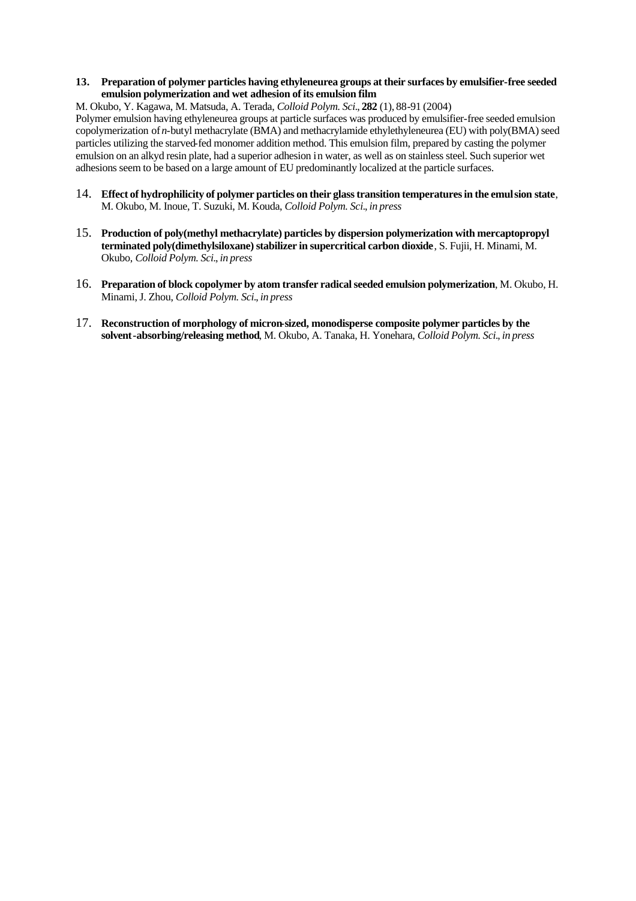13. **Preparation of polymer particles having ethyleneurea groups at their surfaces by emulsifier-free seeded emulsion polymerization and wet adhesion of its emulsion film**

M. Okubo, Y. Kagawa, M. Matsuda, A. Terada, *Colloid Polym. Sci.*, **282** (1), 88-91 (2004)

Polymer emulsion having ethyleneurea groups at particle surfaces was produced by emulsifier-free seeded emulsion copolymerization of *n*-butyl methacrylate (BMA) and methacrylamide ethylethyleneurea (EU) with poly(BMA) seed particles utilizing the starved-fed monomer addition method. This emulsion film, prepared by casting the polymer emulsion on an alkyd resin plate, had a superior adhesion in water, as well as on stainless steel. Such superior wet adhesions seem to be based on a large amount of EU predominantly localized at the particle surfaces.

14. **Effect of hydrophilicity of polymer particles on their glass transition temperatures in the emulsion state**, M. Okubo, M. Inoue, T. Suzuki, M. Kouda, *Colloid Polym. Sci.*, *in press*

15. **Production of poly(methyl methacrylate) particles by dispersion polymerization with mercaptopropyl terminated poly(dimethylsiloxane) stabilizer in supercritical carbon dioxide**, S. Fujii, H. Minami, M. Okubo, *Colloid Polym. Sci.*, *in press*

16. **Preparation of block copolymer by atom transfer radical seeded emulsion polymerization**, M. Okubo, H. Minami, J. Zhou, *Colloid Polym. Sci.*, *in press*

17. **Reconstruction of morphology of micron-sized, monodisperse composite polymer particles by the solvent-absorbing/releasing method**, M. Okubo, A. Tanaka, H. Yonehara, *Colloid Polym. Sci.*, *in press*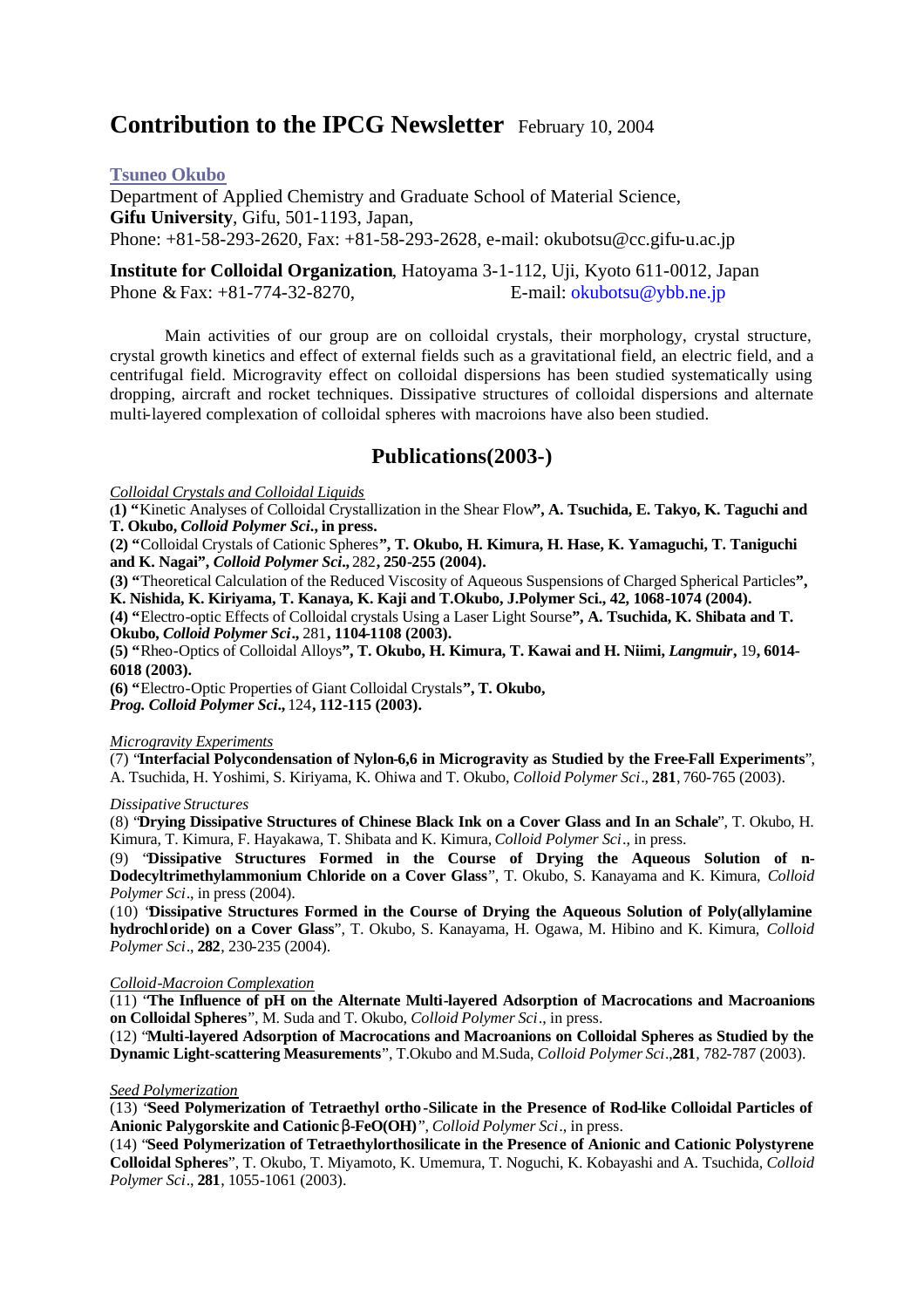# Contribution to the IPCG Newsletter February 10, 2004

**Tsuneo Okubo**

Department of Applied Chemistry and Graduate School of Material Science,
**Gifu University**, Gifu, 501-1193, Japan,
Phone: +81-58-293-2620, Fax: +81-58-293-2628, e-mail: okubotsu@cc.gifu-u.ac.jp

**Institute for Colloidal Organization**, Hatoyama 3-1-112, Uji, Kyoto 611-0012, Japan
Phone & Fax: +81-774-32-8270, E-mail: okubotsu@ybb.ne.jp

Main activities of our group are on colloidal crystals, their morphology, crystal structure, crystal growth kinetics and effect of external fields such as a gravitational field, an electric field, and a centrifugal field. Microgravity effect on colloidal dispersions has been studied systematically using dropping, aircraft and rocket techniques. Dissipative structures of colloidal dispersions and alternate multi-layered complexation of colloidal spheres with macroions have also been studied.

## Publications(2003-)

*Colloidal Crystals and Colloidal Liquids*

**(1) "**Kinetic Analyses of Colloidal Crystallization in the Shear Flow**", A. Tsuchida, E. Takyo, K. Taguchi and T. Okubo, *Colloid Polymer Sci*., in press.**

**(2) "**Colloidal Crystals of Cationic Spheres**", T. Okubo, H. Kimura, H. Hase, K. Yamaguchi, T. Taniguchi and K. Nagai", *Colloid Polymer Sci*.,** 282**, 250-255 (2004).**

**(3) "**Theoretical Calculation of the Reduced Viscosity of Aqueous Suspensions of Charged Spherical Particles**", K. Nishida, K. Kiriyama, T. Kanaya, K. Kaji and T.Okubo, J.Polymer Sci., 42, 1068-1074 (2004).**

**(4) "**Electro-optic Effects of Colloidal crystals Using a Laser Light Sourse**", A. Tsuchida, K. Shibata and T. Okubo, *Colloid Polymer Sci*.,** 281**, 1104-1108 (2003).**

**(5) "**Rheo-Optics of Colloidal Alloys**", T. Okubo, H. Kimura, T. Kawai and H. Niimi, *Langmuir*,** 19**, 6014-6018 (2003).**

**(6) "**Electro-Optic Properties of Giant Colloidal Crystals**", T. Okubo,**
***Prog. Colloid Polymer Sci*.,** 124**, 112-115 (2003).**

*Microgravity Experiments*

(7) "**Interfacial Polycondensation of Nylon-6,6 in Microgravity as Studied by the Free-Fall Experiments**", A. Tsuchida, H. Yoshimi, S. Kiriyama, K. Ohiwa and T. Okubo, *Colloid Polymer Sci*., **281**, 760-765 (2003).

*Dissipative Structures*

(8) "**Drying Dissipative Structures of Chinese Black Ink on a Cover Glass and In an Schale**", T. Okubo, H. Kimura, T. Kimura, F. Hayakawa, T. Shibata and K. Kimura, *Colloid Polymer Sci*., in press.

(9) "**Dissipative Structures Formed in the Course of Drying the Aqueous Solution of n-Dodecyltrimethylammonium Chloride on a Cover Glass**", T. Okubo, S. Kanayama and K. Kimura, *Colloid Polymer Sci*., in press (2004).

(10) "**Dissipative Structures Formed in the Course of Drying the Aqueous Solution of Poly(allylamine hydrochloride) on a Cover Glass**", T. Okubo, S. Kanayama, H. Ogawa, M. Hibino and K. Kimura, *Colloid Polymer Sci*., **282**, 230-235 (2004).

*Colloid-Macroion Complexation*

(11) "**The Influence of pH on the Alternate Multi-layered Adsorption of Macrocations and Macroanions on Colloidal Spheres**", M. Suda and T. Okubo, *Colloid Polymer Sci*., in press.

(12) "**Multi-layered Adsorption of Macrocations and Macroanions on Colloidal Spheres as Studied by the Dynamic Light-scattering Measurements**", T.Okubo and M.Suda, *Colloid Polymer Sci*.,**281**, 782-787 (2003).

*Seed Polymerization*

(13) "**Seed Polymerization of Tetraethyl ortho-Silicate in the Presence of Rod-like Colloidal Particles of Anionic Palygorskite and Cationic β-FeO(OH)**", *Colloid Polymer Sci*., in press.

(14) "**Seed Polymerization of Tetraethylorthosilicate in the Presence of Anionic and Cationic Polystyrene Colloidal Spheres**", T. Okubo, T. Miyamoto, K. Umemura, T. Noguchi, K. Kobayashi and A. Tsuchida, *Colloid Polymer Sci*., **281**, 1055-1061 (2003).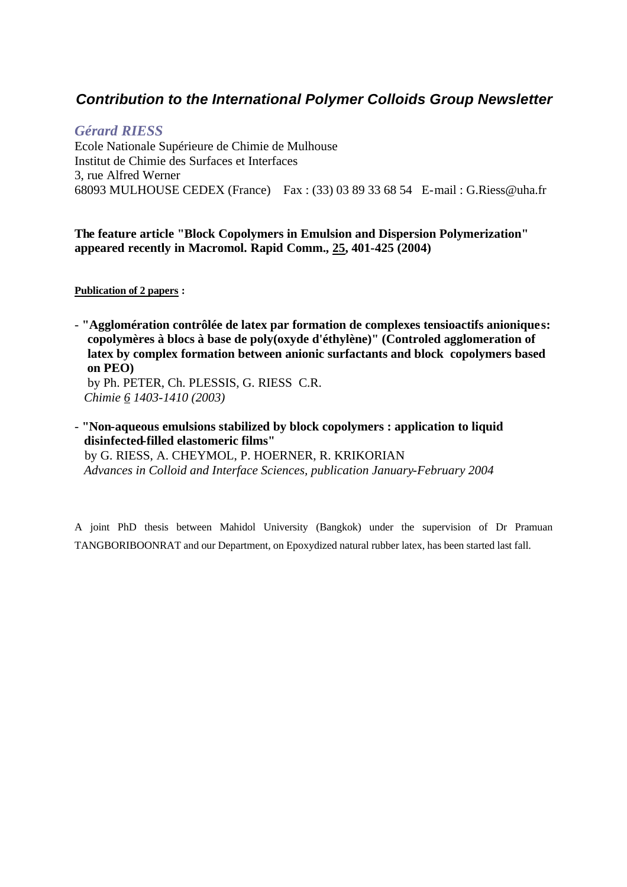## *Contribution to the International Polymer Colloids Group Newsletter*

### *Gérard RIESS*

Ecole Nationale Supérieure de Chimie de Mulhouse
Institut de Chimie des Surfaces et Interfaces
3, rue Alfred Werner
68093 MULHOUSE CEDEX (France)    Fax : (33) 03 89 33 68 54   E-mail : G.Riess@uha.fr

**The feature article "Block Copolymers in Emulsion and Dispersion Polymerization" appeared recently in Macromol. Rapid Comm., 25, 401-425 (2004)**

**Publication of 2 papers :**

- **"Agglomération contrôlée de latex par formation de complexes tensioactifs anioniques: copolymères à blocs à base de poly(oxyde d'éthylène)" (Controled agglomeration of latex by complex formation between anionic surfactants and block copolymers based on PEO)**
  by Ph. PETER, Ch. PLESSIS, G. RIESS C.R. *Chimie 6 1403-1410 (2003)*

- **"Non-aqueous emulsions stabilized by block copolymers : application to liquid disinfected-filled elastomeric films"**
  by G. RIESS, A. CHEYMOL, P. HOERNER, R. KRIKORIAN
  *Advances in Colloid and Interface Sciences, publication January-February 2004*

A joint PhD thesis between Mahidol University (Bangkok) under the supervision of Dr Pramuan TANGBORIBOONRAT and our Department, on Epoxydized natural rubber latex, has been started last fall.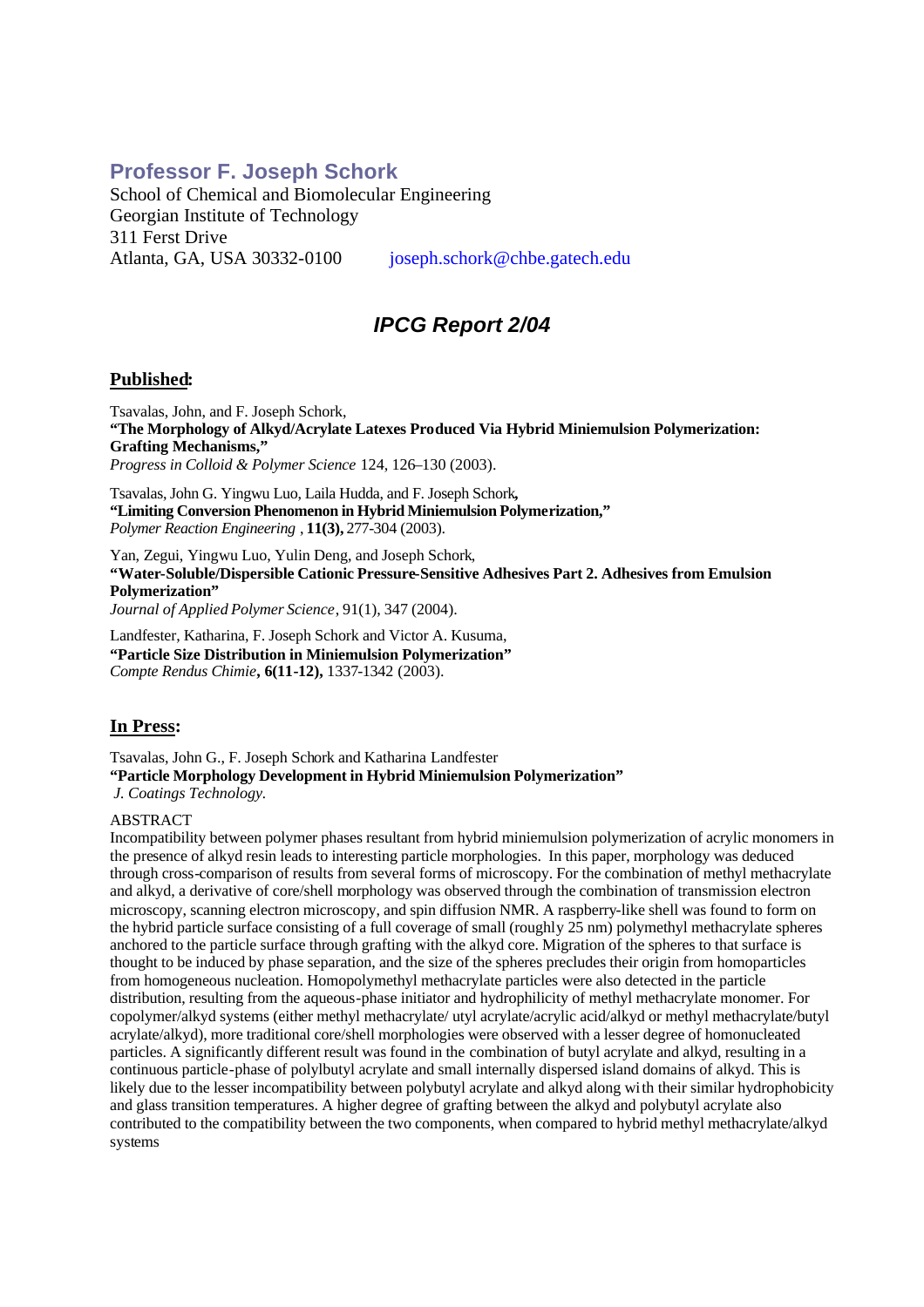## Professor F. Joseph Schork

School of Chemical and Biomolecular Engineering
Georgian Institute of Technology
311 Ferst Drive
Atlanta, GA, USA 30332-0100 joseph.schork@chbe.gatech.edu

## *IPCG Report 2/04*

### Published:

Tsavalas, John, and F. Joseph Schork,
**"The Morphology of Alkyd/Acrylate Latexes Produced Via Hybrid Miniemulsion Polymerization: Grafting Mechanisms,"**
*Progress in Colloid & Polymer Science* 124, 126–130 (2003).

Tsavalas, John G. Yingwu Luo, Laila Hudda, and F. Joseph Schork**,**
**"Limiting Conversion Phenomenon in Hybrid Miniemulsion Polymerization,"**
*Polymer Reaction Engineering* , **11(3),** 277-304 (2003).

Yan, Zegui, Yingwu Luo, Yulin Deng, and Joseph Schork,
**"Water-Soluble/Dispersible Cationic Pressure-Sensitive Adhesives Part 2. Adhesives from Emulsion Polymerization"**
*Journal of Applied Polymer Science*, 91(1), 347 (2004).

Landfester, Katharina, F. Joseph Schork and Victor A. Kusuma,
**"Particle Size Distribution in Miniemulsion Polymerization"**
*Compte Rendus Chimie***, 6(11-12),** 1337-1342 (2003).

### In Press:

Tsavalas, John G., F. Joseph Schork and Katharina Landfester
**"Particle Morphology Development in Hybrid Miniemulsion Polymerization"**
*J. Coatings Technology.*

ABSTRACT
Incompatibility between polymer phases resultant from hybrid miniemulsion polymerization of acrylic monomers in the presence of alkyd resin leads to interesting particle morphologies. In this paper, morphology was deduced through cross-comparison of results from several forms of microscopy. For the combination of methyl methacrylate and alkyd, a derivative of core/shell morphology was observed through the combination of transmission electron microscopy, scanning electron microscopy, and spin diffusion NMR. A raspberry-like shell was found to form on the hybrid particle surface consisting of a full coverage of small (roughly 25 nm) polymethyl methacrylate spheres anchored to the particle surface through grafting with the alkyd core. Migration of the spheres to that surface is thought to be induced by phase separation, and the size of the spheres precludes their origin from homoparticles from homogeneous nucleation. Homopolymethyl methacrylate particles were also detected in the particle distribution, resulting from the aqueous-phase initiator and hydrophilicity of methyl methacrylate monomer. For copolymer/alkyd systems (either methyl methacrylate/ utyl acrylate/acrylic acid/alkyd or methyl methacrylate/butyl acrylate/alkyd), more traditional core/shell morphologies were observed with a lesser degree of homonucleated particles. A significantly different result was found in the combination of butyl acrylate and alkyd, resulting in a continuous particle-phase of polylbutyl acrylate and small internally dispersed island domains of alkyd. This is likely due to the lesser incompatibility between polybutyl acrylate and alkyd along with their similar hydrophobicity and glass transition temperatures. A higher degree of grafting between the alkyd and polybutyl acrylate also contributed to the compatibility between the two components, when compared to hybrid methyl methacrylate/alkyd systems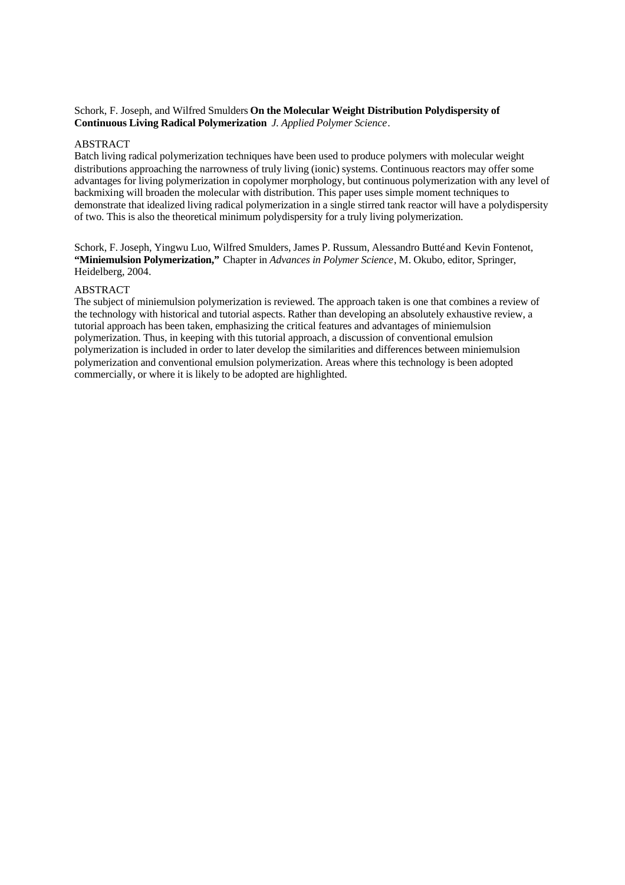Schork, F. Joseph, and Wilfred Smulders **On the Molecular Weight Distribution Polydispersity of Continuous Living Radical Polymerization** *J. Applied Polymer Science*.

ABSTRACT
Batch living radical polymerization techniques have been used to produce polymers with molecular weight distributions approaching the narrowness of truly living (ionic) systems. Continuous reactors may offer some advantages for living polymerization in copolymer morphology, but continuous polymerization with any level of backmixing will broaden the molecular with distribution. This paper uses simple moment techniques to demonstrate that idealized living radical polymerization in a single stirred tank reactor will have a polydispersity of two. This is also the theoretical minimum polydispersity for a truly living polymerization.

Schork, F. Joseph, Yingwu Luo, Wilfred Smulders, James P. Russum, Alessandro Butté and Kevin Fontenot, **"Miniemulsion Polymerization,"** Chapter in *Advances in Polymer Science*, M. Okubo, editor, Springer, Heidelberg, 2004.

ABSTRACT
The subject of miniemulsion polymerization is reviewed. The approach taken is one that combines a review of the technology with historical and tutorial aspects. Rather than developing an absolutely exhaustive review, a tutorial approach has been taken, emphasizing the critical features and advantages of miniemulsion polymerization. Thus, in keeping with this tutorial approach, a discussion of conventional emulsion polymerization is included in order to later develop the similarities and differences between miniemulsion polymerization and conventional emulsion polymerization. Areas where this technology is been adopted commercially, or where it is likely to be adopted are highlighted.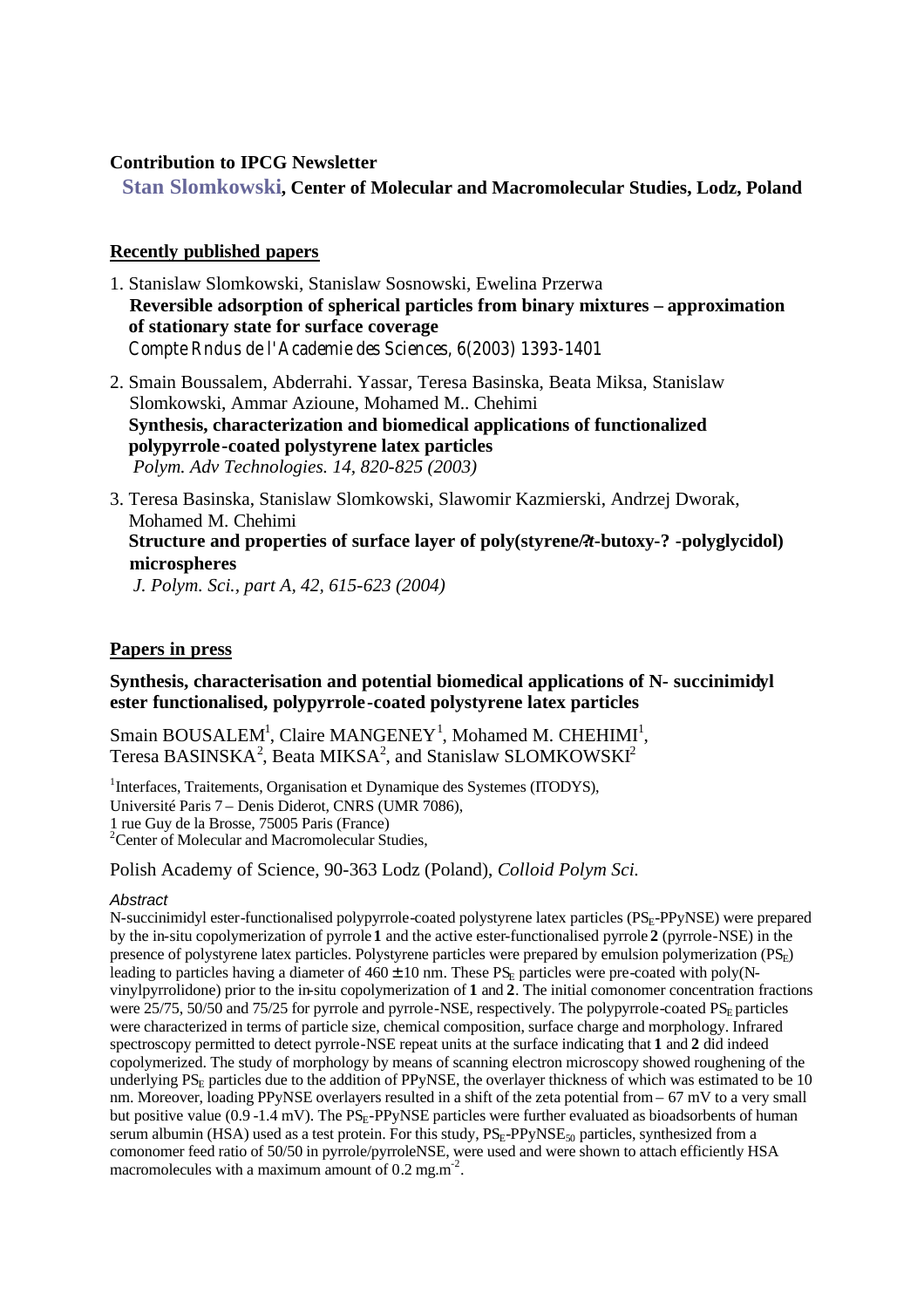**Contribution to IPCG Newsletter**

**Stan Slomkowski, Center of Molecular and Macromolecular Studies, Lodz, Poland**

**Recently published papers**

1. Stanislaw Slomkowski, Stanislaw Sosnowski, Ewelina Przerwa
   **Reversible adsorption of spherical particles from binary mixtures – approximation of stationary state for surface coverage**
   Compte Rndus de l'Academie des Sciences, 6(2003) 1393-1401

2. Smain Boussalem, Abderrahi. Yassar, Teresa Basinska, Beata Miksa, Stanislaw Slomkowski, Ammar Azioune, Mohamed M.. Chehimi
   **Synthesis, characterization and biomedical applications of functionalized polypyrrole-coated polystyrene latex particles**
   *Polym. Adv Technologies. 14, 820-825 (2003)*

3. Teresa Basinska, Stanislaw Slomkowski, Slawomir Kazmierski, Andrzej Dworak, Mohamed M. Chehimi
   **Structure and properties of surface layer of poly(styrene/?t-butoxy-? -polyglycidol) microspheres**
   *J. Polym. Sci., part A, 42, 615-623 (2004)*

**Papers in press**

**Synthesis, characterisation and potential biomedical applications of N- succinimidyl ester functionalised, polypyrrole-coated polystyrene latex particles**

Smain BOUSALEM[1], Claire MANGENEY[1], Mohamed M. CHEHIMI[1], Teresa BASINSKA[2], Beata MIKSA[2], and Stanislaw SLOMKOWSKI[2]

[1]Interfaces, Traitements, Organisation et Dynamique des Systemes (ITODYS), Université Paris 7 – Denis Diderot, CNRS (UMR 7086), 1 rue Guy de la Brosse, 75005 Paris (France)
[2]Center of Molecular and Macromolecular Studies,

Polish Academy of Science, 90-363 Lodz (Poland), *Colloid Polym Sci.*

*Abstract*

N-succinimidyl ester-functionalised polypyrrole-coated polystyrene latex particles ($PS_E$-PPyNSE) were prepared by the in-situ copolymerization of pyrrole **1** and the active ester-functionalised pyrrole **2** (pyrrole-NSE) in the presence of polystyrene latex particles. Polystyrene particles were prepared by emulsion polymerization ($PS_E$) leading to particles having a diameter of $460 \pm 10$ nm. These $PS_E$ particles were pre-coated with poly(N-vinylpyrrolidone) prior to the in-situ copolymerization of **1** and **2**. The initial comonomer concentration fractions were 25/75, 50/50 and 75/25 for pyrrole and pyrrole-NSE, respectively. The polypyrrole-coated $PS_E$ particles were characterized in terms of particle size, chemical composition, surface charge and morphology. Infrared spectroscopy permitted to detect pyrrole-NSE repeat units at the surface indicating that **1** and **2** did indeed copolymerized. The study of morphology by means of scanning electron microscopy showed roughening of the underlying $PS_E$ particles due to the addition of PPyNSE, the overlayer thickness of which was estimated to be 10 nm. Moreover, loading PPyNSE overlayers resulted in a shift of the zeta potential from – 67 mV to a very small but positive value (0.9 -1.4 mV). The $PS_E$-PPyNSE particles were further evaluated as bioadsorbents of human serum albumin (HSA) used as a test protein. For this study, $PS_E$-PPyNSE$_{50}$ particles, synthesized from a comonomer feed ratio of 50/50 in pyrrole/pyrroleNSE, were used and were shown to attach efficiently HSA macromolecules with a maximum amount of 0.2 mg.m$^{-2}$.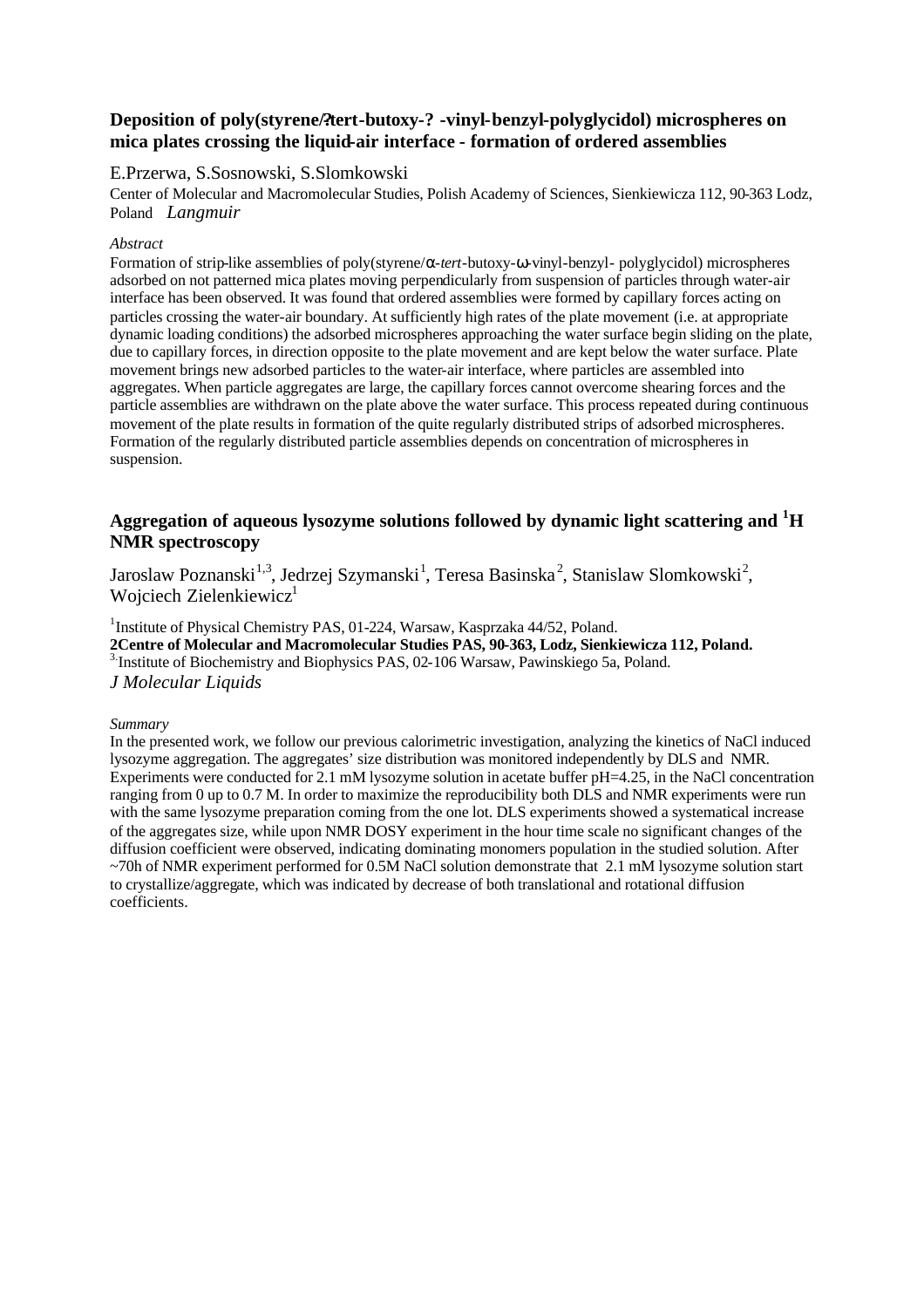### Deposition of poly(styrene/?tert-butoxy-? -vinyl-benzyl-polyglycidol) microspheres on mica plates crossing the liquid-air interface - formation of ordered assemblies

E.Przerwa, S.Sosnowski, S.Slomkowski

Center of Molecular and Macromolecular Studies, Polish Academy of Sciences, Sienkiewicza 112, 90-363 Lodz, Poland *Langmuir*

*Abstract*

Formation of strip-like assemblies of poly(styrene/α-*tert*-butoxy-ω-vinyl-benzyl- polyglycidol) microspheres adsorbed on not patterned mica plates moving perpendicularly from suspension of particles through water-air interface has been observed. It was found that ordered assemblies were formed by capillary forces acting on particles crossing the water-air boundary. At sufficiently high rates of the plate movement (i.e. at appropriate dynamic loading conditions) the adsorbed microspheres approaching the water surface begin sliding on the plate, due to capillary forces, in direction opposite to the plate movement and are kept below the water surface. Plate movement brings new adsorbed particles to the water-air interface, where particles are assembled into aggregates. When particle aggregates are large, the capillary forces cannot overcome shearing forces and the particle assemblies are withdrawn on the plate above the water surface. This process repeated during continuous movement of the plate results in formation of the quite regularly distributed strips of adsorbed microspheres. Formation of the regularly distributed particle assemblies depends on concentration of microspheres in suspension.

### Aggregation of aqueous lysozyme solutions followed by dynamic light scattering and $^{1}H$ NMR spectroscopy

Jaroslaw Poznanski[1,3], Jedrzej Szymanski[1], Teresa Basinska[2], Stanislaw Slomkowski[2], Wojciech Zielenkiewicz[1]

[1]Institute of Physical Chemistry PAS, 01-224, Warsaw, Kasprzaka 44/52, Poland.
**2Centre of Molecular and Macromolecular Studies PAS, 90-363, Lodz, Sienkiewicza 112, Poland.**
[3.]Institute of Biochemistry and Biophysics PAS, 02-106 Warsaw, Pawinskiego 5a, Poland.
*J Molecular Liquids*

*Summary*

In the presented work, we follow our previous calorimetric investigation, analyzing the kinetics of NaCl induced lysozyme aggregation. The aggregates' size distribution was monitored independently by DLS and NMR. Experiments were conducted for 2.1 mM lysozyme solution in acetate buffer pH=4.25, in the NaCl concentration ranging from 0 up to 0.7 M. In order to maximize the reproducibility both DLS and NMR experiments were run with the same lysozyme preparation coming from the one lot. DLS experiments showed a systematical increase of the aggregates size, while upon NMR DOSY experiment in the hour time scale no significant changes of the diffusion coefficient were observed, indicating dominating monomers population in the studied solution. After ~70h of NMR experiment performed for 0.5M NaCl solution demonstrate that 2.1 mM lysozyme solution start to crystallize/aggregate, which was indicated by decrease of both translational and rotational diffusion coefficients.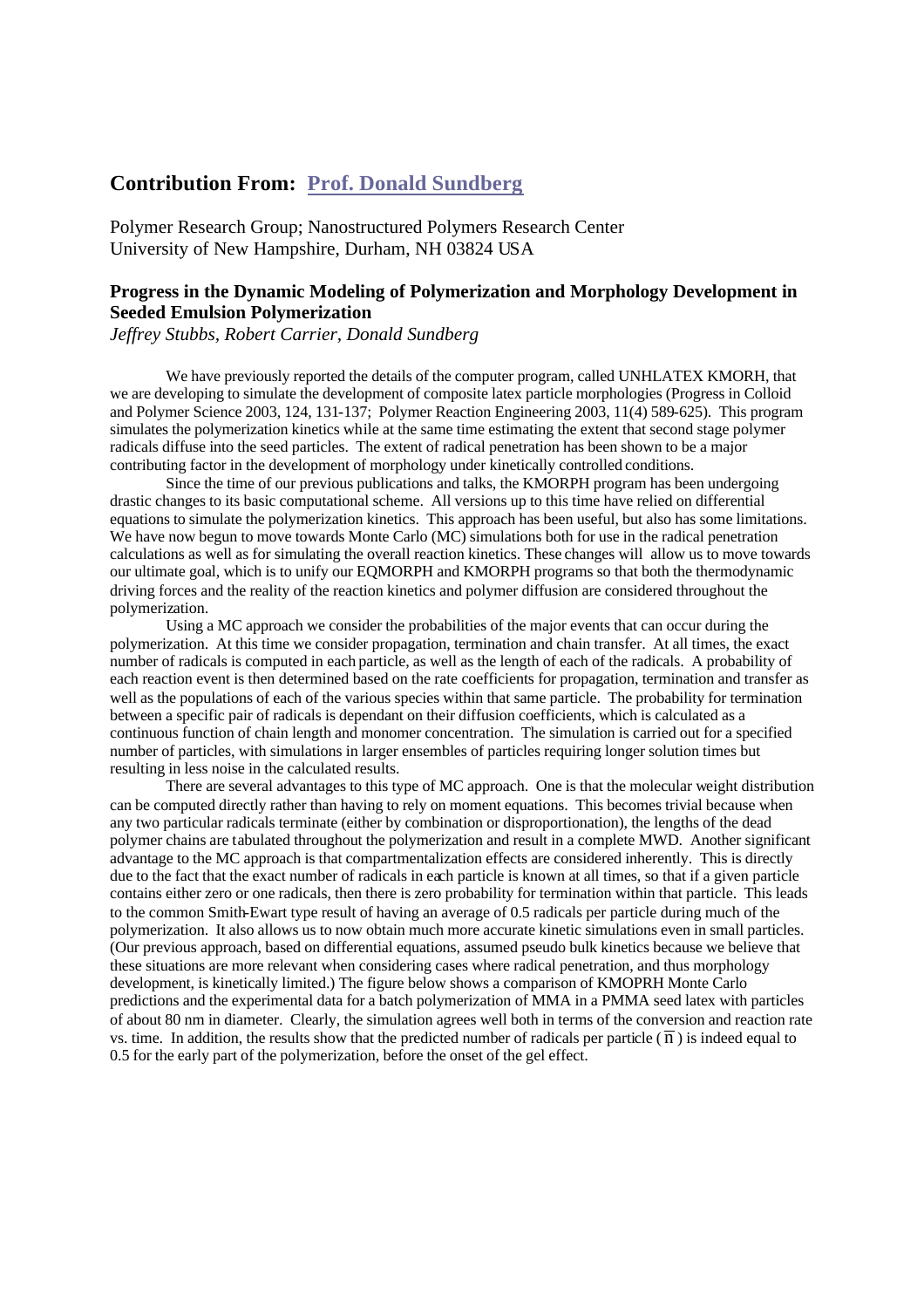## Contribution From: Prof. Donald Sundberg

Polymer Research Group; Nanostructured Polymers Research Center
University of New Hampshire, Durham, NH 03824 USA

### Progress in the Dynamic Modeling of Polymerization and Morphology Development in Seeded Emulsion Polymerization

*Jeffrey Stubbs, Robert Carrier, Donald Sundberg*

We have previously reported the details of the computer program, called UNHLATEX KMORH, that we are developing to simulate the development of composite latex particle morphologies (Progress in Colloid and Polymer Science 2003, 124, 131-137; Polymer Reaction Engineering 2003, 11(4) 589-625). This program simulates the polymerization kinetics while at the same time estimating the extent that second stage polymer radicals diffuse into the seed particles. The extent of radical penetration has been shown to be a major contributing factor in the development of morphology under kinetically controlled conditions.

Since the time of our previous publications and talks, the KMORPH program has been undergoing drastic changes to its basic computational scheme. All versions up to this time have relied on differential equations to simulate the polymerization kinetics. This approach has been useful, but also has some limitations. We have now begun to move towards Monte Carlo (MC) simulations both for use in the radical penetration calculations as well as for simulating the overall reaction kinetics. These changes will allow us to move towards our ultimate goal, which is to unify our EQMORPH and KMORPH programs so that both the thermodynamic driving forces and the reality of the reaction kinetics and polymer diffusion are considered throughout the polymerization.

Using a MC approach we consider the probabilities of the major events that can occur during the polymerization. At this time we consider propagation, termination and chain transfer. At all times, the exact number of radicals is computed in each particle, as well as the length of each of the radicals. A probability of each reaction event is then determined based on the rate coefficients for propagation, termination and transfer as well as the populations of each of the various species within that same particle. The probability for termination between a specific pair of radicals is dependant on their diffusion coefficients, which is calculated as a continuous function of chain length and monomer concentration. The simulation is carried out for a specified number of particles, with simulations in larger ensembles of particles requiring longer solution times but resulting in less noise in the calculated results.

There are several advantages to this type of MC approach. One is that the molecular weight distribution can be computed directly rather than having to rely on moment equations. This becomes trivial because when any two particular radicals terminate (either by combination or disproportionation), the lengths of the dead polymer chains are tabulated throughout the polymerization and result in a complete MWD. Another significant advantage to the MC approach is that compartmentalization effects are considered inherently. This is directly due to the fact that the exact number of radicals in each particle is known at all times, so that if a given particle contains either zero or one radicals, then there is zero probability for termination within that particle. This leads to the common Smith-Ewart type result of having an average of 0.5 radicals per particle during much of the polymerization. It also allows us to now obtain much more accurate kinetic simulations even in small particles. (Our previous approach, based on differential equations, assumed pseudo bulk kinetics because we believe that these situations are more relevant when considering cases where radical penetration, and thus morphology development, is kinetically limited.) The figure below shows a comparison of KMOPRH Monte Carlo predictions and the experimental data for a batch polymerization of MMA in a PMMA seed latex with particles of about 80 nm in diameter. Clearly, the simulation agrees well both in terms of the conversion and reaction rate vs. time. In addition, the results show that the predicted number of radicals per particle ($\overline{n}$) is indeed equal to 0.5 for the early part of the polymerization, before the onset of the gel effect.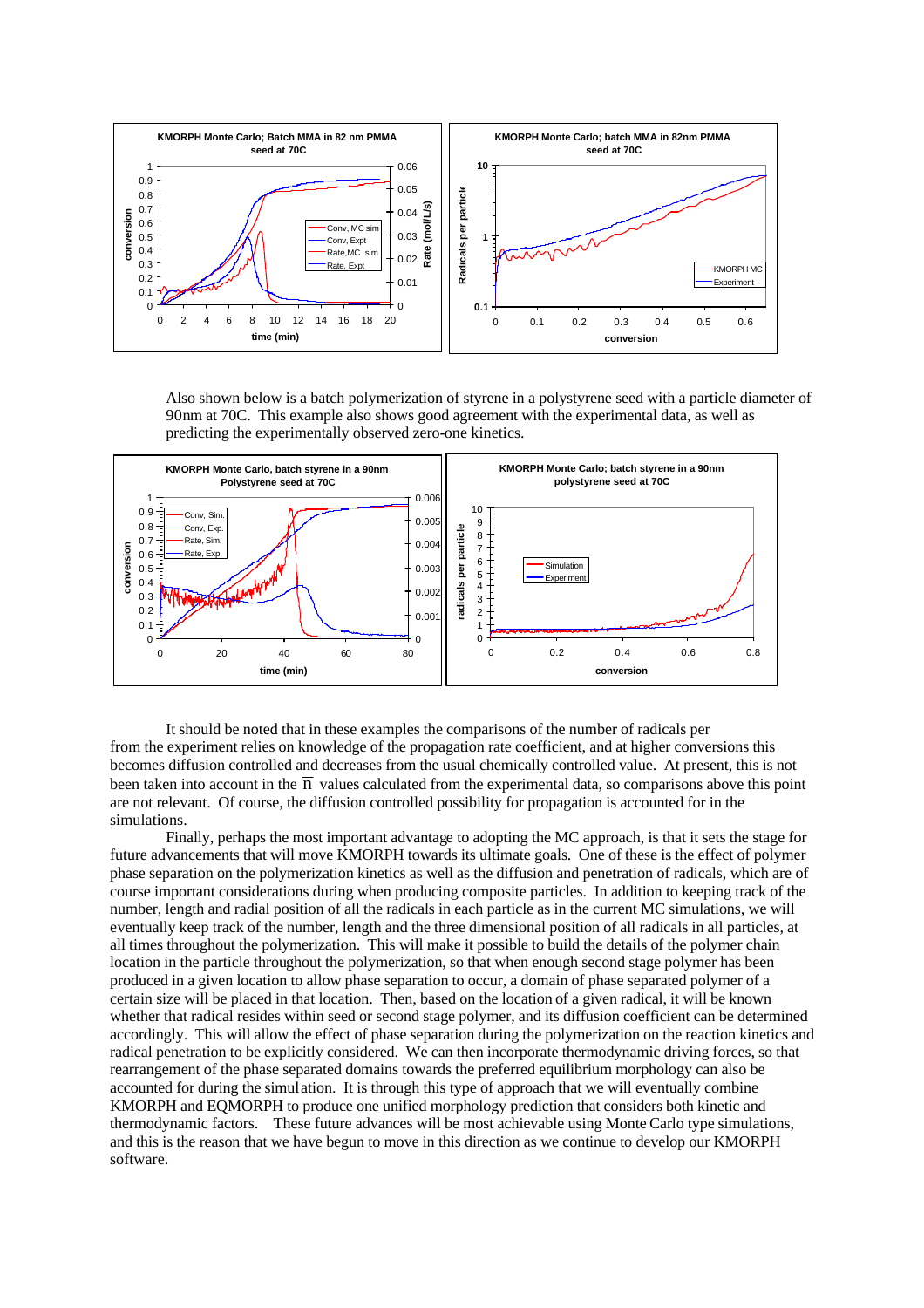Also shown below is a batch polymerization of styrene in a polystyrene seed with a particle diameter of 90nm at 70C. This example also shows good agreement with the experimental data, as well as predicting the experimentally observed zero-one kinetics.

It should be noted that in these examples the comparisons of the number of radicals per from the experiment relies on knowledge of the propagation rate coefficient, and at higher conversions this becomes diffusion controlled and decreases from the usual chemically controlled value. At present, this is not been taken into account in the $\overline{n}$ values calculated from the experimental data, so comparisons above this point are not relevant. Of course, the diffusion controlled possibility for propagation is accounted for in the simulations.

Finally, perhaps the most important advantage to adopting the MC approach, is that it sets the stage for future advancements that will move KMORPH towards its ultimate goals. One of these is the effect of polymer phase separation on the polymerization kinetics as well as the diffusion and penetration of radicals, which are of course important considerations during when producing composite particles. In addition to keeping track of the number, length and radial position of all the radicals in each particle as in the current MC simulations, we will eventually keep track of the number, length and the three dimensional position of all radicals in all particles, at all times throughout the polymerization. This will make it possible to build the details of the polymer chain location in the particle throughout the polymerization, so that when enough second stage polymer has been produced in a given location to allow phase separation to occur, a domain of phase separated polymer of a certain size will be placed in that location. Then, based on the location of a given radical, it will be known whether that radical resides within seed or second stage polymer, and its diffusion coefficient can be determined accordingly. This will allow the effect of phase separation during the polymerization on the reaction kinetics and radical penetration to be explicitly considered. We can then incorporate thermodynamic driving forces, so that rearrangement of the phase separated domains towards the preferred equilibrium morphology can also be accounted for during the simulation. It is through this type of approach that we will eventually combine KMORPH and EQMORPH to produce one unified morphology prediction that considers both kinetic and thermodynamic factors. These future advances will be most achievable using Monte Carlo type simulations, and this is the reason that we have begun to move in this direction as we continue to develop our KMORPH software.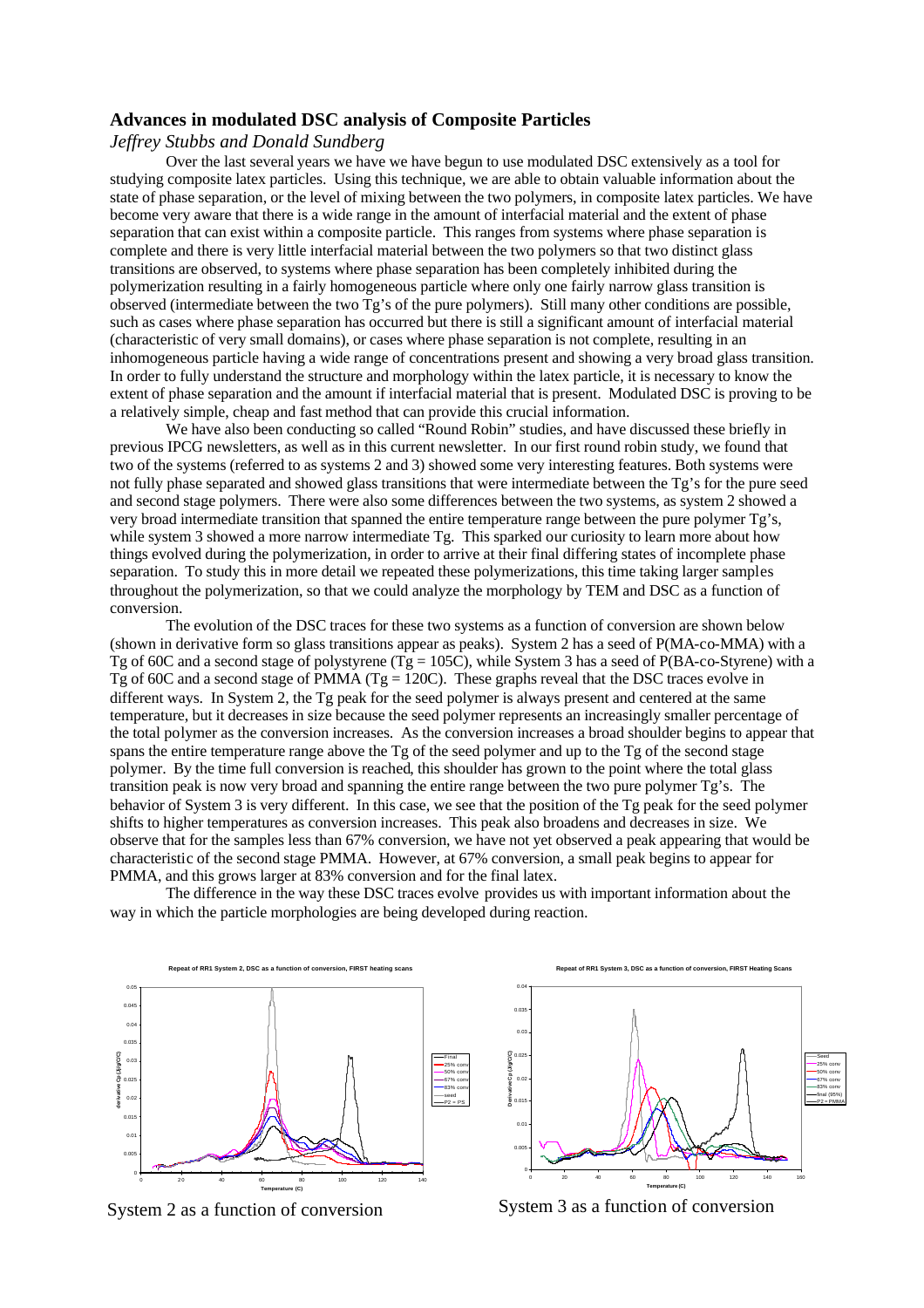## Advances in modulated DSC analysis of Composite Particles

*Jeffrey Stubbs and Donald Sundberg*

Over the last several years we have we have begun to use modulated DSC extensively as a tool for studying composite latex particles. Using this technique, we are able to obtain valuable information about the state of phase separation, or the level of mixing between the two polymers, in composite latex particles. We have become very aware that there is a wide range in the amount of interfacial material and the extent of phase separation that can exist within a composite particle. This ranges from systems where phase separation is complete and there is very little interfacial material between the two polymers so that two distinct glass transitions are observed, to systems where phase separation has been completely inhibited during the polymerization resulting in a fairly homogeneous particle where only one fairly narrow glass transition is observed (intermediate between the two Tg's of the pure polymers). Still many other conditions are possible, such as cases where phase separation has occurred but there is still a significant amount of interfacial material (characteristic of very small domains), or cases where phase separation is not complete, resulting in an inhomogeneous particle having a wide range of concentrations present and showing a very broad glass transition. In order to fully understand the structure and morphology within the latex particle, it is necessary to know the extent of phase separation and the amount if interfacial material that is present. Modulated DSC is proving to be a relatively simple, cheap and fast method that can provide this crucial information.

We have also been conducting so called "Round Robin" studies, and have discussed these briefly in previous IPCG newsletters, as well as in this current newsletter. In our first round robin study, we found that two of the systems (referred to as systems 2 and 3) showed some very interesting features. Both systems were not fully phase separated and showed glass transitions that were intermediate between the Tg's for the pure seed and second stage polymers. There were also some differences between the two systems, as system 2 showed a very broad intermediate transition that spanned the entire temperature range between the pure polymer Tg's, while system 3 showed a more narrow intermediate Tg. This sparked our curiosity to learn more about how things evolved during the polymerization, in order to arrive at their final differing states of incomplete phase separation. To study this in more detail we repeated these polymerizations, this time taking larger samples throughout the polymerization, so that we could analyze the morphology by TEM and DSC as a function of conversion.

The evolution of the DSC traces for these two systems as a function of conversion are shown below (shown in derivative form so glass transitions appear as peaks). System 2 has a seed of P(MA-co-MMA) with a Tg of 60C and a second stage of polystyrene (Tg = 105C), while System 3 has a seed of P(BA-co-Styrene) with a Tg of 60C and a second stage of PMMA (Tg = 120C). These graphs reveal that the DSC traces evolve in different ways. In System 2, the Tg peak for the seed polymer is always present and centered at the same temperature, but it decreases in size because the seed polymer represents an increasingly smaller percentage of the total polymer as the conversion increases. As the conversion increases a broad shoulder begins to appear that spans the entire temperature range above the Tg of the seed polymer and up to the Tg of the second stage polymer. By the time full conversion is reached, this shoulder has grown to the point where the total glass transition peak is now very broad and spanning the entire range between the two pure polymer Tg's. The behavior of System 3 is very different. In this case, we see that the position of the Tg peak for the seed polymer shifts to higher temperatures as conversion increases. This peak also broadens and decreases in size. We observe that for the samples less than 67% conversion, we have not yet observed a peak appearing that would be characteristic of the second stage PMMA. However, at 67% conversion, a small peak begins to appear for PMMA, and this grows larger at 83% conversion and for the final latex.

The difference in the way these DSC traces evolve provides us with important information about the way in which the particle morphologies are being developed during reaction.

System 2 as a function of conversion

System 3 as a function of conversion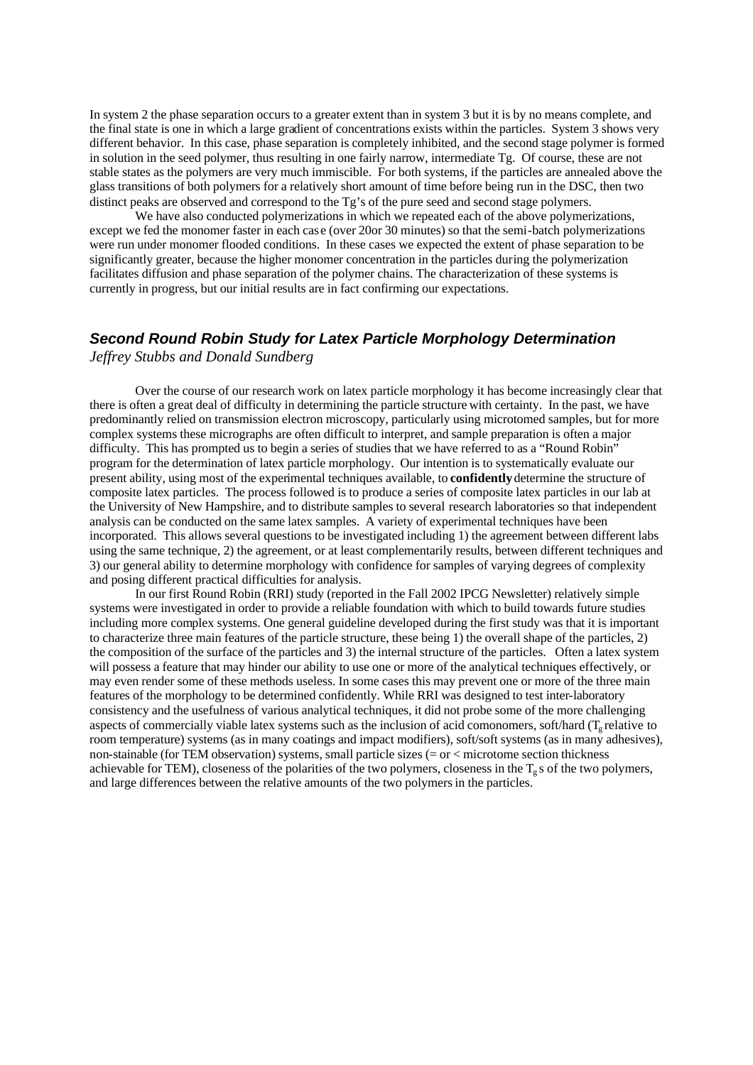In system 2 the phase separation occurs to a greater extent than in system 3 but it is by no means complete, and the final state is one in which a large gradient of concentrations exists within the particles. System 3 shows very different behavior. In this case, phase separation is completely inhibited, and the second stage polymer is formed in solution in the seed polymer, thus resulting in one fairly narrow, intermediate Tg. Of course, these are not stable states as the polymers are very much immiscible. For both systems, if the particles are annealed above the glass transitions of both polymers for a relatively short amount of time before being run in the DSC, then two distinct peaks are observed and correspond to the Tg's of the pure seed and second stage polymers.

We have also conducted polymerizations in which we repeated each of the above polymerizations, except we fed the monomer faster in each case (over 20or 30 minutes) so that the semi-batch polymerizations were run under monomer flooded conditions. In these cases we expected the extent of phase separation to be significantly greater, because the higher monomer concentration in the particles during the polymerization facilitates diffusion and phase separation of the polymer chains. The characterization of these systems is currently in progress, but our initial results are in fact confirming our expectations.

## ***Second Round Robin Study for Latex Particle Morphology Determination***

*Jeffrey Stubbs and Donald Sundberg*

Over the course of our research work on latex particle morphology it has become increasingly clear that there is often a great deal of difficulty in determining the particle structure with certainty. In the past, we have predominantly relied on transmission electron microscopy, particularly using microtomed samples, but for more complex systems these micrographs are often difficult to interpret, and sample preparation is often a major difficulty. This has prompted us to begin a series of studies that we have referred to as a "Round Robin" program for the determination of latex particle morphology. Our intention is to systematically evaluate our present ability, using most of the experimental techniques available, to **confidently** determine the structure of composite latex particles. The process followed is to produce a series of composite latex particles in our lab at the University of New Hampshire, and to distribute samples to several research laboratories so that independent analysis can be conducted on the same latex samples. A variety of experimental techniques have been incorporated. This allows several questions to be investigated including 1) the agreement between different labs using the same technique, 2) the agreement, or at least complementarily results, between different techniques and 3) our general ability to determine morphology with confidence for samples of varying degrees of complexity and posing different practical difficulties for analysis.

In our first Round Robin (RRI) study (reported in the Fall 2002 IPCG Newsletter) relatively simple systems were investigated in order to provide a reliable foundation with which to build towards future studies including more complex systems. One general guideline developed during the first study was that it is important to characterize three main features of the particle structure, these being 1) the overall shape of the particles, 2) the composition of the surface of the particles and 3) the internal structure of the particles. Often a latex system will possess a feature that may hinder our ability to use one or more of the analytical techniques effectively, or may even render some of these methods useless. In some cases this may prevent one or more of the three main features of the morphology to be determined confidently. While RRI was designed to test inter-laboratory consistency and the usefulness of various analytical techniques, it did not probe some of the more challenging aspects of commercially viable latex systems such as the inclusion of acid comonomers, soft/hard ($T_g$ relative to room temperature) systems (as in many coatings and impact modifiers), soft/soft systems (as in many adhesives), non-stainable (for TEM observation) systems, small particle sizes (= or < microtome section thickness achievable for TEM), closeness of the polarities of the two polymers, closeness in the $T_g$s of the two polymers, and large differences between the relative amounts of the two polymers in the particles.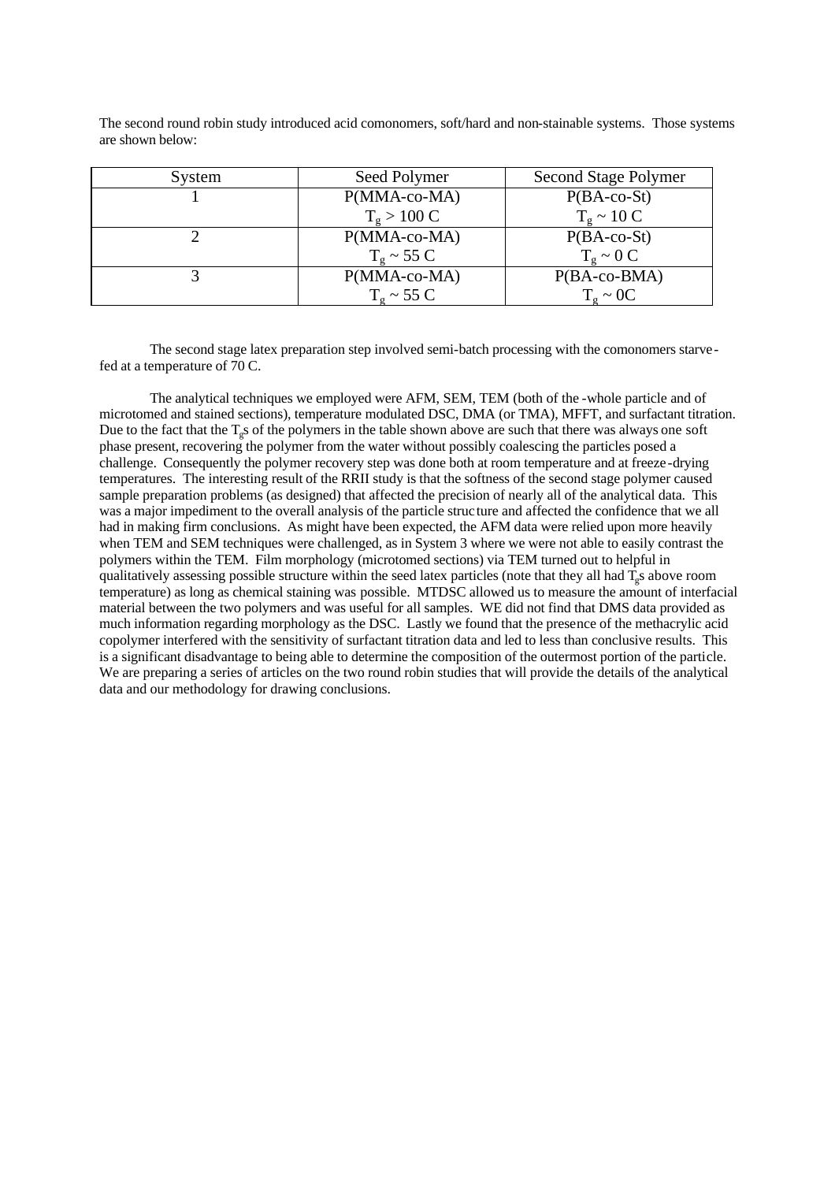The second round robin study introduced acid comonomers, soft/hard and non-stainable systems. Those systems are shown below:

| System | Seed Polymer | Second Stage Polymer |
|---|---|---|
| 1 | P(MMA-co-MA) $T_g > 100$ C | P(BA-co-St) $T_g \sim 10$ C |
| 2 | P(MMA-co-MA) $T_g \sim 55$ C | P(BA-co-St) $T_g \sim 0$ C |
| 3 | P(MMA-co-MA) $T_g \sim 55$ C | P(BA-co-BMA) $T_g \sim 0$C |

The second stage latex preparation step involved semi-batch processing with the comonomers starve-fed at a temperature of 70 C.

The analytical techniques we employed were AFM, SEM, TEM (both of the -whole particle and of microtomed and stained sections), temperature modulated DSC, DMA (or TMA), MFFT, and surfactant titration. Due to the fact that the $T_g$s of the polymers in the table shown above are such that there was always one soft phase present, recovering the polymer from the water without possibly coalescing the particles posed a challenge. Consequently the polymer recovery step was done both at room temperature and at freeze-drying temperatures. The interesting result of the RRII study is that the softness of the second stage polymer caused sample preparation problems (as designed) that affected the precision of nearly all of the analytical data. This was a major impediment to the overall analysis of the particle structure and affected the confidence that we all had in making firm conclusions. As might have been expected, the AFM data were relied upon more heavily when TEM and SEM techniques were challenged, as in System 3 where we were not able to easily contrast the polymers within the TEM. Film morphology (microtomed sections) via TEM turned out to helpful in qualitatively assessing possible structure within the seed latex particles (note that they all had $T_g$s above room temperature) as long as chemical staining was possible. MTDSC allowed us to measure the amount of interfacial material between the two polymers and was useful for all samples. WE did not find that DMS data provided as much information regarding morphology as the DSC. Lastly we found that the presence of the methacrylic acid copolymer interfered with the sensitivity of surfactant titration data and led to less than conclusive results. This is a significant disadvantage to being able to determine the composition of the outermost portion of the particle. We are preparing a series of articles on the two round robin studies that will provide the details of the analytical data and our methodology for drawing conclusions.